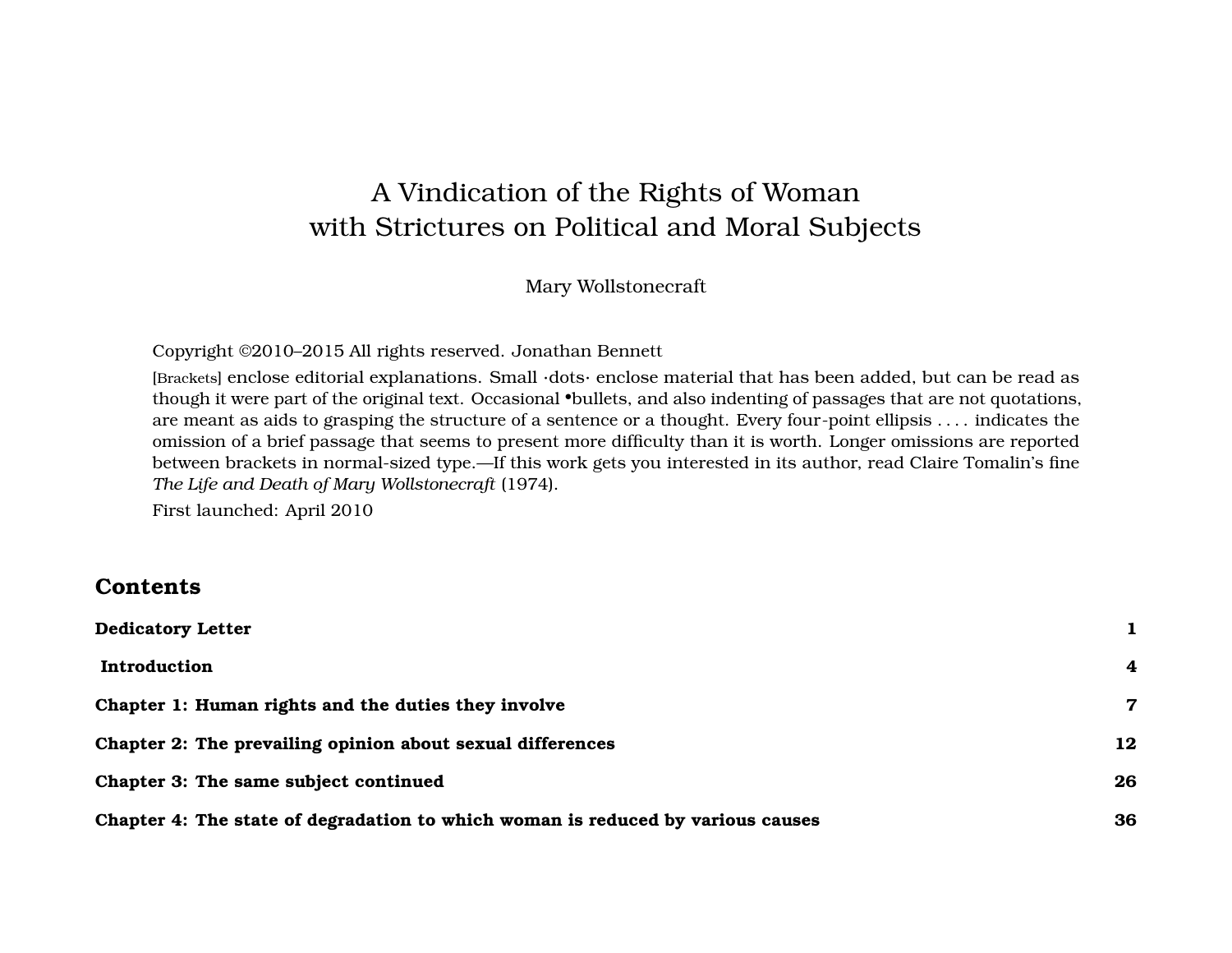# A Vindication of the Rights of Woman with Strictures on Political and Moral Subjects

Mary Wollstonecraft

Copyright ©2010–2015 All rights reserved. Jonathan Bennett

[Brackets] enclose editorial explanations. Small ·dots· enclose material that has been added, but can be read as though it were part of the original text. Occasional •bullets, and also indenting of passages that are not quotations, are meant as aids to grasping the structure of a sentence or a thought. Every four-point ellipsis . . . . indicates the omission of a brief passage that seems to present more difficulty than it is worth. Longer omissions are reported between brackets in normal-sized type.—If this work gets you interested in its author, read Claire Tomalin's fine *The Life and Death of Mary Wollstonecraft* (1974).

First launched: April 2010

## Contents

| | |
|---|---|
| **Dedicatory Letter** | **1** |
| **Introduction** | **4** |
| **Chapter 1: Human rights and the duties they involve** | **7** |
| **Chapter 2: The prevailing opinion about sexual differences** | **12** |
| **Chapter 3: The same subject continued** | **26** |
| **Chapter 4: The state of degradation to which woman is reduced by various causes** | **36** |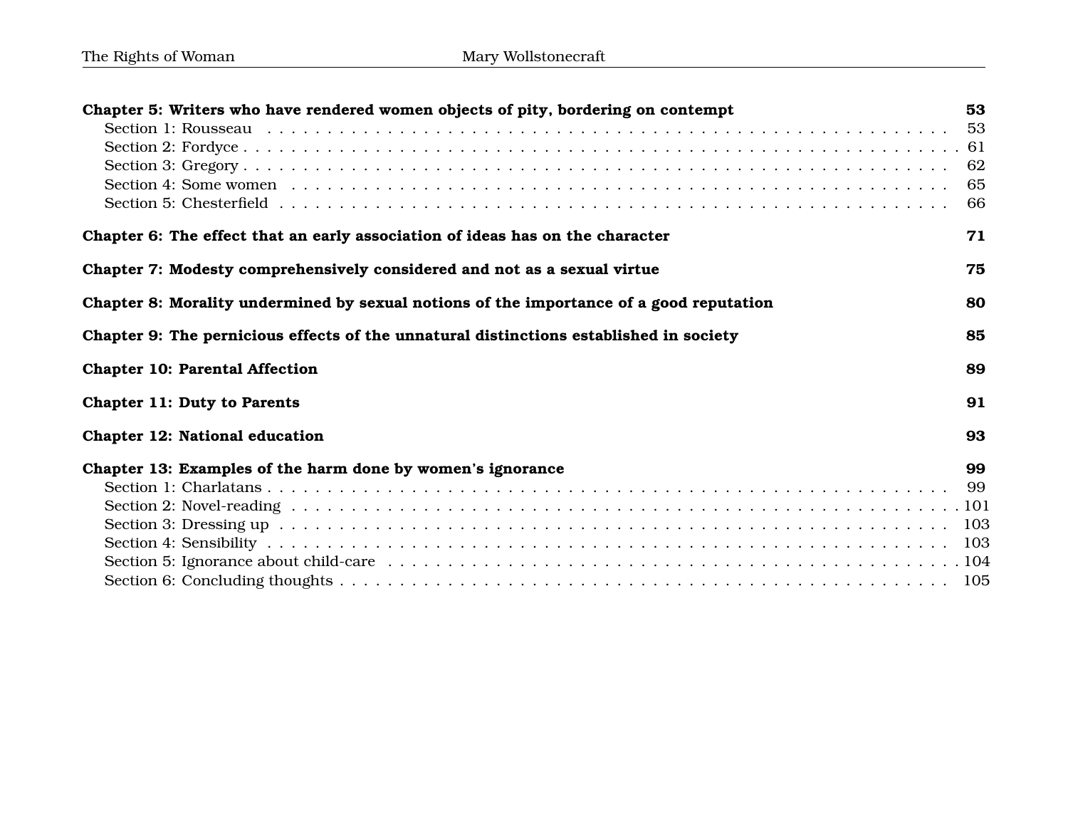**Chapter 5: Writers who have rendered women objects of pity, bordering on contempt** **53**

- Section 1: Rousseau . . . 53
- Section 2: Fordyce . . . 61
- Section 3: Gregory . . . 62
- Section 4: Some women . . . 65
- Section 5: Chesterfield . . . 66

**Chapter 6: The effect that an early association of ideas has on the character** **71**

**Chapter 7: Modesty comprehensively considered and not as a sexual virtue** **75**

**Chapter 8: Morality undermined by sexual notions of the importance of a good reputation** **80**

**Chapter 9: The pernicious effects of the unnatural distinctions established in society** **85**

**Chapter 10: Parental Affection** **89**

**Chapter 11: Duty to Parents** **91**

**Chapter 12: National education** **93**

**Chapter 13: Examples of the harm done by women's ignorance** **99**

- Section 1: Charlatans . . . 99
- Section 2: Novel-reading . . . 101
- Section 3: Dressing up . . . 103
- Section 4: Sensibility . . . 103
- Section 5: Ignorance about child-care . . . 104
- Section 6: Concluding thoughts . . . 105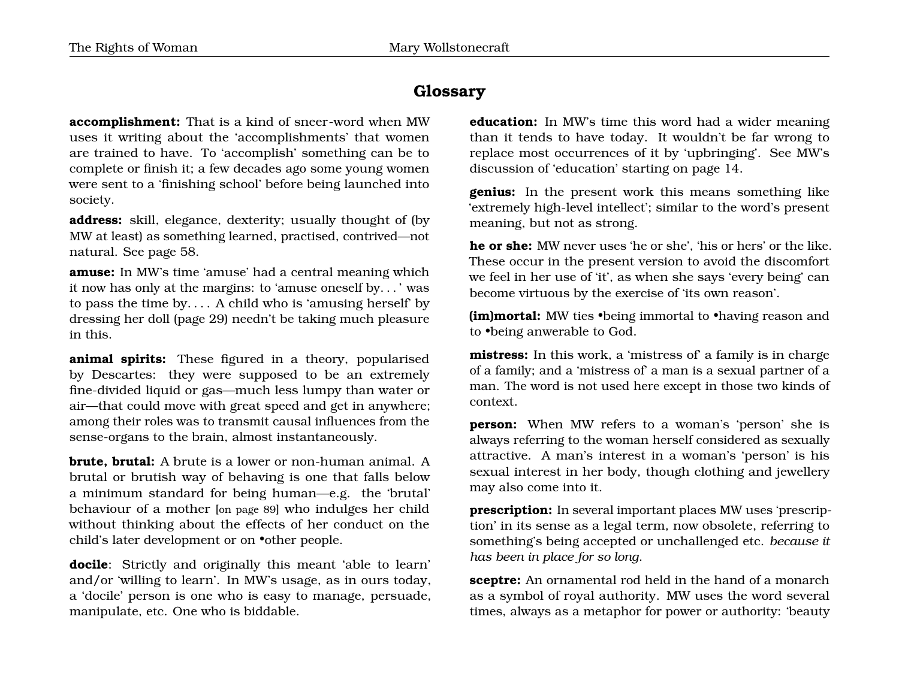## Glossary

**accomplishment:** That is a kind of sneer-word when MW uses it writing about the 'accomplishments' that women are trained to have. To 'accomplish' something can be to complete or finish it; a few decades ago some young women were sent to a 'finishing school' before being launched into society.

**address:** skill, elegance, dexterity; usually thought of (by MW at least) as something learned, practised, contrived—not natural. See page 58.

**amuse:** In MW's time 'amuse' had a central meaning which it now has only at the margins: to 'amuse oneself by. . . ' was to pass the time by. . . . A child who is 'amusing herself' by dressing her doll (page 29) needn't be taking much pleasure in this.

**animal spirits:** These figured in a theory, popularised by Descartes: they were supposed to be an extremely fine-divided liquid or gas—much less lumpy than water or air—that could move with great speed and get in anywhere; among their roles was to transmit causal influences from the sense-organs to the brain, almost instantaneously.

**brute, brutal:** A brute is a lower or non-human animal. A brutal or brutish way of behaving is one that falls below a minimum standard for being human—e.g. the 'brutal' behaviour of a mother [on page 89] who indulges her child without thinking about the effects of her conduct on the child's later development or on •other people.

**docile**: Strictly and originally this meant 'able to learn' and/or 'willing to learn'. In MW's usage, as in ours today, a 'docile' person is one who is easy to manage, persuade, manipulate, etc. One who is biddable.

**education:** In MW's time this word had a wider meaning than it tends to have today. It wouldn't be far wrong to replace most occurrences of it by 'upbringing'. See MW's discussion of 'education' starting on page 14.

**genius:** In the present work this means something like 'extremely high-level intellect'; similar to the word's present meaning, but not as strong.

**he or she:** MW never uses 'he or she', 'his or hers' or the like. These occur in the present version to avoid the discomfort we feel in her use of 'it', as when she says 'every being' can become virtuous by the exercise of 'its own reason'.

**(im)mortal:** MW ties •being immortal to •having reason and to •being anwerable to God.

**mistress:** In this work, a 'mistress of' a family is in charge of a family; and a 'mistress of' a man is a sexual partner of a man. The word is not used here except in those two kinds of context.

**person:** When MW refers to a woman's 'person' she is always referring to the woman herself considered as sexually attractive. A man's interest in a woman's 'person' is his sexual interest in her body, though clothing and jewellery may also come into it.

**prescription:** In several important places MW uses 'prescription' in its sense as a legal term, now obsolete, referring to something's being accepted or unchallenged etc. *because it has been in place for so long.*

**sceptre:** An ornamental rod held in the hand of a monarch as a symbol of royal authority. MW uses the word several times, always as a metaphor for power or authority: 'beauty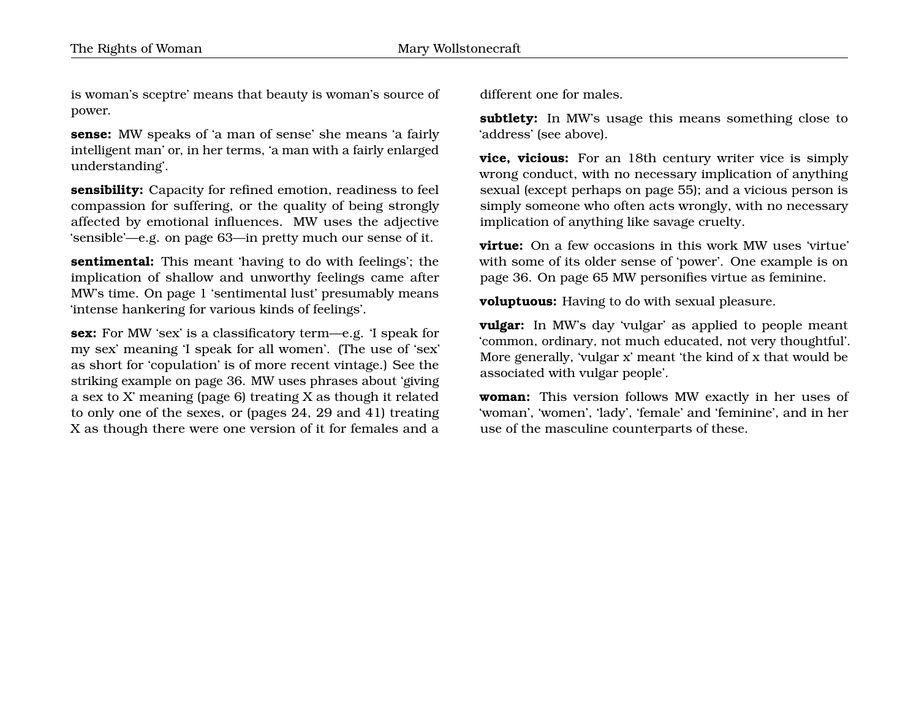is woman's sceptre' means that beauty is woman's source of power.

**sense:** MW speaks of 'a man of sense' she means 'a fairly intelligent man' or, in her terms, 'a man with a fairly enlarged understanding'.

**sensibility:** Capacity for refined emotion, readiness to feel compassion for suffering, or the quality of being strongly affected by emotional influences. MW uses the adjective 'sensible'—e.g. on page 63—in pretty much our sense of it.

**sentimental:** This meant 'having to do with feelings'; the implication of shallow and unworthy feelings came after MW's time. On page 1 'sentimental lust' presumably means 'intense hankering for various kinds of feelings'.

**sex:** For MW 'sex' is a classificatory term—e.g. 'I speak for my sex' meaning 'I speak for all women'. (The use of 'sex' as short for 'copulation' is of more recent vintage.) See the striking example on page 36. MW uses phrases about 'giving a sex to X' meaning (page 6) treating X as though it related to only one of the sexes, or (pages 24, 29 and 41) treating X as though there were one version of it for females and a different one for males.

**subtlety:** In MW's usage this means something close to 'address' (see above).

**vice, vicious:** For an 18th century writer vice is simply wrong conduct, with no necessary implication of anything sexual (except perhaps on page 55); and a vicious person is simply someone who often acts wrongly, with no necessary implication of anything like savage cruelty.

**virtue:** On a few occasions in this work MW uses 'virtue' with some of its older sense of 'power'. One example is on page 36. On page 65 MW personifies virtue as feminine.

**voluptuous:** Having to do with sexual pleasure.

**vulgar:** In MW's day 'vulgar' as applied to people meant 'common, ordinary, not much educated, not very thoughtful'. More generally, 'vulgar x' meant 'the kind of x that would be associated with vulgar people'.

**woman:** This version follows MW exactly in her uses of 'woman', 'women', 'lady', 'female' and 'feminine', and in her use of the masculine counterparts of these.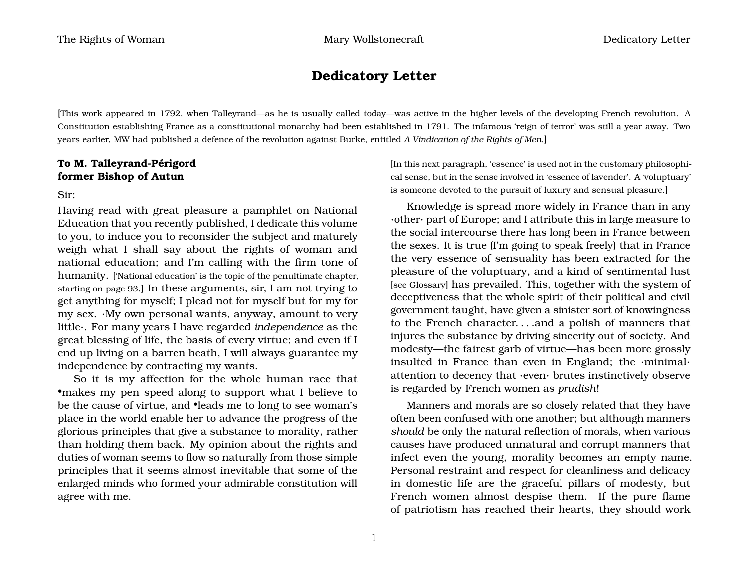# Dedicatory Letter

[This work appeared in 1792, when Talleyrand—as he is usually called today—was active in the higher levels of the developing French revolution. A Constitution establishing France as a constitutional monarchy had been established in 1791. The infamous 'reign of terror' was still a year away. Two years earlier, MW had published a defence of the revolution against Burke, entitled *A Vindication of the Rights of Men*.]

**To M. Talleyrand-Périgord**
**former Bishop of Autun**

Sir:

Having read with great pleasure a pamphlet on National Education that you recently published, I dedicate this volume to you, to induce you to reconsider the subject and maturely weigh what I shall say about the rights of woman and national education; and I'm calling with the firm tone of humanity. ['National education' is the topic of the penultimate chapter, starting on page 93.] In these arguments, sir, I am not trying to get anything for myself; I plead not for myself but for my for my sex. ·My own personal wants, anyway, amount to very little·. For many years I have regarded *independence* as the great blessing of life, the basis of every virtue; and even if I end up living on a barren heath, I will always guarantee my independence by contracting my wants.

So it is my affection for the whole human race that •makes my pen speed along to support what I believe to be the cause of virtue, and •leads me to long to see woman's place in the world enable her to advance the progress of the glorious principles that give a substance to morality, rather than holding them back. My opinion about the rights and duties of woman seems to flow so naturally from those simple principles that it seems almost inevitable that some of the enlarged minds who formed your admirable constitution will agree with me.

[In this next paragraph, 'essence' is used not in the customary philosophical sense, but in the sense involved in 'essence of lavender'. A 'voluptuary' is someone devoted to the pursuit of luxury and sensual pleasure.]

Knowledge is spread more widely in France than in any ·other· part of Europe; and I attribute this in large measure to the social intercourse there has long been in France between the sexes. It is true (I'm going to speak freely) that in France the very essence of sensuality has been extracted for the pleasure of the voluptuary, and a kind of sentimental lust [see Glossary] has prevailed. This, together with the system of deceptiveness that the whole spirit of their political and civil government taught, have given a sinister sort of knowingness to the French character. . . .and a polish of manners that injures the substance by driving sincerity out of society. And modesty—the fairest garb of virtue—has been more grossly insulted in France than even in England; the ·minimal· attention to decency that ·even· brutes instinctively observe is regarded by French women as *prudish*!

Manners and morals are so closely related that they have often been confused with one another; but although manners *should* be only the natural reflection of morals, when various causes have produced unnatural and corrupt manners that infect even the young, morality becomes an empty name. Personal restraint and respect for cleanliness and delicacy in domestic life are the graceful pillars of modesty, but French women almost despise them. If the pure flame of patriotism has reached their hearts, they should work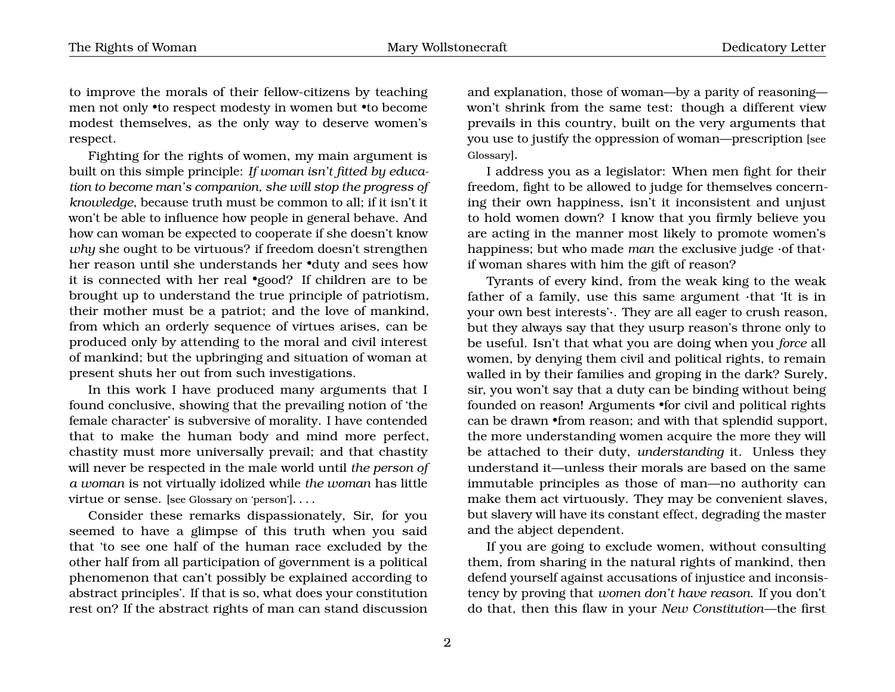to improve the morals of their fellow-citizens by teaching men not only •to respect modesty in women but •to become modest themselves, as the only way to deserve women's respect.

Fighting for the rights of women, my main argument is built on this simple principle: *If woman isn't fitted by education to become man's companion, she will stop the progress of knowledge*, because truth must be common to all; if it isn't it won't be able to influence how people in general behave. And how can woman be expected to cooperate if she doesn't know *why* she ought to be virtuous? if freedom doesn't strengthen her reason until she understands her •duty and sees how it is connected with her real •good? If children are to be brought up to understand the true principle of patriotism, their mother must be a patriot; and the love of mankind, from which an orderly sequence of virtues arises, can be produced only by attending to the moral and civil interest of mankind; but the upbringing and situation of woman at present shuts her out from such investigations.

In this work I have produced many arguments that I found conclusive, showing that the prevailing notion of 'the female character' is subversive of morality. I have contended that to make the human body and mind more perfect, chastity must more universally prevail; and that chastity will never be respected in the male world until *the person of a woman* is not virtually idolized while *the woman* has little virtue or sense. [see Glossary on 'person']. . . .

Consider these remarks dispassionately, Sir, for you seemed to have a glimpse of this truth when you said that 'to see one half of the human race excluded by the other half from all participation of government is a political phenomenon that can't possibly be explained according to abstract principles'. If that is so, what does your constitution rest on? If the abstract rights of man can stand discussion and explanation, those of woman—by a parity of reasoning—won't shrink from the same test: though a different view prevails in this country, built on the very arguments that you use to justify the oppression of woman—prescription [see Glossary].

I address you as a legislator: When men fight for their freedom, fight to be allowed to judge for themselves concerning their own happiness, isn't it inconsistent and unjust to hold women down? I know that you firmly believe you are acting in the manner most likely to promote women's happiness; but who made *man* the exclusive judge ·of that· if woman shares with him the gift of reason?

Tyrants of every kind, from the weak king to the weak father of a family, use this same argument ·that 'It is in your own best interests'·. They are all eager to crush reason, but they always say that they usurp reason's throne only to be useful. Isn't that what you are doing when you *force* all women, by denying them civil and political rights, to remain walled in by their families and groping in the dark? Surely, sir, you won't say that a duty can be binding without being founded on reason! Arguments •for civil and political rights can be drawn •from reason; and with that splendid support, the more understanding women acquire the more they will be attached to their duty, *understanding* it. Unless they understand it—unless their morals are based on the same immutable principles as those of man—no authority can make them act virtuously. They may be convenient slaves, but slavery will have its constant effect, degrading the master and the abject dependent.

If you are going to exclude women, without consulting them, from sharing in the natural rights of mankind, then defend yourself against accusations of injustice and inconsistency by proving that *women don't have reason.* If you don't do that, then this flaw in your *New Constitution*—the first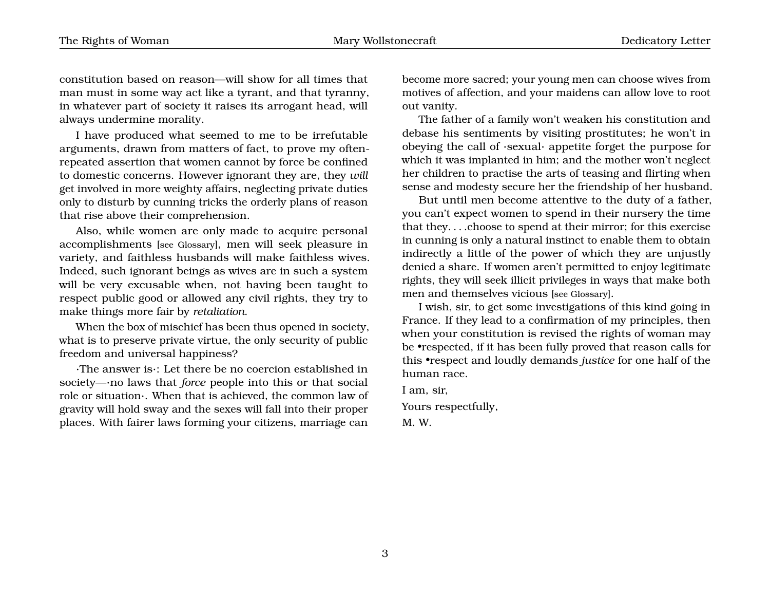constitution based on reason—will show for all times that man must in some way act like a tyrant, and that tyranny, in whatever part of society it raises its arrogant head, will always undermine morality.

I have produced what seemed to me to be irrefutable arguments, drawn from matters of fact, to prove my often-repeated assertion that women cannot by force be confined to domestic concerns. However ignorant they are, they *will* get involved in more weighty affairs, neglecting private duties only to disturb by cunning tricks the orderly plans of reason that rise above their comprehension.

Also, while women are only made to acquire personal accomplishments [see Glossary], men will seek pleasure in variety, and faithless husbands will make faithless wives. Indeed, such ignorant beings as wives are in such a system will be very excusable when, not having been taught to respect public good or allowed any civil rights, they try to make things more fair by *retaliation*.

When the box of mischief has been thus opened in society, what is to preserve private virtue, the only security of public freedom and universal happiness?

·The answer is·: Let there be no coercion established in society—·no laws that *force* people into this or that social role or situation·. When that is achieved, the common law of gravity will hold sway and the sexes will fall into their proper places. With fairer laws forming your citizens, marriage can become more sacred; your young men can choose wives from motives of affection, and your maidens can allow love to root out vanity.

The father of a family won't weaken his constitution and debase his sentiments by visiting prostitutes; he won't in obeying the call of ·sexual· appetite forget the purpose for which it was implanted in him; and the mother won't neglect her children to practise the arts of teasing and flirting when sense and modesty secure her the friendship of her husband.

But until men become attentive to the duty of a father, you can't expect women to spend in their nursery the time that they. . . .choose to spend at their mirror; for this exercise in cunning is only a natural instinct to enable them to obtain indirectly a little of the power of which they are unjustly denied a share. If women aren't permitted to enjoy legitimate rights, they will seek illicit privileges in ways that make both men and themselves vicious [see Glossary].

I wish, sir, to get some investigations of this kind going in France. If they lead to a confirmation of my principles, then when your constitution is revised the rights of woman may be •respected, if it has been fully proved that reason calls for this •respect and loudly demands *justice* for one half of the human race.

I am, sir,

Yours respectfully,

M. W.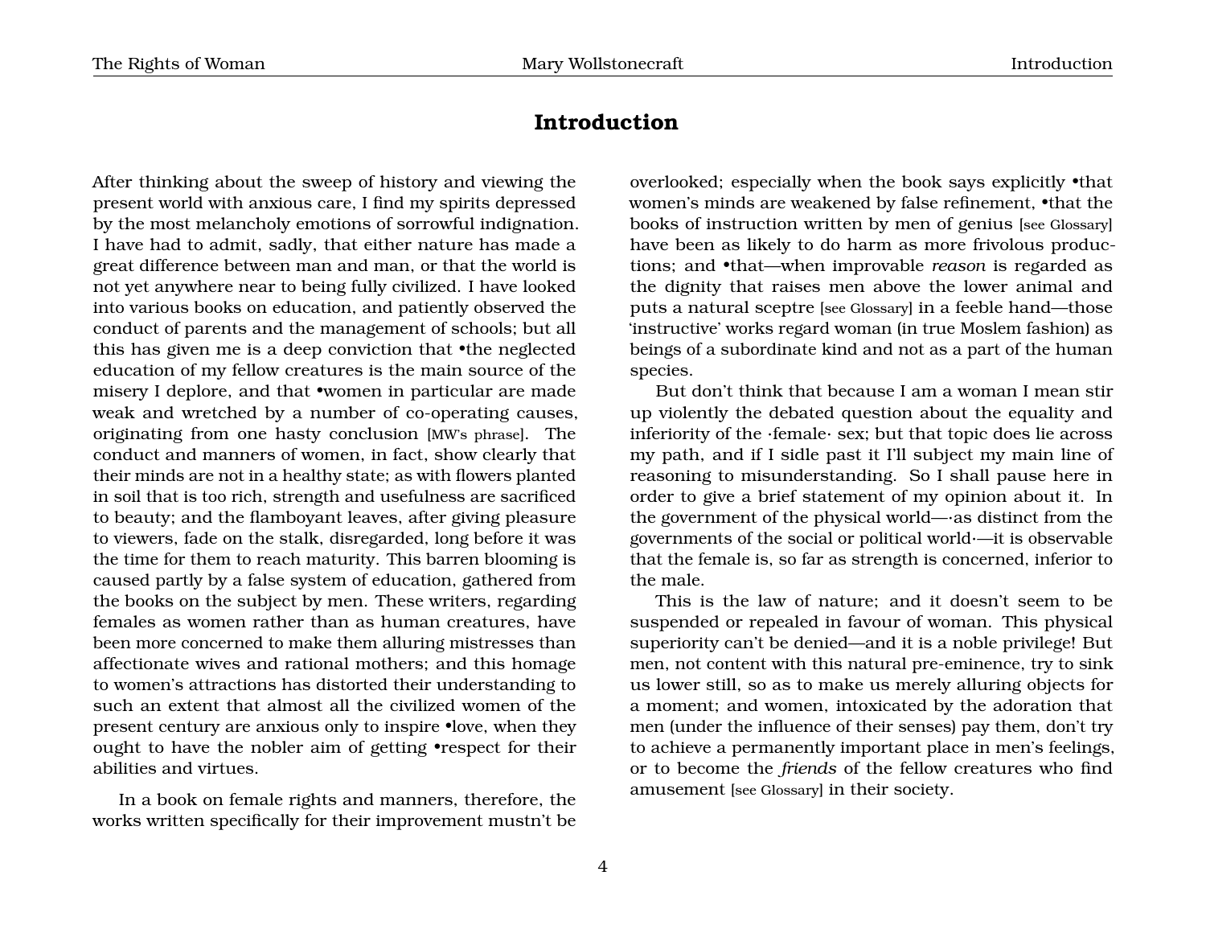# Introduction

After thinking about the sweep of history and viewing the present world with anxious care, I find my spirits depressed by the most melancholy emotions of sorrowful indignation. I have had to admit, sadly, that either nature has made a great difference between man and man, or that the world is not yet anywhere near to being fully civilized. I have looked into various books on education, and patiently observed the conduct of parents and the management of schools; but all this has given me is a deep conviction that •the neglected education of my fellow creatures is the main source of the misery I deplore, and that •women in particular are made weak and wretched by a number of co-operating causes, originating from one hasty conclusion [MW's phrase]. The conduct and manners of women, in fact, show clearly that their minds are not in a healthy state; as with flowers planted in soil that is too rich, strength and usefulness are sacrificed to beauty; and the flamboyant leaves, after giving pleasure to viewers, fade on the stalk, disregarded, long before it was the time for them to reach maturity. This barren blooming is caused partly by a false system of education, gathered from the books on the subject by men. These writers, regarding females as women rather than as human creatures, have been more concerned to make them alluring mistresses than affectionate wives and rational mothers; and this homage to women's attractions has distorted their understanding to such an extent that almost all the civilized women of the present century are anxious only to inspire •love, when they ought to have the nobler aim of getting •respect for their abilities and virtues.

In a book on female rights and manners, therefore, the works written specifically for their improvement mustn't be overlooked; especially when the book says explicitly •that women's minds are weakened by false refinement, •that the books of instruction written by men of genius [see Glossary] have been as likely to do harm as more frivolous productions; and •that—when improvable *reason* is regarded as the dignity that raises men above the lower animal and puts a natural sceptre [see Glossary] in a feeble hand—those 'instructive' works regard woman (in true Moslem fashion) as beings of a subordinate kind and not as a part of the human species.

But don't think that because I am a woman I mean stir up violently the debated question about the equality and inferiority of the ·female· sex; but that topic does lie across my path, and if I sidle past it I'll subject my main line of reasoning to misunderstanding. So I shall pause here in order to give a brief statement of my opinion about it. In the government of the physical world—·as distinct from the governments of the social or political world·—it is observable that the female is, so far as strength is concerned, inferior to the male.

This is the law of nature; and it doesn't seem to be suspended or repealed in favour of woman. This physical superiority can't be denied—and it is a noble privilege! But men, not content with this natural pre-eminence, try to sink us lower still, so as to make us merely alluring objects for a moment; and women, intoxicated by the adoration that men (under the influence of their senses) pay them, don't try to achieve a permanently important place in men's feelings, or to become the *friends* of the fellow creatures who find amusement [see Glossary] in their society.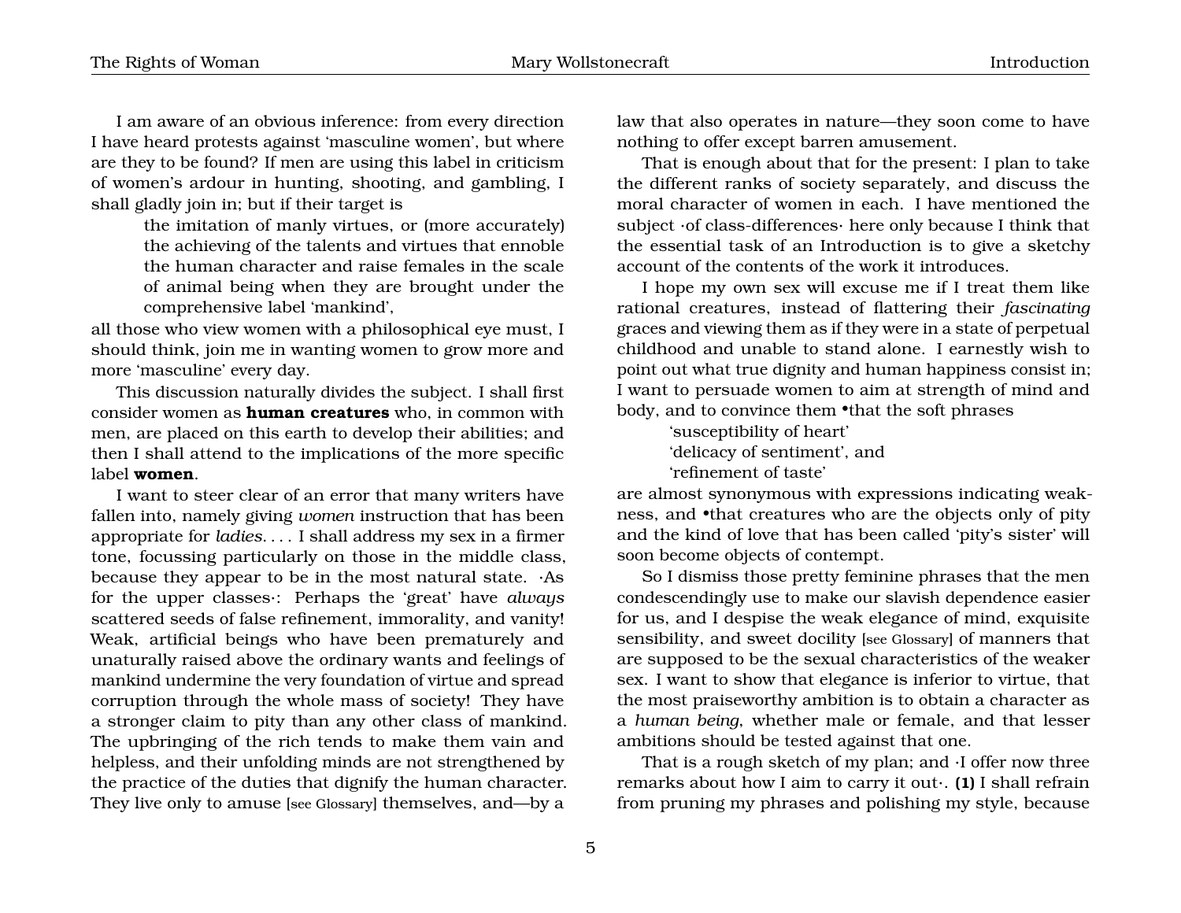I am aware of an obvious inference: from every direction I have heard protests against 'masculine women', but where are they to be found? If men are using this label in criticism of women's ardour in hunting, shooting, and gambling, I shall gladly join in; but if their target is

> the imitation of manly virtues, or (more accurately) the achieving of the talents and virtues that ennoble the human character and raise females in the scale of animal being when they are brought under the comprehensive label 'mankind',

all those who view women with a philosophical eye must, I should think, join me in wanting women to grow more and more 'masculine' every day.

This discussion naturally divides the subject. I shall first consider women as **human creatures** who, in common with men, are placed on this earth to develop their abilities; and then I shall attend to the implications of the more specific label **women**.

I want to steer clear of an error that many writers have fallen into, namely giving *women* instruction that has been appropriate for *ladies*. . . . I shall address my sex in a firmer tone, focussing particularly on those in the middle class, because they appear to be in the most natural state. ·As for the upper classes·: Perhaps the 'great' have *always* scattered seeds of false refinement, immorality, and vanity! Weak, artificial beings who have been prematurely and unaturally raised above the ordinary wants and feelings of mankind undermine the very foundation of virtue and spread corruption through the whole mass of society! They have a stronger claim to pity than any other class of mankind. The upbringing of the rich tends to make them vain and helpless, and their unfolding minds are not strengthened by the practice of the duties that dignify the human character. They live only to amuse [see Glossary] themselves, and—by a law that also operates in nature—they soon come to have nothing to offer except barren amusement.

That is enough about that for the present: I plan to take the different ranks of society separately, and discuss the moral character of women in each. I have mentioned the subject ·of class-differences· here only because I think that the essential task of an Introduction is to give a sketchy account of the contents of the work it introduces.

I hope my own sex will excuse me if I treat them like rational creatures, instead of flattering their *fascinating* graces and viewing them as if they were in a state of perpetual childhood and unable to stand alone. I earnestly wish to point out what true dignity and human happiness consist in; I want to persuade women to aim at strength of mind and body, and to convince them •that the soft phrases

> 'susceptibility of heart'
> 'delicacy of sentiment', and
> 'refinement of taste'

are almost synonymous with expressions indicating weakness, and •that creatures who are the objects only of pity and the kind of love that has been called 'pity's sister' will soon become objects of contempt.

So I dismiss those pretty feminine phrases that the men condescendingly use to make our slavish dependence easier for us, and I despise the weak elegance of mind, exquisite sensibility, and sweet docility [see Glossary] of manners that are supposed to be the sexual characteristics of the weaker sex. I want to show that elegance is inferior to virtue, that the most praiseworthy ambition is to obtain a character as a *human being*, whether male or female, and that lesser ambitions should be tested against that one.

That is a rough sketch of my plan; and ·I offer now three remarks about how I aim to carry it out·. **(1)** I shall refrain from pruning my phrases and polishing my style, because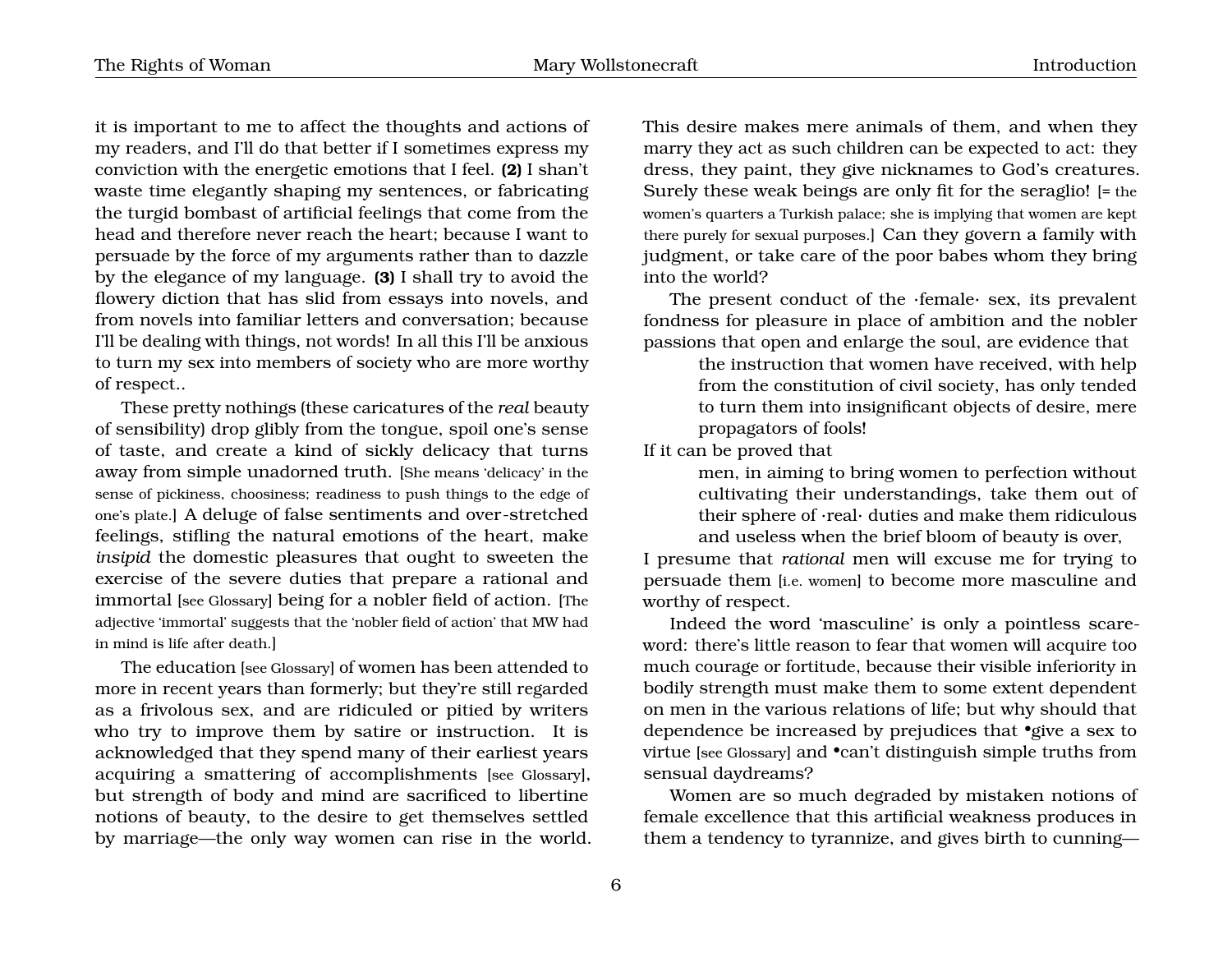it is important to me to affect the thoughts and actions of my readers, and I'll do that better if I sometimes express my conviction with the energetic emotions that I feel. **(2)** I shan't waste time elegantly shaping my sentences, or fabricating the turgid bombast of artificial feelings that come from the head and therefore never reach the heart; because I want to persuade by the force of my arguments rather than to dazzle by the elegance of my language. **(3)** I shall try to avoid the flowery diction that has slid from essays into novels, and from novels into familiar letters and conversation; because I'll be dealing with things, not words! In all this I'll be anxious to turn my sex into members of society who are more worthy of respect..

These pretty nothings (these caricatures of the *real* beauty of sensibility) drop glibly from the tongue, spoil one's sense of taste, and create a kind of sickly delicacy that turns away from simple unadorned truth. [She means 'delicacy' in the sense of pickiness, choosiness; readiness to push things to the edge of one's plate.] A deluge of false sentiments and over-stretched feelings, stifling the natural emotions of the heart, make *insipid* the domestic pleasures that ought to sweeten the exercise of the severe duties that prepare a rational and immortal [see Glossary] being for a nobler field of action. [The adjective 'immortal' suggests that the 'nobler field of action' that MW had in mind is life after death.]

The education [see Glossary] of women has been attended to more in recent years than formerly; but they're still regarded as a frivolous sex, and are ridiculed or pitied by writers who try to improve them by satire or instruction. It is acknowledged that they spend many of their earliest years acquiring a smattering of accomplishments [see Glossary], but strength of body and mind are sacrificed to libertine notions of beauty, to the desire to get themselves settled by marriage—the only way women can rise in the world. This desire makes mere animals of them, and when they marry they act as such children can be expected to act: they dress, they paint, they give nicknames to God's creatures. Surely these weak beings are only fit for the seraglio! [= the women's quarters a Turkish palace; she is implying that women are kept there purely for sexual purposes.] Can they govern a family with judgment, or take care of the poor babes whom they bring into the world?

The present conduct of the ·female· sex, its prevalent fondness for pleasure in place of ambition and the nobler passions that open and enlarge the soul, are evidence that

> the instruction that women have received, with help from the constitution of civil society, has only tended to turn them into insignificant objects of desire, mere propagators of fools!

If it can be proved that

> men, in aiming to bring women to perfection without cultivating their understandings, take them out of their sphere of ·real· duties and make them ridiculous and useless when the brief bloom of beauty is over,

I presume that *rational* men will excuse me for trying to persuade them [i.e. women] to become more masculine and worthy of respect.

Indeed the word 'masculine' is only a pointless scare-word: there's little reason to fear that women will acquire too much courage or fortitude, because their visible inferiority in bodily strength must make them to some extent dependent on men in the various relations of life; but why should that dependence be increased by prejudices that •give a sex to virtue [see Glossary] and •can't distinguish simple truths from sensual daydreams?

Women are so much degraded by mistaken notions of female excellence that this artificial weakness produces in them a tendency to tyrannize, and gives birth to cunning—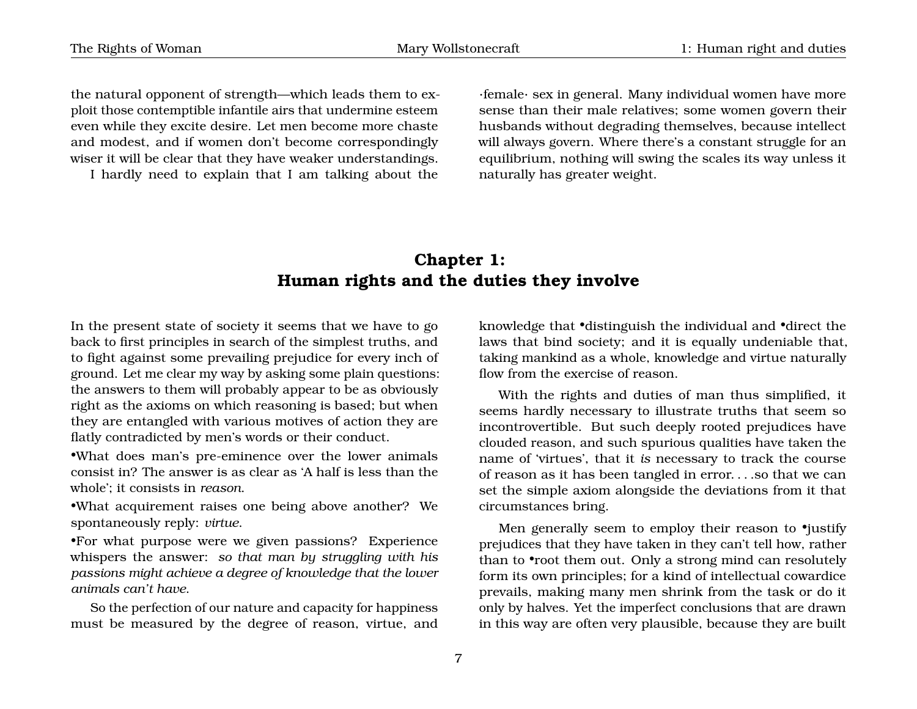the natural opponent of strength—which leads them to exploit those contemptible infantile airs that undermine esteem even while they excite desire. Let men become more chaste and modest, and if women don't become correspondingly wiser it will be clear that they have weaker understandings.

I hardly need to explain that I am talking about the ·female· sex in general. Many individual women have more sense than their male relatives; some women govern their husbands without degrading themselves, because intellect will always govern. Where there's a constant struggle for an equilibrium, nothing will swing the scales its way unless it naturally has greater weight.

## Chapter 1: Human rights and the duties they involve

In the present state of society it seems that we have to go back to first principles in search of the simplest truths, and to fight against some prevailing prejudice for every inch of ground. Let me clear my way by asking some plain questions: the answers to them will probably appear to be as obviously right as the axioms on which reasoning is based; but when they are entangled with various motives of action they are flatly contradicted by men's words or their conduct.

•What does man's pre-eminence over the lower animals consist in? The answer is as clear as 'A half is less than the whole'; it consists in *reason*.

•What acquirement raises one being above another? We spontaneously reply: *virtue*.

•For what purpose were we given passions? Experience whispers the answer: *so that man by struggling with his passions might achieve a degree of knowledge that the lower animals can't have*.

So the perfection of our nature and capacity for happiness must be measured by the degree of reason, virtue, and knowledge that •distinguish the individual and •direct the laws that bind society; and it is equally undeniable that, taking mankind as a whole, knowledge and virtue naturally flow from the exercise of reason.

With the rights and duties of man thus simplified, it seems hardly necessary to illustrate truths that seem so incontrovertible. But such deeply rooted prejudices have clouded reason, and such spurious qualities have taken the name of 'virtues', that it *is* necessary to track the course of reason as it has been tangled in error. . . .so that we can set the simple axiom alongside the deviations from it that circumstances bring.

Men generally seem to employ their reason to •justify prejudices that they have taken in they can't tell how, rather than to •root them out. Only a strong mind can resolutely form its own principles; for a kind of intellectual cowardice prevails, making many men shrink from the task or do it only by halves. Yet the imperfect conclusions that are drawn in this way are often very plausible, because they are built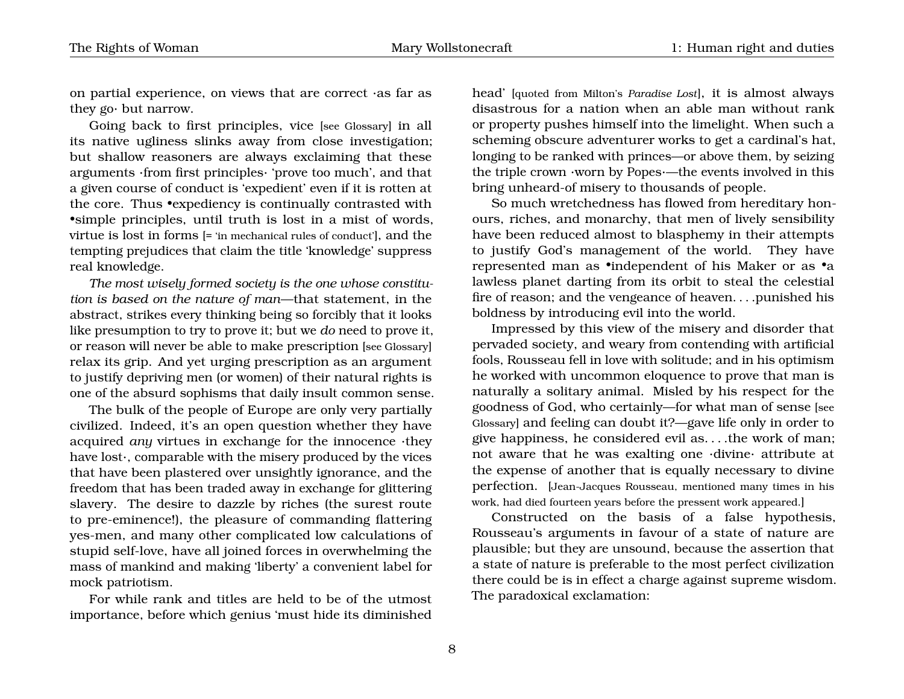on partial experience, on views that are correct ·as far as they go· but narrow.

Going back to first principles, vice [see Glossary] in all its native ugliness slinks away from close investigation; but shallow reasoners are always exclaiming that these arguments ·from first principles· 'prove too much', and that a given course of conduct is 'expedient' even if it is rotten at the core. Thus •expediency is continually contrasted with •simple principles, until truth is lost in a mist of words, virtue is lost in forms [= 'in mechanical rules of conduct'], and the tempting prejudices that claim the title 'knowledge' suppress real knowledge.

*The most wisely formed society is the one whose constitution is based on the nature of man*—that statement, in the abstract, strikes every thinking being so forcibly that it looks like presumption to try to prove it; but we *do* need to prove it, or reason will never be able to make prescription [see Glossary] relax its grip. And yet urging prescription as an argument to justify depriving men (or women) of their natural rights is one of the absurd sophisms that daily insult common sense.

The bulk of the people of Europe are only very partially civilized. Indeed, it's an open question whether they have acquired *any* virtues in exchange for the innocence ·they have lost·, comparable with the misery produced by the vices that have been plastered over unsightly ignorance, and the freedom that has been traded away in exchange for glittering slavery. The desire to dazzle by riches (the surest route to pre-eminence!), the pleasure of commanding flattering yes-men, and many other complicated low calculations of stupid self-love, have all joined forces in overwhelming the mass of mankind and making 'liberty' a convenient label for mock patriotism.

For while rank and titles are held to be of the utmost importance, before which genius 'must hide its diminished head' [quoted from Milton's *Paradise Lost*], it is almost always disastrous for a nation when an able man without rank or property pushes himself into the limelight. When such a scheming obscure adventurer works to get a cardinal's hat, longing to be ranked with princes—or above them, by seizing the triple crown ·worn by Popes·—the events involved in this bring unheard-of misery to thousands of people.

So much wretchedness has flowed from hereditary honours, riches, and monarchy, that men of lively sensibility have been reduced almost to blasphemy in their attempts to justify God's management of the world. They have represented man as •independent of his Maker or as •a lawless planet darting from its orbit to steal the celestial fire of reason; and the vengeance of heaven. . . .punished his boldness by introducing evil into the world.

Impressed by this view of the misery and disorder that pervaded society, and weary from contending with artificial fools, Rousseau fell in love with solitude; and in his optimism he worked with uncommon eloquence to prove that man is naturally a solitary animal. Misled by his respect for the goodness of God, who certainly—for what man of sense [see Glossary] and feeling can doubt it?—gave life only in order to give happiness, he considered evil as. . . .the work of man; not aware that he was exalting one ·divine· attribute at the expense of another that is equally necessary to divine perfection. [Jean-Jacques Rousseau, mentioned many times in his work, had died fourteen years before the pressent work appeared.]

Constructed on the basis of a false hypothesis, Rousseau's arguments in favour of a state of nature are plausible; but they are unsound, because the assertion that a state of nature is preferable to the most perfect civilization there could be is in effect a charge against supreme wisdom. The paradoxical exclamation: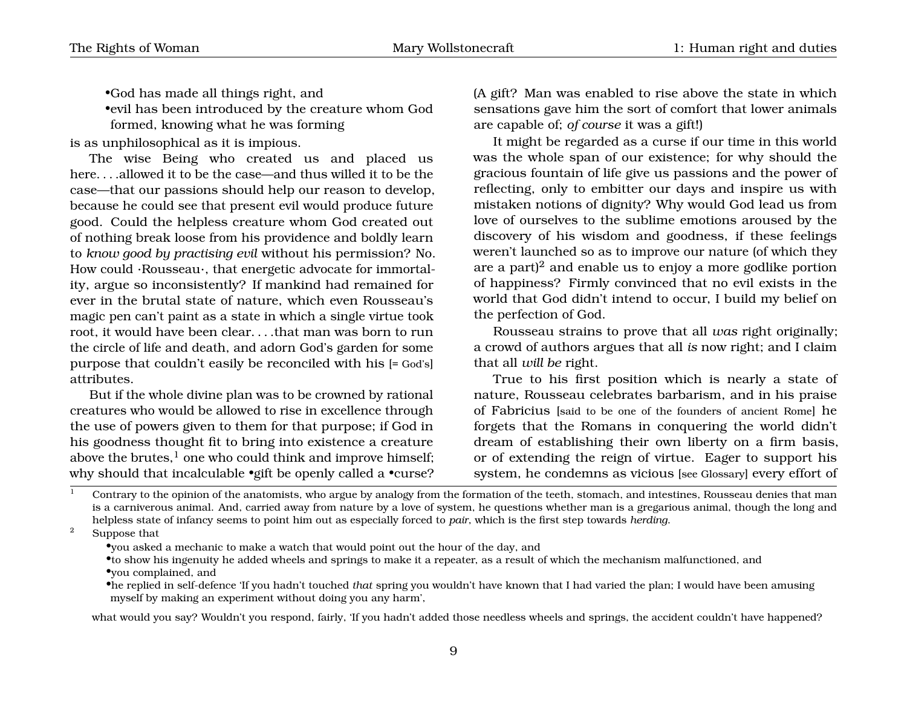- •God has made all things right, and
- •evil has been introduced by the creature whom God formed, knowing what he was forming

is as unphilosophical as it is impious.

The wise Being who created us and placed us here. . . .allowed it to be the case—and thus willed it to be the case—that our passions should help our reason to develop, because he could see that present evil would produce future good. Could the helpless creature whom God created out of nothing break loose from his providence and boldly learn to *know good by practising evil* without his permission? No. How could ·Rousseau·, that energetic advocate for immortality, argue so inconsistently? If mankind had remained for ever in the brutal state of nature, which even Rousseau's magic pen can't paint as a state in which a single virtue took root, it would have been clear. . . .that man was born to run the circle of life and death, and adorn God's garden for some purpose that couldn't easily be reconciled with his [= God's] attributes.

But if the whole divine plan was to be crowned by rational creatures who would be allowed to rise in excellence through the use of powers given to them for that purpose; if God in his goodness thought fit to bring into existence a creature above the brutes,[1] one who could think and improve himself; why should that incalculable •gift be openly called a •curse? (A gift? Man was enabled to rise above the state in which sensations gave him the sort of comfort that lower animals are capable of; *of course* it was a gift!)

It might be regarded as a curse if our time in this world was the whole span of our existence; for why should the gracious fountain of life give us passions and the power of reflecting, only to embitter our days and inspire us with mistaken notions of dignity? Why would God lead us from love of ourselves to the sublime emotions aroused by the discovery of his wisdom and goodness, if these feelings weren't launched so as to improve our nature (of which they are a part)[2] and enable us to enjoy a more godlike portion of happiness? Firmly convinced that no evil exists in the world that God didn't intend to occur, I build my belief on the perfection of God.

Rousseau strains to prove that all *was* right originally; a crowd of authors argues that all *is* now right; and I claim that all *will be* right.

True to his first position which is nearly a state of nature, Rousseau celebrates barbarism, and in his praise of Fabricius [said to be one of the founders of ancient Rome] he forgets that the Romans in conquering the world didn't dream of establishing their own liberty on a firm basis, or of extending the reign of virtue. Eager to support his system, he condemns as vicious [see Glossary] every effort of

---

[1] Contrary to the opinion of the anatomists, who argue by analogy from the formation of the teeth, stomach, and intestines, Rousseau denies that man is a carniverous animal. And, carried away from nature by a love of system, he questions whether man is a gregarious animal, though the long and helpless state of infancy seems to point him out as especially forced to *pair*, which is the first step towards *herding*.

[2] Suppose that

- •you asked a mechanic to make a watch that would point out the hour of the day, and
- •to show his ingenuity he added wheels and springs to make it a repeater, as a result of which the mechanism malfunctioned, and
- •you complained, and
- •he replied in self-defence 'If you hadn't touched *that* spring you wouldn't have known that I had varied the plan; I would have been amusing myself by making an experiment without doing you any harm',

what would you say? Wouldn't you respond, fairly, 'If you hadn't added those needless wheels and springs, the accident couldn't have happened?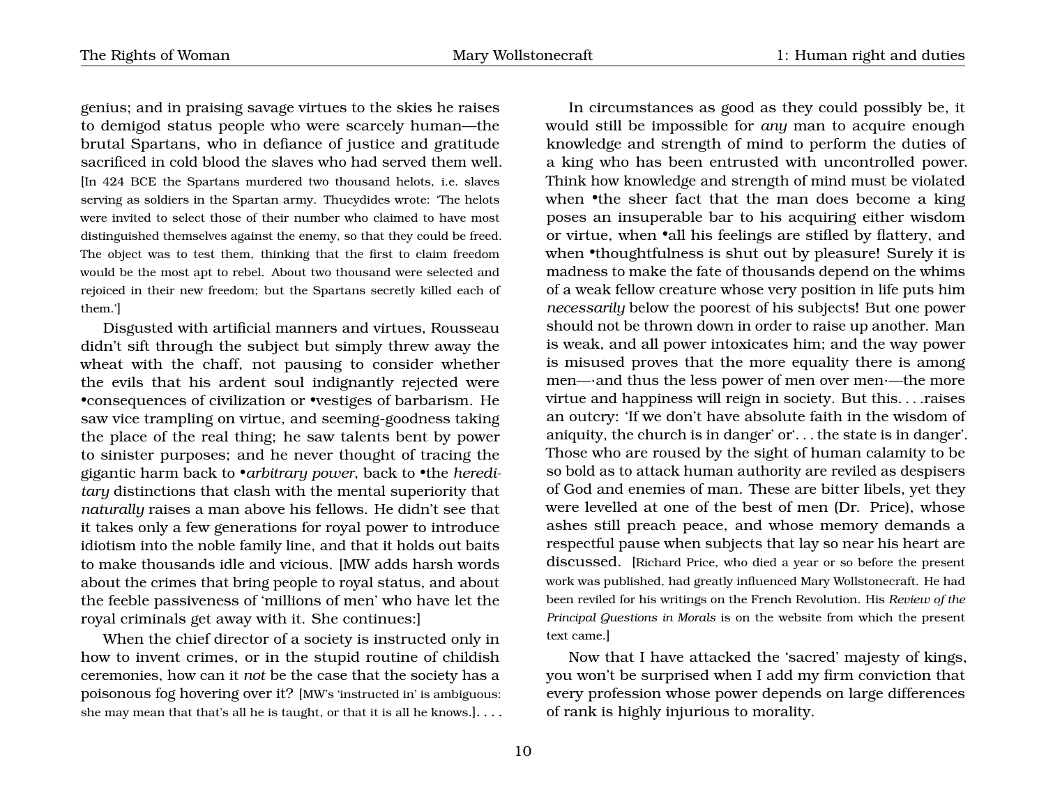genius; and in praising savage virtues to the skies he raises to demigod status people who were scarcely human—the brutal Spartans, who in defiance of justice and gratitude sacrificed in cold blood the slaves who had served them well. [In 424 BCE the Spartans murdered two thousand helots, i.e. slaves serving as soldiers in the Spartan army. Thucydides wrote: 'The helots were invited to select those of their number who claimed to have most distinguished themselves against the enemy, so that they could be freed. The object was to test them, thinking that the first to claim freedom would be the most apt to rebel. About two thousand were selected and rejoiced in their new freedom; but the Spartans secretly killed each of them.']

Disgusted with artificial manners and virtues, Rousseau didn't sift through the subject but simply threw away the wheat with the chaff, not pausing to consider whether the evils that his ardent soul indignantly rejected were •consequences of civilization or •vestiges of barbarism. He saw vice trampling on virtue, and seeming-goodness taking the place of the real thing; he saw talents bent by power to sinister purposes; and he never thought of tracing the gigantic harm back to •*arbitrary power*, back to •the *hereditary* distinctions that clash with the mental superiority that *naturally* raises a man above his fellows. He didn't see that it takes only a few generations for royal power to introduce idiotism into the noble family line, and that it holds out baits to make thousands idle and vicious. [MW adds harsh words about the crimes that bring people to royal status, and about the feeble passiveness of 'millions of men' who have let the royal criminals get away with it. She continues:]

When the chief director of a society is instructed only in how to invent crimes, or in the stupid routine of childish ceremonies, how can it *not* be the case that the society has a poisonous fog hovering over it? [MW's 'instructed in' is ambiguous: she may mean that that's all he is taught, or that it is all he knows.]. . . .

In circumstances as good as they could possibly be, it would still be impossible for *any* man to acquire enough knowledge and strength of mind to perform the duties of a king who has been entrusted with uncontrolled power. Think how knowledge and strength of mind must be violated when •the sheer fact that the man does become a king poses an insuperable bar to his acquiring either wisdom or virtue, when •all his feelings are stifled by flattery, and when •thoughtfulness is shut out by pleasure! Surely it is madness to make the fate of thousands depend on the whims of a weak fellow creature whose very position in life puts him *necessarily* below the poorest of his subjects! But one power should not be thrown down in order to raise up another. Man is weak, and all power intoxicates him; and the way power is misused proves that the more equality there is among men—·and thus the less power of men over men·—the more virtue and happiness will reign in society. But this. . . .raises an outcry: 'If we don't have absolute faith in the wisdom of aniquity, the church is in danger' or'. . . the state is in danger'. Those who are roused by the sight of human calamity to be so bold as to attack human authority are reviled as despisers of God and enemies of man. These are bitter libels, yet they were levelled at one of the best of men (Dr. Price), whose ashes still preach peace, and whose memory demands a respectful pause when subjects that lay so near his heart are discussed. [Richard Price, who died a year or so before the present work was published, had greatly influenced Mary Wollstonecraft. He had been reviled for his writings on the French Revolution. His *Review of the Principal Questions in Morals* is on the website from which the present text came.]

Now that I have attacked the 'sacred' majesty of kings, you won't be surprised when I add my firm conviction that every profession whose power depends on large differences of rank is highly injurious to morality.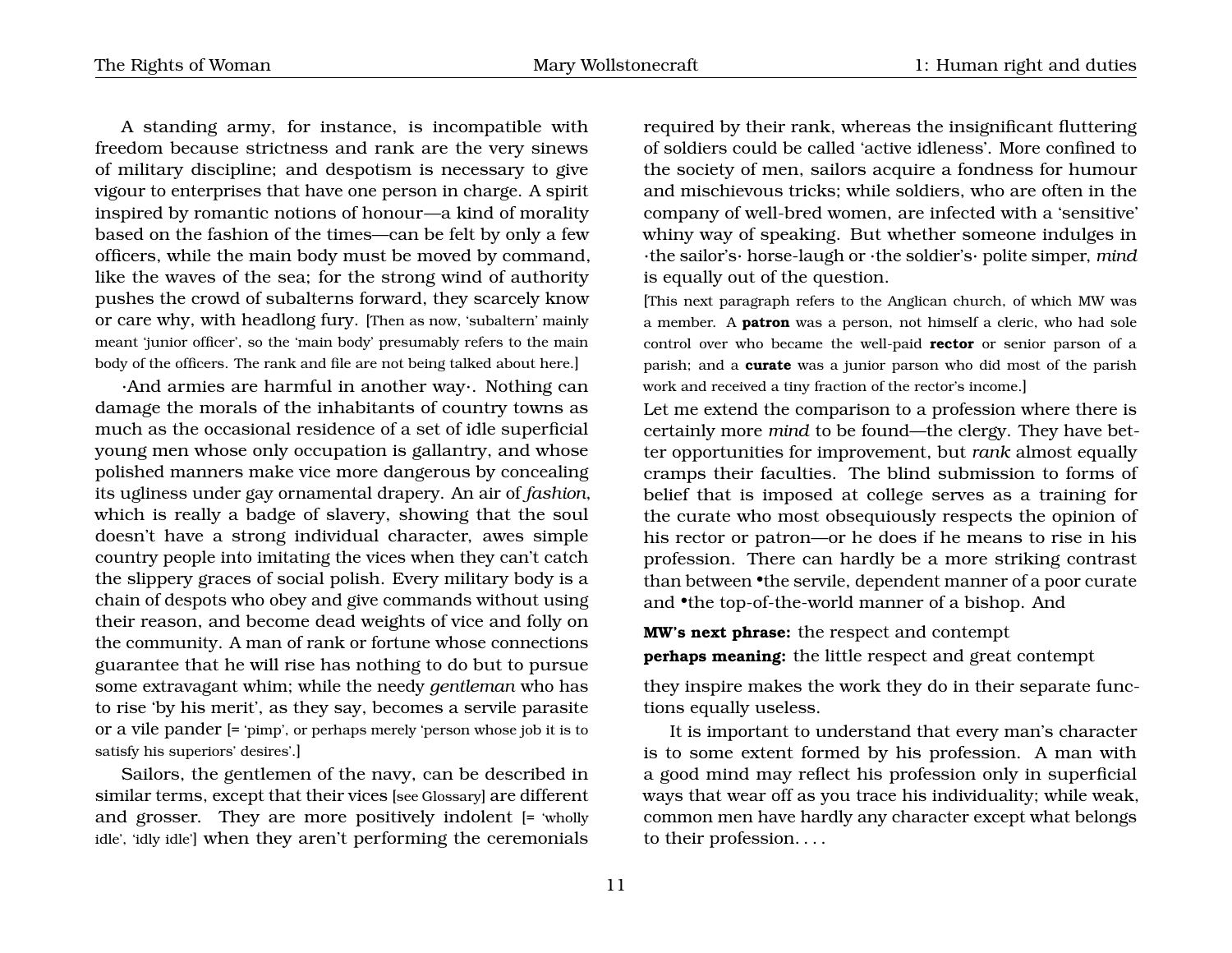A standing army, for instance, is incompatible with freedom because strictness and rank are the very sinews of military discipline; and despotism is necessary to give vigour to enterprises that have one person in charge. A spirit inspired by romantic notions of honour—a kind of morality based on the fashion of the times—can be felt by only a few officers, while the main body must be moved by command, like the waves of the sea; for the strong wind of authority pushes the crowd of subalterns forward, they scarcely know or care why, with headlong fury. [Then as now, 'subaltern' mainly meant 'junior officer', so the 'main body' presumably refers to the main body of the officers. The rank and file are not being talked about here.]

·And armies are harmful in another way·. Nothing can damage the morals of the inhabitants of country towns as much as the occasional residence of a set of idle superficial young men whose only occupation is gallantry, and whose polished manners make vice more dangerous by concealing its ugliness under gay ornamental drapery. An air of *fashion*, which is really a badge of slavery, showing that the soul doesn't have a strong individual character, awes simple country people into imitating the vices when they can't catch the slippery graces of social polish. Every military body is a chain of despots who obey and give commands without using their reason, and become dead weights of vice and folly on the community. A man of rank or fortune whose connections guarantee that he will rise has nothing to do but to pursue some extravagant whim; while the needy *gentleman* who has to rise 'by his merit', as they say, becomes a servile parasite or a vile pander [= 'pimp', or perhaps merely 'person whose job it is to satisfy his superiors' desires'.]

Sailors, the gentlemen of the navy, can be described in similar terms, except that their vices [see Glossary] are different and grosser. They are more positively indolent [= 'wholly idle', 'idly idle'] when they aren't performing the ceremonials required by their rank, whereas the insignificant fluttering of soldiers could be called 'active idleness'. More confined to the society of men, sailors acquire a fondness for humour and mischievous tricks; while soldiers, who are often in the company of well-bred women, are infected with a 'sensitive' whiny way of speaking. But whether someone indulges in ·the sailor's· horse-laugh or ·the soldier's· polite simper, *mind* is equally out of the question.

[This next paragraph refers to the Anglican church, of which MW was a member. A **patron** was a person, not himself a cleric, who had sole control over who became the well-paid **rector** or senior parson of a parish; and a **curate** was a junior parson who did most of the parish work and received a tiny fraction of the rector's income.]

Let me extend the comparison to a profession where there is certainly more *mind* to be found—the clergy. They have better opportunities for improvement, but *rank* almost equally cramps their faculties. The blind submission to forms of belief that is imposed at college serves as a training for the curate who most obsequiously respects the opinion of his rector or patron—or he does if he means to rise in his profession. There can hardly be a more striking contrast than between •the servile, dependent manner of a poor curate and •the top-of-the-world manner of a bishop. And

**MW's next phrase:** the respect and contempt

**perhaps meaning:** the little respect and great contempt

they inspire makes the work they do in their separate functions equally useless.

It is important to understand that every man's character is to some extent formed by his profession. A man with a good mind may reflect his profession only in superficial ways that wear off as you trace his individuality; while weak, common men have hardly any character except what belongs to their profession. . . .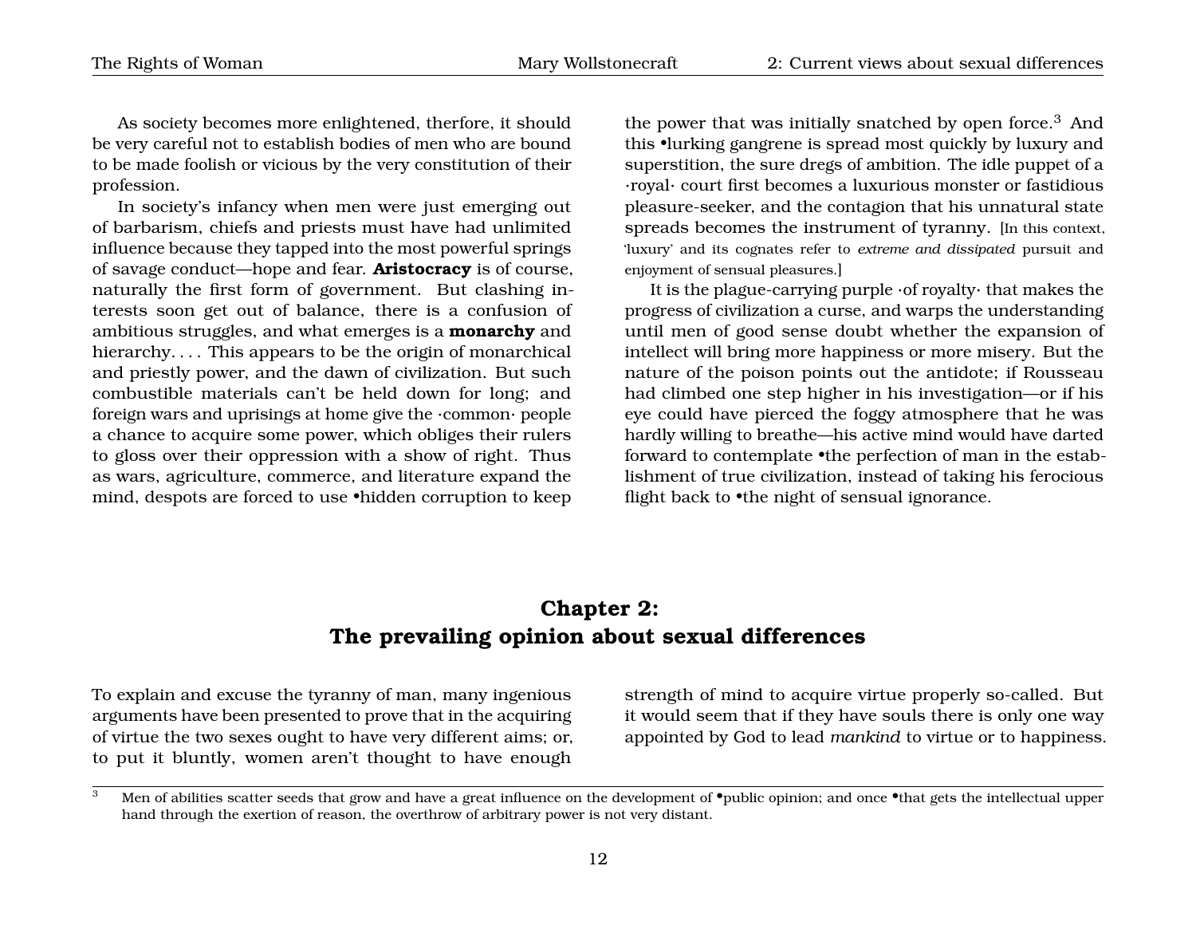As society becomes more enlightened, therfore, it should be very careful not to establish bodies of men who are bound to be made foolish or vicious by the very constitution of their profession.

In society's infancy when men were just emerging out of barbarism, chiefs and priests must have had unlimited influence because they tapped into the most powerful springs of savage conduct—hope and fear. **Aristocracy** is of course, naturally the first form of government. But clashing interests soon get out of balance, there is a confusion of ambitious struggles, and what emerges is a **monarchy** and hierarchy. . . . This appears to be the origin of monarchical and priestly power, and the dawn of civilization. But such combustible materials can't be held down for long; and foreign wars and uprisings at home give the ·common· people a chance to acquire some power, which obliges their rulers to gloss over their oppression with a show of right. Thus as wars, agriculture, commerce, and literature expand the mind, despots are forced to use •hidden corruption to keep the power that was initially snatched by open force.[3] And this •lurking gangrene is spread most quickly by luxury and superstition, the sure dregs of ambition. The idle puppet of a ·royal· court first becomes a luxurious monster or fastidious pleasure-seeker, and the contagion that his unnatural state spreads becomes the instrument of tyranny. [In this context, 'luxury' and its cognates refer to *extreme and dissipated* pursuit and enjoyment of sensual pleasures.]

It is the plague-carrying purple ·of royalty· that makes the progress of civilization a curse, and warps the understanding until men of good sense doubt whether the expansion of intellect will bring more happiness or more misery. But the nature of the poison points out the antidote; if Rousseau had climbed one step higher in his investigation—or if his eye could have pierced the foggy atmosphere that he was hardly willing to breathe—his active mind would have darted forward to contemplate •the perfection of man in the establishment of true civilization, instead of taking his ferocious flight back to •the night of sensual ignorance.

## Chapter 2: The prevailing opinion about sexual differences

To explain and excuse the tyranny of man, many ingenious arguments have been presented to prove that in the acquiring of virtue the two sexes ought to have very different aims; or, to put it bluntly, women aren't thought to have enough strength of mind to acquire virtue properly so-called. But it would seem that if they have souls there is only one way appointed by God to lead *mankind* to virtue or to happiness.

[3] Men of abilities scatter seeds that grow and have a great influence on the development of •public opinion; and once •that gets the intellectual upper hand through the exertion of reason, the overthrow of arbitrary power is not very distant.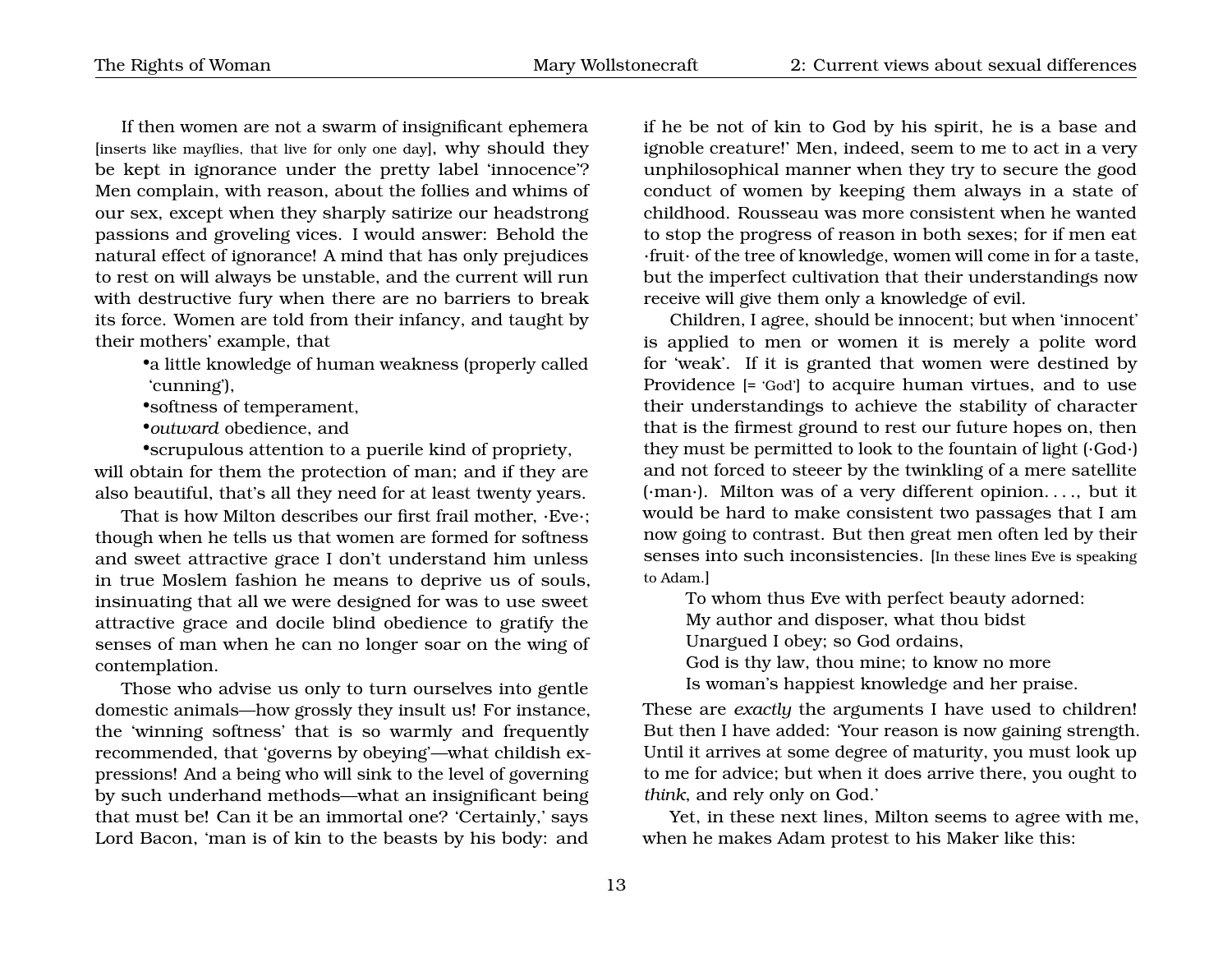If then women are not a swarm of insignificant ephemera [inserts like mayflies, that live for only one day], why should they be kept in ignorance under the pretty label 'innocence'? Men complain, with reason, about the follies and whims of our sex, except when they sharply satirize our headstrong passions and groveling vices. I would answer: Behold the natural effect of ignorance! A mind that has only prejudices to rest on will always be unstable, and the current will run with destructive fury when there are no barriers to break its force. Women are told from their infancy, and taught by their mothers' example, that

- a little knowledge of human weakness (properly called 'cunning'),
- softness of temperament,
- *outward* obedience, and
- scrupulous attention to a puerile kind of propriety,

will obtain for them the protection of man; and if they are also beautiful, that's all they need for at least twenty years.

That is how Milton describes our first frail mother, ·Eve·; though when he tells us that women are formed for softness and sweet attractive grace I don't understand him unless in true Moslem fashion he means to deprive us of souls, insinuating that all we were designed for was to use sweet attractive grace and docile blind obedience to gratify the senses of man when he can no longer soar on the wing of contemplation.

Those who advise us only to turn ourselves into gentle domestic animals—how grossly they insult us! For instance, the 'winning softness' that is so warmly and frequently recommended, that 'governs by obeying'—what childish expressions! And a being who will sink to the level of governing by such underhand methods—what an insignificant being that must be! Can it be an immortal one? 'Certainly,' says Lord Bacon, 'man is of kin to the beasts by his body: and if he be not of kin to God by his spirit, he is a base and ignoble creature!' Men, indeed, seem to me to act in a very unphilosophical manner when they try to secure the good conduct of women by keeping them always in a state of childhood. Rousseau was more consistent when he wanted to stop the progress of reason in both sexes; for if men eat ·fruit· of the tree of knowledge, women will come in for a taste, but the imperfect cultivation that their understandings now receive will give them only a knowledge of evil.

Children, I agree, should be innocent; but when 'innocent' is applied to men or women it is merely a polite word for 'weak'. If it is granted that women were destined by Providence [= 'God'] to acquire human virtues, and to use their understandings to achieve the stability of character that is the firmest ground to rest our future hopes on, then they must be permitted to look to the fountain of light (·God·) and not forced to steeer by the twinkling of a mere satellite (·man·). Milton was of a very different opinion. . . ., but it would be hard to make consistent two passages that I am now going to contrast. But then great men often led by their senses into such inconsistencies. [In these lines Eve is speaking to Adam.]

> To whom thus Eve with perfect beauty adorned:
> My author and disposer, what thou bidst
> Unargued I obey; so God ordains,
> God is thy law, thou mine; to know no more
> Is woman's happiest knowledge and her praise.

These are *exactly* the arguments I have used to children! But then I have added: 'Your reason is now gaining strength. Until it arrives at some degree of maturity, you must look up to me for advice; but when it does arrive there, you ought to *think*, and rely only on God.'

Yet, in these next lines, Milton seems to agree with me, when he makes Adam protest to his Maker like this: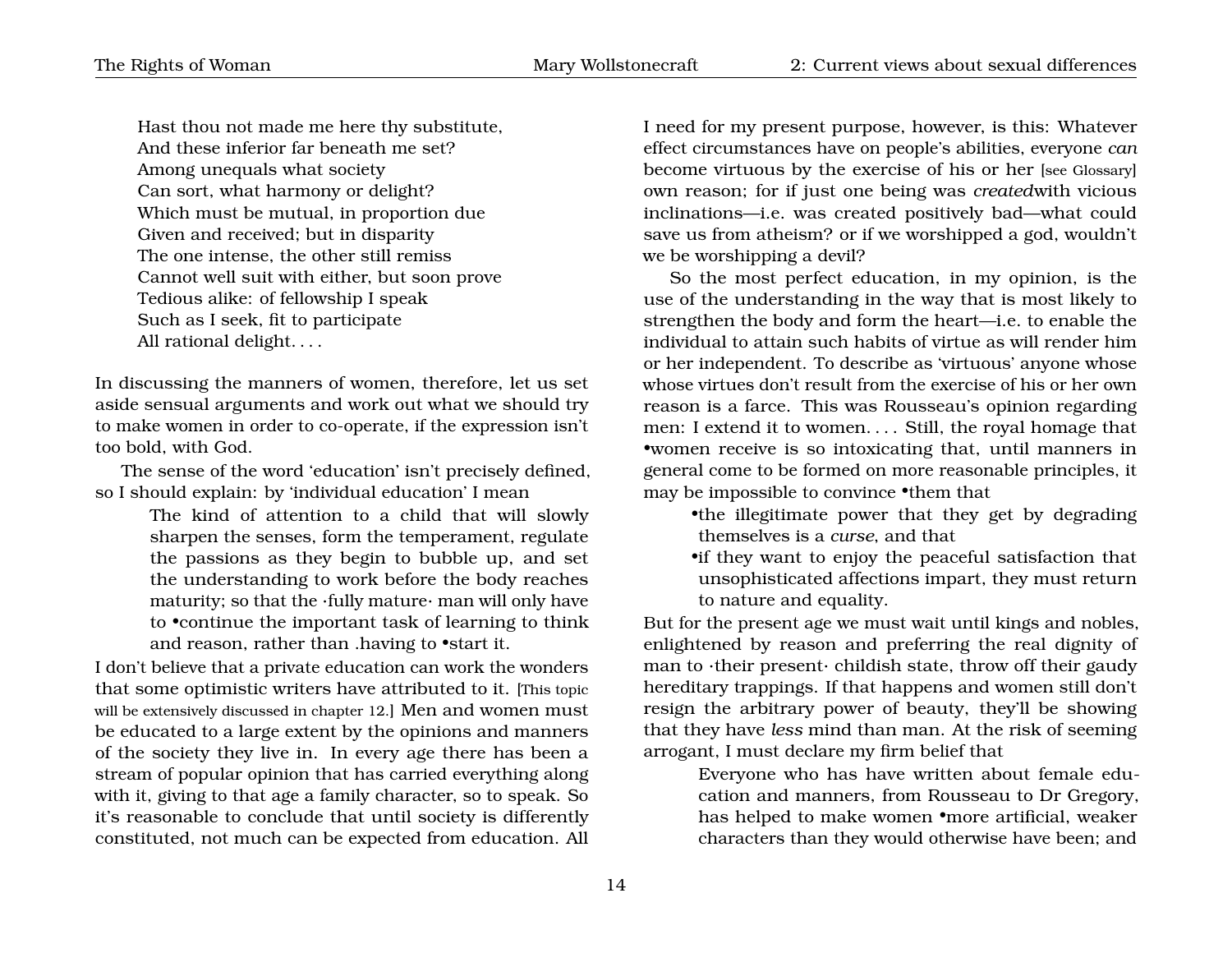> Hast thou not made me here thy substitute,
> And these inferior far beneath me set?
> Among unequals what society
> Can sort, what harmony or delight?
> Which must be mutual, in proportion due
> Given and received; but in disparity
> The one intense, the other still remiss
> Cannot well suit with either, but soon prove
> Tedious alike: of fellowship I speak
> Such as I seek, fit to participate
> All rational delight. . . .

In discussing the manners of women, therefore, let us set aside sensual arguments and work out what we should try to make women in order to co-operate, if the expression isn't too bold, with God.

The sense of the word 'education' isn't precisely defined, so I should explain: by 'individual education' I mean

> The kind of attention to a child that will slowly sharpen the senses, form the temperament, regulate the passions as they begin to bubble up, and set the understanding to work before the body reaches maturity; so that the ·fully mature· man will only have to •continue the important task of learning to think and reason, rather than .having to •start it.

I don't believe that a private education can work the wonders that some optimistic writers have attributed to it. [This topic will be extensively discussed in chapter 12.] Men and women must be educated to a large extent by the opinions and manners of the society they live in. In every age there has been a stream of popular opinion that has carried everything along with it, giving to that age a family character, so to speak. So it's reasonable to conclude that until society is differently constituted, not much can be expected from education. All I need for my present purpose, however, is this: Whatever effect circumstances have on people's abilities, everyone *can* become virtuous by the exercise of his or her [see Glossary] own reason; for if just one being was *created*with vicious inclinations—i.e. was created positively bad—what could save us from atheism? or if we worshipped a god, wouldn't we be worshipping a devil?

So the most perfect education, in my opinion, is the use of the understanding in the way that is most likely to strengthen the body and form the heart—i.e. to enable the individual to attain such habits of virtue as will render him or her independent. To describe as 'virtuous' anyone whose whose virtues don't result from the exercise of his or her own reason is a farce. This was Rousseau's opinion regarding men: I extend it to women. . . . Still, the royal homage that •women receive is so intoxicating that, until manners in general come to be formed on more reasonable principles, it may be impossible to convince •them that

> •the illegitimate power that they get by degrading themselves is a *curse*, and that
> •if they want to enjoy the peaceful satisfaction that unsophisticated affections impart, they must return to nature and equality.

But for the present age we must wait until kings and nobles, enlightened by reason and preferring the real dignity of man to ·their present· childish state, throw off their gaudy hereditary trappings. If that happens and women still don't resign the arbitrary power of beauty, they'll be showing that they have *less* mind than man. At the risk of seeming arrogant, I must declare my firm belief that

> Everyone who has have written about female education and manners, from Rousseau to Dr Gregory, has helped to make women •more artificial, weaker characters than they would otherwise have been; and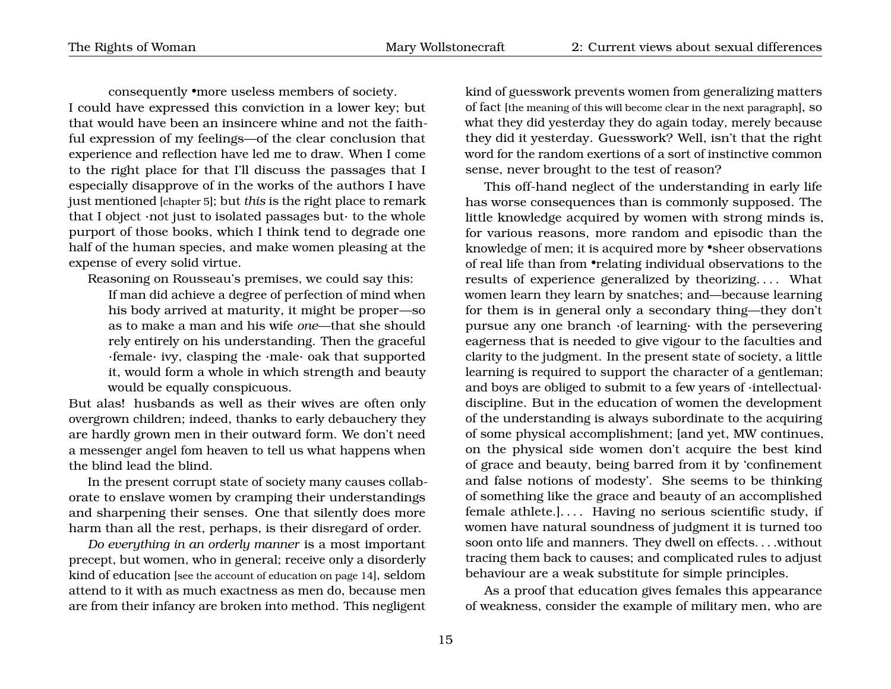consequently •more useless members of society.

I could have expressed this conviction in a lower key; but that would have been an insincere whine and not the faithful expression of my feelings—of the clear conclusion that experience and reflection have led me to draw. When I come to the right place for that I'll discuss the passages that I especially disapprove of in the works of the authors I have just mentioned [chapter 5]; but *this* is the right place to remark that I object ·not just to isolated passages but· to the whole purport of those books, which I think tend to degrade one half of the human species, and make women pleasing at the expense of every solid virtue.

Reasoning on Rousseau's premises, we could say this:

> If man did achieve a degree of perfection of mind when his body arrived at maturity, it might be proper—so as to make a man and his wife *one*—that she should rely entirely on his understanding. Then the graceful ·female· ivy, clasping the ·male· oak that supported it, would form a whole in which strength and beauty would be equally conspicuous.

But alas! husbands as well as their wives are often only overgrown children; indeed, thanks to early debauchery they are hardly grown men in their outward form. We don't need a messenger angel fom heaven to tell us what happens when the blind lead the blind.

In the present corrupt state of society many causes collaborate to enslave women by cramping their understandings and sharpening their senses. One that silently does more harm than all the rest, perhaps, is their disregard of order.

*Do everything in an orderly manner* is a most important precept, but women, who in general; receive only a disorderly kind of education [see the account of education on page 14], seldom attend to it with as much exactness as men do, because men are from their infancy are broken into method. This negligent kind of guesswork prevents women from generalizing matters of fact [the meaning of this will become clear in the next paragraph], so what they did yesterday they do again today, merely because they did it yesterday. Guesswork? Well, isn't that the right word for the random exertions of a sort of instinctive common sense, never brought to the test of reason?

This off-hand neglect of the understanding in early life has worse consequences than is commonly supposed. The little knowledge acquired by women with strong minds is, for various reasons, more random and episodic than the knowledge of men; it is acquired more by •sheer observations of real life than from •relating individual observations to the results of experience generalized by theorizing. . . . What women learn they learn by snatches; and—because learning for them is in general only a secondary thing—they don't pursue any one branch ·of learning· with the persevering eagerness that is needed to give vigour to the faculties and clarity to the judgment. In the present state of society, a little learning is required to support the character of a gentleman; and boys are obliged to submit to a few years of ·intellectual· discipline. But in the education of women the development of the understanding is always subordinate to the acquiring of some physical accomplishment; [and yet, MW continues, on the physical side women don't acquire the best kind of grace and beauty, being barred from it by 'confinement and false notions of modesty'. She seems to be thinking of something like the grace and beauty of an accomplished female athlete.]. . . . Having no serious scientific study, if women have natural soundness of judgment it is turned too soon onto life and manners. They dwell on effects. . . .without tracing them back to causes; and complicated rules to adjust behaviour are a weak substitute for simple principles.

As a proof that education gives females this appearance of weakness, consider the example of military men, who are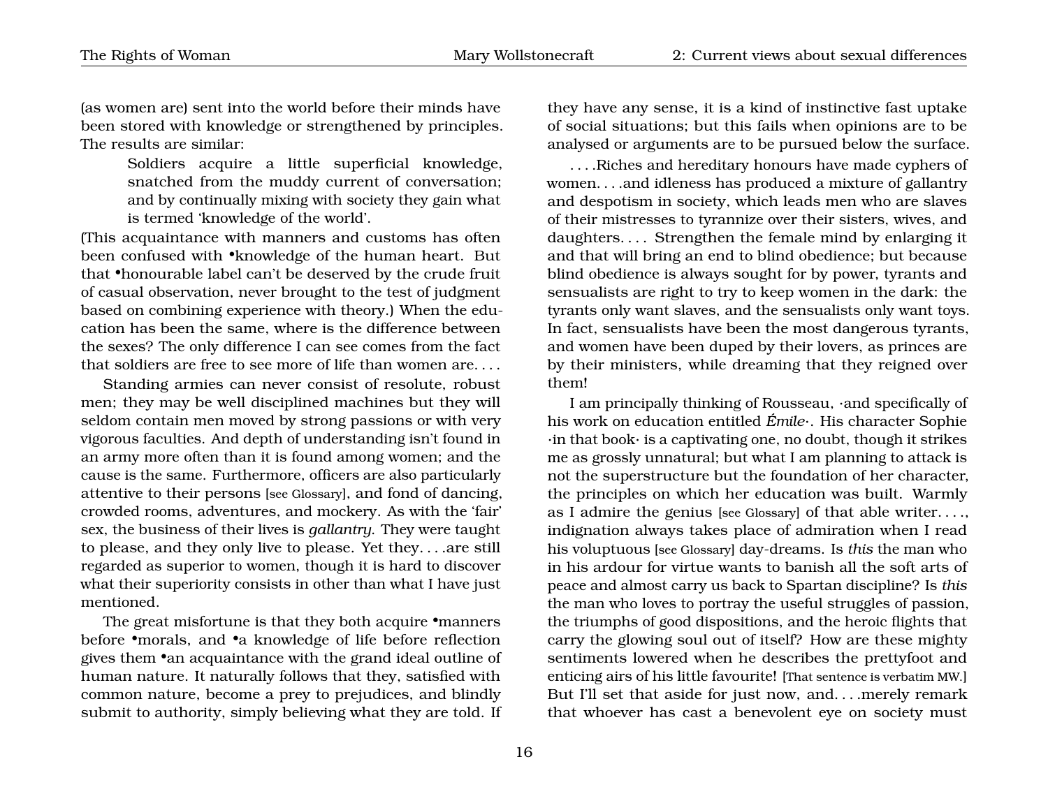(as women are) sent into the world before their minds have been stored with knowledge or strengthened by principles. The results are similar:

> Soldiers acquire a little superficial knowledge, snatched from the muddy current of conversation; and by continually mixing with society they gain what is termed 'knowledge of the world'.

(This acquaintance with manners and customs has often been confused with •knowledge of the human heart. But that •honourable label can't be deserved by the crude fruit of casual observation, never brought to the test of judgment based on combining experience with theory.) When the education has been the same, where is the difference between the sexes? The only difference I can see comes from the fact that soldiers are free to see more of life than women are. . . .

Standing armies can never consist of resolute, robust men; they may be well disciplined machines but they will seldom contain men moved by strong passions or with very vigorous faculties. And depth of understanding isn't found in an army more often than it is found among women; and the cause is the same. Furthermore, officers are also particularly attentive to their persons [see Glossary], and fond of dancing, crowded rooms, adventures, and mockery. As with the 'fair' sex, the business of their lives is *gallantry*. They were taught to please, and they only live to please. Yet they. . . .are still regarded as superior to women, though it is hard to discover what their superiority consists in other than what I have just mentioned.

The great misfortune is that they both acquire •manners before •morals, and •a knowledge of life before reflection gives them •an acquaintance with the grand ideal outline of human nature. It naturally follows that they, satisfied with common nature, become a prey to prejudices, and blindly submit to authority, simply believing what they are told. If they have any sense, it is a kind of instinctive fast uptake of social situations; but this fails when opinions are to be analysed or arguments are to be pursued below the surface.

. . . .Riches and hereditary honours have made cyphers of women. . . .and idleness has produced a mixture of gallantry and despotism in society, which leads men who are slaves of their mistresses to tyrannize over their sisters, wives, and daughters. . . . Strengthen the female mind by enlarging it and that will bring an end to blind obedience; but because blind obedience is always sought for by power, tyrants and sensualists are right to try to keep women in the dark: the tyrants only want slaves, and the sensualists only want toys. In fact, sensualists have been the most dangerous tyrants, and women have been duped by their lovers, as princes are by their ministers, while dreaming that they reigned over them!

I am principally thinking of Rousseau, ·and specifically of his work on education entitled *Émile*·. His character Sophie ·in that book· is a captivating one, no doubt, though it strikes me as grossly unnatural; but what I am planning to attack is not the superstructure but the foundation of her character, the principles on which her education was built. Warmly as I admire the genius [see Glossary] of that able writer. . . ., indignation always takes place of admiration when I read his voluptuous [see Glossary] day-dreams. Is *this* the man who in his ardour for virtue wants to banish all the soft arts of peace and almost carry us back to Spartan discipline? Is *this* the man who loves to portray the useful struggles of passion, the triumphs of good dispositions, and the heroic flights that carry the glowing soul out of itself? How are these mighty sentiments lowered when he describes the prettyfoot and enticing airs of his little favourite! [That sentence is verbatim MW.] But I'll set that aside for just now, and. . . .merely remark that whoever has cast a benevolent eye on society must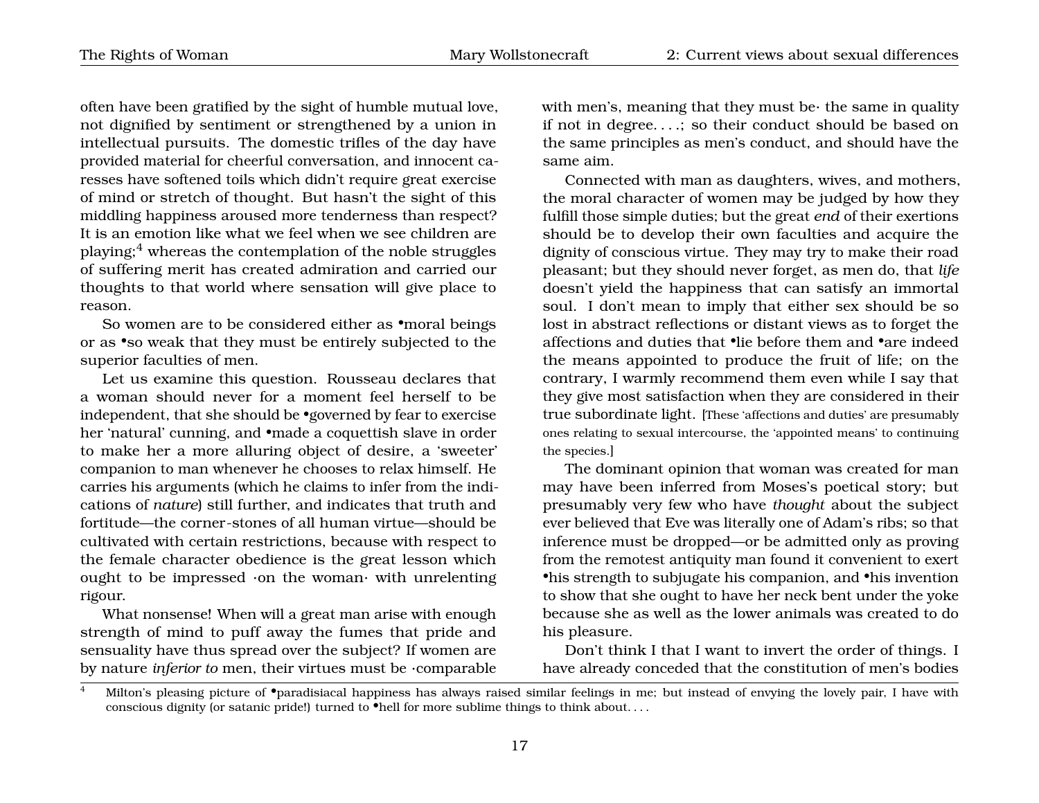often have been gratified by the sight of humble mutual love, not dignified by sentiment or strengthened by a union in intellectual pursuits. The domestic trifles of the day have provided material for cheerful conversation, and innocent caresses have softened toils which didn't require great exercise of mind or stretch of thought. But hasn't the sight of this middling happiness aroused more tenderness than respect? It is an emotion like what we feel when we see children are playing;[4] whereas the contemplation of the noble struggles of suffering merit has created admiration and carried our thoughts to that world where sensation will give place to reason.

So women are to be considered either as •moral beings or as •so weak that they must be entirely subjected to the superior faculties of men.

Let us examine this question. Rousseau declares that a woman should never for a moment feel herself to be independent, that she should be •governed by fear to exercise her 'natural' cunning, and •made a coquettish slave in order to make her a more alluring object of desire, a 'sweeter' companion to man whenever he chooses to relax himself. He carries his arguments (which he claims to infer from the indications of *nature*) still further, and indicates that truth and fortitude—the corner-stones of all human virtue—should be cultivated with certain restrictions, because with respect to the female character obedience is the great lesson which ought to be impressed ·on the woman· with unrelenting rigour.

What nonsense! When will a great man arise with enough strength of mind to puff away the fumes that pride and sensuality have thus spread over the subject? If women are by nature *inferior to* men, their virtues must be ·comparable with men's, meaning that they must be· the same in quality if not in degree. . . .; so their conduct should be based on the same principles as men's conduct, and should have the same aim.

Connected with man as daughters, wives, and mothers, the moral character of women may be judged by how they fulfill those simple duties; but the great *end* of their exertions should be to develop their own faculties and acquire the dignity of conscious virtue. They may try to make their road pleasant; but they should never forget, as men do, that *life* doesn't yield the happiness that can satisfy an immortal soul. I don't mean to imply that either sex should be so lost in abstract reflections or distant views as to forget the affections and duties that •lie before them and •are indeed the means appointed to produce the fruit of life; on the contrary, I warmly recommend them even while I say that they give most satisfaction when they are considered in their true subordinate light. [These 'affections and duties' are presumably ones relating to sexual intercourse, the 'appointed means' to continuing the species.]

The dominant opinion that woman was created for man may have been inferred from Moses's poetical story; but presumably very few who have *thought* about the subject ever believed that Eve was literally one of Adam's ribs; so that inference must be dropped—or be admitted only as proving from the remotest antiquity man found it convenient to exert •his strength to subjugate his companion, and •his invention to show that she ought to have her neck bent under the yoke because she as well as the lower animals was created to do his pleasure.

Don't think I that I want to invert the order of things. I have already conceded that the constitution of men's bodies

[4] Milton's pleasing picture of •paradisiacal happiness has always raised similar feelings in me; but instead of envying the lovely pair, I have with conscious dignity (or satanic pride!) turned to •hell for more sublime things to think about. . . .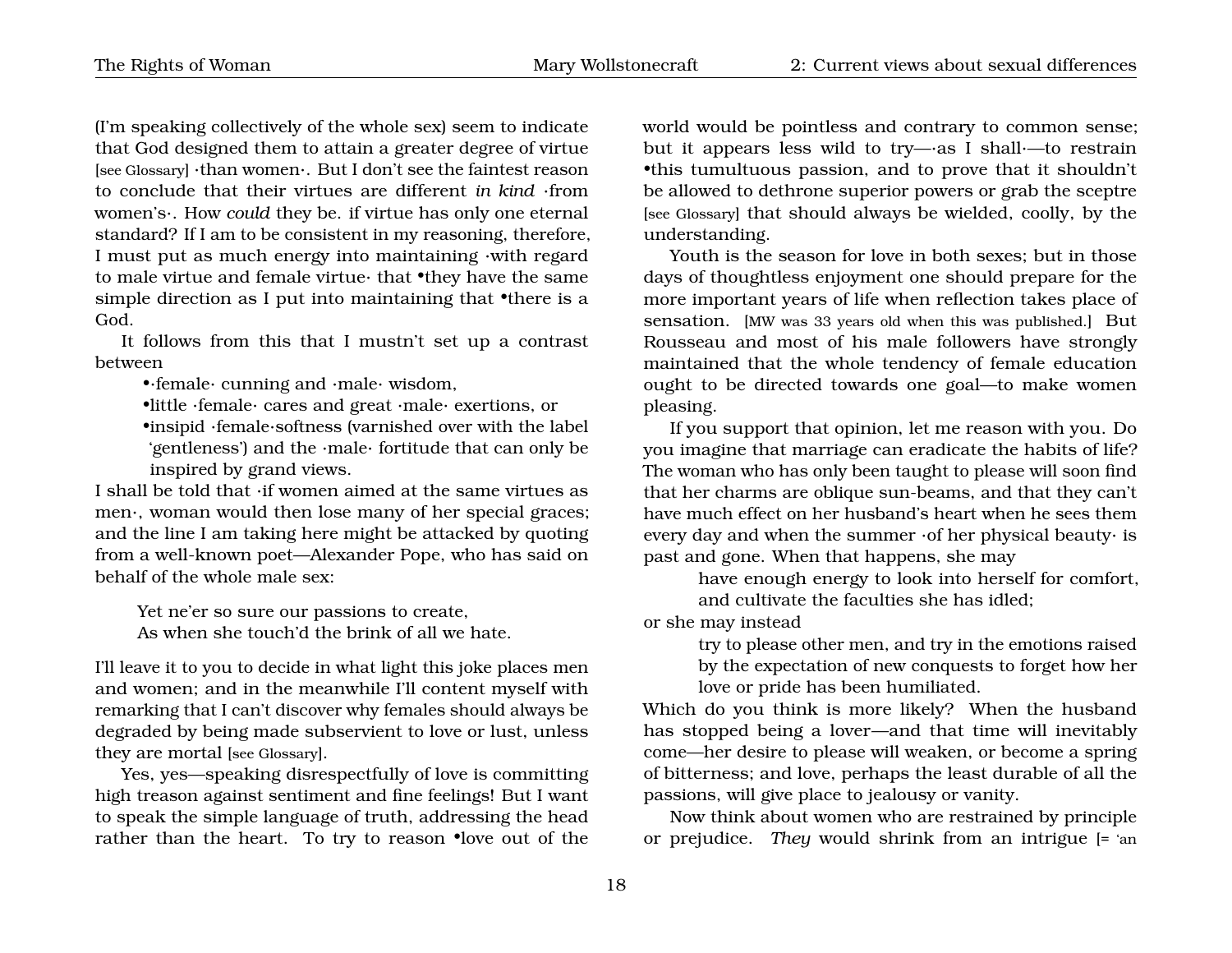(I'm speaking collectively of the whole sex) seem to indicate that God designed them to attain a greater degree of virtue [see Glossary] ·than women·. But I don't see the faintest reason to conclude that their virtues are different *in kind* ·from women's·. How *could* they be. if virtue has only one eternal standard? If I am to be consistent in my reasoning, therefore, I must put as much energy into maintaining ·with regard to male virtue and female virtue· that •they have the same simple direction as I put into maintaining that •there is a God.

It follows from this that I mustn't set up a contrast between

- •·female· cunning and ·male· wisdom,
- •little ·female· cares and great ·male· exertions, or
- •insipid ·female·softness (varnished over with the label 'gentleness') and the ·male· fortitude that can only be inspired by grand views.

I shall be told that ·if women aimed at the same virtues as men·, woman would then lose many of her special graces; and the line I am taking here might be attacked by quoting from a well-known poet—Alexander Pope, who has said on behalf of the whole male sex:

> Yet ne'er so sure our passions to create,
> As when she touch'd the brink of all we hate.

I'll leave it to you to decide in what light this joke places men and women; and in the meanwhile I'll content myself with remarking that I can't discover why females should always be degraded by being made subservient to love or lust, unless they are mortal [see Glossary].

Yes, yes—speaking disrespectfully of love is committing high treason against sentiment and fine feelings! But I want to speak the simple language of truth, addressing the head rather than the heart. To try to reason •love out of the world would be pointless and contrary to common sense; but it appears less wild to try—·as I shall·—to restrain •this tumultuous passion, and to prove that it shouldn't be allowed to dethrone superior powers or grab the sceptre [see Glossary] that should always be wielded, coolly, by the understanding.

Youth is the season for love in both sexes; but in those days of thoughtless enjoyment one should prepare for the more important years of life when reflection takes place of sensation. [MW was 33 years old when this was published.] But Rousseau and most of his male followers have strongly maintained that the whole tendency of female education ought to be directed towards one goal—to make women pleasing.

If you support that opinion, let me reason with you. Do you imagine that marriage can eradicate the habits of life? The woman who has only been taught to please will soon find that her charms are oblique sun-beams, and that they can't have much effect on her husband's heart when he sees them every day and when the summer ·of her physical beauty· is past and gone. When that happens, she may

> have enough energy to look into herself for comfort, and cultivate the faculties she has idled;

or she may instead

> try to please other men, and try in the emotions raised by the expectation of new conquests to forget how her love or pride has been humiliated.

Which do you think is more likely? When the husband has stopped being a lover—and that time will inevitably come—her desire to please will weaken, or become a spring of bitterness; and love, perhaps the least durable of all the passions, will give place to jealousy or vanity.

Now think about women who are restrained by principle or prejudice. *They* would shrink from an intrigue [= 'an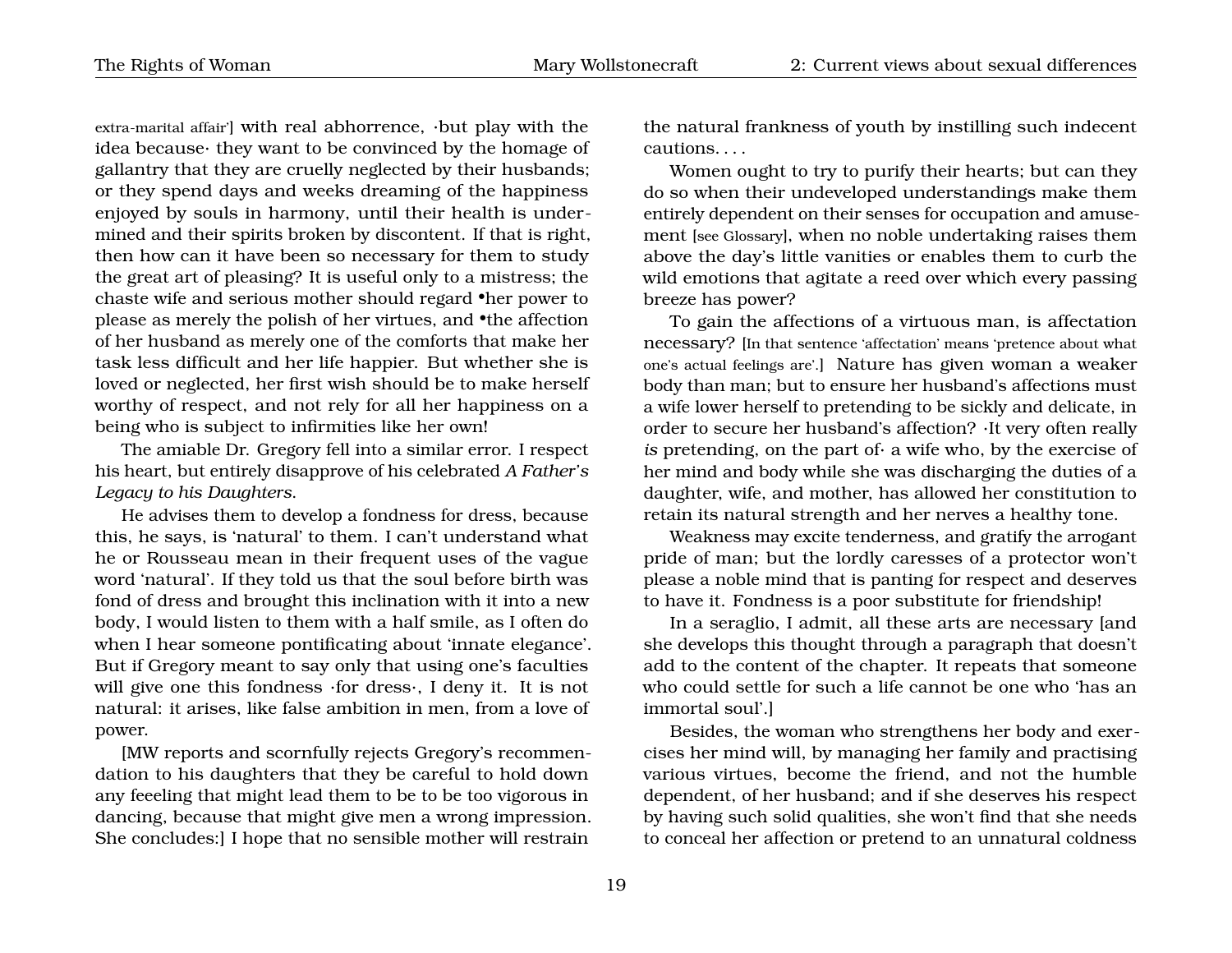extra-marital affair'] with real abhorrence, ·but play with the idea because· they want to be convinced by the homage of gallantry that they are cruelly neglected by their husbands; or they spend days and weeks dreaming of the happiness enjoyed by souls in harmony, until their health is undermined and their spirits broken by discontent. If that is right, then how can it have been so necessary for them to study the great art of pleasing? It is useful only to a mistress; the chaste wife and serious mother should regard •her power to please as merely the polish of her virtues, and •the affection of her husband as merely one of the comforts that make her task less difficult and her life happier. But whether she is loved or neglected, her first wish should be to make herself worthy of respect, and not rely for all her happiness on a being who is subject to infirmities like her own!

The amiable Dr. Gregory fell into a similar error. I respect his heart, but entirely disapprove of his celebrated *A Father's Legacy to his Daughters*.

He advises them to develop a fondness for dress, because this, he says, is 'natural' to them. I can't understand what he or Rousseau mean in their frequent uses of the vague word 'natural'. If they told us that the soul before birth was fond of dress and brought this inclination with it into a new body, I would listen to them with a half smile, as I often do when I hear someone pontificating about 'innate elegance'. But if Gregory meant to say only that using one's faculties will give one this fondness ·for dress·, I deny it. It is not natural: it arises, like false ambition in men, from a love of power.

[MW reports and scornfully rejects Gregory's recommendation to his daughters that they be careful to hold down any feeeling that might lead them to be to be too vigorous in dancing, because that might give men a wrong impression. She concludes:] I hope that no sensible mother will restrain the natural frankness of youth by instilling such indecent cautions. . . .

Women ought to try to purify their hearts; but can they do so when their undeveloped understandings make them entirely dependent on their senses for occupation and amusement [see Glossary], when no noble undertaking raises them above the day's little vanities or enables them to curb the wild emotions that agitate a reed over which every passing breeze has power?

To gain the affections of a virtuous man, is affectation necessary? [In that sentence 'affectation' means 'pretence about what one's actual feelings are'.] Nature has given woman a weaker body than man; but to ensure her husband's affections must a wife lower herself to pretending to be sickly and delicate, in order to secure her husband's affection? ·It very often really *is* pretending, on the part of· a wife who, by the exercise of her mind and body while she was discharging the duties of a daughter, wife, and mother, has allowed her constitution to retain its natural strength and her nerves a healthy tone.

Weakness may excite tenderness, and gratify the arrogant pride of man; but the lordly caresses of a protector won't please a noble mind that is panting for respect and deserves to have it. Fondness is a poor substitute for friendship!

In a seraglio, I admit, all these arts are necessary [and she develops this thought through a paragraph that doesn't add to the content of the chapter. It repeats that someone who could settle for such a life cannot be one who 'has an immortal soul'.]

Besides, the woman who strengthens her body and exercises her mind will, by managing her family and practising various virtues, become the friend, and not the humble dependent, of her husband; and if she deserves his respect by having such solid qualities, she won't find that she needs to conceal her affection or pretend to an unnatural coldness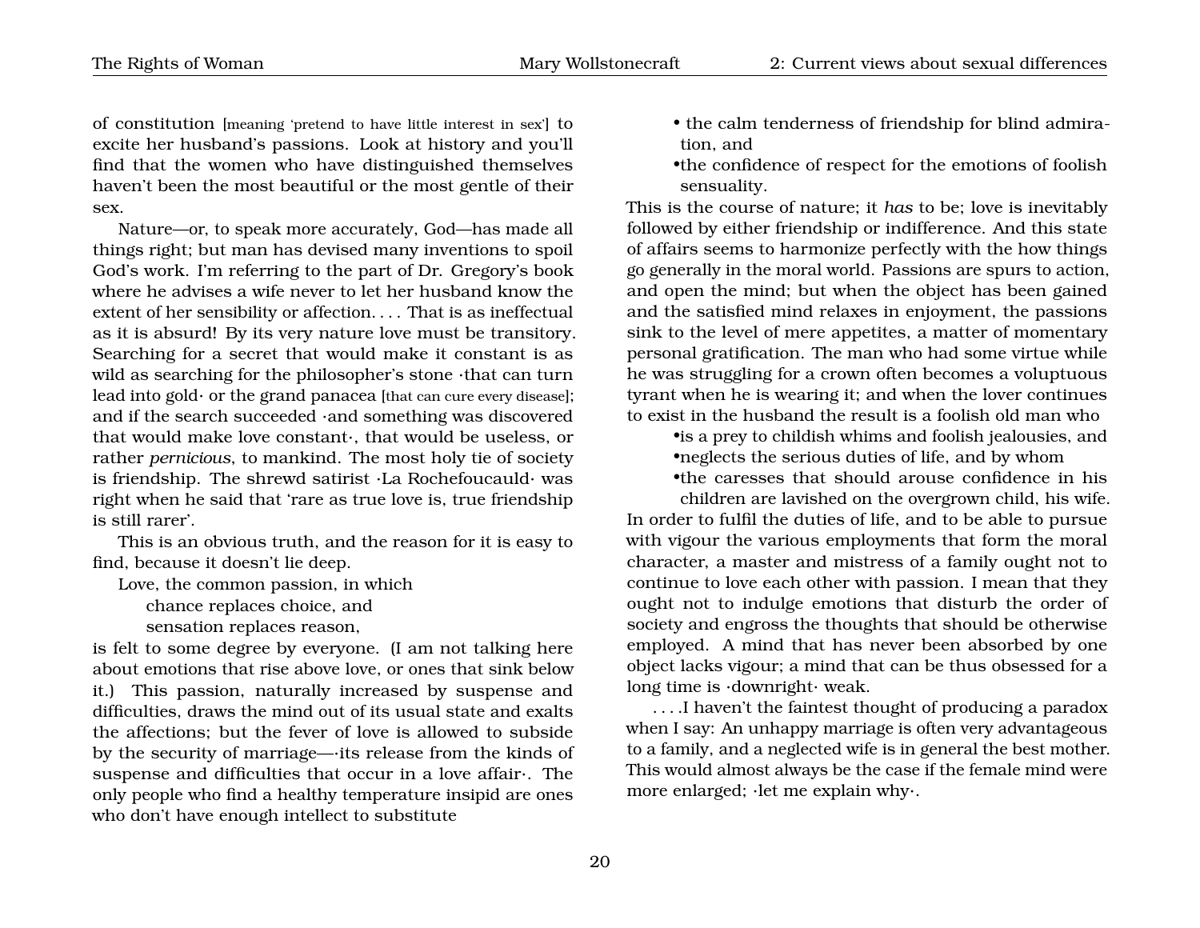of constitution [meaning 'pretend to have little interest in sex'] to excite her husband's passions. Look at history and you'll find that the women who have distinguished themselves haven't been the most beautiful or the most gentle of their sex.

Nature—or, to speak more accurately, God—has made all things right; but man has devised many inventions to spoil God's work. I'm referring to the part of Dr. Gregory's book where he advises a wife never to let her husband know the extent of her sensibility or affection. . . . That is as ineffectual as it is absurd! By its very nature love must be transitory. Searching for a secret that would make it constant is as wild as searching for the philosopher's stone ·that can turn lead into gold· or the grand panacea [that can cure every disease]; and if the search succeeded ·and something was discovered that would make love constant·, that would be useless, or rather *pernicious*, to mankind. The most holy tie of society is friendship. The shrewd satirist ·La Rochefoucauld· was right when he said that 'rare as true love is, true friendship is still rarer'.

This is an obvious truth, and the reason for it is easy to find, because it doesn't lie deep.

Love, the common passion, in which
 chance replaces choice, and
 sensation replaces reason,

is felt to some degree by everyone. (I am not talking here about emotions that rise above love, or ones that sink below it.) This passion, naturally increased by suspense and difficulties, draws the mind out of its usual state and exalts the affections; but the fever of love is allowed to subside by the security of marriage—·its release from the kinds of suspense and difficulties that occur in a love affair·. The only people who find a healthy temperature insipid are ones who don't have enough intellect to substitute

- the calm tenderness of friendship for blind admiration, and
- the confidence of respect for the emotions of foolish sensuality.

This is the course of nature; it *has* to be; love is inevitably followed by either friendship or indifference. And this state of affairs seems to harmonize perfectly with the how things go generally in the moral world. Passions are spurs to action, and open the mind; but when the object has been gained and the satisfied mind relaxes in enjoyment, the passions sink to the level of mere appetites, a matter of momentary personal gratification. The man who had some virtue while he was struggling for a crown often becomes a voluptuous tyrant when he is wearing it; and when the lover continues to exist in the husband the result is a foolish old man who

- is a prey to childish whims and foolish jealousies, and
- neglects the serious duties of life, and by whom
- the caresses that should arouse confidence in his children are lavished on the overgrown child, his wife.

In order to fulfil the duties of life, and to be able to pursue with vigour the various employments that form the moral character, a master and mistress of a family ought not to continue to love each other with passion. I mean that they ought not to indulge emotions that disturb the order of society and engross the thoughts that should be otherwise employed. A mind that has never been absorbed by one object lacks vigour; a mind that can be thus obsessed for a long time is ·downright· weak.

. . . .I haven't the faintest thought of producing a paradox when I say: An unhappy marriage is often very advantageous to a family, and a neglected wife is in general the best mother. This would almost always be the case if the female mind were more enlarged; ·let me explain why·.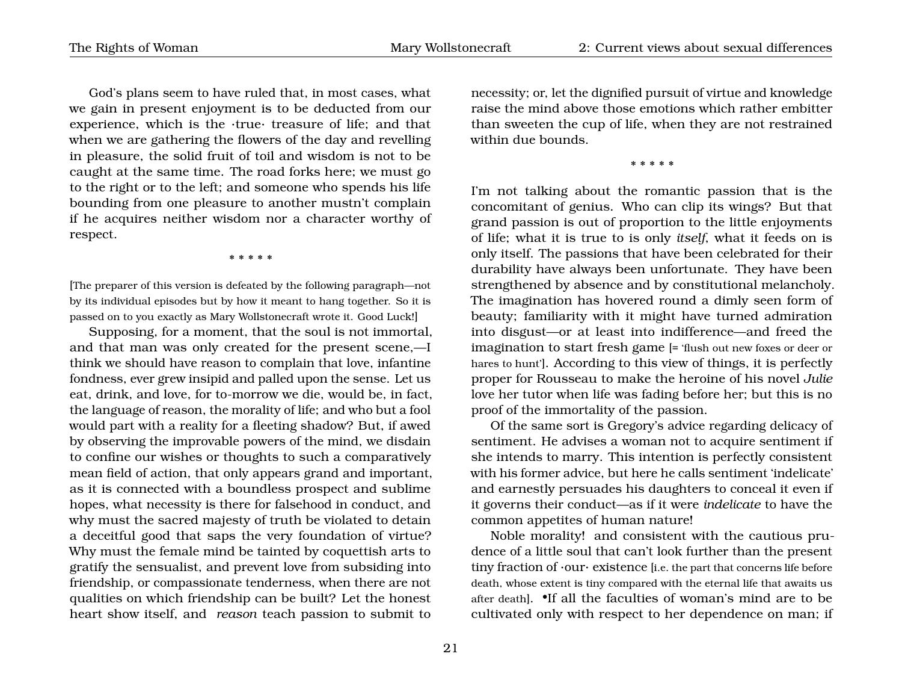God's plans seem to have ruled that, in most cases, what we gain in present enjoyment is to be deducted from our experience, which is the ·true· treasure of life; and that when we are gathering the flowers of the day and revelling in pleasure, the solid fruit of toil and wisdom is not to be caught at the same time. The road forks here; we must go to the right or to the left; and someone who spends his life bounding from one pleasure to another mustn't complain if he acquires neither wisdom nor a character worthy of respect.

* * * * *

[The preparer of this version is defeated by the following paragraph—not by its individual episodes but by how it meant to hang together. So it is passed on to you exactly as Mary Wollstonecraft wrote it. Good Luck!]

Supposing, for a moment, that the soul is not immortal, and that man was only created for the present scene,—I think we should have reason to complain that love, infantine fondness, ever grew insipid and palled upon the sense. Let us eat, drink, and love, for to-morrow we die, would be, in fact, the language of reason, the morality of life; and who but a fool would part with a reality for a fleeting shadow? But, if awed by observing the improvable powers of the mind, we disdain to confine our wishes or thoughts to such a comparatively mean field of action, that only appears grand and important, as it is connected with a boundless prospect and sublime hopes, what necessity is there for falsehood in conduct, and why must the sacred majesty of truth be violated to detain a deceitful good that saps the very foundation of virtue? Why must the female mind be tainted by coquettish arts to gratify the sensualist, and prevent love from subsiding into friendship, or compassionate tenderness, when there are not qualities on which friendship can be built? Let the honest heart show itself, and *reason* teach passion to submit to necessity; or, let the dignified pursuit of virtue and knowledge raise the mind above those emotions which rather embitter than sweeten the cup of life, when they are not restrained within due bounds.

* * * * *

I'm not talking about the romantic passion that is the concomitant of genius. Who can clip its wings? But that grand passion is out of proportion to the little enjoyments of life; what it is true to is only *itself*, what it feeds on is only itself. The passions that have been celebrated for their durability have always been unfortunate. They have been strengthened by absence and by constitutional melancholy. The imagination has hovered round a dimly seen form of beauty; familiarity with it might have turned admiration into disgust—or at least into indifference—and freed the imagination to start fresh game [= 'flush out new foxes or deer or hares to hunt']. According to this view of things, it is perfectly proper for Rousseau to make the heroine of his novel *Julie* love her tutor when life was fading before her; but this is no proof of the immortality of the passion.

Of the same sort is Gregory's advice regarding delicacy of sentiment. He advises a woman not to acquire sentiment if she intends to marry. This intention is perfectly consistent with his former advice, but here he calls sentiment 'indelicate' and earnestly persuades his daughters to conceal it even if it governs their conduct—as if it were *indelicate* to have the common appetites of human nature!

Noble morality! and consistent with the cautious prudence of a little soul that can't look further than the present tiny fraction of ·our· existence [i.e. the part that concerns life before death, whose extent is tiny compared with the eternal life that awaits us after death]. •If all the faculties of woman's mind are to be cultivated only with respect to her dependence on man; if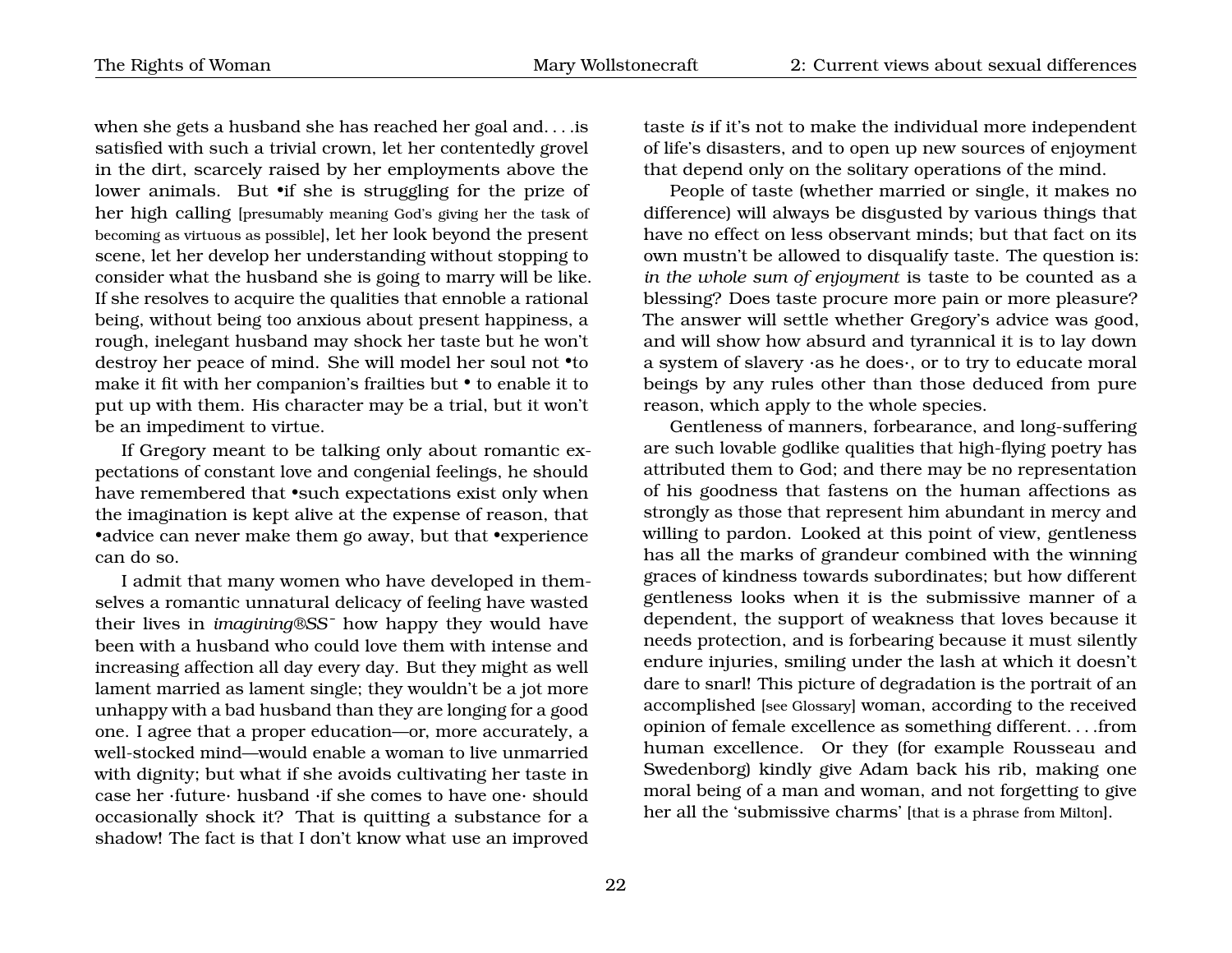when she gets a husband she has reached her goal and. . . .is satisfied with such a trivial crown, let her contentedly grovel in the dirt, scarcely raised by her employments above the lower animals. But •if she is struggling for the prize of her high calling [presumably meaning God's giving her the task of becoming as virtuous as possible], let her look beyond the present scene, let her develop her understanding without stopping to consider what the husband she is going to marry will be like. If she resolves to acquire the qualities that ennoble a rational being, without being too anxious about present happiness, a rough, inelegant husband may shock her taste but he won't destroy her peace of mind. She will model her soul not •to make it fit with her companion's frailties but • to enable it to put up with them. His character may be a trial, but it won't be an impediment to virtue.

If Gregory meant to be talking only about romantic expectations of constant love and congenial feelings, he should have remembered that •such expectations exist only when the imagination is kept alive at the expense of reason, that •advice can never make them go away, but that •experience can do so.

I admit that many women who have developed in themselves a romantic unnatural delicacy of feeling have wasted their lives in *imagining®SS¯* how happy they would have been with a husband who could love them with intense and increasing affection all day every day. But they might as well lament married as lament single; they wouldn't be a jot more unhappy with a bad husband than they are longing for a good one. I agree that a proper education—or, more accurately, a well-stocked mind—would enable a woman to live unmarried with dignity; but what if she avoids cultivating her taste in case her ·future· husband ·if she comes to have one· should occasionally shock it? That is quitting a substance for a shadow! The fact is that I don't know what use an improved taste *is* if it's not to make the individual more independent of life's disasters, and to open up new sources of enjoyment that depend only on the solitary operations of the mind.

People of taste (whether married or single, it makes no difference) will always be disgusted by various things that have no effect on less observant minds; but that fact on its own mustn't be allowed to disqualify taste. The question is: *in the whole sum of enjoyment* is taste to be counted as a blessing? Does taste procure more pain or more pleasure? The answer will settle whether Gregory's advice was good, and will show how absurd and tyrannical it is to lay down a system of slavery ·as he does·, or to try to educate moral beings by any rules other than those deduced from pure reason, which apply to the whole species.

Gentleness of manners, forbearance, and long-suffering are such lovable godlike qualities that high-flying poetry has attributed them to God; and there may be no representation of his goodness that fastens on the human affections as strongly as those that represent him abundant in mercy and willing to pardon. Looked at this point of view, gentleness has all the marks of grandeur combined with the winning graces of kindness towards subordinates; but how different gentleness looks when it is the submissive manner of a dependent, the support of weakness that loves because it needs protection, and is forbearing because it must silently endure injuries, smiling under the lash at which it doesn't dare to snarl! This picture of degradation is the portrait of an accomplished [see Glossary] woman, according to the received opinion of female excellence as something different. . . .from human excellence. Or they (for example Rousseau and Swedenborg) kindly give Adam back his rib, making one moral being of a man and woman, and not forgetting to give her all the 'submissive charms' [that is a phrase from Milton].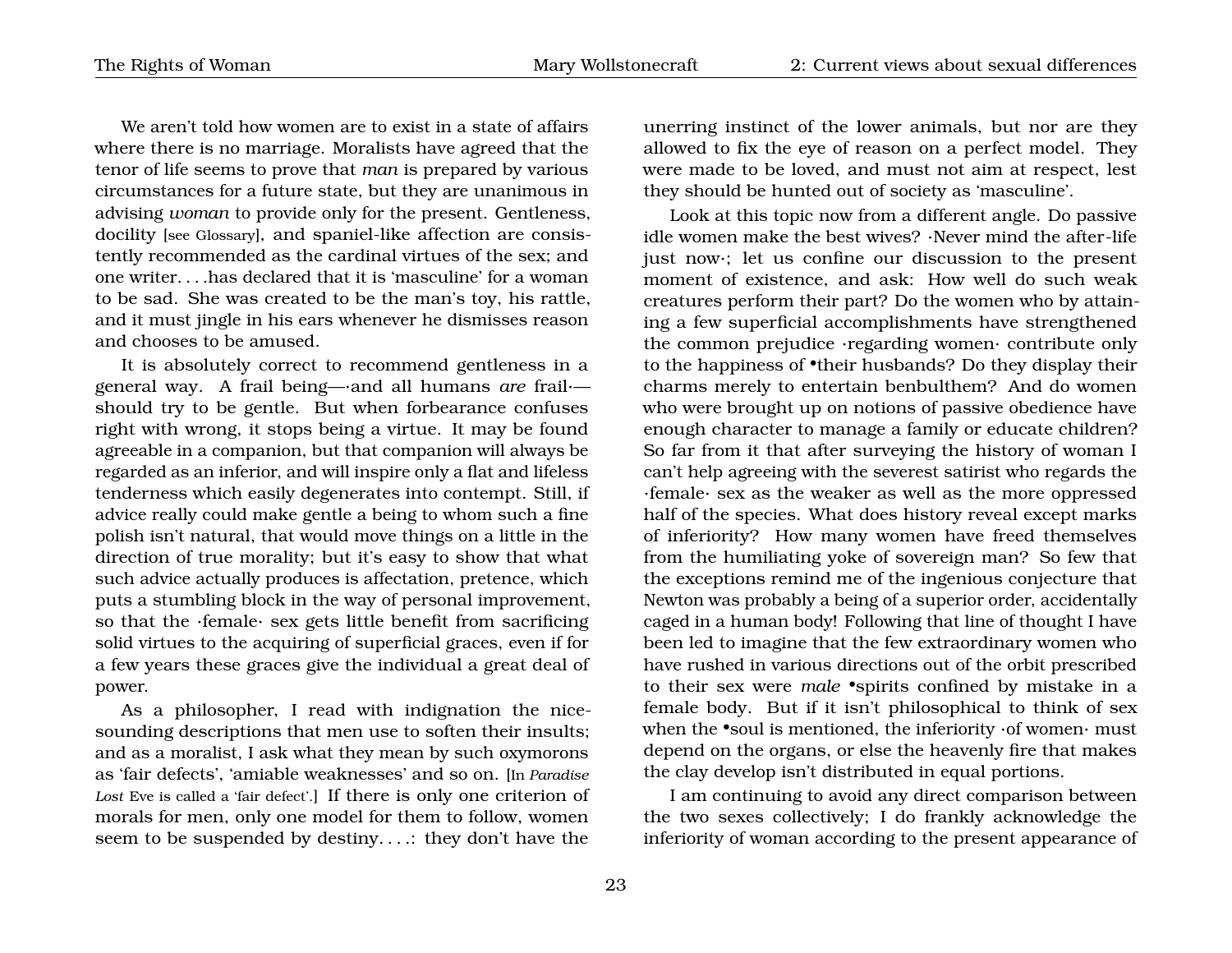We aren't told how women are to exist in a state of affairs where there is no marriage. Moralists have agreed that the tenor of life seems to prove that *man* is prepared by various circumstances for a future state, but they are unanimous in advising *woman* to provide only for the present. Gentleness, docility [see Glossary], and spaniel-like affection are consistently recommended as the cardinal virtues of the sex; and one writer. . . .has declared that it is 'masculine' for a woman to be sad. She was created to be the man's toy, his rattle, and it must jingle in his ears whenever he dismisses reason and chooses to be amused.

It is absolutely correct to recommend gentleness in a general way. A frail being—·and all humans *are* frail·—should try to be gentle. But when forbearance confuses right with wrong, it stops being a virtue. It may be found agreeable in a companion, but that companion will always be regarded as an inferior, and will inspire only a flat and lifeless tenderness which easily degenerates into contempt. Still, if advice really could make gentle a being to whom such a fine polish isn't natural, that would move things on a little in the direction of true morality; but it's easy to show that what such advice actually produces is affectation, pretence, which puts a stumbling block in the way of personal improvement, so that the ·female· sex gets little benefit from sacrificing solid virtues to the acquiring of superficial graces, even if for a few years these graces give the individual a great deal of power.

As a philosopher, I read with indignation the nice-sounding descriptions that men use to soften their insults; and as a moralist, I ask what they mean by such oxymorons as 'fair defects', 'amiable weaknesses' and so on. [In *Paradise Lost* Eve is called a 'fair defect'.] If there is only one criterion of morals for men, only one model for them to follow, women seem to be suspended by destiny. . . .: they don't have the unerring instinct of the lower animals, but nor are they allowed to fix the eye of reason on a perfect model. They were made to be loved, and must not aim at respect, lest they should be hunted out of society as 'masculine'.

Look at this topic now from a different angle. Do passive idle women make the best wives? ·Never mind the after-life just now·; let us confine our discussion to the present moment of existence, and ask: How well do such weak creatures perform their part? Do the women who by attaining a few superficial accomplishments have strengthened the common prejudice ·regarding women· contribute only to the happiness of •their husbands? Do they display their charms merely to entertain benbulthem? And do women who were brought up on notions of passive obedience have enough character to manage a family or educate children? So far from it that after surveying the history of woman I can't help agreeing with the severest satirist who regards the ·female· sex as the weaker as well as the more oppressed half of the species. What does history reveal except marks of inferiority? How many women have freed themselves from the humiliating yoke of sovereign man? So few that the exceptions remind me of the ingenious conjecture that Newton was probably a being of a superior order, accidentally caged in a human body! Following that line of thought I have been led to imagine that the few extraordinary women who have rushed in various directions out of the orbit prescribed to their sex were *male* •spirits confined by mistake in a female body. But if it isn't philosophical to think of sex when the •soul is mentioned, the inferiority ·of women· must depend on the organs, or else the heavenly fire that makes the clay develop isn't distributed in equal portions.

I am continuing to avoid any direct comparison between the two sexes collectively; I do frankly acknowledge the inferiority of woman according to the present appearance of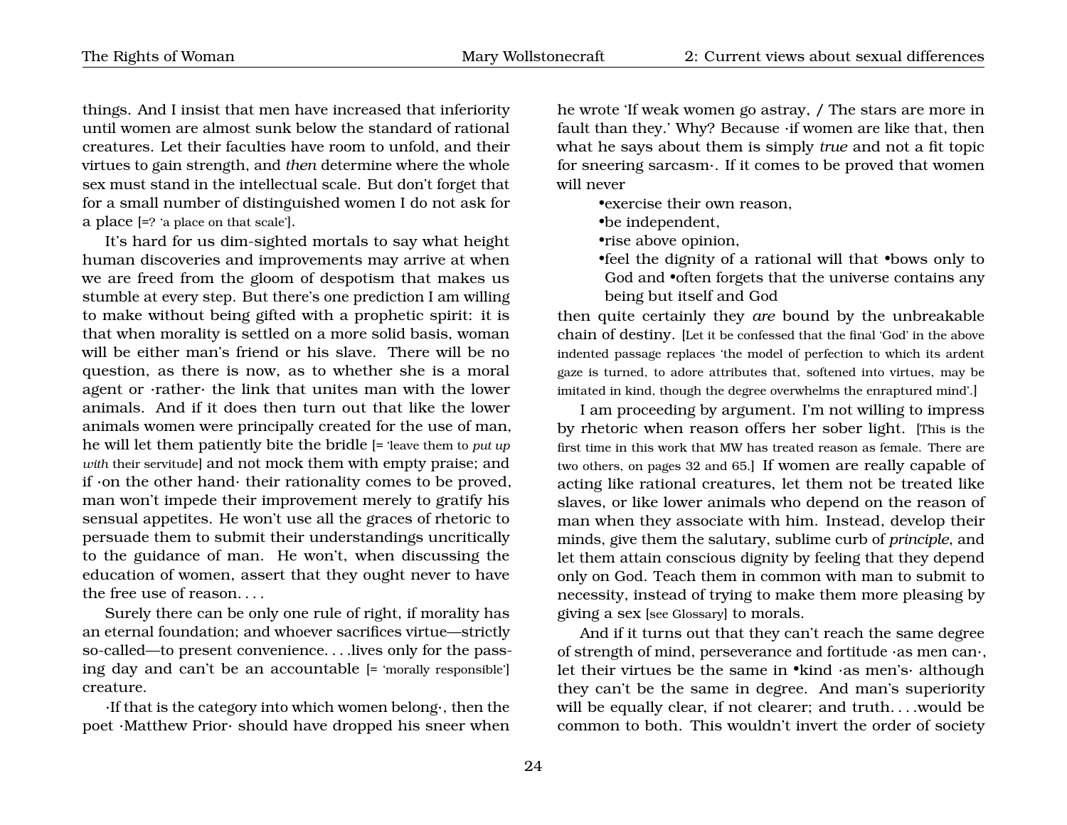things. And I insist that men have increased that inferiority until women are almost sunk below the standard of rational creatures. Let their faculties have room to unfold, and their virtues to gain strength, and *then* determine where the whole sex must stand in the intellectual scale. But don't forget that for a small number of distinguished women I do not ask for a place [=? 'a place on that scale'].

It's hard for us dim-sighted mortals to say what height human discoveries and improvements may arrive at when we are freed from the gloom of despotism that makes us stumble at every step. But there's one prediction I am willing to make without being gifted with a prophetic spirit: it is that when morality is settled on a more solid basis, woman will be either man's friend or his slave. There will be no question, as there is now, as to whether she is a moral agent or ·rather· the link that unites man with the lower animals. And if it does then turn out that like the lower animals women were principally created for the use of man, he will let them patiently bite the bridle [= 'leave them to *put up with* their servitude] and not mock them with empty praise; and if ·on the other hand· their rationality comes to be proved, man won't impede their improvement merely to gratify his sensual appetites. He won't use all the graces of rhetoric to persuade them to submit their understandings uncritically to the guidance of man. He won't, when discussing the education of women, assert that they ought never to have the free use of reason. . . .

Surely there can be only one rule of right, if morality has an eternal foundation; and whoever sacrifices virtue—strictly so-called—to present convenience. . . .lives only for the passing day and can't be an accountable [= 'morally responsible'] creature.

·If that is the category into which women belong·, then the poet ·Matthew Prior· should have dropped his sneer when he wrote 'If weak women go astray, / The stars are more in fault than they.' Why? Because ·if women are like that, then what he says about them is simply *true* and not a fit topic for sneering sarcasm·. If it comes to be proved that women will never

- •exercise their own reason,
- •be independent,
- •rise above opinion,
- •feel the dignity of a rational will that •bows only to God and •often forgets that the universe contains any being but itself and God

then quite certainly they *are* bound by the unbreakable chain of destiny. [Let it be confessed that the final 'God' in the above indented passage replaces 'the model of perfection to which its ardent gaze is turned, to adore attributes that, softened into virtues, may be imitated in kind, though the degree overwhelms the enraptured mind'.]

I am proceeding by argument. I'm not willing to impress by rhetoric when reason offers her sober light. [This is the first time in this work that MW has treated reason as female. There are two others, on pages 32 and 65.] If women are really capable of acting like rational creatures, let them not be treated like slaves, or like lower animals who depend on the reason of man when they associate with him. Instead, develop their minds, give them the salutary, sublime curb of *principle*, and let them attain conscious dignity by feeling that they depend only on God. Teach them in common with man to submit to necessity, instead of trying to make them more pleasing by giving a sex [see Glossary] to morals.

And if it turns out that they can't reach the same degree of strength of mind, perseverance and fortitude ·as men can·, let their virtues be the same in •kind ·as men's· although they can't be the same in degree. And man's superiority will be equally clear, if not clearer; and truth. . . .would be common to both. This wouldn't invert the order of society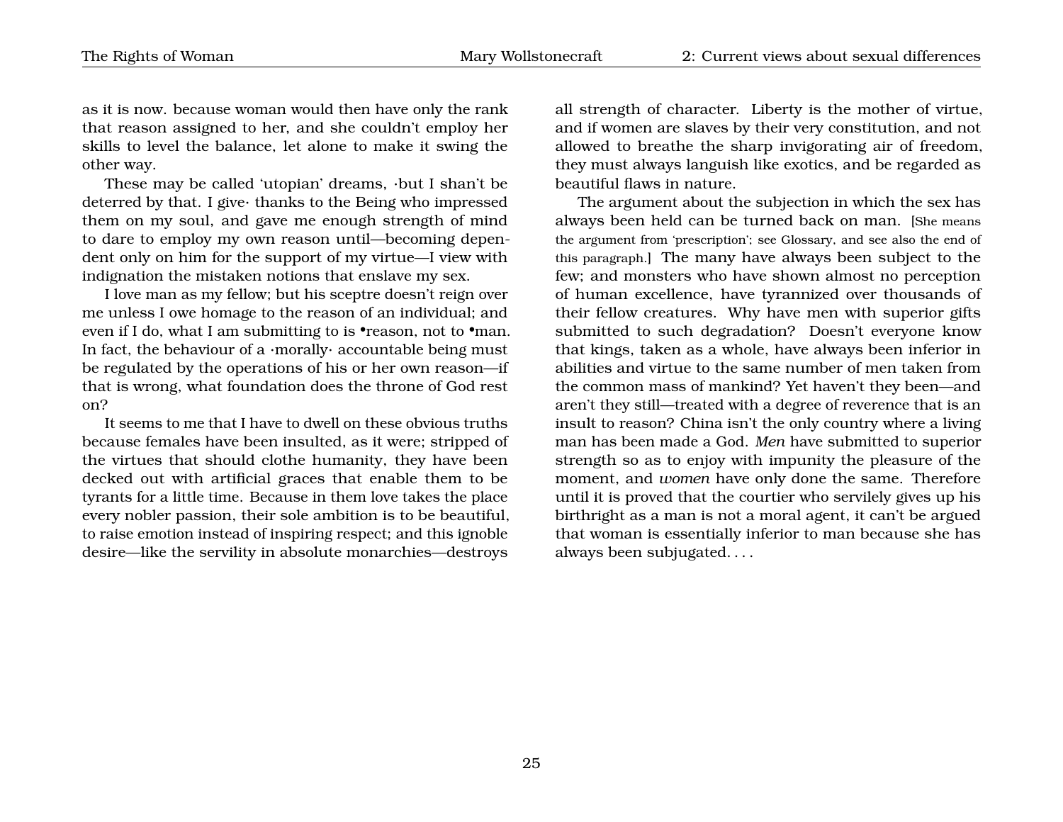as it is now. because woman would then have only the rank that reason assigned to her, and she couldn't employ her skills to level the balance, let alone to make it swing the other way.

These may be called 'utopian' dreams, ·but I shan't be deterred by that. I give· thanks to the Being who impressed them on my soul, and gave me enough strength of mind to dare to employ my own reason until—becoming dependent only on him for the support of my virtue—I view with indignation the mistaken notions that enslave my sex.

I love man as my fellow; but his sceptre doesn't reign over me unless I owe homage to the reason of an individual; and even if I do, what I am submitting to is •reason, not to •man. In fact, the behaviour of a ·morally· accountable being must be regulated by the operations of his or her own reason—if that is wrong, what foundation does the throne of God rest on?

It seems to me that I have to dwell on these obvious truths because females have been insulted, as it were; stripped of the virtues that should clothe humanity, they have been decked out with artificial graces that enable them to be tyrants for a little time. Because in them love takes the place every nobler passion, their sole ambition is to be beautiful, to raise emotion instead of inspiring respect; and this ignoble desire—like the servility in absolute monarchies—destroys all strength of character. Liberty is the mother of virtue, and if women are slaves by their very constitution, and not allowed to breathe the sharp invigorating air of freedom, they must always languish like exotics, and be regarded as beautiful flaws in nature.

The argument about the subjection in which the sex has always been held can be turned back on man. [She means the argument from 'prescription'; see Glossary, and see also the end of this paragraph.] The many have always been subject to the few; and monsters who have shown almost no perception of human excellence, have tyrannized over thousands of their fellow creatures. Why have men with superior gifts submitted to such degradation? Doesn't everyone know that kings, taken as a whole, have always been inferior in abilities and virtue to the same number of men taken from the common mass of mankind? Yet haven't they been—and aren't they still—treated with a degree of reverence that is an insult to reason? China isn't the only country where a living man has been made a God. *Men* have submitted to superior strength so as to enjoy with impunity the pleasure of the moment, and *women* have only done the same. Therefore until it is proved that the courtier who servilely gives up his birthright as a man is not a moral agent, it can't be argued that woman is essentially inferior to man because she has always been subjugated. . . .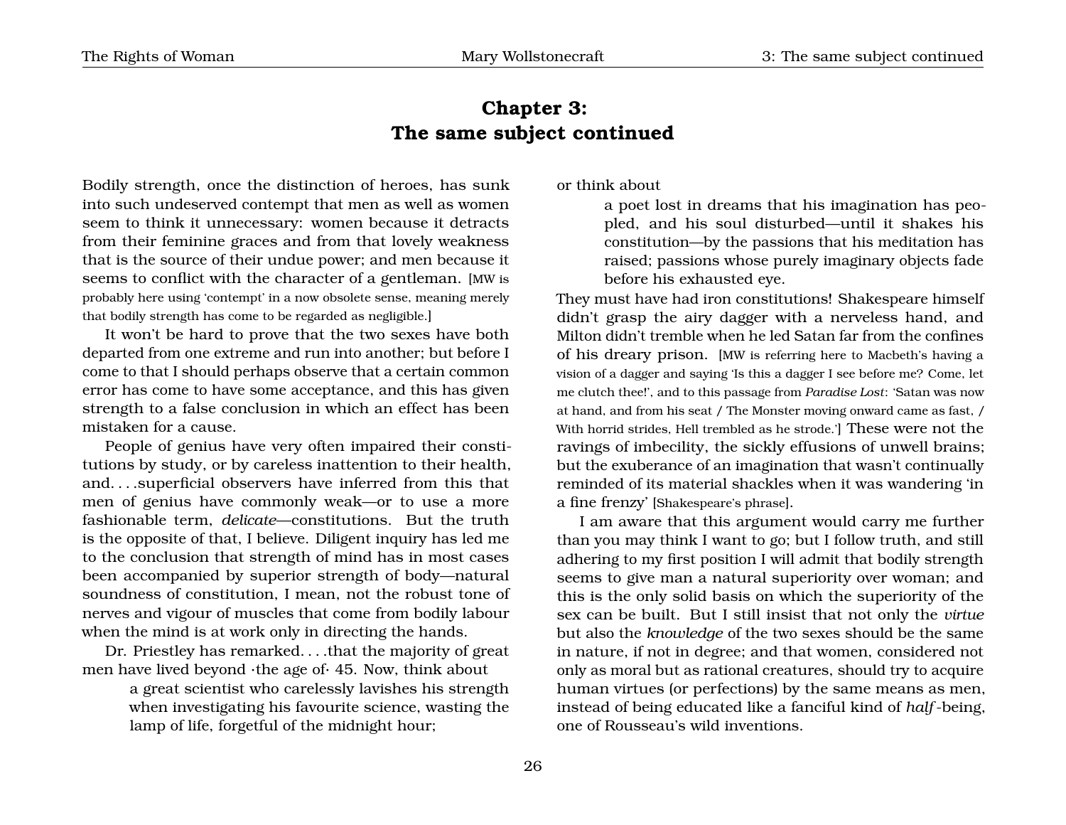# Chapter 3: The same subject continued

Bodily strength, once the distinction of heroes, has sunk into such undeserved contempt that men as well as women seem to think it unnecessary: women because it detracts from their feminine graces and from that lovely weakness that is the source of their undue power; and men because it seems to conflict with the character of a gentleman. [MW is probably here using 'contempt' in a now obsolete sense, meaning merely that bodily strength has come to be regarded as negligible.]

It won't be hard to prove that the two sexes have both departed from one extreme and run into another; but before I come to that I should perhaps observe that a certain common error has come to have some acceptance, and this has given strength to a false conclusion in which an effect has been mistaken for a cause.

People of genius have very often impaired their constitutions by study, or by careless inattention to their health, and. . . .superficial observers have inferred from this that men of genius have commonly weak—or to use a more fashionable term, *delicate*—constitutions. But the truth is the opposite of that, I believe. Diligent inquiry has led me to the conclusion that strength of mind has in most cases been accompanied by superior strength of body—natural soundness of constitution, I mean, not the robust tone of nerves and vigour of muscles that come from bodily labour when the mind is at work only in directing the hands.

Dr. Priestley has remarked. . . .that the majority of great men have lived beyond ·the age of· 45. Now, think about

> a great scientist who carelessly lavishes his strength when investigating his favourite science, wasting the lamp of life, forgetful of the midnight hour;

or think about

> a poet lost in dreams that his imagination has peopled, and his soul disturbed—until it shakes his constitution—by the passions that his meditation has raised; passions whose purely imaginary objects fade before his exhausted eye.

They must have had iron constitutions! Shakespeare himself didn't grasp the airy dagger with a nerveless hand, and Milton didn't tremble when he led Satan far from the confines of his dreary prison. [MW is referring here to Macbeth's having a vision of a dagger and saying 'Is this a dagger I see before me? Come, let me clutch thee!', and to this passage from *Paradise Lost*: 'Satan was now at hand, and from his seat / The Monster moving onward came as fast, / With horrid strides, Hell trembled as he strode.'] These were not the ravings of imbecility, the sickly effusions of unwell brains; but the exuberance of an imagination that wasn't continually reminded of its material shackles when it was wandering 'in a fine frenzy' [Shakespeare's phrase].

I am aware that this argument would carry me further than you may think I want to go; but I follow truth, and still adhering to my first position I will admit that bodily strength seems to give man a natural superiority over woman; and this is the only solid basis on which the superiority of the sex can be built. But I still insist that not only the *virtue* but also the *knowledge* of the two sexes should be the same in nature, if not in degree; and that women, considered not only as moral but as rational creatures, should try to acquire human virtues (or perfections) by the same means as men, instead of being educated like a fanciful kind of *half*-being, one of Rousseau's wild inventions.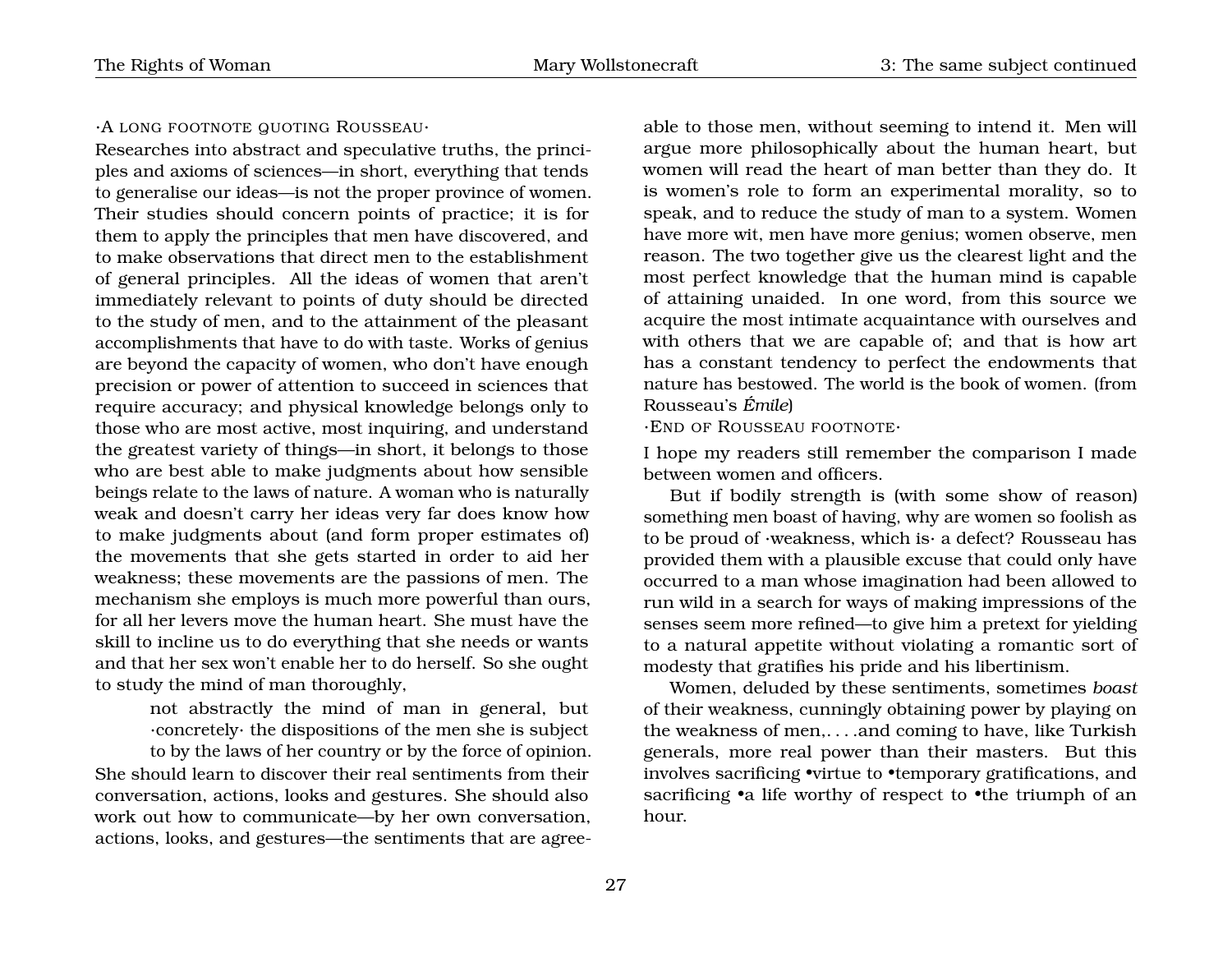·A LONG FOOTNOTE QUOTING ROUSSEAU·

Researches into abstract and speculative truths, the principles and axioms of sciences—in short, everything that tends to generalise our ideas—is not the proper province of women. Their studies should concern points of practice; it is for them to apply the principles that men have discovered, and to make observations that direct men to the establishment of general principles. All the ideas of women that aren't immediately relevant to points of duty should be directed to the study of men, and to the attainment of the pleasant accomplishments that have to do with taste. Works of genius are beyond the capacity of women, who don't have enough precision or power of attention to succeed in sciences that require accuracy; and physical knowledge belongs only to those who are most active, most inquiring, and understand the greatest variety of things—in short, it belongs to those who are best able to make judgments about how sensible beings relate to the laws of nature. A woman who is naturally weak and doesn't carry her ideas very far does know how to make judgments about (and form proper estimates of) the movements that she gets started in order to aid her weakness; these movements are the passions of men. The mechanism she employs is much more powerful than ours, for all her levers move the human heart. She must have the skill to incline us to do everything that she needs or wants and that her sex won't enable her to do herself. So she ought to study the mind of man thoroughly,

> not abstractly the mind of man in general, but ·concretely· the dispositions of the men she is subject to by the laws of her country or by the force of opinion.

She should learn to discover their real sentiments from their conversation, actions, looks and gestures. She should also work out how to communicate—by her own conversation, actions, looks, and gestures—the sentiments that are agreeable to those men, without seeming to intend it. Men will argue more philosophically about the human heart, but women will read the heart of man better than they do. It is women's role to form an experimental morality, so to speak, and to reduce the study of man to a system. Women have more wit, men have more genius; women observe, men reason. The two together give us the clearest light and the most perfect knowledge that the human mind is capable of attaining unaided. In one word, from this source we acquire the most intimate acquaintance with ourselves and with others that we are capable of; and that is how art has a constant tendency to perfect the endowments that nature has bestowed. The world is the book of women. (from Rousseau's *Émile*)

·END OF ROUSSEAU FOOTNOTE·

I hope my readers still remember the comparison I made between women and officers.

But if bodily strength is (with some show of reason) something men boast of having, why are women so foolish as to be proud of ·weakness, which is· a defect? Rousseau has provided them with a plausible excuse that could only have occurred to a man whose imagination had been allowed to run wild in a search for ways of making impressions of the senses seem more refined—to give him a pretext for yielding to a natural appetite without violating a romantic sort of modesty that gratifies his pride and his libertinism.

Women, deluded by these sentiments, sometimes *boast* of their weakness, cunningly obtaining power by playing on the weakness of men,. . . .and coming to have, like Turkish generals, more real power than their masters. But this involves sacrificing •virtue to •temporary gratifications, and sacrificing •a life worthy of respect to •the triumph of an hour.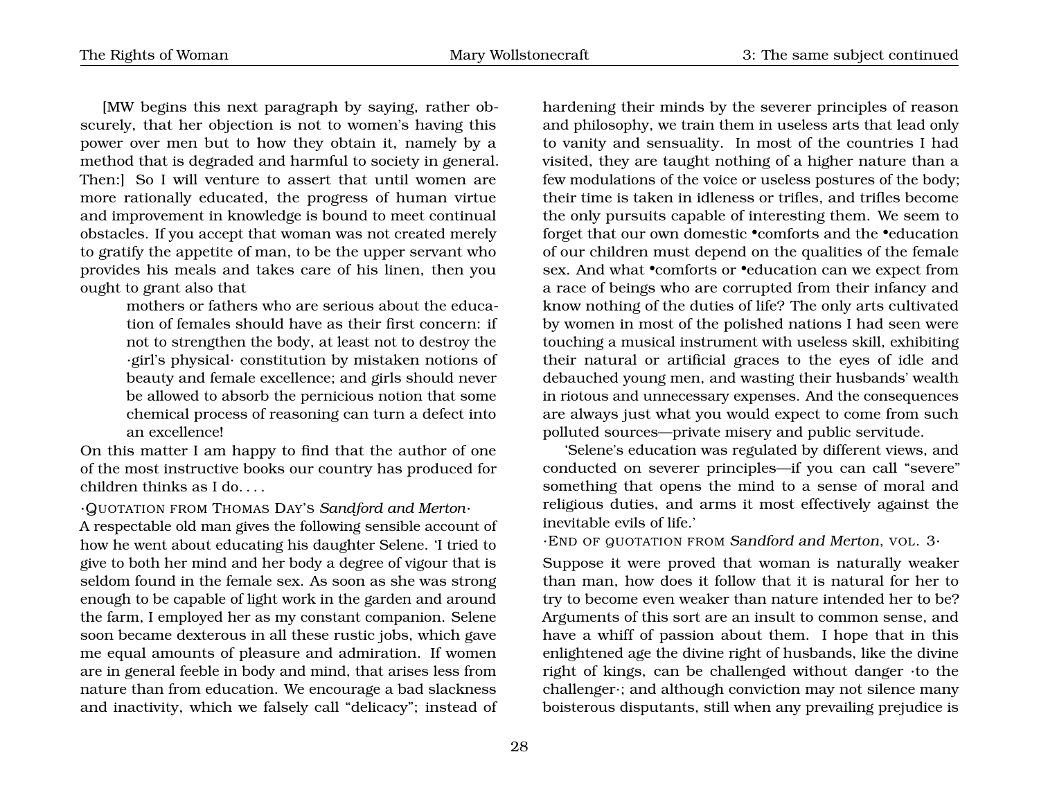[MW begins this next paragraph by saying, rather obscurely, that her objection is not to women's having this power over men but to how they obtain it, namely by a method that is degraded and harmful to society in general. Then:] So I will venture to assert that until women are more rationally educated, the progress of human virtue and improvement in knowledge is bound to meet continual obstacles. If you accept that woman was not created merely to gratify the appetite of man, to be the upper servant who provides his meals and takes care of his linen, then you ought to grant also that

> mothers or fathers who are serious about the education of females should have as their first concern: if not to strengthen the body, at least not to destroy the ·girl's physical· constitution by mistaken notions of beauty and female excellence; and girls should never be allowed to absorb the pernicious notion that some chemical process of reasoning can turn a defect into an excellence!

On this matter I am happy to find that the author of one of the most instructive books our country has produced for children thinks as I do. . . .

·QUOTATION FROM THOMAS DAY'S *Sandford and Merton*·

A respectable old man gives the following sensible account of how he went about educating his daughter Selene. 'I tried to give to both her mind and her body a degree of vigour that is seldom found in the female sex. As soon as she was strong enough to be capable of light work in the garden and around the farm, I employed her as my constant companion. Selene soon became dexterous in all these rustic jobs, which gave me equal amounts of pleasure and admiration. If women are in general feeble in body and mind, that arises less from nature than from education. We encourage a bad slackness and inactivity, which we falsely call "delicacy"; instead of hardening their minds by the severer principles of reason and philosophy, we train them in useless arts that lead only to vanity and sensuality. In most of the countries I had visited, they are taught nothing of a higher nature than a few modulations of the voice or useless postures of the body; their time is taken in idleness or trifles, and trifles become the only pursuits capable of interesting them. We seem to forget that our own domestic •comforts and the •education of our children must depend on the qualities of the female sex. And what •comforts or •education can we expect from a race of beings who are corrupted from their infancy and know nothing of the duties of life? The only arts cultivated by women in most of the polished nations I had seen were touching a musical instrument with useless skill, exhibiting their natural or artificial graces to the eyes of idle and debauched young men, and wasting their husbands' wealth in riotous and unnecessary expenses. And the consequences are always just what you would expect to come from such polluted sources—private misery and public servitude.

'Selene's education was regulated by different views, and conducted on severer principles—if you can call "severe" something that opens the mind to a sense of moral and religious duties, and arms it most effectively against the inevitable evils of life.'

·END OF QUOTATION FROM *Sandford and Merton*, VOL. 3·

Suppose it were proved that woman is naturally weaker than man, how does it follow that it is natural for her to try to become even weaker than nature intended her to be? Arguments of this sort are an insult to common sense, and have a whiff of passion about them. I hope that in this enlightened age the divine right of husbands, like the divine right of kings, can be challenged without danger ·to the challenger·; and although conviction may not silence many boisterous disputants, still when any prevailing prejudice is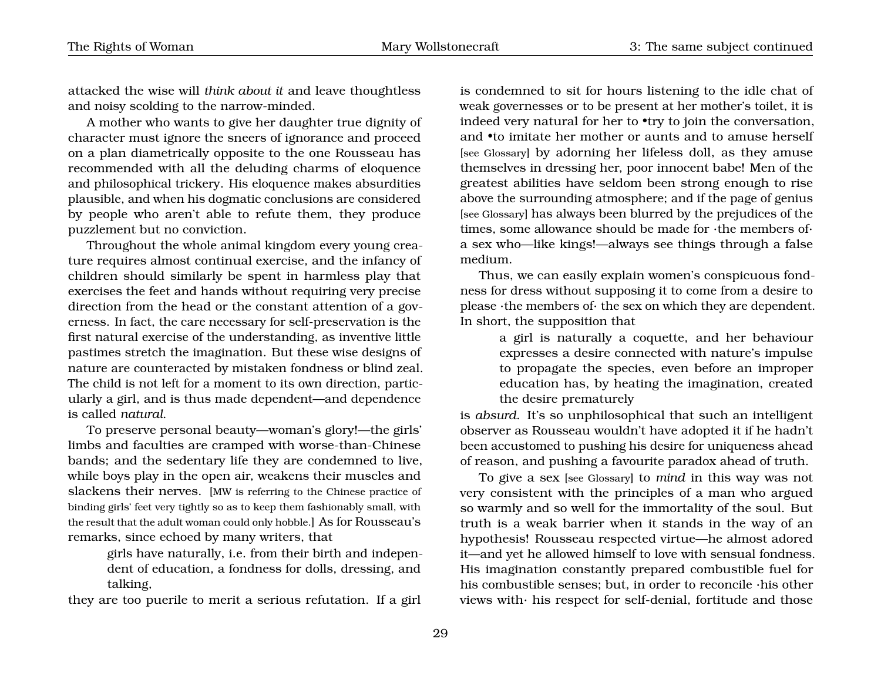attacked the wise will *think about it* and leave thoughtless and noisy scolding to the narrow-minded.

A mother who wants to give her daughter true dignity of character must ignore the sneers of ignorance and proceed on a plan diametrically opposite to the one Rousseau has recommended with all the deluding charms of eloquence and philosophical trickery. His eloquence makes absurdities plausible, and when his dogmatic conclusions are considered by people who aren't able to refute them, they produce puzzlement but no conviction.

Throughout the whole animal kingdom every young creature requires almost continual exercise, and the infancy of children should similarly be spent in harmless play that exercises the feet and hands without requiring very precise direction from the head or the constant attention of a governess. In fact, the care necessary for self-preservation is the first natural exercise of the understanding, as inventive little pastimes stretch the imagination. But these wise designs of nature are counteracted by mistaken fondness or blind zeal. The child is not left for a moment to its own direction, particularly a girl, and is thus made dependent—and dependence is called *natural*.

To preserve personal beauty—woman's glory!—the girls' limbs and faculties are cramped with worse-than-Chinese bands; and the sedentary life they are condemned to live, while boys play in the open air, weakens their muscles and slackens their nerves. [MW is referring to the Chinese practice of binding girls' feet very tightly so as to keep them fashionably small, with the result that the adult woman could only hobble.] As for Rousseau's remarks, since echoed by many writers, that

> girls have naturally, i.e. from their birth and independent of education, a fondness for dolls, dressing, and talking,

they are too puerile to merit a serious refutation. If a girl is condemned to sit for hours listening to the idle chat of weak governesses or to be present at her mother's toilet, it is indeed very natural for her to •try to join the conversation, and •to imitate her mother or aunts and to amuse herself [see Glossary] by adorning her lifeless doll, as they amuse themselves in dressing her, poor innocent babe! Men of the greatest abilities have seldom been strong enough to rise above the surrounding atmosphere; and if the page of genius [see Glossary] has always been blurred by the prejudices of the times, some allowance should be made for ·the members of· a sex who—like kings!—always see things through a false medium.

Thus, we can easily explain women's conspicuous fondness for dress without supposing it to come from a desire to please ·the members of· the sex on which they are dependent. In short, the supposition that

> a girl is naturally a coquette, and her behaviour expresses a desire connected with nature's impulse to propagate the species, even before an improper education has, by heating the imagination, created the desire prematurely

is *absurd*. It's so unphilosophical that such an intelligent observer as Rousseau wouldn't have adopted it if he hadn't been accustomed to pushing his desire for uniqueness ahead of reason, and pushing a favourite paradox ahead of truth.

To give a sex [see Glossary] to *mind* in this way was not very consistent with the principles of a man who argued so warmly and so well for the immortality of the soul. But truth is a weak barrier when it stands in the way of an hypothesis! Rousseau respected virtue—he almost adored it—and yet he allowed himself to love with sensual fondness. His imagination constantly prepared combustible fuel for his combustible senses; but, in order to reconcile ·his other views with· his respect for self-denial, fortitude and those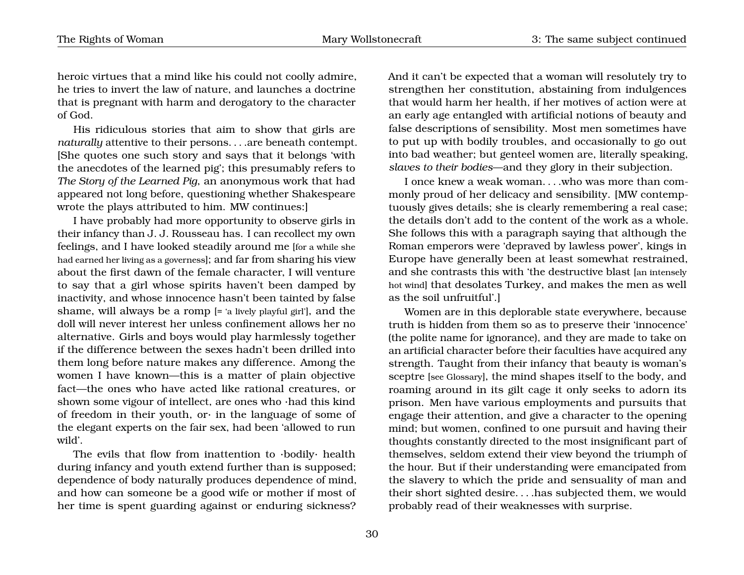heroic virtues that a mind like his could not coolly admire, he tries to invert the law of nature, and launches a doctrine that is pregnant with harm and derogatory to the character of God.

His ridiculous stories that aim to show that girls are *naturally* attentive to their persons. . . .are beneath contempt. [She quotes one such story and says that it belongs 'with the anecdotes of the learned pig'; this presumably refers to *The Story of the Learned Pig*, an anonymous work that had appeared not long before, questioning whether Shakespeare wrote the plays attributed to him. MW continues:]

I have probably had more opportunity to observe girls in their infancy than J. J. Rousseau has. I can recollect my own feelings, and I have looked steadily around me [for a while she had earned her living as a governess]; and far from sharing his view about the first dawn of the female character, I will venture to say that a girl whose spirits haven't been damped by inactivity, and whose innocence hasn't been tainted by false shame, will always be a romp [= 'a lively playful girl'], and the doll will never interest her unless confinement allows her no alternative. Girls and boys would play harmlessly together if the difference between the sexes hadn't been drilled into them long before nature makes any difference. Among the women I have known—this is a matter of plain objective fact—the ones who have acted like rational creatures, or shown some vigour of intellect, are ones who ·had this kind of freedom in their youth, or· in the language of some of the elegant experts on the fair sex, had been 'allowed to run wild'.

The evils that flow from inattention to ·bodily· health during infancy and youth extend further than is supposed; dependence of body naturally produces dependence of mind, and how can someone be a good wife or mother if most of her time is spent guarding against or enduring sickness? And it can't be expected that a woman will resolutely try to strengthen her constitution, abstaining from indulgences that would harm her health, if her motives of action were at an early age entangled with artificial notions of beauty and false descriptions of sensibility. Most men sometimes have to put up with bodily troubles, and occasionally to go out into bad weather; but genteel women are, literally speaking, *slaves to their bodies*—and they glory in their subjection.

I once knew a weak woman. . . .who was more than commonly proud of her delicacy and sensibility. [MW contemptuously gives details; she is clearly remembering a real case; the details don't add to the content of the work as a whole. She follows this with a paragraph saying that although the Roman emperors were 'depraved by lawless power', kings in Europe have generally been at least somewhat restrained, and she contrasts this with 'the destructive blast [an intensely hot wind] that desolates Turkey, and makes the men as well as the soil unfruitful'.]

Women are in this deplorable state everywhere, because truth is hidden from them so as to preserve their 'innocence' (the polite name for ignorance), and they are made to take on an artificial character before their faculties have acquired any strength. Taught from their infancy that beauty is woman's sceptre [see Glossary], the mind shapes itself to the body, and roaming around in its gilt cage it only seeks to adorn its prison. Men have various employments and pursuits that engage their attention, and give a character to the opening mind; but women, confined to one pursuit and having their thoughts constantly directed to the most insignificant part of themselves, seldom extend their view beyond the triumph of the hour. But if their understanding were emancipated from the slavery to which the pride and sensuality of man and their short sighted desire. . . .has subjected them, we would probably read of their weaknesses with surprise.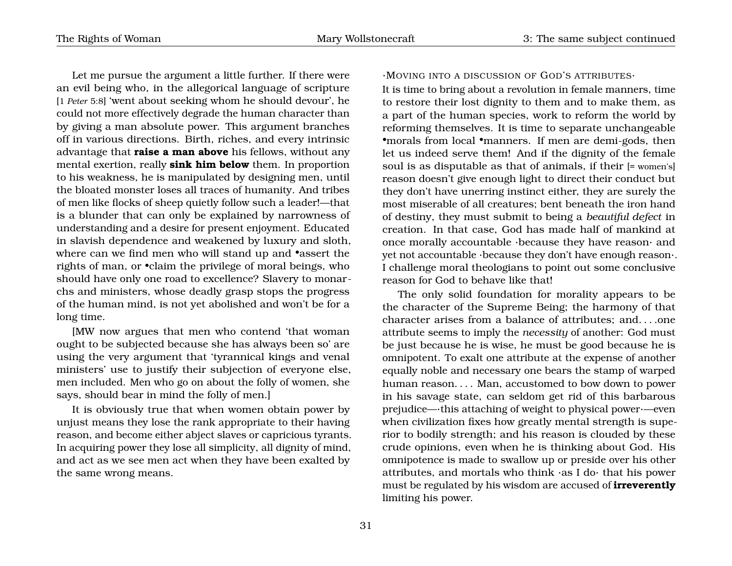Let me pursue the argument a little further. If there were an evil being who, in the allegorical language of scripture [1 *Peter* 5:8] 'went about seeking whom he should devour', he could not more effectively degrade the human character than by giving a man absolute power. This argument branches off in various directions. Birth, riches, and every intrinsic advantage that **raise a man above** his fellows, without any mental exertion, really **sink him below** them. In proportion to his weakness, he is manipulated by designing men, until the bloated monster loses all traces of humanity. And tribes of men like flocks of sheep quietly follow such a leader!—that is a blunder that can only be explained by narrowness of understanding and a desire for present enjoyment. Educated in slavish dependence and weakened by luxury and sloth, where can we find men who will stand up and •assert the rights of man, or •claim the privilege of moral beings, who should have only one road to excellence? Slavery to monarchs and ministers, whose deadly grasp stops the progress of the human mind, is not yet abolished and won't be for a long time.

[MW now argues that men who contend 'that woman ought to be subjected because she has always been so' are using the very argument that 'tyrannical kings and venal ministers' use to justify their subjection of everyone else, men included. Men who go on about the folly of women, she says, should bear in mind the folly of men.]

It is obviously true that when women obtain power by unjust means they lose the rank appropriate to their having reason, and become either abject slaves or capricious tyrants. In acquiring power they lose all simplicity, all dignity of mind, and act as we see men act when they have been exalted by the same wrong means.

·Moving into a discussion of God's attributes·

It is time to bring about a revolution in female manners, time to restore their lost dignity to them and to make them, as a part of the human species, work to reform the world by reforming themselves. It is time to separate unchangeable •morals from local •manners. If men are demi-gods, then let us indeed serve them! And if the dignity of the female soul is as disputable as that of animals, if their [= women's] reason doesn't give enough light to direct their conduct but they don't have unerring instinct either, they are surely the most miserable of all creatures; bent beneath the iron hand of destiny, they must submit to being a *beautiful defect* in creation. In that case, God has made half of mankind at once morally accountable ·because they have reason· and yet not accountable ·because they don't have enough reason·. I challenge moral theologians to point out some conclusive reason for God to behave like that!

The only solid foundation for morality appears to be the character of the Supreme Being; the harmony of that character arises from a balance of attributes; and. . . .one attribute seems to imply the *necessity* of another: God must be just because he is wise, he must be good because he is omnipotent. To exalt one attribute at the expense of another equally noble and necessary one bears the stamp of warped human reason. . . . Man, accustomed to bow down to power in his savage state, can seldom get rid of this barbarous prejudice—·this attaching of weight to physical power·—even when civilization fixes how greatly mental strength is superior to bodily strength; and his reason is clouded by these crude opinions, even when he is thinking about God. His omnipotence is made to swallow up or preside over his other attributes, and mortals who think ·as I do· that his power must be regulated by his wisdom are accused of **irreverently** limiting his power.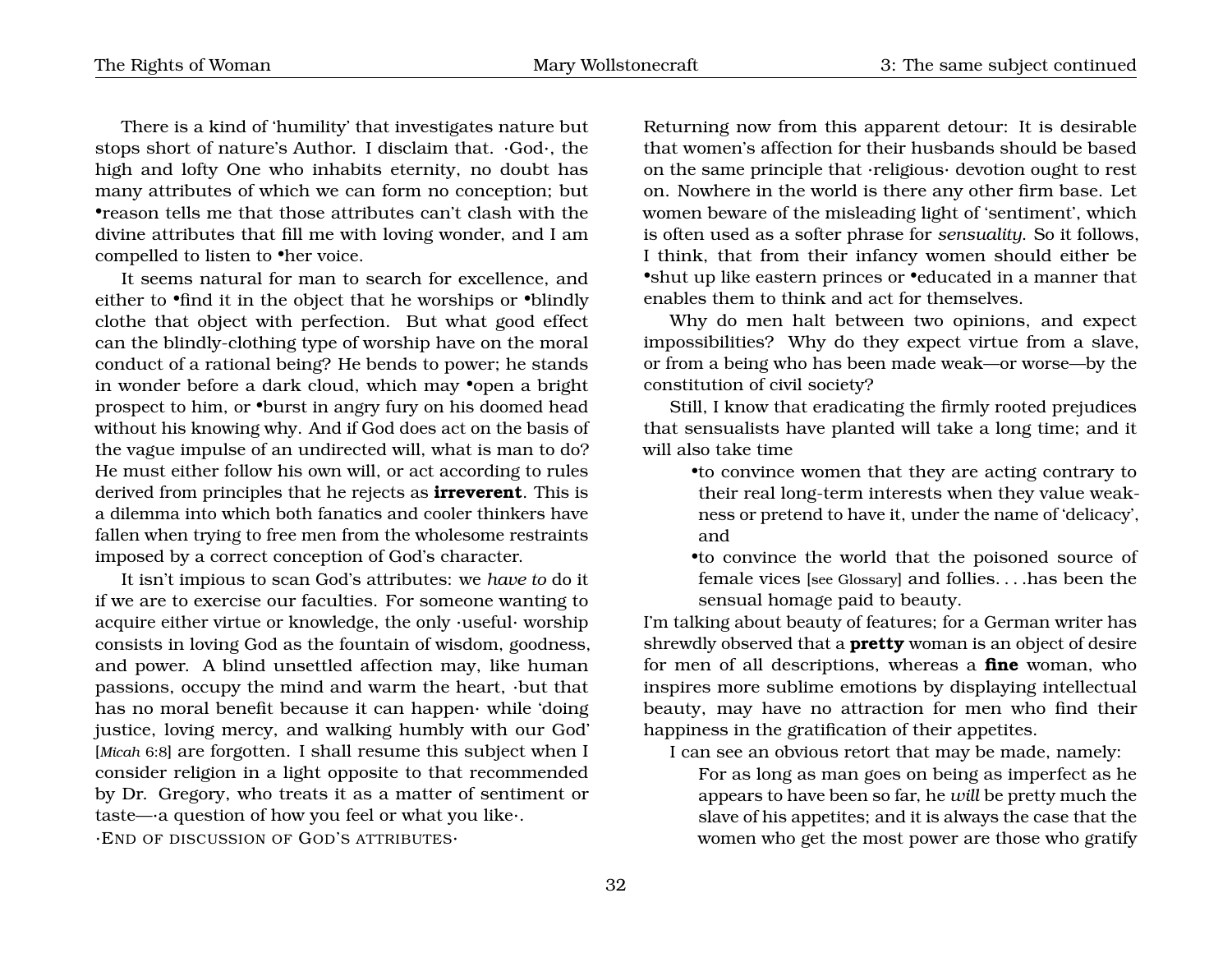There is a kind of 'humility' that investigates nature but stops short of nature's Author. I disclaim that. ·God·, the high and lofty One who inhabits eternity, no doubt has many attributes of which we can form no conception; but •reason tells me that those attributes can't clash with the divine attributes that fill me with loving wonder, and I am compelled to listen to •her voice.

It seems natural for man to search for excellence, and either to •find it in the object that he worships or •blindly clothe that object with perfection. But what good effect can the blindly-clothing type of worship have on the moral conduct of a rational being? He bends to power; he stands in wonder before a dark cloud, which may •open a bright prospect to him, or •burst in angry fury on his doomed head without his knowing why. And if God does act on the basis of the vague impulse of an undirected will, what is man to do? He must either follow his own will, or act according to rules derived from principles that he rejects as **irreverent**. This is a dilemma into which both fanatics and cooler thinkers have fallen when trying to free men from the wholesome restraints imposed by a correct conception of God's character.

It isn't impious to scan God's attributes: we *have to* do it if we are to exercise our faculties. For someone wanting to acquire either virtue or knowledge, the only ·useful· worship consists in loving God as the fountain of wisdom, goodness, and power. A blind unsettled affection may, like human passions, occupy the mind and warm the heart, ·but that has no moral benefit because it can happen· while 'doing justice, loving mercy, and walking humbly with our God' [*Micah* 6:8] are forgotten. I shall resume this subject when I consider religion in a light opposite to that recommended by Dr. Gregory, who treats it as a matter of sentiment or taste—·a question of how you feel or what you like·.

·END OF DISCUSSION OF GOD'S ATTRIBUTES·

Returning now from this apparent detour: It is desirable that women's affection for their husbands should be based on the same principle that ·religious· devotion ought to rest on. Nowhere in the world is there any other firm base. Let women beware of the misleading light of 'sentiment', which is often used as a softer phrase for *sensuality*. So it follows, I think, that from their infancy women should either be •shut up like eastern princes or •educated in a manner that enables them to think and act for themselves.

Why do men halt between two opinions, and expect impossibilities? Why do they expect virtue from a slave, or from a being who has been made weak—or worse—by the constitution of civil society?

Still, I know that eradicating the firmly rooted prejudices that sensualists have planted will take a long time; and it will also take time

- •to convince women that they are acting contrary to their real long-term interests when they value weakness or pretend to have it, under the name of 'delicacy', and
- •to convince the world that the poisoned source of female vices [see Glossary] and follies. . . .has been the sensual homage paid to beauty.

I'm talking about beauty of features; for a German writer has shrewdly observed that a **pretty** woman is an object of desire for men of all descriptions, whereas a **fine** woman, who inspires more sublime emotions by displaying intellectual beauty, may have no attraction for men who find their happiness in the gratification of their appetites.

I can see an obvious retort that may be made, namely:

> For as long as man goes on being as imperfect as he appears to have been so far, he *will* be pretty much the slave of his appetites; and it is always the case that the women who get the most power are those who gratify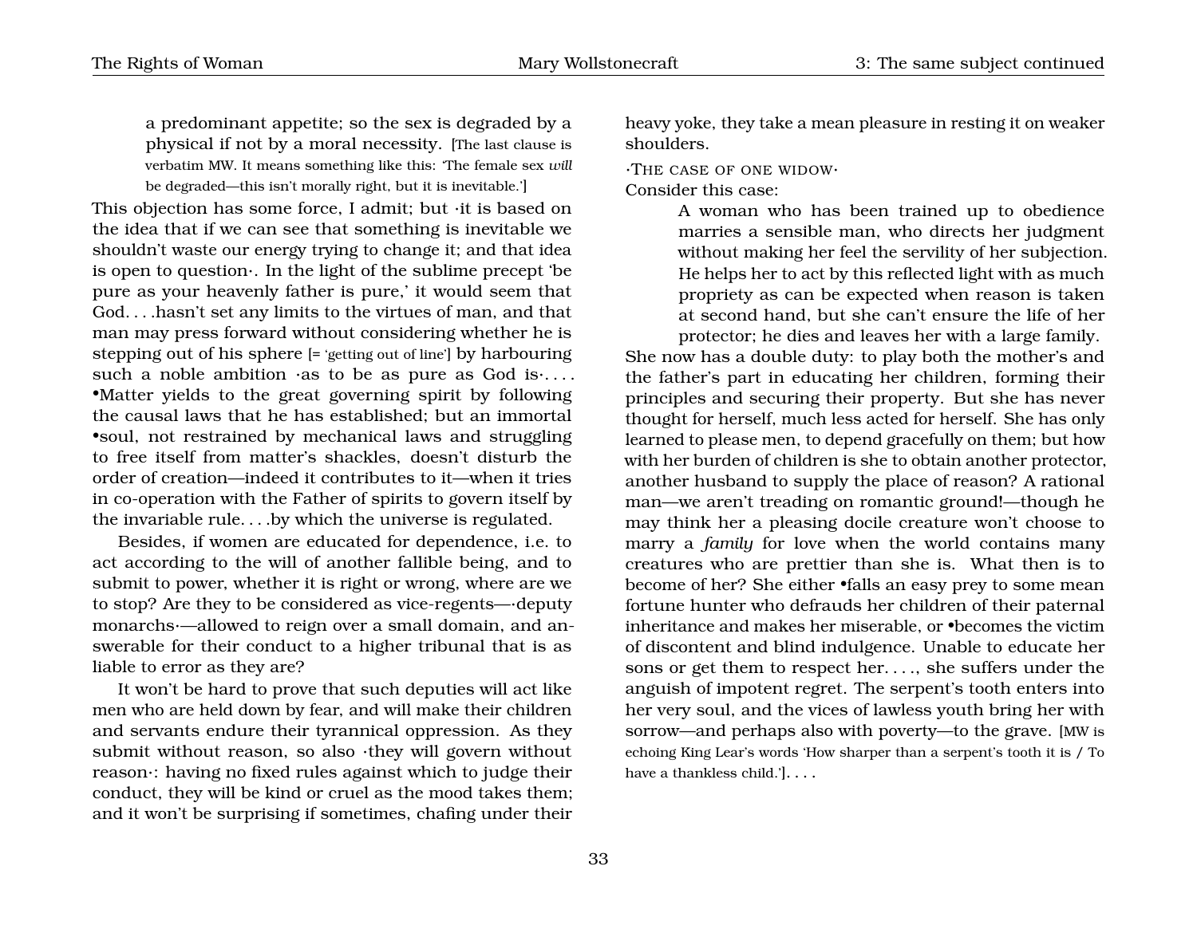a predominant appetite; so the sex is degraded by a physical if not by a moral necessity. [The last clause is verbatim MW. It means something like this: 'The female sex *will* be degraded—this isn't morally right, but it is inevitable.']

This objection has some force, I admit; but ·it is based on the idea that if we can see that something is inevitable we shouldn't waste our energy trying to change it; and that idea is open to question·. In the light of the sublime precept 'be pure as your heavenly father is pure,' it would seem that God. . . .hasn't set any limits to the virtues of man, and that man may press forward without considering whether he is stepping out of his sphere [= 'getting out of line'] by harbouring such a noble ambition ·as to be as pure as God is·. . . . •Matter yields to the great governing spirit by following the causal laws that he has established; but an immortal •soul, not restrained by mechanical laws and struggling to free itself from matter's shackles, doesn't disturb the order of creation—indeed it contributes to it—when it tries in co-operation with the Father of spirits to govern itself by the invariable rule. . . .by which the universe is regulated.

Besides, if women are educated for dependence, i.e. to act according to the will of another fallible being, and to submit to power, whether it is right or wrong, where are we to stop? Are they to be considered as vice-regents—·deputy monarchs·—allowed to reign over a small domain, and answerable for their conduct to a higher tribunal that is as liable to error as they are?

It won't be hard to prove that such deputies will act like men who are held down by fear, and will make their children and servants endure their tyrannical oppression. As they submit without reason, so also ·they will govern without reason·: having no fixed rules against which to judge their conduct, they will be kind or cruel as the mood takes them; and it won't be surprising if sometimes, chafing under their heavy yoke, they take a mean pleasure in resting it on weaker shoulders.

·The case of one widow·

Consider this case:

> A woman who has been trained up to obedience marries a sensible man, who directs her judgment without making her feel the servility of her subjection. He helps her to act by this reflected light with as much propriety as can be expected when reason is taken at second hand, but she can't ensure the life of her protector; he dies and leaves her with a large family.

She now has a double duty: to play both the mother's and the father's part in educating her children, forming their principles and securing their property. But she has never thought for herself, much less acted for herself. She has only learned to please men, to depend gracefully on them; but how with her burden of children is she to obtain another protector, another husband to supply the place of reason? A rational man—we aren't treading on romantic ground!—though he may think her a pleasing docile creature won't choose to marry a *family* for love when the world contains many creatures who are prettier than she is. What then is to become of her? She either •falls an easy prey to some mean fortune hunter who defrauds her children of their paternal inheritance and makes her miserable, or •becomes the victim of discontent and blind indulgence. Unable to educate her sons or get them to respect her. . . ., she suffers under the anguish of impotent regret. The serpent's tooth enters into her very soul, and the vices of lawless youth bring her with sorrow—and perhaps also with poverty—to the grave. [MW is echoing King Lear's words 'How sharper than a serpent's tooth it is / To have a thankless child.']. . . .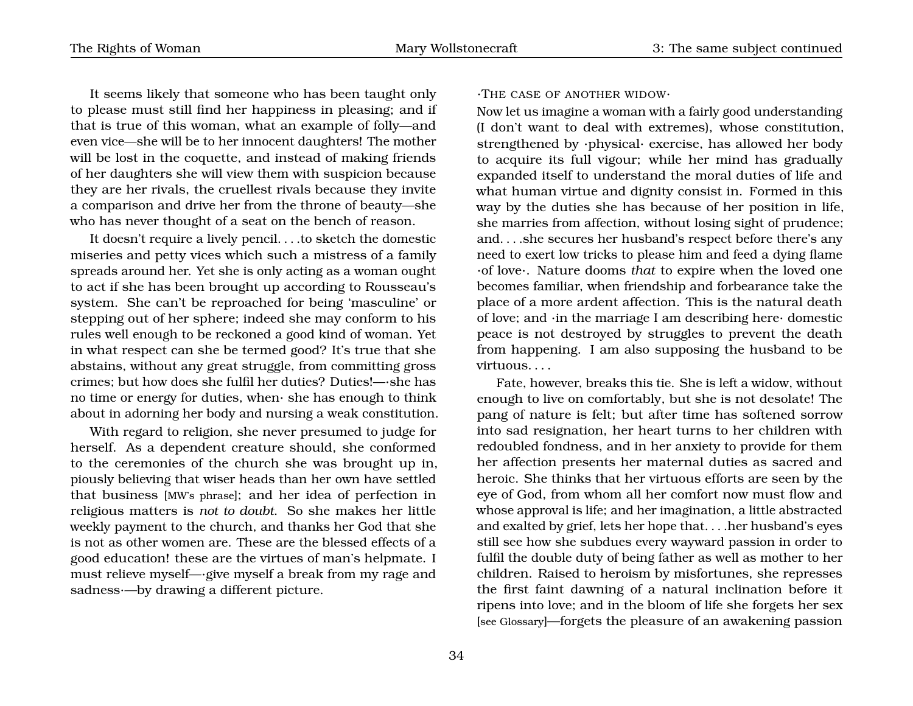It seems likely that someone who has been taught only to please must still find her happiness in pleasing; and if that is true of this woman, what an example of folly—and even vice—she will be to her innocent daughters! The mother will be lost in the coquette, and instead of making friends of her daughters she will view them with suspicion because they are her rivals, the cruellest rivals because they invite a comparison and drive her from the throne of beauty—she who has never thought of a seat on the bench of reason.

It doesn't require a lively pencil. . . .to sketch the domestic miseries and petty vices which such a mistress of a family spreads around her. Yet she is only acting as a woman ought to act if she has been brought up according to Rousseau's system. She can't be reproached for being 'masculine' or stepping out of her sphere; indeed she may conform to his rules well enough to be reckoned a good kind of woman. Yet in what respect can she be termed good? It's true that she abstains, without any great struggle, from committing gross crimes; but how does she fulfil her duties? Duties!—·she has no time or energy for duties, when· she has enough to think about in adorning her body and nursing a weak constitution.

With regard to religion, she never presumed to judge for herself. As a dependent creature should, she conformed to the ceremonies of the church she was brought up in, piously believing that wiser heads than her own have settled that business [MW's phrase]; and her idea of perfection in religious matters is *not to doubt*. So she makes her little weekly payment to the church, and thanks her God that she is not as other women are. These are the blessed effects of a good education! these are the virtues of man's helpmate. I must relieve myself—·give myself a break from my rage and sadness·—by drawing a different picture.

·THE CASE OF ANOTHER WIDOW·

Now let us imagine a woman with a fairly good understanding (I don't want to deal with extremes), whose constitution, strengthened by ·physical· exercise, has allowed her body to acquire its full vigour; while her mind has gradually expanded itself to understand the moral duties of life and what human virtue and dignity consist in. Formed in this way by the duties she has because of her position in life, she marries from affection, without losing sight of prudence; and. . . .she secures her husband's respect before there's any need to exert low tricks to please him and feed a dying flame ·of love·. Nature dooms *that* to expire when the loved one becomes familiar, when friendship and forbearance take the place of a more ardent affection. This is the natural death of love; and ·in the marriage I am describing here· domestic peace is not destroyed by struggles to prevent the death from happening. I am also supposing the husband to be virtuous. . . .

Fate, however, breaks this tie. She is left a widow, without enough to live on comfortably, but she is not desolate! The pang of nature is felt; but after time has softened sorrow into sad resignation, her heart turns to her children with redoubled fondness, and in her anxiety to provide for them her affection presents her maternal duties as sacred and heroic. She thinks that her virtuous efforts are seen by the eye of God, from whom all her comfort now must flow and whose approval is life; and her imagination, a little abstracted and exalted by grief, lets her hope that. . . .her husband's eyes still see how she subdues every wayward passion in order to fulfil the double duty of being father as well as mother to her children. Raised to heroism by misfortunes, she represses the first faint dawning of a natural inclination before it ripens into love; and in the bloom of life she forgets her sex [see Glossary]—forgets the pleasure of an awakening passion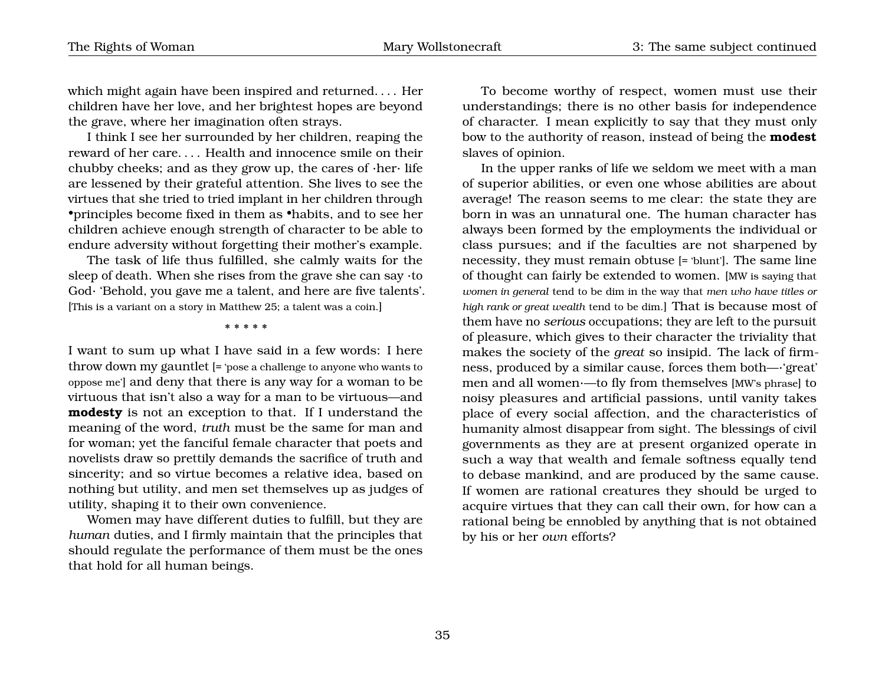which might again have been inspired and returned. . . . Her children have her love, and her brightest hopes are beyond the grave, where her imagination often strays.

I think I see her surrounded by her children, reaping the reward of her care. . . . Health and innocence smile on their chubby cheeks; and as they grow up, the cares of ·her· life are lessened by their grateful attention. She lives to see the virtues that she tried to tried implant in her children through •principles become fixed in them as •habits, and to see her children achieve enough strength of character to be able to endure adversity without forgetting their mother's example.

The task of life thus fulfilled, she calmly waits for the sleep of death. When she rises from the grave she can say ·to God· 'Behold, you gave me a talent, and here are five talents'. [This is a variant on a story in Matthew 25; a talent was a coin.]

* * * * *

I want to sum up what I have said in a few words: I here throw down my gauntlet [= 'pose a challenge to anyone who wants to oppose me'] and deny that there is any way for a woman to be virtuous that isn't also a way for a man to be virtuous—and **modesty** is not an exception to that. If I understand the meaning of the word, *truth* must be the same for man and for woman; yet the fanciful female character that poets and novelists draw so prettily demands the sacrifice of truth and sincerity; and so virtue becomes a relative idea, based on nothing but utility, and men set themselves up as judges of utility, shaping it to their own convenience.

Women may have different duties to fulfill, but they are *human* duties, and I firmly maintain that the principles that should regulate the performance of them must be the ones that hold for all human beings.

To become worthy of respect, women must use their understandings; there is no other basis for independence of character. I mean explicitly to say that they must only bow to the authority of reason, instead of being the **modest** slaves of opinion.

In the upper ranks of life we seldom we meet with a man of superior abilities, or even one whose abilities are about average! The reason seems to me clear: the state they are born in was an unnatural one. The human character has always been formed by the employments the individual or class pursues; and if the faculties are not sharpened by necessity, they must remain obtuse [= 'blunt']. The same line of thought can fairly be extended to women. [MW is saying that *women in general* tend to be dim in the way that *men who have titles or high rank or great wealth* tend to be dim.] That is because most of them have no *serious* occupations; they are left to the pursuit of pleasure, which gives to their character the triviality that makes the society of the *great* so insipid. The lack of firmness, produced by a similar cause, forces them both—·'great' men and all women·—to fly from themselves [MW's phrase] to noisy pleasures and artificial passions, until vanity takes place of every social affection, and the characteristics of humanity almost disappear from sight. The blessings of civil governments as they are at present organized operate in such a way that wealth and female softness equally tend to debase mankind, and are produced by the same cause. If women are rational creatures they should be urged to acquire virtues that they can call their own, for how can a rational being be ennobled by anything that is not obtained by his or her *own* efforts?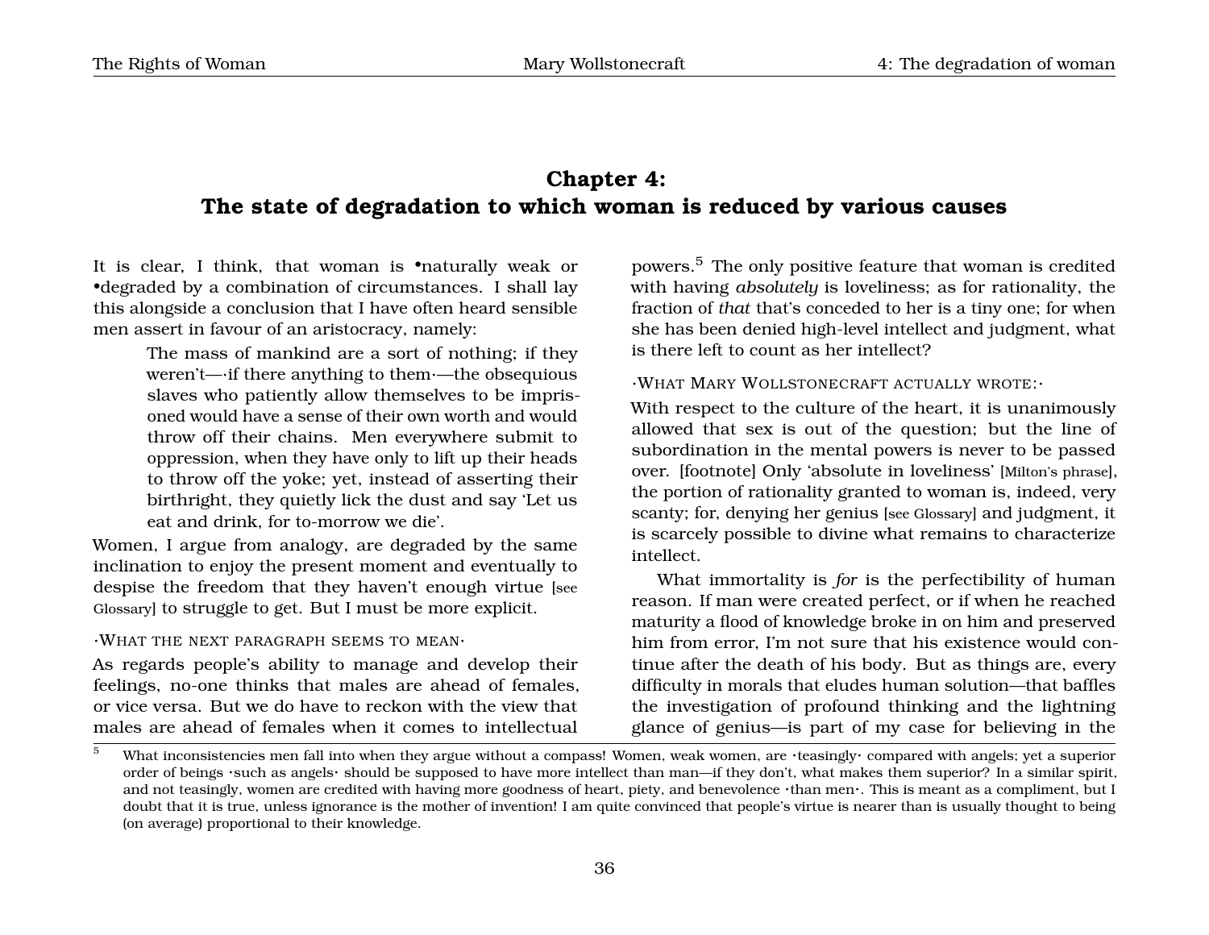## Chapter 4: The state of degradation to which woman is reduced by various causes

It is clear, I think, that woman is •naturally weak or •degraded by a combination of circumstances. I shall lay this alongside a conclusion that I have often heard sensible men assert in favour of an aristocracy, namely:

> The mass of mankind are a sort of nothing; if they weren't—·if there anything to them·—the obsequious slaves who patiently allow themselves to be imprisoned would have a sense of their own worth and would throw off their chains. Men everywhere submit to oppression, when they have only to lift up their heads to throw off the yoke; yet, instead of asserting their birthright, they quietly lick the dust and say 'Let us eat and drink, for to-morrow we die'.

Women, I argue from analogy, are degraded by the same inclination to enjoy the present moment and eventually to despise the freedom that they haven't enough virtue [see Glossary] to struggle to get. But I must be more explicit.

·What the next paragraph seems to mean·

As regards people's ability to manage and develop their feelings, no-one thinks that males are ahead of females, or vice versa. But we do have to reckon with the view that males are ahead of females when it comes to intellectual powers.[5] The only positive feature that woman is credited with having *absolutely* is loveliness; as for rationality, the fraction of *that* that's conceded to her is a tiny one; for when she has been denied high-level intellect and judgment, what is there left to count as her intellect?

·What Mary Wollstonecraft actually wrote:·

With respect to the culture of the heart, it is unanimously allowed that sex is out of the question; but the line of subordination in the mental powers is never to be passed over. [footnote] Only 'absolute in loveliness' [Milton's phrase], the portion of rationality granted to woman is, indeed, very scanty; for, denying her genius [see Glossary] and judgment, it is scarcely possible to divine what remains to characterize intellect.

What immortality is *for* is the perfectibility of human reason. If man were created perfect, or if when he reached maturity a flood of knowledge broke in on him and preserved him from error, I'm not sure that his existence would continue after the death of his body. But as things are, every difficulty in morals that eludes human solution—that baffles the investigation of profound thinking and the lightning glance of genius—is part of my case for believing in the

[5] What inconsistencies men fall into when they argue without a compass! Women, weak women, are ·teasingly· compared with angels; yet a superior order of beings ·such as angels· should be supposed to have more intellect than man—if they don't, what makes them superior? In a similar spirit, and not teasingly, women are credited with having more goodness of heart, piety, and benevolence ·than men·. This is meant as a compliment, but I doubt that it is true, unless ignorance is the mother of invention! I am quite convinced that people's virtue is nearer than is usually thought to being (on average) proportional to their knowledge.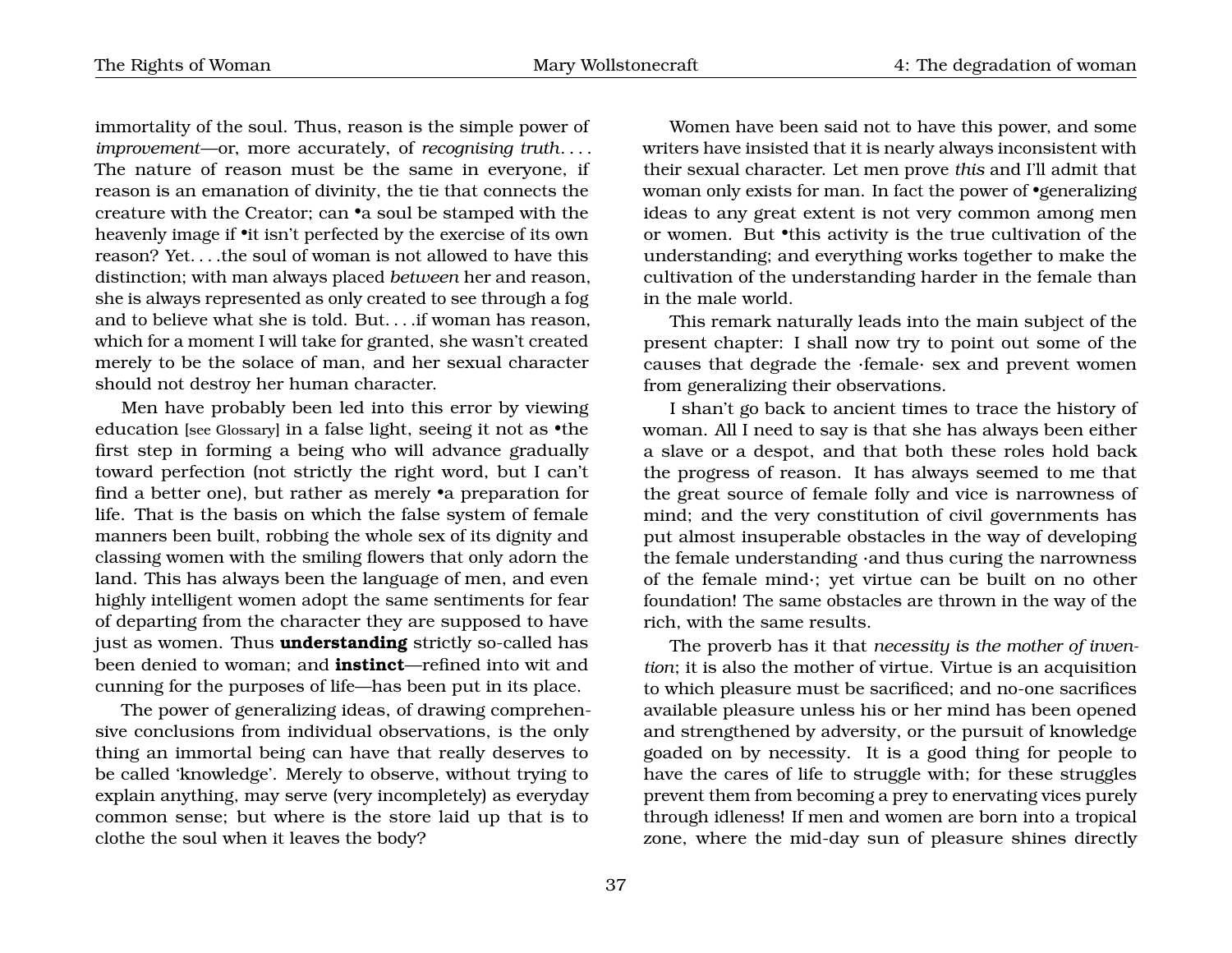immortality of the soul. Thus, reason is the simple power of *improvement*—or, more accurately, of *recognising truth*. . . . The nature of reason must be the same in everyone, if reason is an emanation of divinity, the tie that connects the creature with the Creator; can •a soul be stamped with the heavenly image if •it isn't perfected by the exercise of its own reason? Yet. . . .the soul of woman is not allowed to have this distinction; with man always placed *between* her and reason, she is always represented as only created to see through a fog and to believe what she is told. But. . . .if woman has reason, which for a moment I will take for granted, she wasn't created merely to be the solace of man, and her sexual character should not destroy her human character.

Men have probably been led into this error by viewing education [see Glossary] in a false light, seeing it not as •the first step in forming a being who will advance gradually toward perfection (not strictly the right word, but I can't find a better one), but rather as merely •a preparation for life. That is the basis on which the false system of female manners been built, robbing the whole sex of its dignity and classing women with the smiling flowers that only adorn the land. This has always been the language of men, and even highly intelligent women adopt the same sentiments for fear of departing from the character they are supposed to have just as women. Thus **understanding** strictly so-called has been denied to woman; and **instinct**—refined into wit and cunning for the purposes of life—has been put in its place.

The power of generalizing ideas, of drawing comprehensive conclusions from individual observations, is the only thing an immortal being can have that really deserves to be called 'knowledge'. Merely to observe, without trying to explain anything, may serve (very incompletely) as everyday common sense; but where is the store laid up that is to clothe the soul when it leaves the body?

Women have been said not to have this power, and some writers have insisted that it is nearly always inconsistent with their sexual character. Let men prove *this* and I'll admit that woman only exists for man. In fact the power of •generalizing ideas to any great extent is not very common among men or women. But •this activity is the true cultivation of the understanding; and everything works together to make the cultivation of the understanding harder in the female than in the male world.

This remark naturally leads into the main subject of the present chapter: I shall now try to point out some of the causes that degrade the ·female· sex and prevent women from generalizing their observations.

I shan't go back to ancient times to trace the history of woman. All I need to say is that she has always been either a slave or a despot, and that both these roles hold back the progress of reason. It has always seemed to me that the great source of female folly and vice is narrowness of mind; and the very constitution of civil governments has put almost insuperable obstacles in the way of developing the female understanding ·and thus curing the narrowness of the female mind·; yet virtue can be built on no other foundation! The same obstacles are thrown in the way of the rich, with the same results.

The proverb has it that *necessity is the mother of invention*; it is also the mother of virtue. Virtue is an acquisition to which pleasure must be sacrificed; and no-one sacrifices available pleasure unless his or her mind has been opened and strengthened by adversity, or the pursuit of knowledge goaded on by necessity. It is a good thing for people to have the cares of life to struggle with; for these struggles prevent them from becoming a prey to enervating vices purely through idleness! If men and women are born into a tropical zone, where the mid-day sun of pleasure shines directly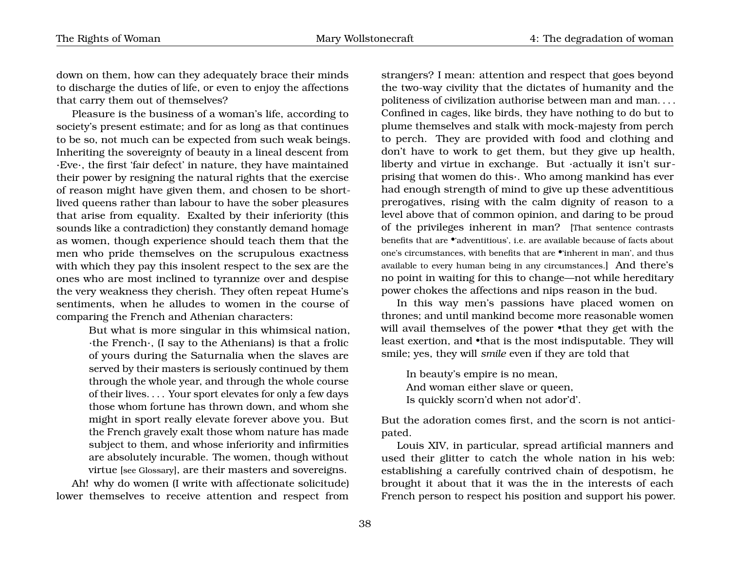down on them, how can they adequately brace their minds to discharge the duties of life, or even to enjoy the affections that carry them out of themselves?

Pleasure is the business of a woman's life, according to society's present estimate; and for as long as that continues to be so, not much can be expected from such weak beings. Inheriting the sovereignty of beauty in a lineal descent from ·Eve·, the first 'fair defect' in nature, they have maintained their power by resigning the natural rights that the exercise of reason might have given them, and chosen to be short-lived queens rather than labour to have the sober pleasures that arise from equality. Exalted by their inferiority (this sounds like a contradiction) they constantly demand homage as women, though experience should teach them that the men who pride themselves on the scrupulous exactness with which they pay this insolent respect to the sex are the ones who are most inclined to tyrannize over and despise the very weakness they cherish. They often repeat Hume's sentiments, when he alludes to women in the course of comparing the French and Athenian characters:

> But what is more singular in this whimsical nation, ·the French·, (I say to the Athenians) is that a frolic of yours during the Saturnalia when the slaves are served by their masters is seriously continued by them through the whole year, and through the whole course of their lives. . . . Your sport elevates for only a few days those whom fortune has thrown down, and whom she might in sport really elevate forever above you. But the French gravely exalt those whom nature has made subject to them, and whose inferiority and infirmities are absolutely incurable. The women, though without virtue [see Glossary], are their masters and sovereigns.

Ah! why do women (I write with affectionate solicitude) lower themselves to receive attention and respect from strangers? I mean: attention and respect that goes beyond the two-way civility that the dictates of humanity and the politeness of civilization authorise between man and man. . . . Confined in cages, like birds, they have nothing to do but to plume themselves and stalk with mock-majesty from perch to perch. They are provided with food and clothing and don't have to work to get them, but they give up health, liberty and virtue in exchange. But ·actually it isn't surprising that women do this·. Who among mankind has ever had enough strength of mind to give up these adventitious prerogatives, rising with the calm dignity of reason to a level above that of common opinion, and daring to be proud of the privileges inherent in man? [That sentence contrasts benefits that are •'adventitious', i.e. are available because of facts about one's circumstances, with benefits that are •'inherent in man', and thus available to every human being in any circumstances.] And there's no point in waiting for this to change—not while hereditary power chokes the affections and nips reason in the bud.

In this way men's passions have placed women on thrones; and until mankind become more reasonable women will avail themselves of the power •that they get with the least exertion, and •that is the most indisputable. They will smile; yes, they will *smile* even if they are told that

> In beauty's empire is no mean,
> And woman either slave or queen,
> Is quickly scorn'd when not ador'd'.

But the adoration comes first, and the scorn is not anticipated.

Louis XIV, in particular, spread artificial manners and used their glitter to catch the whole nation in his web: establishing a carefully contrived chain of despotism, he brought it about that it was the in the interests of each French person to respect his position and support his power.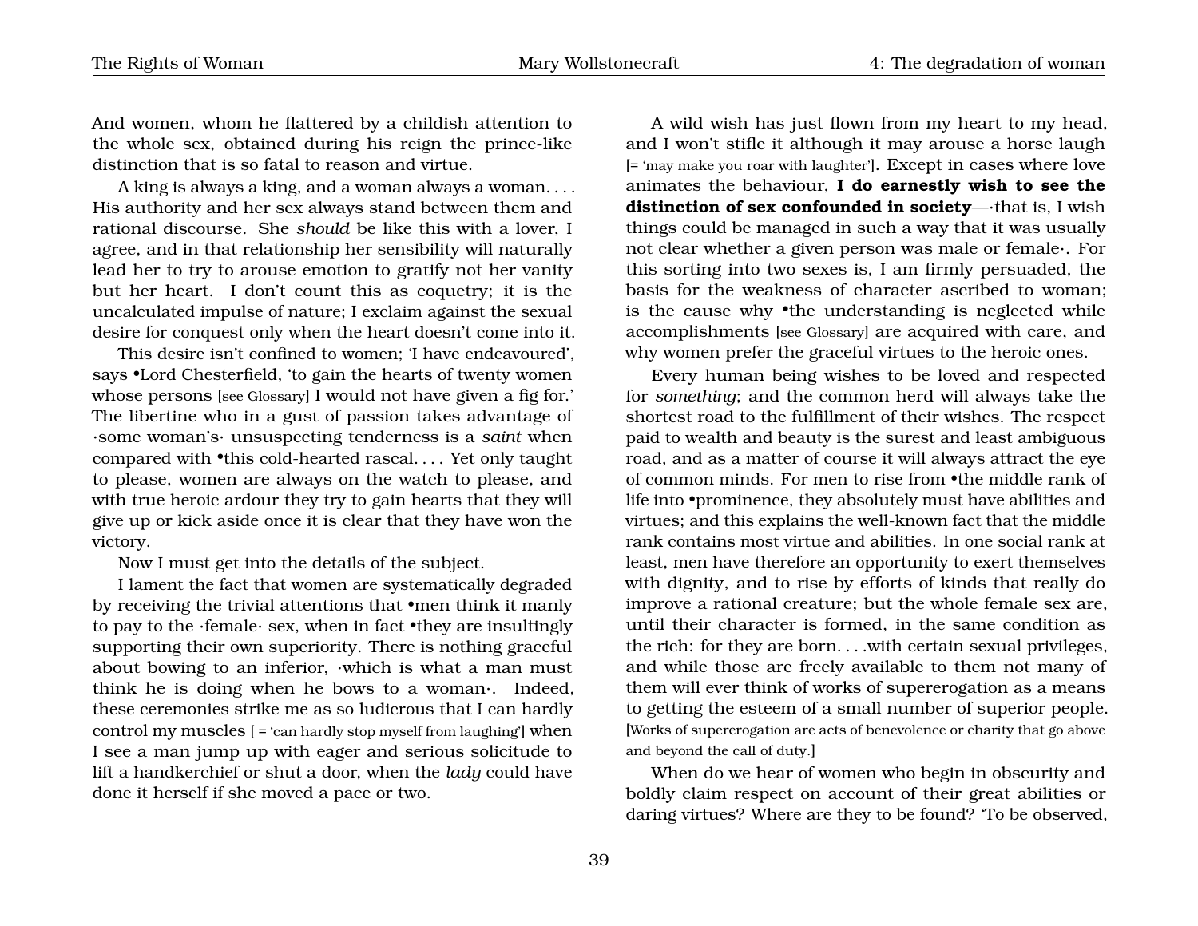And women, whom he flattered by a childish attention to the whole sex, obtained during his reign the prince-like distinction that is so fatal to reason and virtue.

A king is always a king, and a woman always a woman. . . . His authority and her sex always stand between them and rational discourse. She *should* be like this with a lover, I agree, and in that relationship her sensibility will naturally lead her to try to arouse emotion to gratify not her vanity but her heart. I don't count this as coquetry; it is the uncalculated impulse of nature; I exclaim against the sexual desire for conquest only when the heart doesn't come into it.

This desire isn't confined to women; 'I have endeavoured', says •Lord Chesterfield, 'to gain the hearts of twenty women whose persons [see Glossary] I would not have given a fig for.' The libertine who in a gust of passion takes advantage of ·some woman's· unsuspecting tenderness is a *saint* when compared with •this cold-hearted rascal. . . . Yet only taught to please, women are always on the watch to please, and with true heroic ardour they try to gain hearts that they will give up or kick aside once it is clear that they have won the victory.

Now I must get into the details of the subject.

I lament the fact that women are systematically degraded by receiving the trivial attentions that •men think it manly to pay to the ·female· sex, when in fact •they are insultingly supporting their own superiority. There is nothing graceful about bowing to an inferior, ·which is what a man must think he is doing when he bows to a woman·. Indeed, these ceremonies strike me as so ludicrous that I can hardly control my muscles [ = 'can hardly stop myself from laughing'] when I see a man jump up with eager and serious solicitude to lift a handkerchief or shut a door, when the *lady* could have done it herself if she moved a pace or two.

A wild wish has just flown from my heart to my head, and I won't stifle it although it may arouse a horse laugh [= 'may make you roar with laughter']. Except in cases where love animates the behaviour, **I do earnestly wish to see the distinction of sex confounded in society**—·that is, I wish things could be managed in such a way that it was usually not clear whether a given person was male or female·. For this sorting into two sexes is, I am firmly persuaded, the basis for the weakness of character ascribed to woman; is the cause why •the understanding is neglected while accomplishments [see Glossary] are acquired with care, and why women prefer the graceful virtues to the heroic ones.

Every human being wishes to be loved and respected for *something*; and the common herd will always take the shortest road to the fulfillment of their wishes. The respect paid to wealth and beauty is the surest and least ambiguous road, and as a matter of course it will always attract the eye of common minds. For men to rise from •the middle rank of life into •prominence, they absolutely must have abilities and virtues; and this explains the well-known fact that the middle rank contains most virtue and abilities. In one social rank at least, men have therefore an opportunity to exert themselves with dignity, and to rise by efforts of kinds that really do improve a rational creature; but the whole female sex are, until their character is formed, in the same condition as the rich: for they are born. . . .with certain sexual privileges, and while those are freely available to them not many of them will ever think of works of supererogation as a means to getting the esteem of a small number of superior people. [Works of supererogation are acts of benevolence or charity that go above and beyond the call of duty.]

When do we hear of women who begin in obscurity and boldly claim respect on account of their great abilities or daring virtues? Where are they to be found? 'To be observed,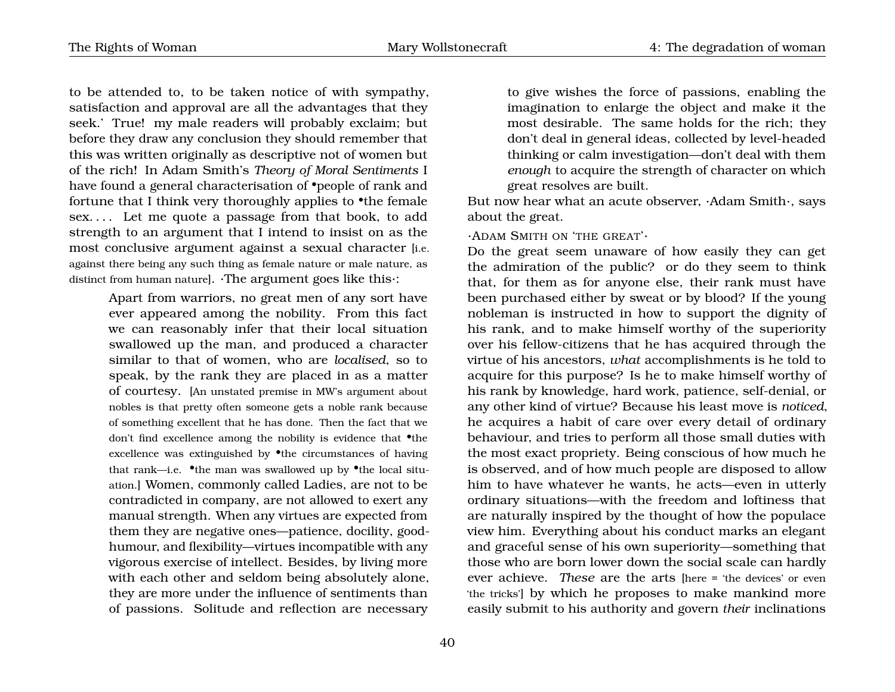to be attended to, to be taken notice of with sympathy, satisfaction and approval are all the advantages that they seek.' True! my male readers will probably exclaim; but before they draw any conclusion they should remember that this was written originally as descriptive not of women but of the rich! In Adam Smith's *Theory of Moral Sentiments* I have found a general characterisation of •people of rank and fortune that I think very thoroughly applies to •the female sex. . . . Let me quote a passage from that book, to add strength to an argument that I intend to insist on as the most conclusive argument against a sexual character [i.e. against there being any such thing as female nature or male nature, as distinct from human nature]. ·The argument goes like this·:

> Apart from warriors, no great men of any sort have ever appeared among the nobility. From this fact we can reasonably infer that their local situation swallowed up the man, and produced a character similar to that of women, who are *localised*, so to speak, by the rank they are placed in as a matter of courtesy. [An unstated premise in MW's argument about nobles is that pretty often someone gets a noble rank because of something excellent that he has done. Then the fact that we don't find excellence among the nobility is evidence that •the excellence was extinguished by •the circumstances of having that rank—i.e. •the man was swallowed up by •the local situation.] Women, commonly called Ladies, are not to be contradicted in company, are not allowed to exert any manual strength. When any virtues are expected from them they are negative ones—patience, docility, good-humour, and flexibility—virtues incompatible with any vigorous exercise of intellect. Besides, by living more with each other and seldom being absolutely alone, they are more under the influence of sentiments than of passions. Solitude and reflection are necessary to give wishes the force of passions, enabling the imagination to enlarge the object and make it the most desirable. The same holds for the rich; they don't deal in general ideas, collected by level-headed thinking or calm investigation—don't deal with them *enough* to acquire the strength of character on which great resolves are built.

But now hear what an acute observer, ·Adam Smith·, says about the great.

·ADAM SMITH ON 'THE GREAT'·

Do the great seem unaware of how easily they can get the admiration of the public? or do they seem to think that, for them as for anyone else, their rank must have been purchased either by sweat or by blood? If the young nobleman is instructed in how to support the dignity of his rank, and to make himself worthy of the superiority over his fellow-citizens that he has acquired through the virtue of his ancestors, *what* accomplishments is he told to acquire for this purpose? Is he to make himself worthy of his rank by knowledge, hard work, patience, self-denial, or any other kind of virtue? Because his least move is *noticed*, he acquires a habit of care over every detail of ordinary behaviour, and tries to perform all those small duties with the most exact propriety. Being conscious of how much he is observed, and of how much people are disposed to allow him to have whatever he wants, he acts—even in utterly ordinary situations—with the freedom and loftiness that are naturally inspired by the thought of how the populace view him. Everything about his conduct marks an elegant and graceful sense of his own superiority—something that those who are born lower down the social scale can hardly ever achieve. *These* are the arts [here = 'the devices' or even 'the tricks'] by which he proposes to make mankind more easily submit to his authority and govern *their* inclinations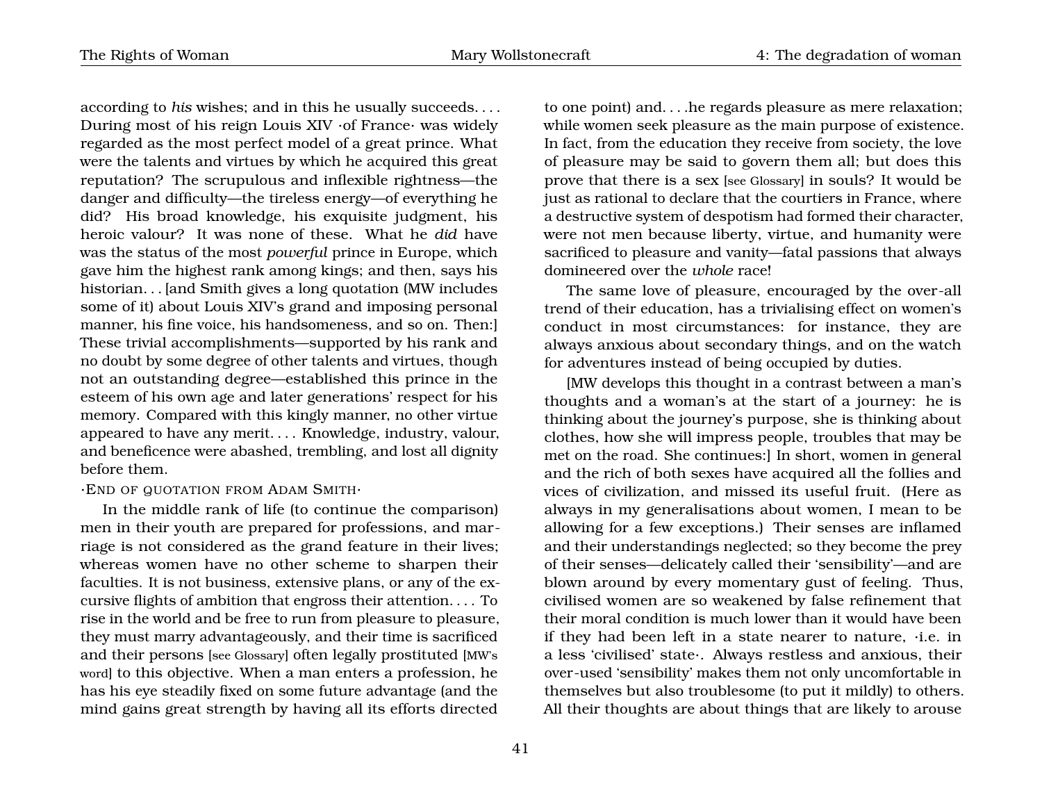according to *his* wishes; and in this he usually succeeds. . . . During most of his reign Louis XIV ·of France· was widely regarded as the most perfect model of a great prince. What were the talents and virtues by which he acquired this great reputation? The scrupulous and inflexible rightness—the danger and difficulty—the tireless energy—of everything he did? His broad knowledge, his exquisite judgment, his heroic valour? It was none of these. What he *did* have was the status of the most *powerful* prince in Europe, which gave him the highest rank among kings; and then, says his historian. . . [and Smith gives a long quotation (MW includes some of it) about Louis XIV's grand and imposing personal manner, his fine voice, his handsomeness, and so on. Then:] These trivial accomplishments—supported by his rank and no doubt by some degree of other talents and virtues, though not an outstanding degree—established this prince in the esteem of his own age and later generations' respect for his memory. Compared with this kingly manner, no other virtue appeared to have any merit. . . . Knowledge, industry, valour, and beneficence were abashed, trembling, and lost all dignity before them.

·END OF QUOTATION FROM ADAM SMITH·

In the middle rank of life (to continue the comparison) men in their youth are prepared for professions, and marriage is not considered as the grand feature in their lives; whereas women have no other scheme to sharpen their faculties. It is not business, extensive plans, or any of the excursive flights of ambition that engross their attention. . . . To rise in the world and be free to run from pleasure to pleasure, they must marry advantageously, and their time is sacrificed and their persons [see Glossary] often legally prostituted [MW's word] to this objective. When a man enters a profession, he has his eye steadily fixed on some future advantage (and the mind gains great strength by having all its efforts directed to one point) and. . . .he regards pleasure as mere relaxation; while women seek pleasure as the main purpose of existence. In fact, from the education they receive from society, the love of pleasure may be said to govern them all; but does this prove that there is a sex [see Glossary] in souls? It would be just as rational to declare that the courtiers in France, where a destructive system of despotism had formed their character, were not men because liberty, virtue, and humanity were sacrificed to pleasure and vanity—fatal passions that always domineered over the *whole* race!

The same love of pleasure, encouraged by the over-all trend of their education, has a trivialising effect on women's conduct in most circumstances: for instance, they are always anxious about secondary things, and on the watch for adventures instead of being occupied by duties.

[MW develops this thought in a contrast between a man's thoughts and a woman's at the start of a journey: he is thinking about the journey's purpose, she is thinking about clothes, how she will impress people, troubles that may be met on the road. She continues:] In short, women in general and the rich of both sexes have acquired all the follies and vices of civilization, and missed its useful fruit. (Here as always in my generalisations about women, I mean to be allowing for a few exceptions.) Their senses are inflamed and their understandings neglected; so they become the prey of their senses—delicately called their 'sensibility'—and are blown around by every momentary gust of feeling. Thus, civilised women are so weakened by false refinement that their moral condition is much lower than it would have been if they had been left in a state nearer to nature, ·i.e. in a less 'civilised' state·. Always restless and anxious, their over-used 'sensibility' makes them not only uncomfortable in themselves but also troublesome (to put it mildly) to others. All their thoughts are about things that are likely to arouse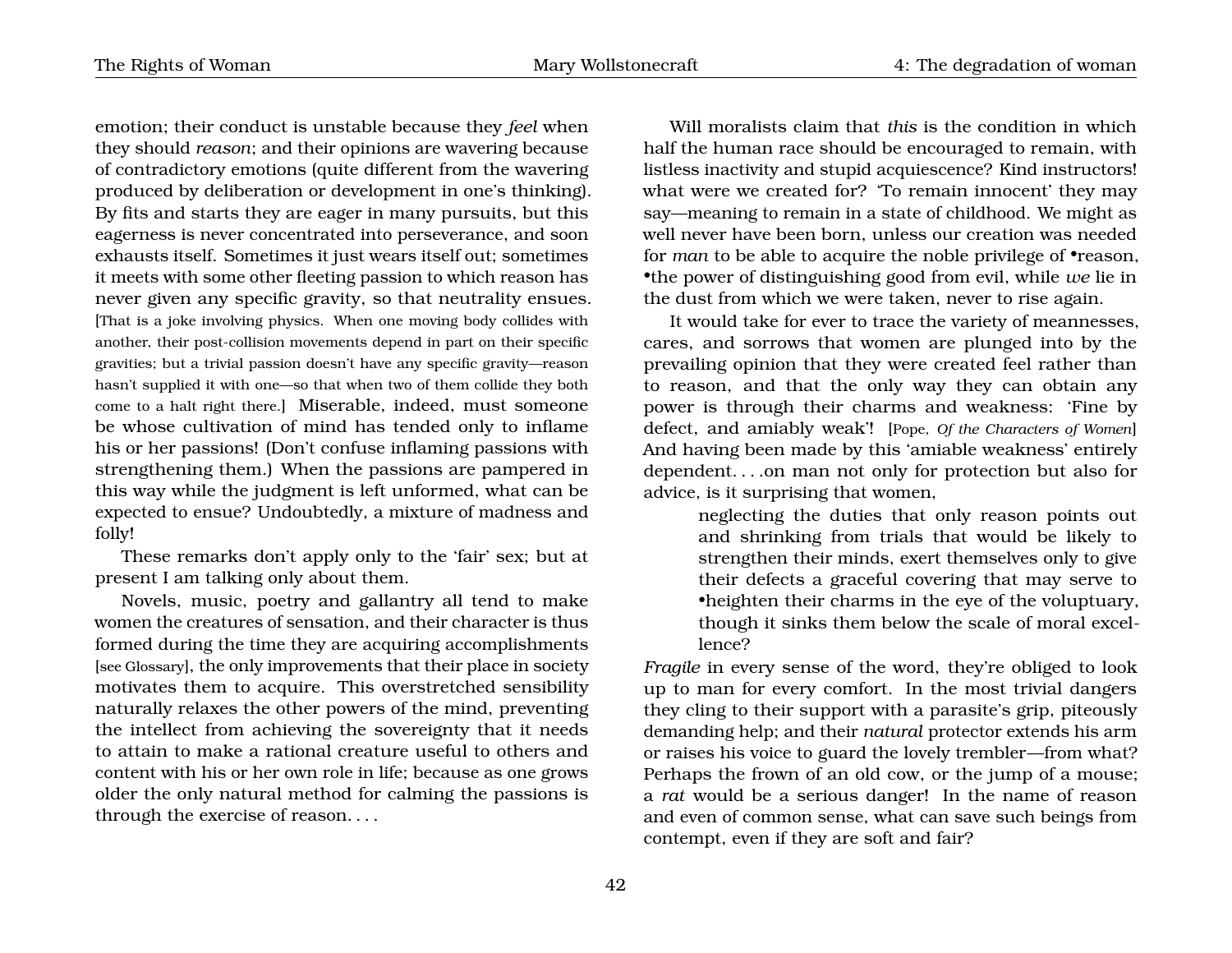emotion; their conduct is unstable because they *feel* when they should *reason*; and their opinions are wavering because of contradictory emotions (quite different from the wavering produced by deliberation or development in one's thinking). By fits and starts they are eager in many pursuits, but this eagerness is never concentrated into perseverance, and soon exhausts itself. Sometimes it just wears itself out; sometimes it meets with some other fleeting passion to which reason has never given any specific gravity, so that neutrality ensues. [That is a joke involving physics. When one moving body collides with another, their post-collision movements depend in part on their specific gravities; but a trivial passion doesn't have any specific gravity—reason hasn't supplied it with one—so that when two of them collide they both come to a halt right there.] Miserable, indeed, must someone be whose cultivation of mind has tended only to inflame his or her passions! (Don't confuse inflaming passions with strengthening them.) When the passions are pampered in this way while the judgment is left unformed, what can be expected to ensue? Undoubtedly, a mixture of madness and folly!

These remarks don't apply only to the 'fair' sex; but at present I am talking only about them.

Novels, music, poetry and gallantry all tend to make women the creatures of sensation, and their character is thus formed during the time they are acquiring accomplishments [see Glossary], the only improvements that their place in society motivates them to acquire. This overstretched sensibility naturally relaxes the other powers of the mind, preventing the intellect from achieving the sovereignty that it needs to attain to make a rational creature useful to others and content with his or her own role in life; because as one grows older the only natural method for calming the passions is through the exercise of reason. . . .

Will moralists claim that *this* is the condition in which half the human race should be encouraged to remain, with listless inactivity and stupid acquiescence? Kind instructors! what were we created for? 'To remain innocent' they may say—meaning to remain in a state of childhood. We might as well never have been born, unless our creation was needed for *man* to be able to acquire the noble privilege of •reason, •the power of distinguishing good from evil, while *we* lie in the dust from which we were taken, never to rise again.

It would take for ever to trace the variety of meannesses, cares, and sorrows that women are plunged into by the prevailing opinion that they were created feel rather than to reason, and that the only way they can obtain any power is through their charms and weakness: 'Fine by defect, and amiably weak'! [Pope, *Of the Characters of Women*] And having been made by this 'amiable weakness' entirely dependent. . . .on man not only for protection but also for advice, is it surprising that women,

> neglecting the duties that only reason points out and shrinking from trials that would be likely to strengthen their minds, exert themselves only to give their defects a graceful covering that may serve to •heighten their charms in the eye of the voluptuary, though it sinks them below the scale of moral excellence?

*Fragile* in every sense of the word, they're obliged to look up to man for every comfort. In the most trivial dangers they cling to their support with a parasite's grip, piteously demanding help; and their *natural* protector extends his arm or raises his voice to guard the lovely trembler—from what? Perhaps the frown of an old cow, or the jump of a mouse; a *rat* would be a serious danger! In the name of reason and even of common sense, what can save such beings from contempt, even if they are soft and fair?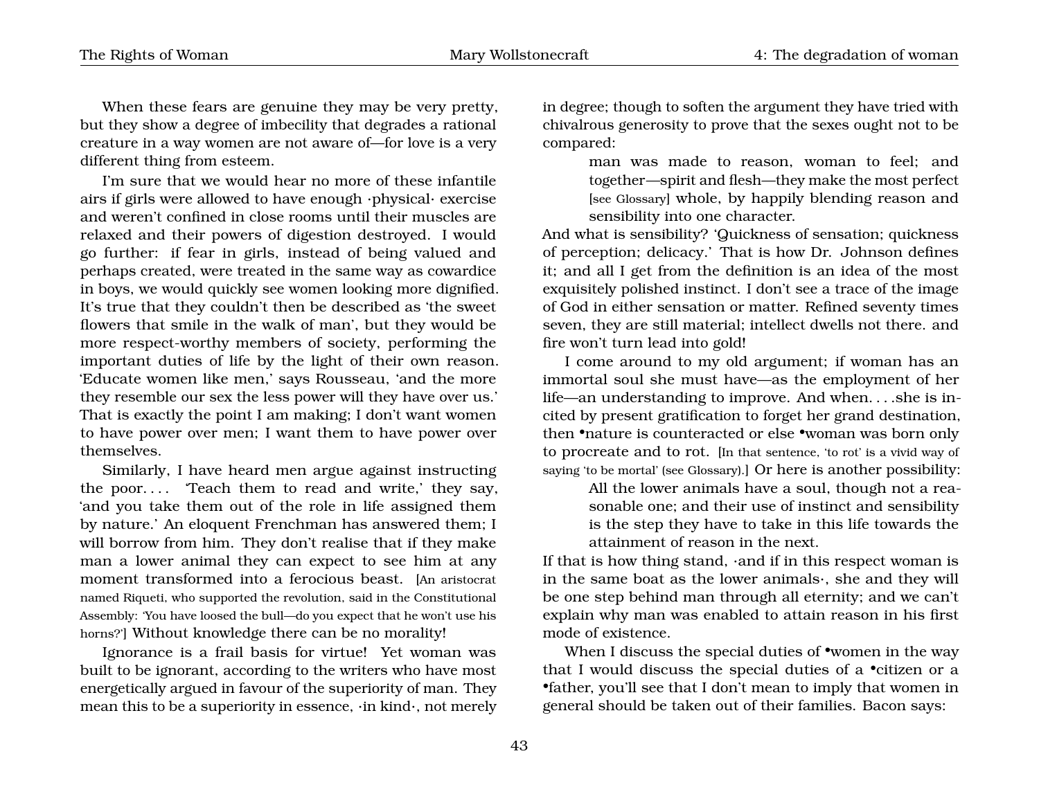When these fears are genuine they may be very pretty, but they show a degree of imbecility that degrades a rational creature in a way women are not aware of—for love is a very different thing from esteem.

I'm sure that we would hear no more of these infantile airs if girls were allowed to have enough ·physical· exercise and weren't confined in close rooms until their muscles are relaxed and their powers of digestion destroyed. I would go further: if fear in girls, instead of being valued and perhaps created, were treated in the same way as cowardice in boys, we would quickly see women looking more dignified. It's true that they couldn't then be described as 'the sweet flowers that smile in the walk of man', but they would be more respect-worthy members of society, performing the important duties of life by the light of their own reason. 'Educate women like men,' says Rousseau, 'and the more they resemble our sex the less power will they have over us.' That is exactly the point I am making; I don't want women to have power over men; I want them to have power over themselves.

Similarly, I have heard men argue against instructing the poor. . . . 'Teach them to read and write,' they say, 'and you take them out of the role in life assigned them by nature.' An eloquent Frenchman has answered them; I will borrow from him. They don't realise that if they make man a lower animal they can expect to see him at any moment transformed into a ferocious beast. [An aristocrat named Riqueti, who supported the revolution, said in the Constitutional Assembly: 'You have loosed the bull—do you expect that he won't use his horns?'] Without knowledge there can be no morality!

Ignorance is a frail basis for virtue! Yet woman was built to be ignorant, according to the writers who have most energetically argued in favour of the superiority of man. They mean this to be a superiority in essence, ·in kind·, not merely in degree; though to soften the argument they have tried with chivalrous generosity to prove that the sexes ought not to be compared:

> man was made to reason, woman to feel; and together—spirit and flesh—they make the most perfect [see Glossary] whole, by happily blending reason and sensibility into one character.

And what is sensibility? 'Quickness of sensation; quickness of perception; delicacy.' That is how Dr. Johnson defines it; and all I get from the definition is an idea of the most exquisitely polished instinct. I don't see a trace of the image of God in either sensation or matter. Refined seventy times seven, they are still material; intellect dwells not there. and fire won't turn lead into gold!

I come around to my old argument; if woman has an immortal soul she must have—as the employment of her life—an understanding to improve. And when. . . .she is incited by present gratification to forget her grand destination, then •nature is counteracted or else •woman was born only to procreate and to rot. [In that sentence, 'to rot' is a vivid way of saying 'to be mortal' (see Glossary).] Or here is another possibility:

> All the lower animals have a soul, though not a reasonable one; and their use of instinct and sensibility is the step they have to take in this life towards the attainment of reason in the next.

If that is how thing stand, ·and if in this respect woman is in the same boat as the lower animals·, she and they will be one step behind man through all eternity; and we can't explain why man was enabled to attain reason in his first mode of existence.

When I discuss the special duties of •women in the way that I would discuss the special duties of a •citizen or a •father, you'll see that I don't mean to imply that women in general should be taken out of their families. Bacon says: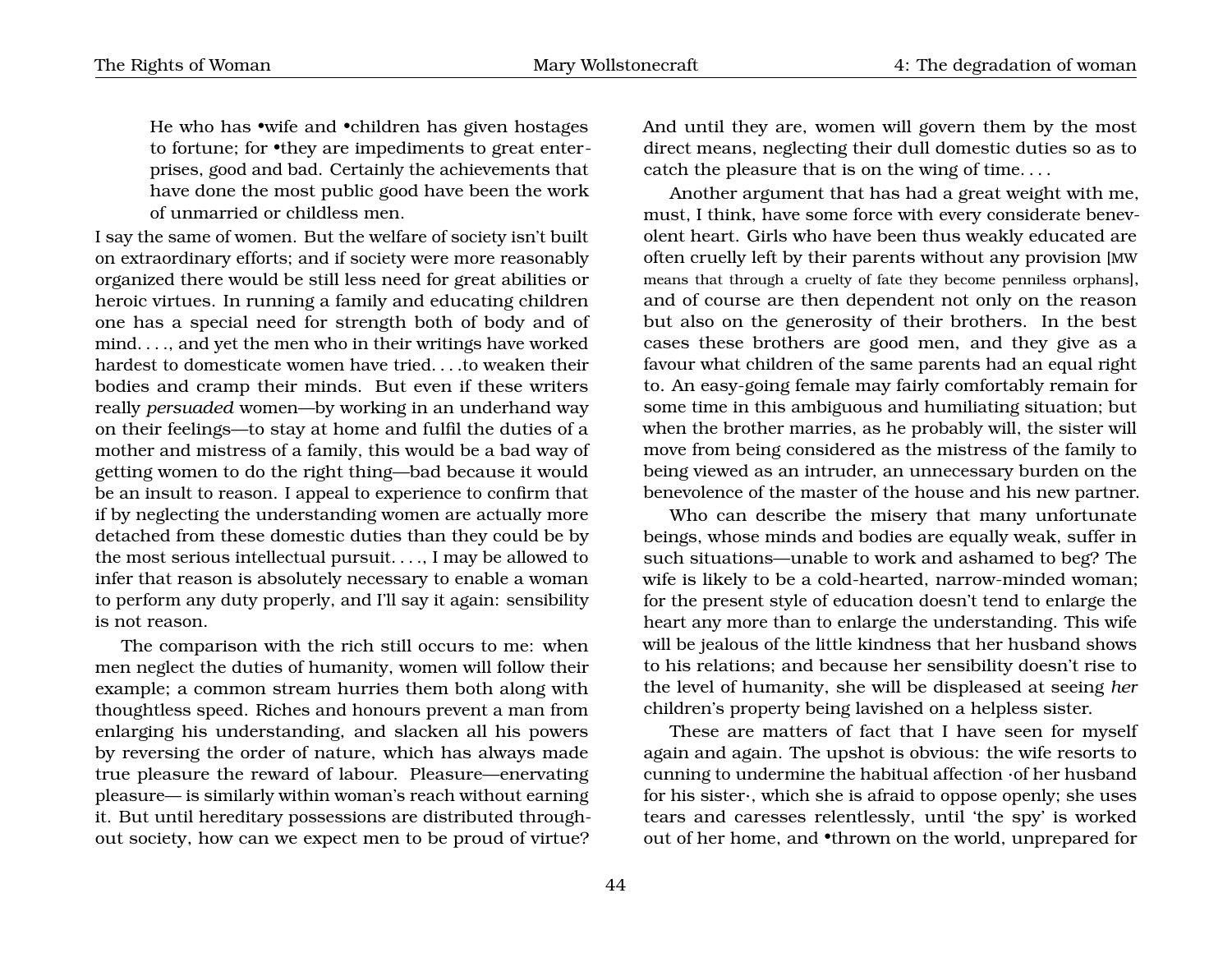> He who has •wife and •children has given hostages to fortune; for •they are impediments to great enterprises, good and bad. Certainly the achievements that have done the most public good have been the work of unmarried or childless men.

I say the same of women. But the welfare of society isn't built on extraordinary efforts; and if society were more reasonably organized there would be still less need for great abilities or heroic virtues. In running a family and educating children one has a special need for strength both of body and of mind. . . ., and yet the men who in their writings have worked hardest to domesticate women have tried. . . .to weaken their bodies and cramp their minds. But even if these writers really *persuaded* women—by working in an underhand way on their feelings—to stay at home and fulfil the duties of a mother and mistress of a family, this would be a bad way of getting women to do the right thing—bad because it would be an insult to reason. I appeal to experience to confirm that if by neglecting the understanding women are actually more detached from these domestic duties than they could be by the most serious intellectual pursuit. . . ., I may be allowed to infer that reason is absolutely necessary to enable a woman to perform any duty properly, and I'll say it again: sensibility is not reason.

The comparison with the rich still occurs to me: when men neglect the duties of humanity, women will follow their example; a common stream hurries them both along with thoughtless speed. Riches and honours prevent a man from enlarging his understanding, and slacken all his powers by reversing the order of nature, which has always made true pleasure the reward of labour. Pleasure—enervating pleasure— is similarly within woman's reach without earning it. But until hereditary possessions are distributed throughout society, how can we expect men to be proud of virtue? And until they are, women will govern them by the most direct means, neglecting their dull domestic duties so as to catch the pleasure that is on the wing of time. . . .

Another argument that has had a great weight with me, must, I think, have some force with every considerate benevolent heart. Girls who have been thus weakly educated are often cruelly left by their parents without any provision [MW means that through a cruelty of fate they become penniless orphans], and of course are then dependent not only on the reason but also on the generosity of their brothers. In the best cases these brothers are good men, and they give as a favour what children of the same parents had an equal right to. An easy-going female may fairly comfortably remain for some time in this ambiguous and humiliating situation; but when the brother marries, as he probably will, the sister will move from being considered as the mistress of the family to being viewed as an intruder, an unnecessary burden on the benevolence of the master of the house and his new partner.

Who can describe the misery that many unfortunate beings, whose minds and bodies are equally weak, suffer in such situations—unable to work and ashamed to beg? The wife is likely to be a cold-hearted, narrow-minded woman; for the present style of education doesn't tend to enlarge the heart any more than to enlarge the understanding. This wife will be jealous of the little kindness that her husband shows to his relations; and because her sensibility doesn't rise to the level of humanity, she will be displeased at seeing *her* children's property being lavished on a helpless sister.

These are matters of fact that I have seen for myself again and again. The upshot is obvious: the wife resorts to cunning to undermine the habitual affection ·of her husband for his sister·, which she is afraid to oppose openly; she uses tears and caresses relentlessly, until 'the spy' is worked out of her home, and •thrown on the world, unprepared for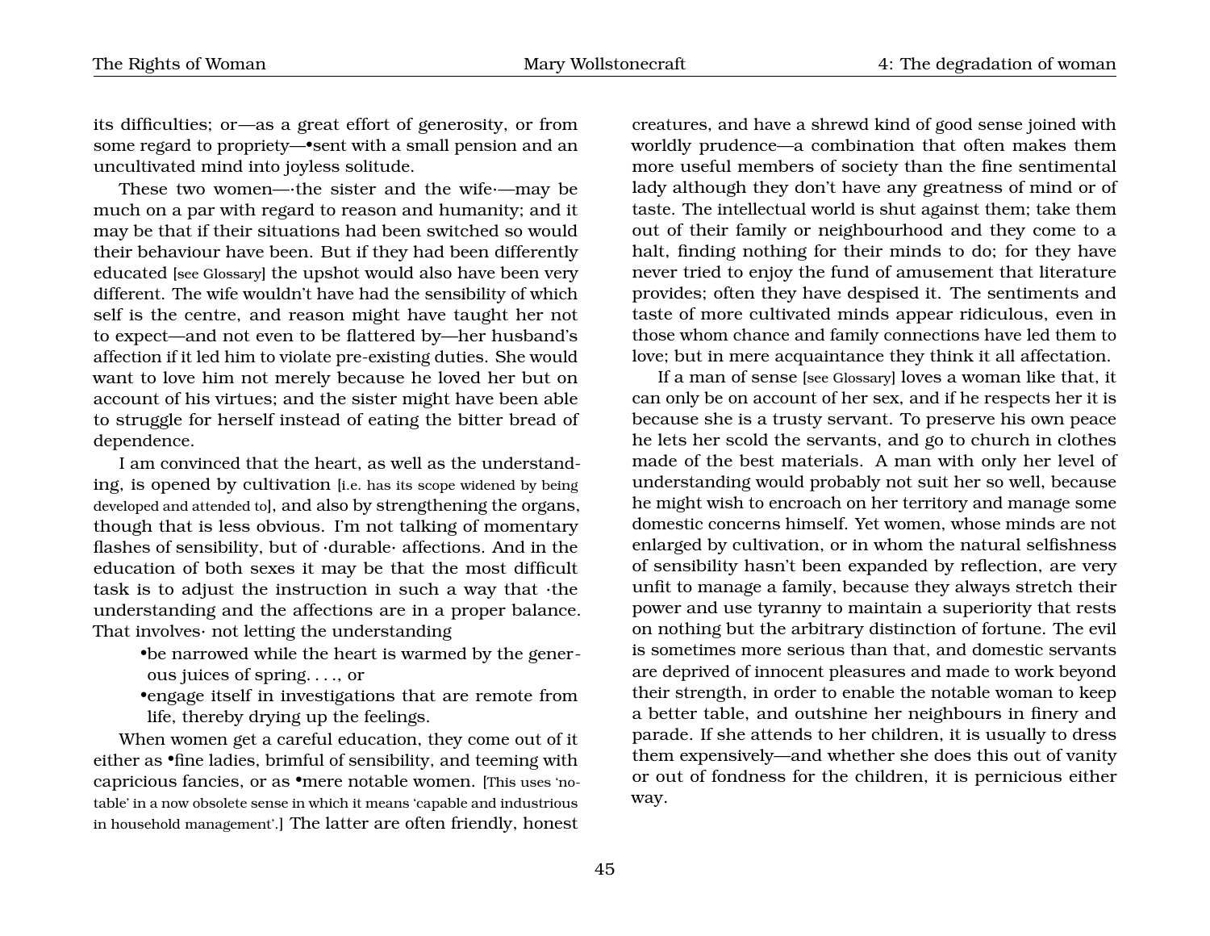its difficulties; or—as a great effort of generosity, or from some regard to propriety—•sent with a small pension and an uncultivated mind into joyless solitude.

These two women—·the sister and the wife·—may be much on a par with regard to reason and humanity; and it may be that if their situations had been switched so would their behaviour have been. But if they had been differently educated [see Glossary] the upshot would also have been very different. The wife wouldn't have had the sensibility of which self is the centre, and reason might have taught her not to expect—and not even to be flattered by—her husband's affection if it led him to violate pre-existing duties. She would want to love him not merely because he loved her but on account of his virtues; and the sister might have been able to struggle for herself instead of eating the bitter bread of dependence.

I am convinced that the heart, as well as the understanding, is opened by cultivation [i.e. has its scope widened by being developed and attended to], and also by strengthening the organs, though that is less obvious. I'm not talking of momentary flashes of sensibility, but of ·durable· affections. And in the education of both sexes it may be that the most difficult task is to adjust the instruction in such a way that ·the understanding and the affections are in a proper balance. That involves· not letting the understanding

- •be narrowed while the heart is warmed by the generous juices of spring. . . ., or
- •engage itself in investigations that are remote from life, thereby drying up the feelings.

When women get a careful education, they come out of it either as •fine ladies, brimful of sensibility, and teeming with capricious fancies, or as •mere notable women. [This uses 'notable' in a now obsolete sense in which it means 'capable and industrious in household management'.] The latter are often friendly, honest creatures, and have a shrewd kind of good sense joined with worldly prudence—a combination that often makes them more useful members of society than the fine sentimental lady although they don't have any greatness of mind or of taste. The intellectual world is shut against them; take them out of their family or neighbourhood and they come to a halt, finding nothing for their minds to do; for they have never tried to enjoy the fund of amusement that literature provides; often they have despised it. The sentiments and taste of more cultivated minds appear ridiculous, even in those whom chance and family connections have led them to love; but in mere acquaintance they think it all affectation.

If a man of sense [see Glossary] loves a woman like that, it can only be on account of her sex, and if he respects her it is because she is a trusty servant. To preserve his own peace he lets her scold the servants, and go to church in clothes made of the best materials. A man with only her level of understanding would probably not suit her so well, because he might wish to encroach on her territory and manage some domestic concerns himself. Yet women, whose minds are not enlarged by cultivation, or in whom the natural selfishness of sensibility hasn't been expanded by reflection, are very unfit to manage a family, because they always stretch their power and use tyranny to maintain a superiority that rests on nothing but the arbitrary distinction of fortune. The evil is sometimes more serious than that, and domestic servants are deprived of innocent pleasures and made to work beyond their strength, in order to enable the notable woman to keep a better table, and outshine her neighbours in finery and parade. If she attends to her children, it is usually to dress them expensively—and whether she does this out of vanity or out of fondness for the children, it is pernicious either way.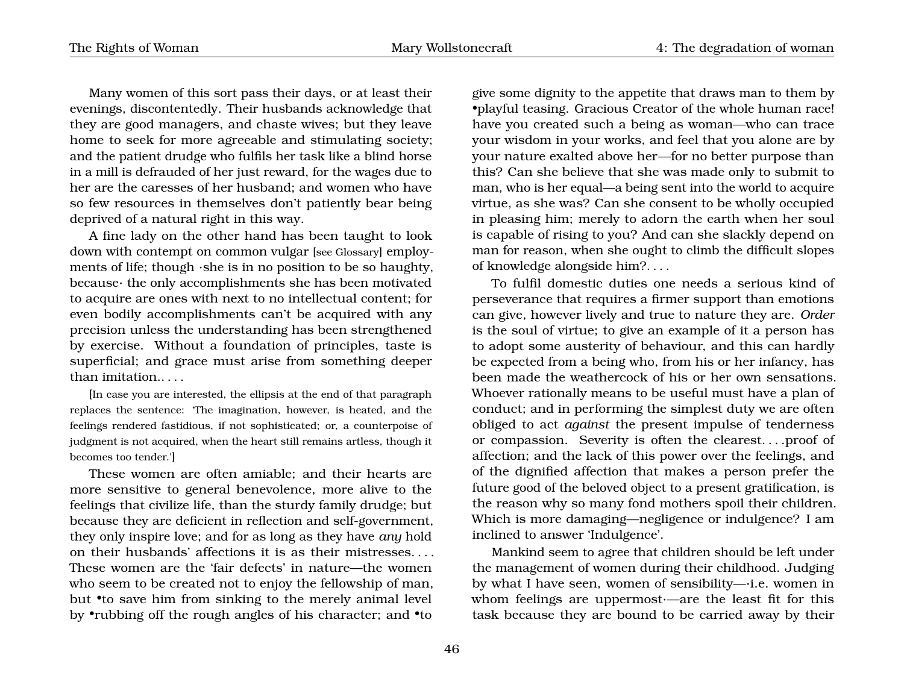Many women of this sort pass their days, or at least their evenings, discontentedly. Their husbands acknowledge that they are good managers, and chaste wives; but they leave home to seek for more agreeable and stimulating society; and the patient drudge who fulfils her task like a blind horse in a mill is defrauded of her just reward, for the wages due to her are the caresses of her husband; and women who have so few resources in themselves don't patiently bear being deprived of a natural right in this way.

A fine lady on the other hand has been taught to look down with contempt on common vulgar [see Glossary] employments of life; though ·she is in no position to be so haughty, because· the only accomplishments she has been motivated to acquire are ones with next to no intellectual content; for even bodily accomplishments can't be acquired with any precision unless the understanding has been strengthened by exercise. Without a foundation of principles, taste is superficial; and grace must arise from something deeper than imitation.. . . .

[In case you are interested, the ellipsis at the end of that paragraph replaces the sentence: 'The imagination, however, is heated, and the feelings rendered fastidious, if not sophisticated; or, a counterpoise of judgment is not acquired, when the heart still remains artless, though it becomes too tender.']

These women are often amiable; and their hearts are more sensitive to general benevolence, more alive to the feelings that civilize life, than the sturdy family drudge; but because they are deficient in reflection and self-government, they only inspire love; and for as long as they have *any* hold on their husbands' affections it is as their mistresses. . . . These women are the 'fair defects' in nature—the women who seem to be created not to enjoy the fellowship of man, but •to save him from sinking to the merely animal level by •rubbing off the rough angles of his character; and •to give some dignity to the appetite that draws man to them by •playful teasing. Gracious Creator of the whole human race! have you created such a being as woman—who can trace your wisdom in your works, and feel that you alone are by your nature exalted above her—for no better purpose than this? Can she believe that she was made only to submit to man, who is her equal—a being sent into the world to acquire virtue, as she was? Can she consent to be wholly occupied in pleasing him; merely to adorn the earth when her soul is capable of rising to you? And can she slackly depend on man for reason, when she ought to climb the difficult slopes of knowledge alongside him?. . . .

To fulfil domestic duties one needs a serious kind of perseverance that requires a firmer support than emotions can give, however lively and true to nature they are. *Order* is the soul of virtue; to give an example of it a person has to adopt some austerity of behaviour, and this can hardly be expected from a being who, from his or her infancy, has been made the weathercock of his or her own sensations. Whoever rationally means to be useful must have a plan of conduct; and in performing the simplest duty we are often obliged to act *against* the present impulse of tenderness or compassion. Severity is often the clearest. . . .proof of affection; and the lack of this power over the feelings, and of the dignified affection that makes a person prefer the future good of the beloved object to a present gratification, is the reason why so many fond mothers spoil their children. Which is more damaging—negligence or indulgence? I am inclined to answer 'Indulgence'.

Mankind seem to agree that children should be left under the management of women during their childhood. Judging by what I have seen, women of sensibility—·i.e. women in whom feelings are uppermost·—are the least fit for this task because they are bound to be carried away by their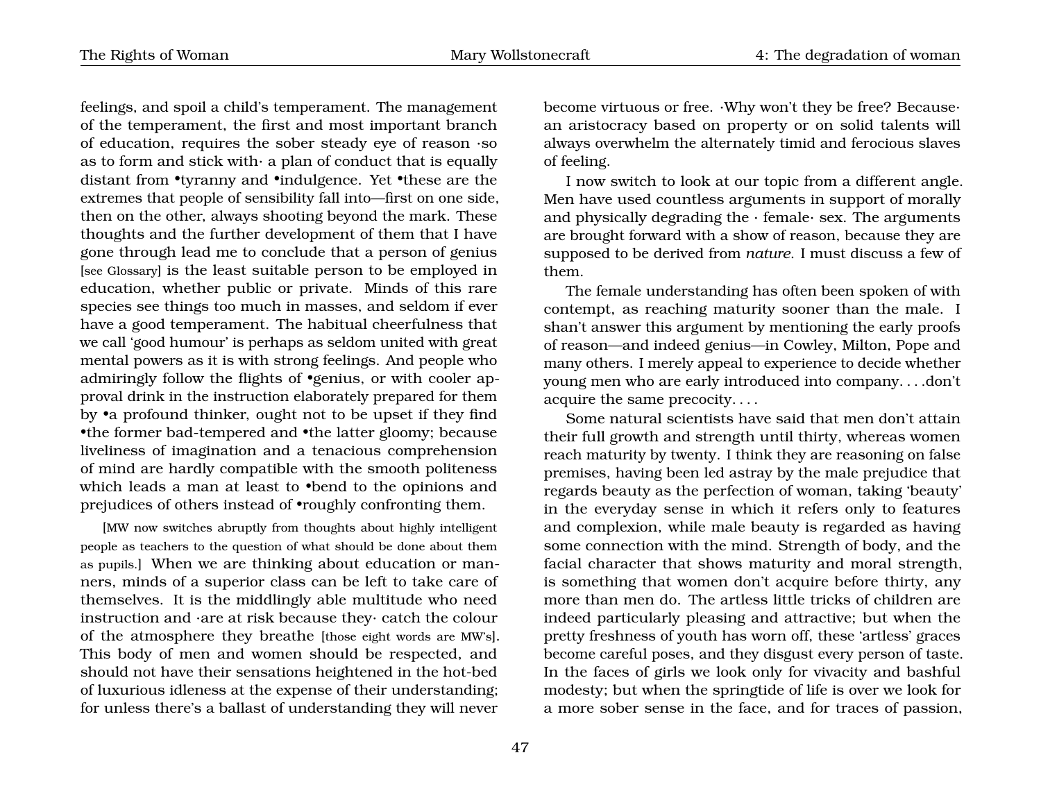feelings, and spoil a child's temperament. The management of the temperament, the first and most important branch of education, requires the sober steady eye of reason ·so as to form and stick with· a plan of conduct that is equally distant from •tyranny and •indulgence. Yet •these are the extremes that people of sensibility fall into—first on one side, then on the other, always shooting beyond the mark. These thoughts and the further development of them that I have gone through lead me to conclude that a person of genius [see Glossary] is the least suitable person to be employed in education, whether public or private. Minds of this rare species see things too much in masses, and seldom if ever have a good temperament. The habitual cheerfulness that we call 'good humour' is perhaps as seldom united with great mental powers as it is with strong feelings. And people who admiringly follow the flights of •genius, or with cooler approval drink in the instruction elaborately prepared for them by •a profound thinker, ought not to be upset if they find •the former bad-tempered and •the latter gloomy; because liveliness of imagination and a tenacious comprehension of mind are hardly compatible with the smooth politeness which leads a man at least to •bend to the opinions and prejudices of others instead of •roughly confronting them.

[MW now switches abruptly from thoughts about highly intelligent people as teachers to the question of what should be done about them as pupils.] When we are thinking about education or manners, minds of a superior class can be left to take care of themselves. It is the middlingly able multitude who need instruction and ·are at risk because they· catch the colour of the atmosphere they breathe [those eight words are MW's]. This body of men and women should be respected, and should not have their sensations heightened in the hot-bed of luxurious idleness at the expense of their understanding; for unless there's a ballast of understanding they will never become virtuous or free. ·Why won't they be free? Because· an aristocracy based on property or on solid talents will always overwhelm the alternately timid and ferocious slaves of feeling.

I now switch to look at our topic from a different angle. Men have used countless arguments in support of morally and physically degrading the ·female· sex. The arguments are brought forward with a show of reason, because they are supposed to be derived from *nature*. I must discuss a few of them.

The female understanding has often been spoken of with contempt, as reaching maturity sooner than the male. I shan't answer this argument by mentioning the early proofs of reason—and indeed genius—in Cowley, Milton, Pope and many others. I merely appeal to experience to decide whether young men who are early introduced into company. . . .don't acquire the same precocity. . . .

Some natural scientists have said that men don't attain their full growth and strength until thirty, whereas women reach maturity by twenty. I think they are reasoning on false premises, having been led astray by the male prejudice that regards beauty as the perfection of woman, taking 'beauty' in the everyday sense in which it refers only to features and complexion, while male beauty is regarded as having some connection with the mind. Strength of body, and the facial character that shows maturity and moral strength, is something that women don't acquire before thirty, any more than men do. The artless little tricks of children are indeed particularly pleasing and attractive; but when the pretty freshness of youth has worn off, these 'artless' graces become careful poses, and they disgust every person of taste. In the faces of girls we look only for vivacity and bashful modesty; but when the springtide of life is over we look for a more sober sense in the face, and for traces of passion,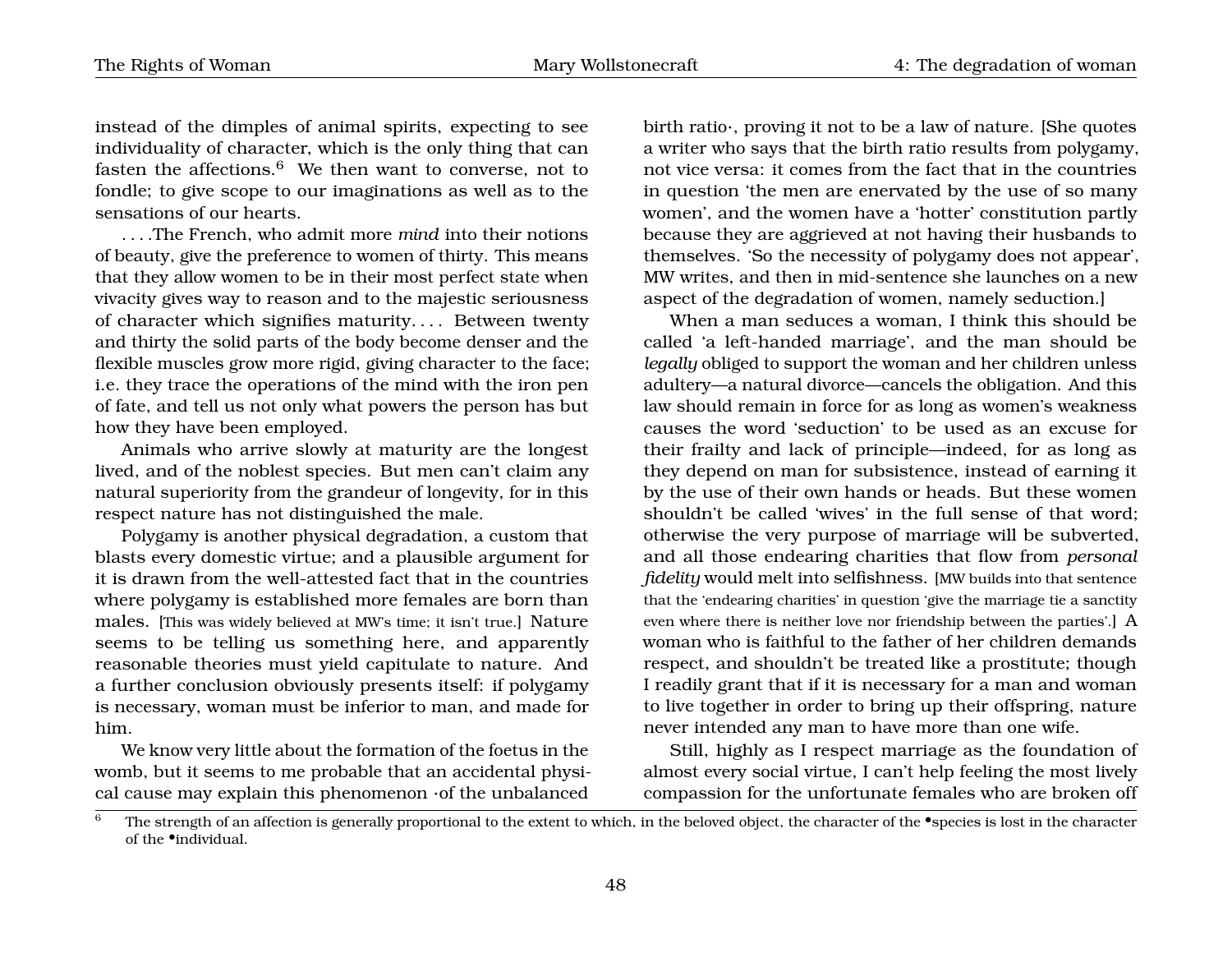instead of the dimples of animal spirits, expecting to see individuality of character, which is the only thing that can fasten the affections.[6] We then want to converse, not to fondle; to give scope to our imaginations as well as to the sensations of our hearts.

. . . .The French, who admit more *mind* into their notions of beauty, give the preference to women of thirty. This means that they allow women to be in their most perfect state when vivacity gives way to reason and to the majestic seriousness of character which signifies maturity. . . . Between twenty and thirty the solid parts of the body become denser and the flexible muscles grow more rigid, giving character to the face; i.e. they trace the operations of the mind with the iron pen of fate, and tell us not only what powers the person has but how they have been employed.

Animals who arrive slowly at maturity are the longest lived, and of the noblest species. But men can't claim any natural superiority from the grandeur of longevity, for in this respect nature has not distinguished the male.

Polygamy is another physical degradation, a custom that blasts every domestic virtue; and a plausible argument for it is drawn from the well-attested fact that in the countries where polygamy is established more females are born than males. [This was widely believed at MW's time; it isn't true.] Nature seems to be telling us something here, and apparently reasonable theories must yield capitulate to nature. And a further conclusion obviously presents itself: if polygamy is necessary, woman must be inferior to man, and made for him.

We know very little about the formation of the foetus in the womb, but it seems to me probable that an accidental physical cause may explain this phenomenon ·of the unbalanced birth ratio·, proving it not to be a law of nature. [She quotes a writer who says that the birth ratio results from polygamy, not vice versa: it comes from the fact that in the countries in question 'the men are enervated by the use of so many women', and the women have a 'hotter' constitution partly because they are aggrieved at not having their husbands to themselves. 'So the necessity of polygamy does not appear', MW writes, and then in mid-sentence she launches on a new aspect of the degradation of women, namely seduction.]

When a man seduces a woman, I think this should be called 'a left-handed marriage', and the man should be *legally* obliged to support the woman and her children unless adultery—a natural divorce—cancels the obligation. And this law should remain in force for as long as women's weakness causes the word 'seduction' to be used as an excuse for their frailty and lack of principle—indeed, for as long as they depend on man for subsistence, instead of earning it by the use of their own hands or heads. But these women shouldn't be called 'wives' in the full sense of that word; otherwise the very purpose of marriage will be subverted, and all those endearing charities that flow from *personal fidelity* would melt into selfishness. [MW builds into that sentence that the 'endearing charities' in question 'give the marriage tie a sanctity even where there is neither love nor friendship between the parties'.] A woman who is faithful to the father of her children demands respect, and shouldn't be treated like a prostitute; though I readily grant that if it is necessary for a man and woman to live together in order to bring up their offspring, nature never intended any man to have more than one wife.

Still, highly as I respect marriage as the foundation of almost every social virtue, I can't help feeling the most lively compassion for the unfortunate females who are broken off

[6] The strength of an affection is generally proportional to the extent to which, in the beloved object, the character of the •species is lost in the character of the •individual.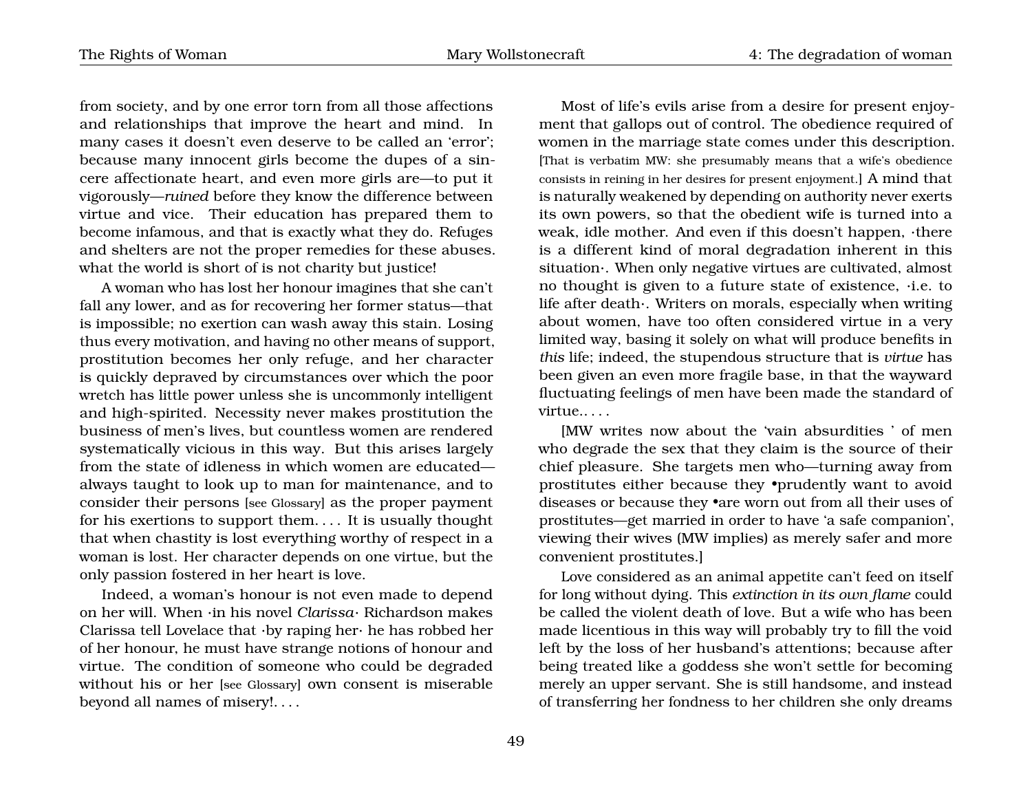from society, and by one error torn from all those affections and relationships that improve the heart and mind. In many cases it doesn't even deserve to be called an 'error'; because many innocent girls become the dupes of a sincere affectionate heart, and even more girls are—to put it vigorously—*ruined* before they know the difference between virtue and vice. Their education has prepared them to become infamous, and that is exactly what they do. Refuges and shelters are not the proper remedies for these abuses. what the world is short of is not charity but justice!

A woman who has lost her honour imagines that she can't fall any lower, and as for recovering her former status—that is impossible; no exertion can wash away this stain. Losing thus every motivation, and having no other means of support, prostitution becomes her only refuge, and her character is quickly depraved by circumstances over which the poor wretch has little power unless she is uncommonly intelligent and high-spirited. Necessity never makes prostitution the business of men's lives, but countless women are rendered systematically vicious in this way. But this arises largely from the state of idleness in which women are educated—always taught to look up to man for maintenance, and to consider their persons [see Glossary] as the proper payment for his exertions to support them. . . . It is usually thought that when chastity is lost everything worthy of respect in a woman is lost. Her character depends on one virtue, but the only passion fostered in her heart is love.

Indeed, a woman's honour is not even made to depend on her will. When ·in his novel *Clarissa*· Richardson makes Clarissa tell Lovelace that ·by raping her· he has robbed her of her honour, he must have strange notions of honour and virtue. The condition of someone who could be degraded without his or her [see Glossary] own consent is miserable beyond all names of misery!. . . .

Most of life's evils arise from a desire for present enjoyment that gallops out of control. The obedience required of women in the marriage state comes under this description. [That is verbatim MW: she presumably means that a wife's obedience consists in reining in her desires for present enjoyment.] A mind that is naturally weakened by depending on authority never exerts its own powers, so that the obedient wife is turned into a weak, idle mother. And even if this doesn't happen, ·there is a different kind of moral degradation inherent in this situation·. When only negative virtues are cultivated, almost no thought is given to a future state of existence, ·i.e. to life after death·. Writers on morals, especially when writing about women, have too often considered virtue in a very limited way, basing it solely on what will produce benefits in *this* life; indeed, the stupendous structure that is *virtue* has been given an even more fragile base, in that the wayward fluctuating feelings of men have been made the standard of virtue.. . . .

[MW writes now about the 'vain absurdities ' of men who degrade the sex that they claim is the source of their chief pleasure. She targets men who—turning away from prostitutes either because they •prudently want to avoid diseases or because they •are worn out from all their uses of prostitutes—get married in order to have 'a safe companion', viewing their wives (MW implies) as merely safer and more convenient prostitutes.]

Love considered as an animal appetite can't feed on itself for long without dying. This *extinction in its own flame* could be called the violent death of love. But a wife who has been made licentious in this way will probably try to fill the void left by the loss of her husband's attentions; because after being treated like a goddess she won't settle for becoming merely an upper servant. She is still handsome, and instead of transferring her fondness to her children she only dreams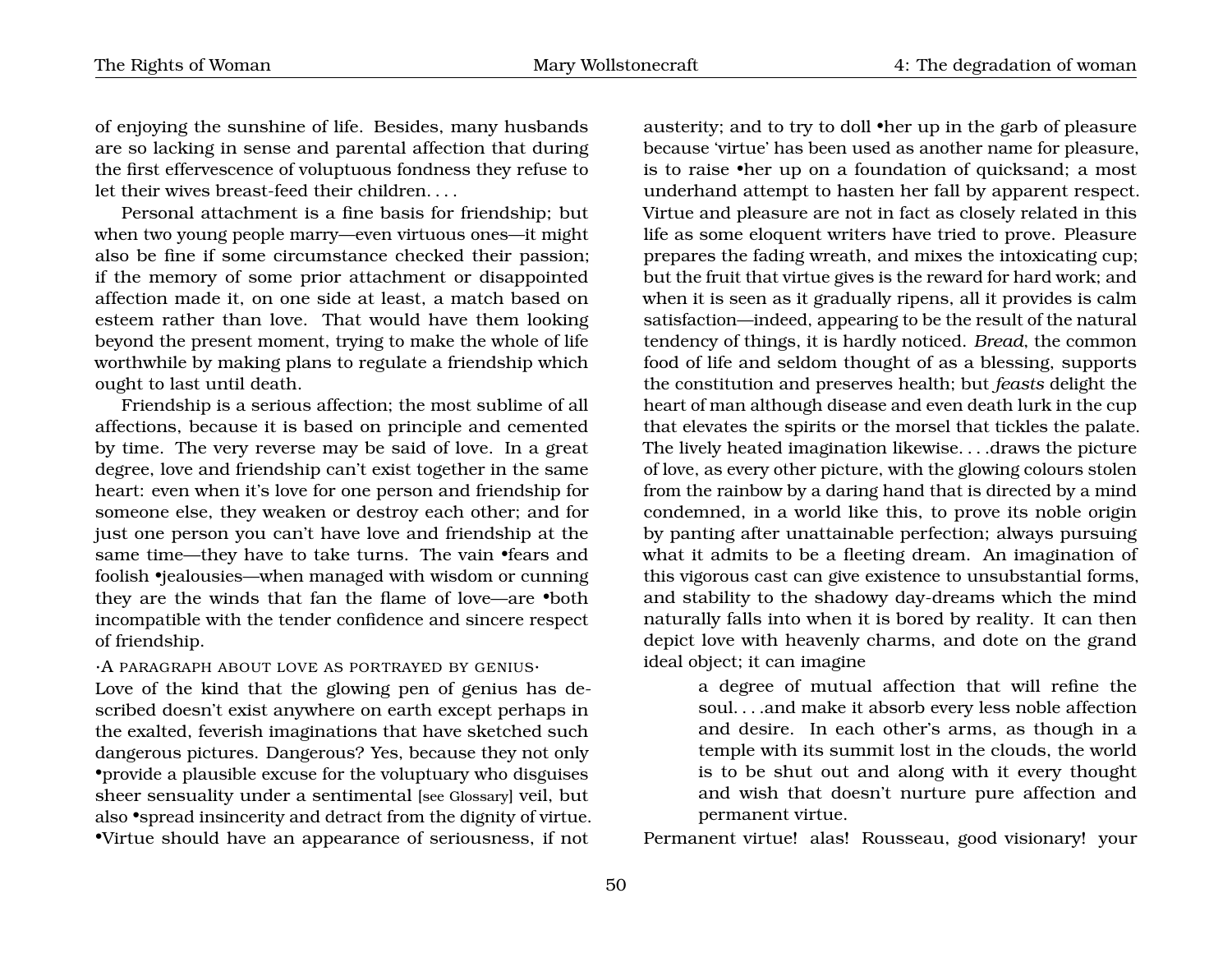of enjoying the sunshine of life. Besides, many husbands are so lacking in sense and parental affection that during the first effervescence of voluptuous fondness they refuse to let their wives breast-feed their children. . . .

Personal attachment is a fine basis for friendship; but when two young people marry—even virtuous ones—it might also be fine if some circumstance checked their passion; if the memory of some prior attachment or disappointed affection made it, on one side at least, a match based on esteem rather than love. That would have them looking beyond the present moment, trying to make the whole of life worthwhile by making plans to regulate a friendship which ought to last until death.

Friendship is a serious affection; the most sublime of all affections, because it is based on principle and cemented by time. The very reverse may be said of love. In a great degree, love and friendship can't exist together in the same heart: even when it's love for one person and friendship for someone else, they weaken or destroy each other; and for just one person you can't have love and friendship at the same time—they have to take turns. The vain •fears and foolish •jealousies—when managed with wisdom or cunning they are the winds that fan the flame of love—are •both incompatible with the tender confidence and sincere respect of friendship.

·A paragraph about love as portrayed by genius·

Love of the kind that the glowing pen of genius has described doesn't exist anywhere on earth except perhaps in the exalted, feverish imaginations that have sketched such dangerous pictures. Dangerous? Yes, because they not only •provide a plausible excuse for the voluptuary who disguises sheer sensuality under a sentimental [see Glossary] veil, but also •spread insincerity and detract from the dignity of virtue. •Virtue should have an appearance of seriousness, if not austerity; and to try to doll •her up in the garb of pleasure because 'virtue' has been used as another name for pleasure, is to raise •her up on a foundation of quicksand; a most underhand attempt to hasten her fall by apparent respect. Virtue and pleasure are not in fact as closely related in this life as some eloquent writers have tried to prove. Pleasure prepares the fading wreath, and mixes the intoxicating cup; but the fruit that virtue gives is the reward for hard work; and when it is seen as it gradually ripens, all it provides is calm satisfaction—indeed, appearing to be the result of the natural tendency of things, it is hardly noticed. *Bread*, the common food of life and seldom thought of as a blessing, supports the constitution and preserves health; but *feasts* delight the heart of man although disease and even death lurk in the cup that elevates the spirits or the morsel that tickles the palate. The lively heated imagination likewise. . . .draws the picture of love, as every other picture, with the glowing colours stolen from the rainbow by a daring hand that is directed by a mind condemned, in a world like this, to prove its noble origin by panting after unattainable perfection; always pursuing what it admits to be a fleeting dream. An imagination of this vigorous cast can give existence to unsubstantial forms, and stability to the shadowy day-dreams which the mind naturally falls into when it is bored by reality. It can then depict love with heavenly charms, and dote on the grand ideal object; it can imagine

> a degree of mutual affection that will refine the soul. . . .and make it absorb every less noble affection and desire. In each other's arms, as though in a temple with its summit lost in the clouds, the world is to be shut out and along with it every thought and wish that doesn't nurture pure affection and permanent virtue.

Permanent virtue! alas! Rousseau, good visionary! your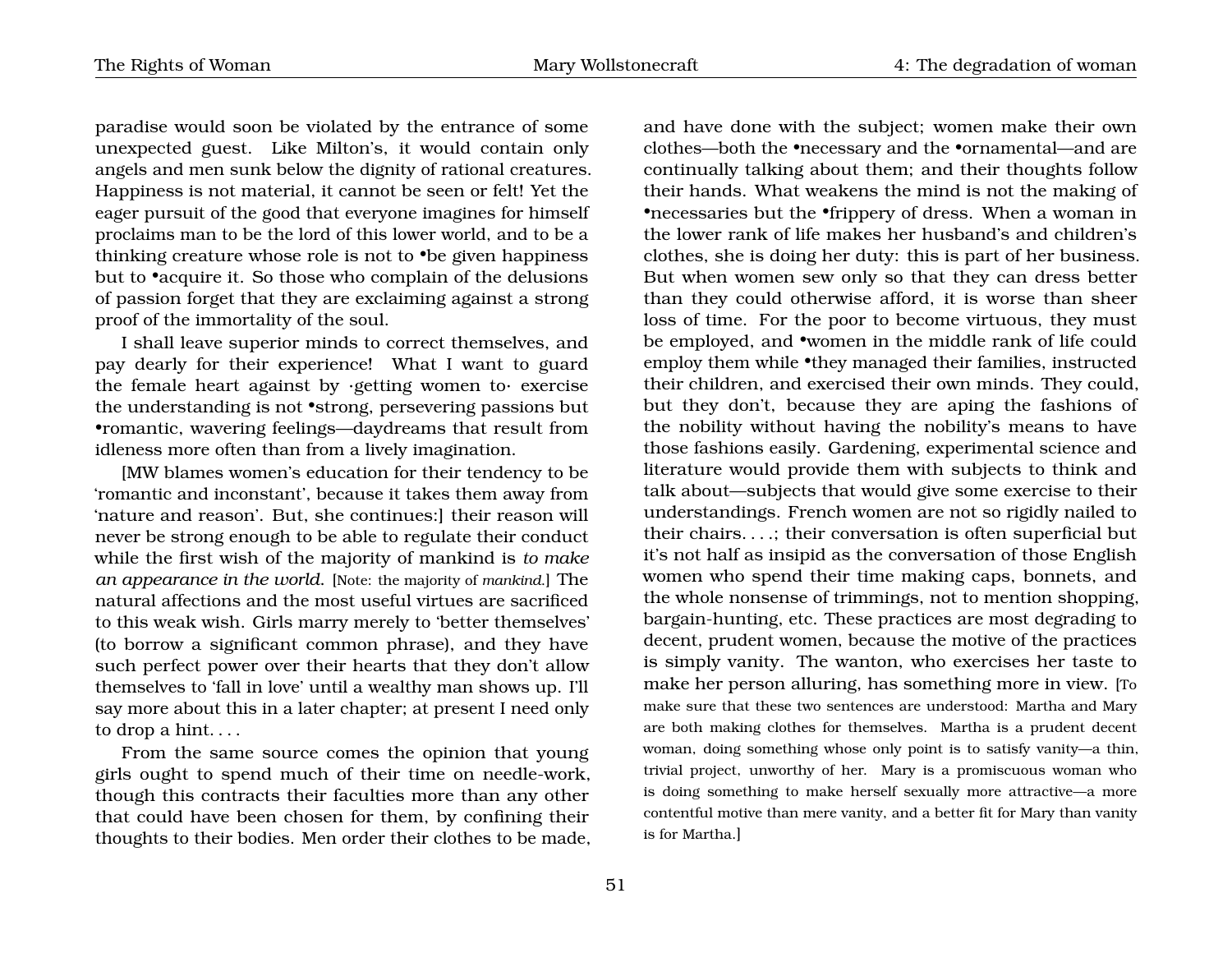paradise would soon be violated by the entrance of some unexpected guest. Like Milton's, it would contain only angels and men sunk below the dignity of rational creatures. Happiness is not material, it cannot be seen or felt! Yet the eager pursuit of the good that everyone imagines for himself proclaims man to be the lord of this lower world, and to be a thinking creature whose role is not to •be given happiness but to •acquire it. So those who complain of the delusions of passion forget that they are exclaiming against a strong proof of the immortality of the soul.

I shall leave superior minds to correct themselves, and pay dearly for their experience! What I want to guard the female heart against by ·getting women to· exercise the understanding is not •strong, persevering passions but •romantic, wavering feelings—daydreams that result from idleness more often than from a lively imagination.

[MW blames women's education for their tendency to be 'romantic and inconstant', because it takes them away from 'nature and reason'. But, she continues:] their reason will never be strong enough to be able to regulate their conduct while the first wish of the majority of mankind is *to make an appearance in the world.* [Note: the majority of *mankind*.] The natural affections and the most useful virtues are sacrificed to this weak wish. Girls marry merely to 'better themselves' (to borrow a significant common phrase), and they have such perfect power over their hearts that they don't allow themselves to 'fall in love' until a wealthy man shows up. I'll say more about this in a later chapter; at present I need only to drop a hint. . . .

From the same source comes the opinion that young girls ought to spend much of their time on needle-work, though this contracts their faculties more than any other that could have been chosen for them, by confining their thoughts to their bodies. Men order their clothes to be made, and have done with the subject; women make their own clothes—both the •necessary and the •ornamental—and are continually talking about them; and their thoughts follow their hands. What weakens the mind is not the making of •necessaries but the •frippery of dress. When a woman in the lower rank of life makes her husband's and children's clothes, she is doing her duty: this is part of her business. But when women sew only so that they can dress better than they could otherwise afford, it is worse than sheer loss of time. For the poor to become virtuous, they must be employed, and •women in the middle rank of life could employ them while •they managed their families, instructed their children, and exercised their own minds. They could, but they don't, because they are aping the fashions of the nobility without having the nobility's means to have those fashions easily. Gardening, experimental science and literature would provide them with subjects to think and talk about—subjects that would give some exercise to their understandings. French women are not so rigidly nailed to their chairs. . . .; their conversation is often superficial but it's not half as insipid as the conversation of those English women who spend their time making caps, bonnets, and the whole nonsense of trimmings, not to mention shopping, bargain-hunting, etc. These practices are most degrading to decent, prudent women, because the motive of the practices is simply vanity. The wanton, who exercises her taste to make her person alluring, has something more in view. [To make sure that these two sentences are understood: Martha and Mary are both making clothes for themselves. Martha is a prudent decent woman, doing something whose only point is to satisfy vanity—a thin, trivial project, unworthy of her. Mary is a promiscuous woman who is doing something to make herself sexually more attractive—a more contentful motive than mere vanity, and a better fit for Mary than vanity is for Martha.]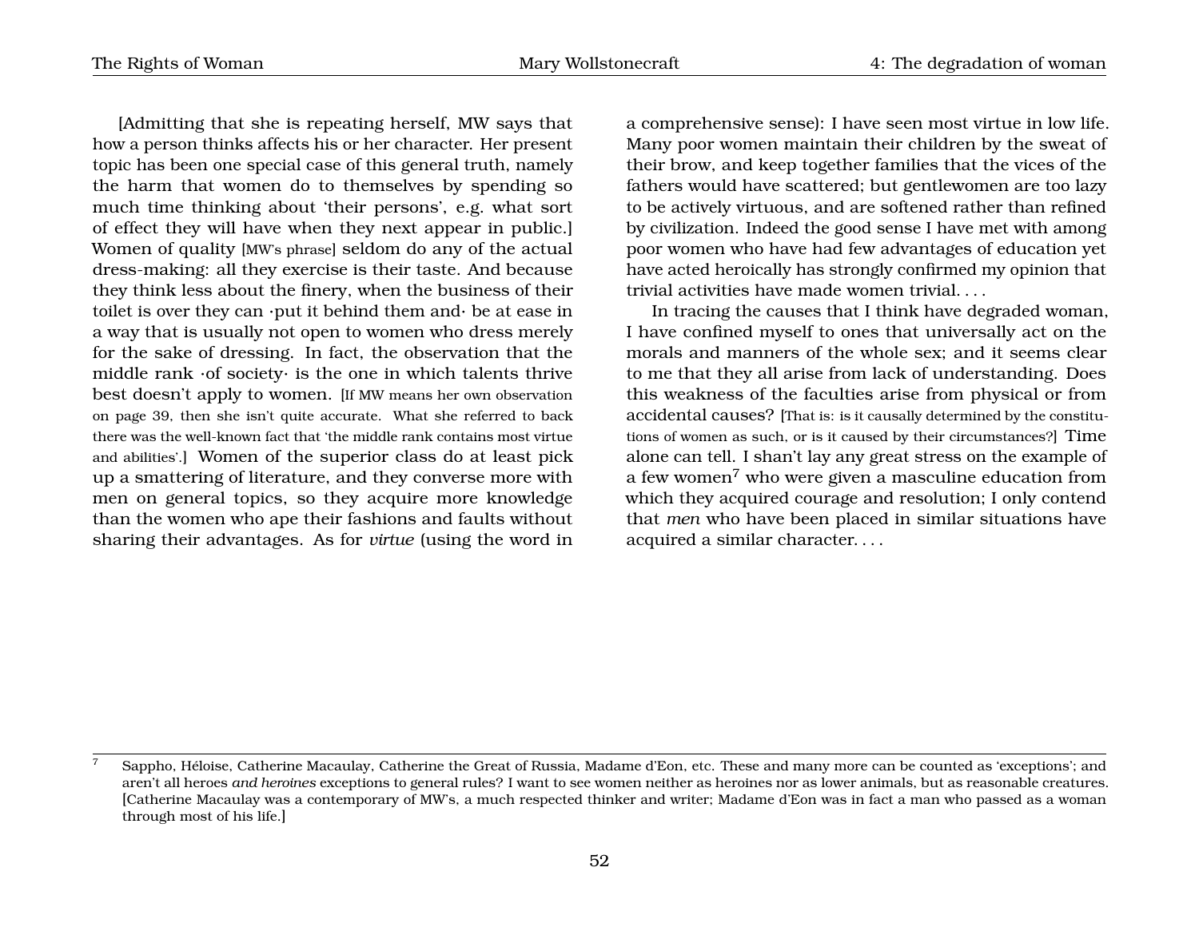[Admitting that she is repeating herself, MW says that how a person thinks affects his or her character. Her present topic has been one special case of this general truth, namely the harm that women do to themselves by spending so much time thinking about 'their persons', e.g. what sort of effect they will have when they next appear in public.] Women of quality [MW's phrase] seldom do any of the actual dress-making: all they exercise is their taste. And because they think less about the finery, when the business of their toilet is over they can ·put it behind them and· be at ease in a way that is usually not open to women who dress merely for the sake of dressing. In fact, the observation that the middle rank ·of society· is the one in which talents thrive best doesn't apply to women. [If MW means her own observation on page 39, then she isn't quite accurate. What she referred to back there was the well-known fact that 'the middle rank contains most virtue and abilities'.] Women of the superior class do at least pick up a smattering of literature, and they converse more with men on general topics, so they acquire more knowledge than the women who ape their fashions and faults without sharing their advantages. As for *virtue* (using the word in a comprehensive sense): I have seen most virtue in low life. Many poor women maintain their children by the sweat of their brow, and keep together families that the vices of the fathers would have scattered; but gentlewomen are too lazy to be actively virtuous, and are softened rather than refined by civilization. Indeed the good sense I have met with among poor women who have had few advantages of education yet have acted heroically has strongly confirmed my opinion that trivial activities have made women trivial. . . .

In tracing the causes that I think have degraded woman, I have confined myself to ones that universally act on the morals and manners of the whole sex; and it seems clear to me that they all arise from lack of understanding. Does this weakness of the faculties arise from physical or from accidental causes? [That is: is it causally determined by the constitutions of women as such, or is it caused by their circumstances?] Time alone can tell. I shan't lay any great stress on the example of a few women[7] who were given a masculine education from which they acquired courage and resolution; I only contend that *men* who have been placed in similar situations have acquired a similar character. . . .

[7] Sappho, Héloise, Catherine Macaulay, Catherine the Great of Russia, Madame d'Eon, etc. These and many more can be counted as 'exceptions'; and aren't all heroes *and heroines* exceptions to general rules? I want to see women neither as heroines nor as lower animals, but as reasonable creatures. [Catherine Macaulay was a contemporary of MW's, a much respected thinker and writer; Madame d'Eon was in fact a man who passed as a woman through most of his life.]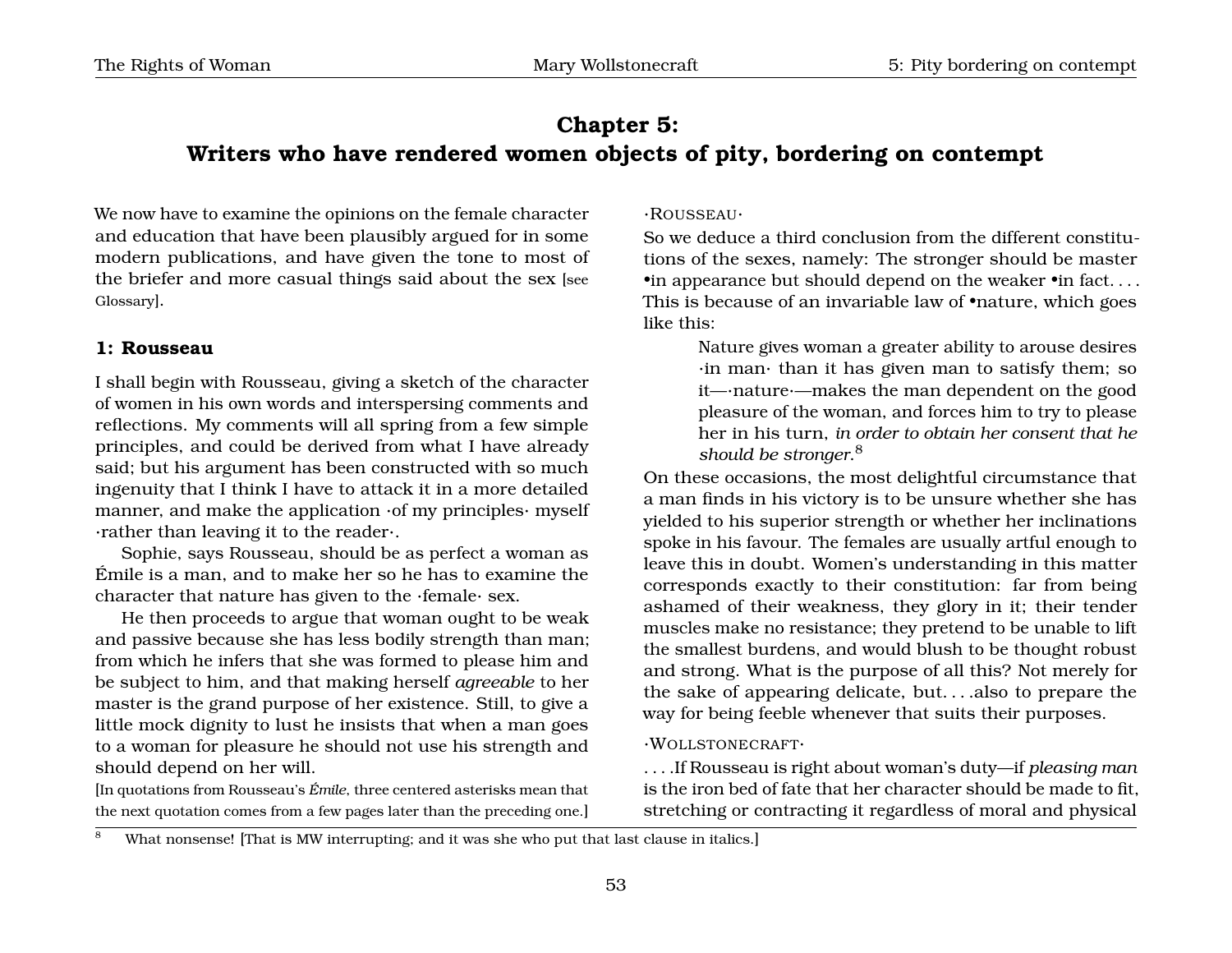# Chapter 5: Writers who have rendered women objects of pity, bordering on contempt

We now have to examine the opinions on the female character and education that have been plausibly argued for in some modern publications, and have given the tone to most of the briefer and more casual things said about the sex [see Glossary].

## 1: Rousseau

I shall begin with Rousseau, giving a sketch of the character of women in his own words and interspersing comments and reflections. My comments will all spring from a few simple principles, and could be derived from what I have already said; but his argument has been constructed with so much ingenuity that I think I have to attack it in a more detailed manner, and make the application ·of my principles· myself ·rather than leaving it to the reader·.

Sophie, says Rousseau, should be as perfect a woman as Émile is a man, and to make her so he has to examine the character that nature has given to the ·female· sex.

He then proceeds to argue that woman ought to be weak and passive because she has less bodily strength than man; from which he infers that she was formed to please him and be subject to him, and that making herself *agreeable* to her master is the grand purpose of her existence. Still, to give a little mock dignity to lust he insists that when a man goes to a woman for pleasure he should not use his strength and should depend on her will.

[In quotations from Rousseau's *Émile*, three centered asterisks mean that the next quotation comes from a few pages later than the preceding one.]

·Rousseau·

So we deduce a third conclusion from the different constitutions of the sexes, namely: The stronger should be master •in appearance but should depend on the weaker •in fact. . . . This is because of an invariable law of •nature, which goes like this:

> Nature gives woman a greater ability to arouse desires ·in man· than it has given man to satisfy them; so it—·nature·—makes the man dependent on the good pleasure of the woman, and forces him to try to please her in his turn, *in order to obtain her consent that he should be stronger*.[8]

On these occasions, the most delightful circumstance that a man finds in his victory is to be unsure whether she has yielded to his superior strength or whether her inclinations spoke in his favour. The females are usually artful enough to leave this in doubt. Women's understanding in this matter corresponds exactly to their constitution: far from being ashamed of their weakness, they glory in it; their tender muscles make no resistance; they pretend to be unable to lift the smallest burdens, and would blush to be thought robust and strong. What is the purpose of all this? Not merely for the sake of appearing delicate, but. . . .also to prepare the way for being feeble whenever that suits their purposes.

·Wollstonecraft·

. . . .If Rousseau is right about woman's duty—if *pleasing man* is the iron bed of fate that her character should be made to fit, stretching or contracting it regardless of moral and physical

[8] What nonsense! [That is MW interrupting; and it was she who put that last clause in italics.]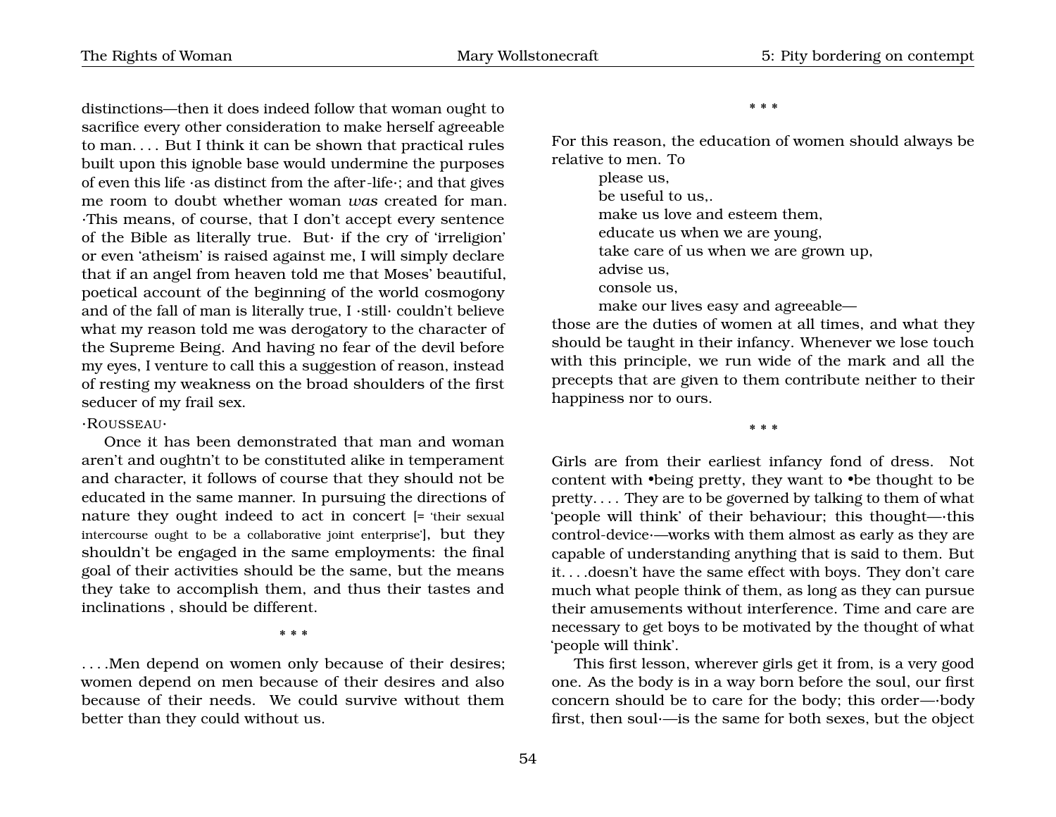distinctions—then it does indeed follow that woman ought to sacrifice every other consideration to make herself agreeable to man. . . . But I think it can be shown that practical rules built upon this ignoble base would undermine the purposes of even this life ·as distinct from the after-life·; and that gives me room to doubt whether woman *was* created for man. ·This means, of course, that I don't accept every sentence of the Bible as literally true. But· if the cry of 'irreligion' or even 'atheism' is raised against me, I will simply declare that if an angel from heaven told me that Moses' beautiful, poetical account of the beginning of the world cosmogony and of the fall of man is literally true, I ·still· couldn't believe what my reason told me was derogatory to the character of the Supreme Being. And having no fear of the devil before my eyes, I venture to call this a suggestion of reason, instead of resting my weakness on the broad shoulders of the first seducer of my frail sex.

·ROUSSEAU·

Once it has been demonstrated that man and woman aren't and oughtn't to be constituted alike in temperament and character, it follows of course that they should not be educated in the same manner. In pursuing the directions of nature they ought indeed to act in concert [= 'their sexual intercourse ought to be a collaborative joint enterprise'], but they shouldn't be engaged in the same employments: the final goal of their activities should be the same, but the means they take to accomplish them, and thus their tastes and inclinations , should be different.

\* \* \*

. . . .Men depend on women only because of their desires; women depend on men because of their desires and also because of their needs. We could survive without them better than they could without us.

\* \* \*

For this reason, the education of women should always be relative to men. To

please us,
be useful to us,.
make us love and esteem them,
educate us when we are young,
take care of us when we are grown up,
advise us,
console us,
make our lives easy and agreeable—

those are the duties of women at all times, and what they should be taught in their infancy. Whenever we lose touch with this principle, we run wide of the mark and all the precepts that are given to them contribute neither to their happiness nor to ours.

\* \* \*

Girls are from their earliest infancy fond of dress. Not content with •being pretty, they want to •be thought to be pretty. . . . They are to be governed by talking to them of what 'people will think' of their behaviour; this thought—·this control-device·—works with them almost as early as they are capable of understanding anything that is said to them. But it. . . .doesn't have the same effect with boys. They don't care much what people think of them, as long as they can pursue their amusements without interference. Time and care are necessary to get boys to be motivated by the thought of what 'people will think'.

This first lesson, wherever girls get it from, is a very good one. As the body is in a way born before the soul, our first concern should be to care for the body; this order—·body first, then soul·—is the same for both sexes, but the object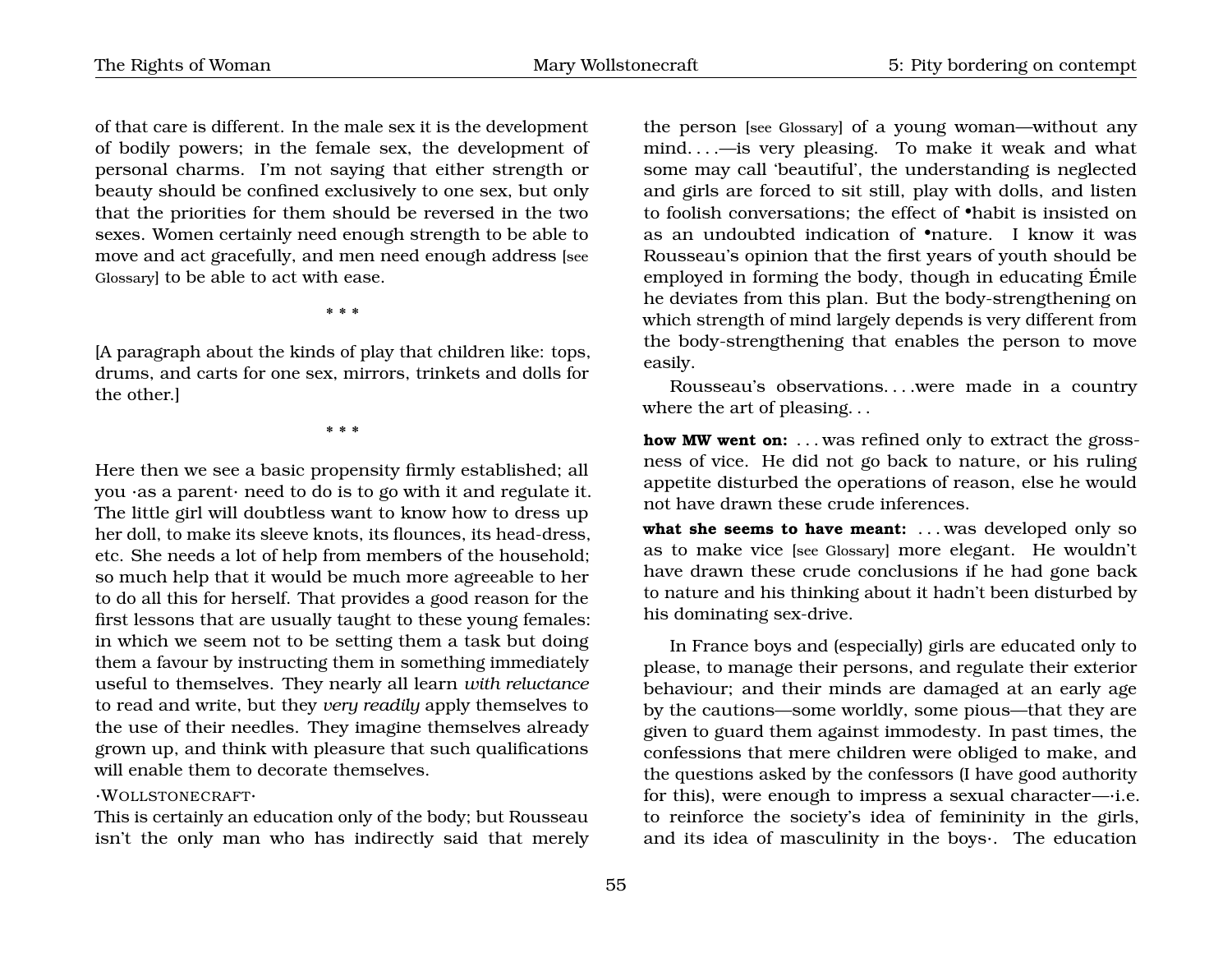of that care is different. In the male sex it is the development of bodily powers; in the female sex, the development of personal charms. I'm not saying that either strength or beauty should be confined exclusively to one sex, but only that the priorities for them should be reversed in the two sexes. Women certainly need enough strength to be able to move and act gracefully, and men need enough address [see Glossary] to be able to act with ease.

* * *

[A paragraph about the kinds of play that children like: tops, drums, and carts for one sex, mirrors, trinkets and dolls for the other.]

* * *

Here then we see a basic propensity firmly established; all you ·as a parent· need to do is to go with it and regulate it. The little girl will doubtless want to know how to dress up her doll, to make its sleeve knots, its flounces, its head-dress, etc. She needs a lot of help from members of the household; so much help that it would be much more agreeable to her to do all this for herself. That provides a good reason for the first lessons that are usually taught to these young females: in which we seem not to be setting them a task but doing them a favour by instructing them in something immediately useful to themselves. They nearly all learn *with reluctance* to read and write, but they *very readily* apply themselves to the use of their needles. They imagine themselves already grown up, and think with pleasure that such qualifications will enable them to decorate themselves.

·WOLLSTONECRAFT·

This is certainly an education only of the body; but Rousseau isn't the only man who has indirectly said that merely the person [see Glossary] of a young woman—without any mind. . . .—is very pleasing. To make it weak and what some may call 'beautiful', the understanding is neglected and girls are forced to sit still, play with dolls, and listen to foolish conversations; the effect of •habit is insisted on as an undoubted indication of •nature. I know it was Rousseau's opinion that the first years of youth should be employed in forming the body, though in educating Émile he deviates from this plan. But the body-strengthening on which strength of mind largely depends is very different from the body-strengthening that enables the person to move easily.

Rousseau's observations. . . .were made in a country where the art of pleasing. . .

**how MW went on:** . . . was refined only to extract the grossness of vice. He did not go back to nature, or his ruling appetite disturbed the operations of reason, else he would not have drawn these crude inferences.

**what she seems to have meant:** . . . was developed only so as to make vice [see Glossary] more elegant. He wouldn't have drawn these crude conclusions if he had gone back to nature and his thinking about it hadn't been disturbed by his dominating sex-drive.

In France boys and (especially) girls are educated only to please, to manage their persons, and regulate their exterior behaviour; and their minds are damaged at an early age by the cautions—some worldly, some pious—that they are given to guard them against immodesty. In past times, the confessions that mere children were obliged to make, and the questions asked by the confessors (I have good authority for this), were enough to impress a sexual character—·i.e. to reinforce the society's idea of femininity in the girls, and its idea of masculinity in the boys·. The education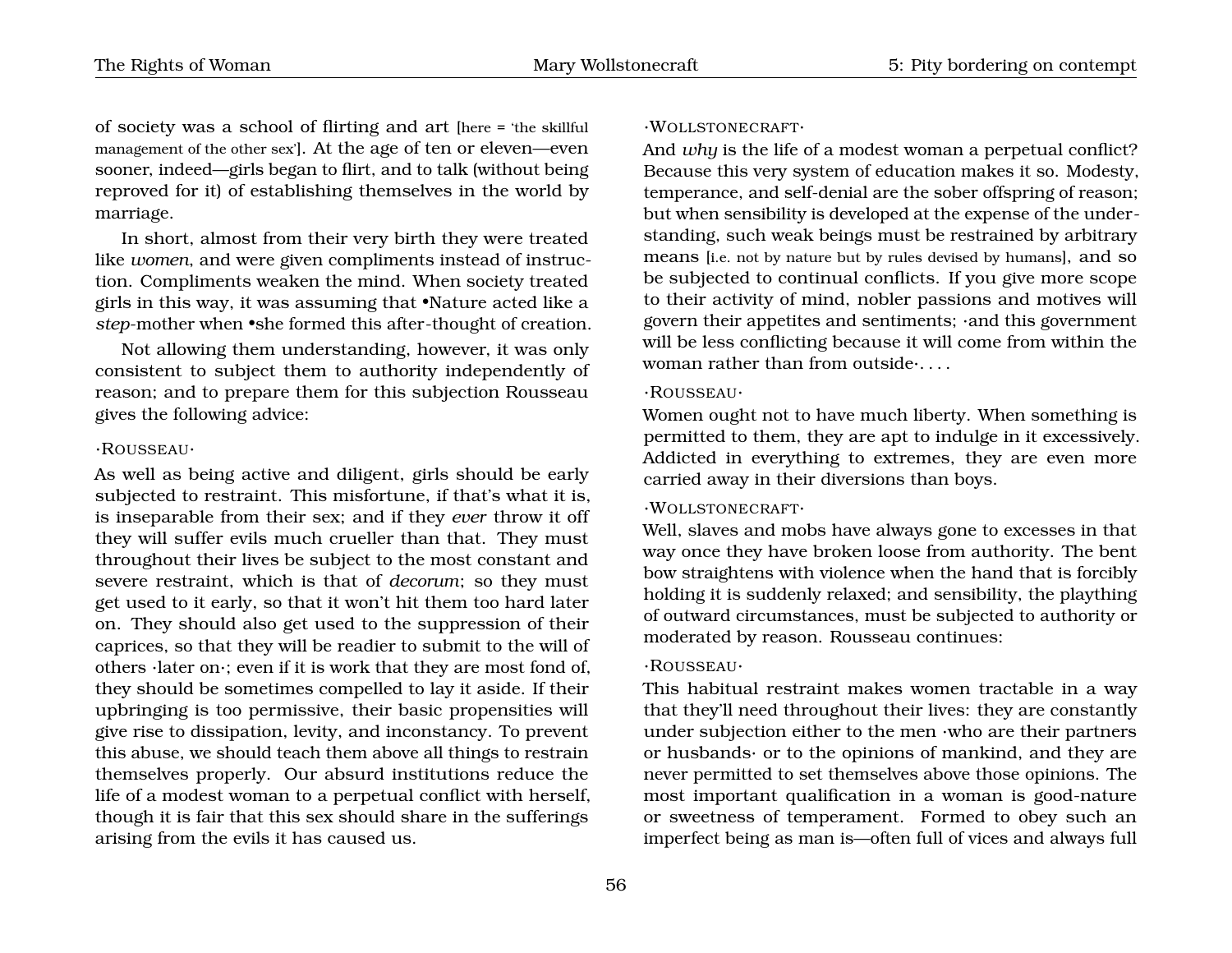of society was a school of flirting and art [here = 'the skillful management of the other sex']. At the age of ten or eleven—even sooner, indeed—girls began to flirt, and to talk (without being reproved for it) of establishing themselves in the world by marriage.

In short, almost from their very birth they were treated like *women*, and were given compliments instead of instruction. Compliments weaken the mind. When society treated girls in this way, it was assuming that •Nature acted like a *step*-mother when •she formed this after-thought of creation.

Not allowing them understanding, however, it was only consistent to subject them to authority independently of reason; and to prepare them for this subjection Rousseau gives the following advice:

·ROUSSEAU·

As well as being active and diligent, girls should be early subjected to restraint. This misfortune, if that's what it is, is inseparable from their sex; and if they *ever* throw it off they will suffer evils much crueller than that. They must throughout their lives be subject to the most constant and severe restraint, which is that of *decorum*; so they must get used to it early, so that it won't hit them too hard later on. They should also get used to the suppression of their caprices, so that they will be readier to submit to the will of others ·later on·; even if it is work that they are most fond of, they should be sometimes compelled to lay it aside. If their upbringing is too permissive, their basic propensities will give rise to dissipation, levity, and inconstancy. To prevent this abuse, we should teach them above all things to restrain themselves properly. Our absurd institutions reduce the life of a modest woman to a perpetual conflict with herself, though it is fair that this sex should share in the sufferings arising from the evils it has caused us.

·WOLLSTONECRAFT·

And *why* is the life of a modest woman a perpetual conflict? Because this very system of education makes it so. Modesty, temperance, and self-denial are the sober offspring of reason; but when sensibility is developed at the expense of the understanding, such weak beings must be restrained by arbitrary means [i.e. not by nature but by rules devised by humans], and so be subjected to continual conflicts. If you give more scope to their activity of mind, nobler passions and motives will govern their appetites and sentiments; ·and this government will be less conflicting because it will come from within the woman rather than from outside·. . . .

·ROUSSEAU·

Women ought not to have much liberty. When something is permitted to them, they are apt to indulge in it excessively. Addicted in everything to extremes, they are even more carried away in their diversions than boys.

·WOLLSTONECRAFT·

Well, slaves and mobs have always gone to excesses in that way once they have broken loose from authority. The bent bow straightens with violence when the hand that is forcibly holding it is suddenly relaxed; and sensibility, the plaything of outward circumstances, must be subjected to authority or moderated by reason. Rousseau continues:

·ROUSSEAU·

This habitual restraint makes women tractable in a way that they'll need throughout their lives: they are constantly under subjection either to the men ·who are their partners or husbands· or to the opinions of mankind, and they are never permitted to set themselves above those opinions. The most important qualification in a woman is good-nature or sweetness of temperament. Formed to obey such an imperfect being as man is—often full of vices and always full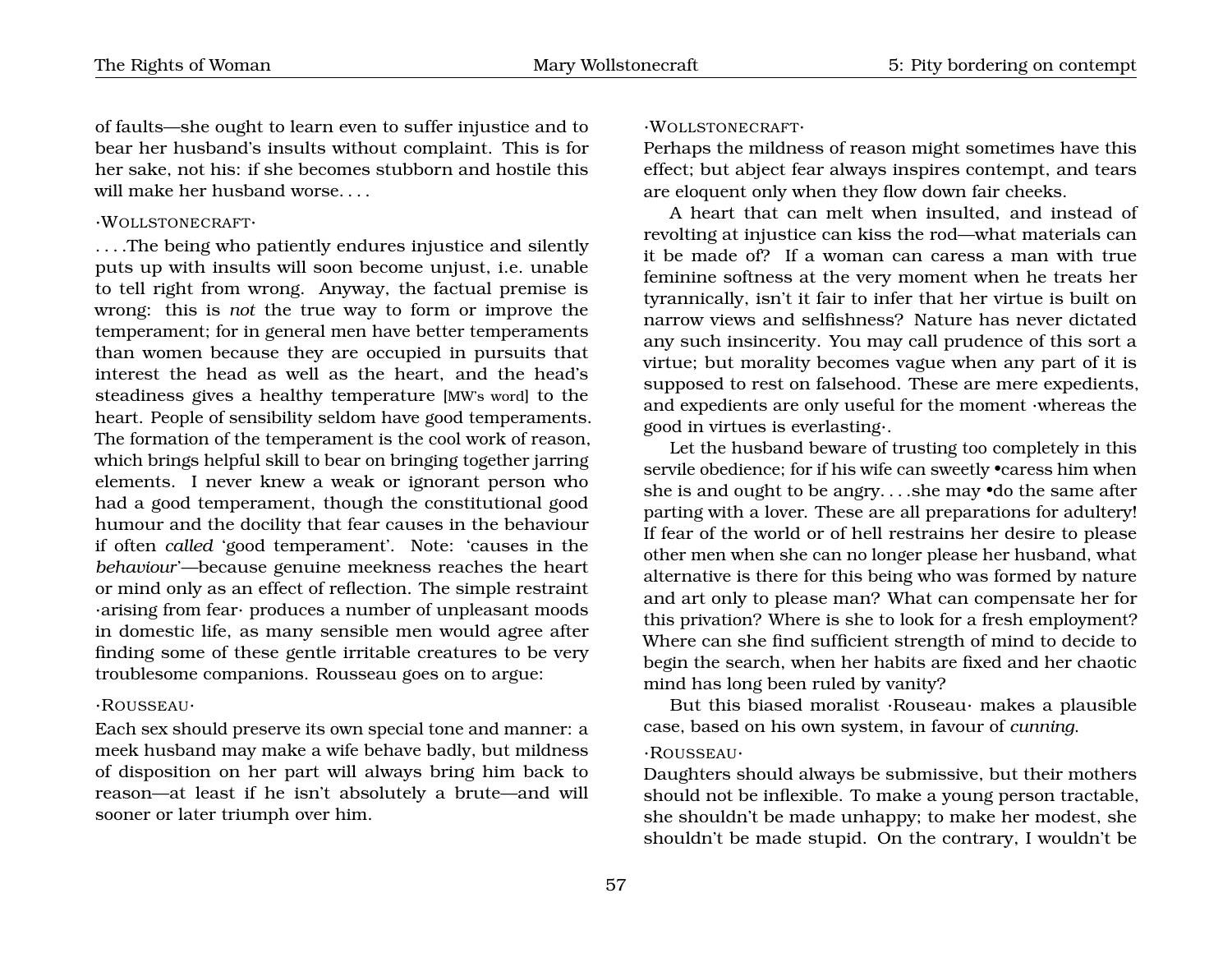of faults—she ought to learn even to suffer injustice and to bear her husband's insults without complaint. This is for her sake, not his: if she becomes stubborn and hostile this will make her husband worse. . . .

·WOLLSTONECRAFT·

. . . .The being who patiently endures injustice and silently puts up with insults will soon become unjust, i.e. unable to tell right from wrong. Anyway, the factual premise is wrong: this is *not* the true way to form or improve the temperament; for in general men have better temperaments than women because they are occupied in pursuits that interest the head as well as the heart, and the head's steadiness gives a healthy temperature [MW's word] to the heart. People of sensibility seldom have good temperaments. The formation of the temperament is the cool work of reason, which brings helpful skill to bear on bringing together jarring elements. I never knew a weak or ignorant person who had a good temperament, though the constitutional good humour and the docility that fear causes in the behaviour if often *called* 'good temperament'. Note: 'causes in the *behaviour*'—because genuine meekness reaches the heart or mind only as an effect of reflection. The simple restraint ·arising from fear· produces a number of unpleasant moods in domestic life, as many sensible men would agree after finding some of these gentle irritable creatures to be very troublesome companions. Rousseau goes on to argue:

·ROUSSEAU·

Each sex should preserve its own special tone and manner: a meek husband may make a wife behave badly, but mildness of disposition on her part will always bring him back to reason—at least if he isn't absolutely a brute—and will sooner or later triumph over him.

·WOLLSTONECRAFT·

Perhaps the mildness of reason might sometimes have this effect; but abject fear always inspires contempt, and tears are eloquent only when they flow down fair cheeks.

A heart that can melt when insulted, and instead of revolting at injustice can kiss the rod—what materials can it be made of? If a woman can caress a man with true feminine softness at the very moment when he treats her tyrannically, isn't it fair to infer that her virtue is built on narrow views and selfishness? Nature has never dictated any such insincerity. You may call prudence of this sort a virtue; but morality becomes vague when any part of it is supposed to rest on falsehood. These are mere expedients, and expedients are only useful for the moment ·whereas the good in virtues is everlasting·.

Let the husband beware of trusting too completely in this servile obedience; for if his wife can sweetly •caress him when she is and ought to be angry. . . .she may •do the same after parting with a lover. These are all preparations for adultery! If fear of the world or of hell restrains her desire to please other men when she can no longer please her husband, what alternative is there for this being who was formed by nature and art only to please man? What can compensate her for this privation? Where is she to look for a fresh employment? Where can she find sufficient strength of mind to decide to begin the search, when her habits are fixed and her chaotic mind has long been ruled by vanity?

But this biased moralist ·Rouseau· makes a plausible case, based on his own system, in favour of *cunning*.

·ROUSSEAU·

Daughters should always be submissive, but their mothers should not be inflexible. To make a young person tractable, she shouldn't be made unhappy; to make her modest, she shouldn't be made stupid. On the contrary, I wouldn't be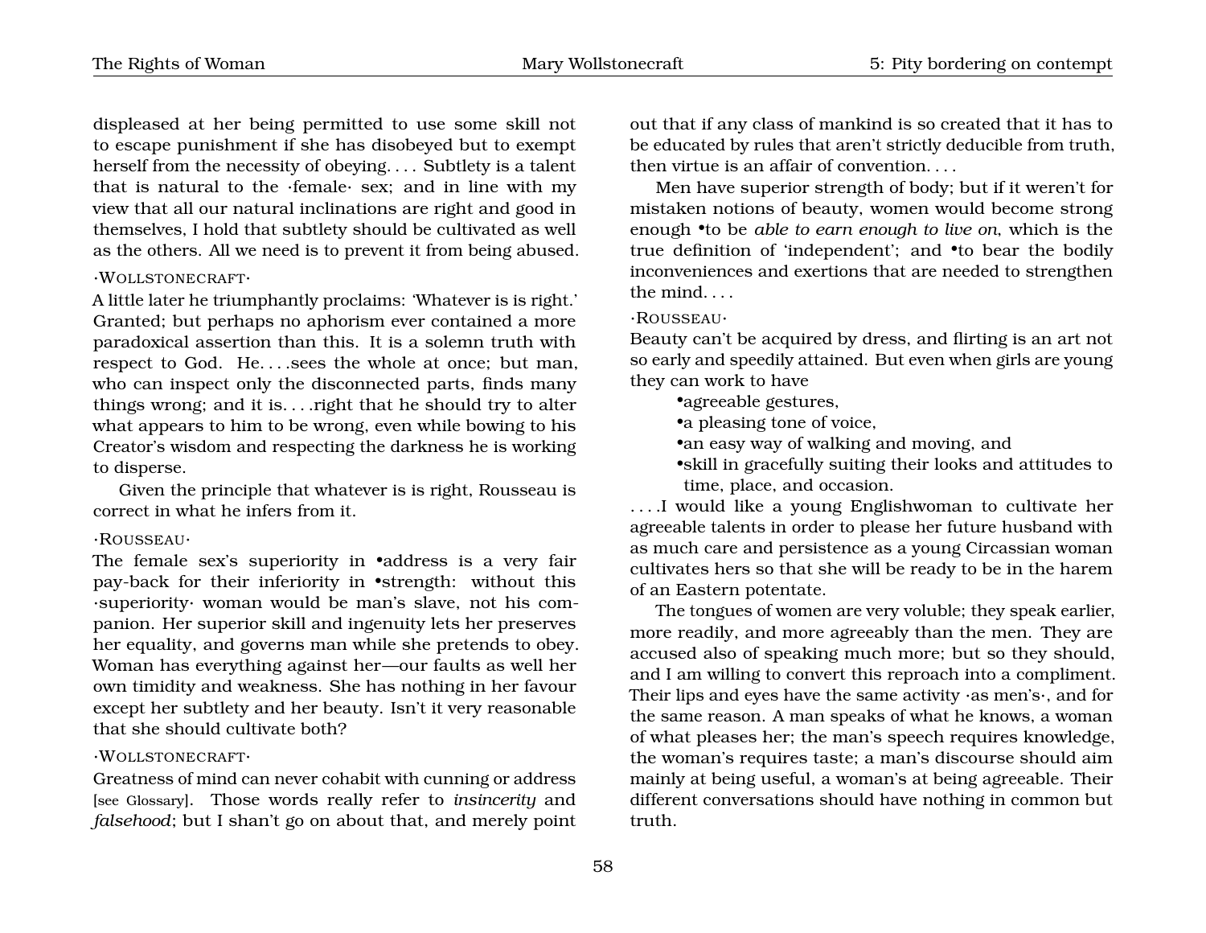displeased at her being permitted to use some skill not to escape punishment if she has disobeyed but to exempt herself from the necessity of obeying. . . . Subtlety is a talent that is natural to the ·female· sex; and in line with my view that all our natural inclinations are right and good in themselves, I hold that subtlety should be cultivated as well as the others. All we need is to prevent it from being abused.

·WOLLSTONECRAFT·

A little later he triumphantly proclaims: 'Whatever is is right.' Granted; but perhaps no aphorism ever contained a more paradoxical assertion than this. It is a solemn truth with respect to God. He. . . .sees the whole at once; but man, who can inspect only the disconnected parts, finds many things wrong; and it is. . . .right that he should try to alter what appears to him to be wrong, even while bowing to his Creator's wisdom and respecting the darkness he is working to disperse.

Given the principle that whatever is is right, Rousseau is correct in what he infers from it.

·ROUSSEAU·

The female sex's superiority in •address is a very fair pay-back for their inferiority in •strength: without this ·superiority· woman would be man's slave, not his companion. Her superior skill and ingenuity lets her preserves her equality, and governs man while she pretends to obey. Woman has everything against her—our faults as well her own timidity and weakness. She has nothing in her favour except her subtlety and her beauty. Isn't it very reasonable that she should cultivate both?

·WOLLSTONECRAFT·

Greatness of mind can never cohabit with cunning or address [see Glossary]. Those words really refer to *insincerity* and *falsehood*; but I shan't go on about that, and merely point out that if any class of mankind is so created that it has to be educated by rules that aren't strictly deducible from truth, then virtue is an affair of convention. . . .

Men have superior strength of body; but if it weren't for mistaken notions of beauty, women would become strong enough •to be *able to earn enough to live on*, which is the true definition of 'independent'; and •to bear the bodily inconveniences and exertions that are needed to strengthen the mind. . . .

·ROUSSEAU·

Beauty can't be acquired by dress, and flirting is an art not so early and speedily attained. But even when girls are young they can work to have

- •agreeable gestures,
- •a pleasing tone of voice,
- •an easy way of walking and moving, and
- •skill in gracefully suiting their looks and attitudes to time, place, and occasion.

. . . .I would like a young Englishwoman to cultivate her agreeable talents in order to please her future husband with as much care and persistence as a young Circassian woman cultivates hers so that she will be ready to be in the harem of an Eastern potentate.

The tongues of women are very voluble; they speak earlier, more readily, and more agreeably than the men. They are accused also of speaking much more; but so they should, and I am willing to convert this reproach into a compliment. Their lips and eyes have the same activity ·as men's·, and for the same reason. A man speaks of what he knows, a woman of what pleases her; the man's speech requires knowledge, the woman's requires taste; a man's discourse should aim mainly at being useful, a woman's at being agreeable. Their different conversations should have nothing in common but truth.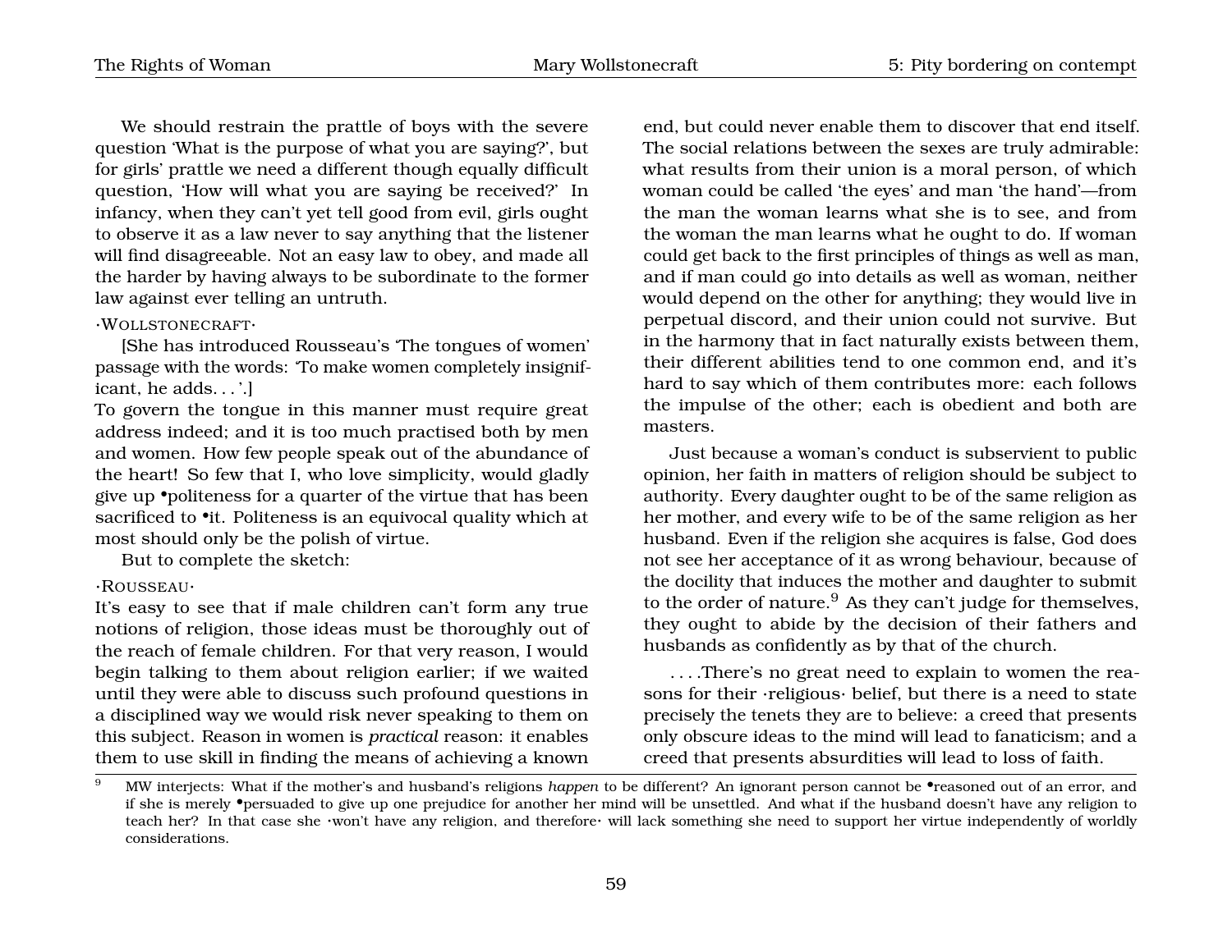We should restrain the prattle of boys with the severe question 'What is the purpose of what you are saying?', but for girls' prattle we need a different though equally difficult question, 'How will what you are saying be received?' In infancy, when they can't yet tell good from evil, girls ought to observe it as a law never to say anything that the listener will find disagreeable. Not an easy law to obey, and made all the harder by having always to be subordinate to the former law against ever telling an untruth.

·WOLLSTONECRAFT·

[She has introduced Rousseau's 'The tongues of women' passage with the words: 'To make women completely insignificant, he adds. . . '.]

To govern the tongue in this manner must require great address indeed; and it is too much practised both by men and women. How few people speak out of the abundance of the heart! So few that I, who love simplicity, would gladly give up •politeness for a quarter of the virtue that has been sacrificed to •it. Politeness is an equivocal quality which at most should only be the polish of virtue.

But to complete the sketch:

·ROUSSEAU·

It's easy to see that if male children can't form any true notions of religion, those ideas must be thoroughly out of the reach of female children. For that very reason, I would begin talking to them about religion earlier; if we waited until they were able to discuss such profound questions in a disciplined way we would risk never speaking to them on this subject. Reason in women is *practical* reason: it enables them to use skill in finding the means of achieving a known end, but could never enable them to discover that end itself. The social relations between the sexes are truly admirable: what results from their union is a moral person, of which woman could be called 'the eyes' and man 'the hand'—from the man the woman learns what she is to see, and from the woman the man learns what he ought to do. If woman could get back to the first principles of things as well as man, and if man could go into details as well as woman, neither would depend on the other for anything; they would live in perpetual discord, and their union could not survive. But in the harmony that in fact naturally exists between them, their different abilities tend to one common end, and it's hard to say which of them contributes more: each follows the impulse of the other; each is obedient and both are masters.

Just because a woman's conduct is subservient to public opinion, her faith in matters of religion should be subject to authority. Every daughter ought to be of the same religion as her mother, and every wife to be of the same religion as her husband. Even if the religion she acquires is false, God does not see her acceptance of it as wrong behaviour, because of the docility that induces the mother and daughter to submit to the order of nature.[9] As they can't judge for themselves, they ought to abide by the decision of their fathers and husbands as confidently as by that of the church.

. . . .There's no great need to explain to women the reasons for their ·religious· belief, but there is a need to state precisely the tenets they are to believe: a creed that presents only obscure ideas to the mind will lead to fanaticism; and a creed that presents absurdities will lead to loss of faith.

---

[9] MW interjects: What if the mother's and husband's religions *happen* to be different? An ignorant person cannot be •reasoned out of an error, and if she is merely •persuaded to give up one prejudice for another her mind will be unsettled. And what if the husband doesn't have any religion to teach her? In that case she ·won't have any religion, and therefore· will lack something she need to support her virtue independently of worldly considerations.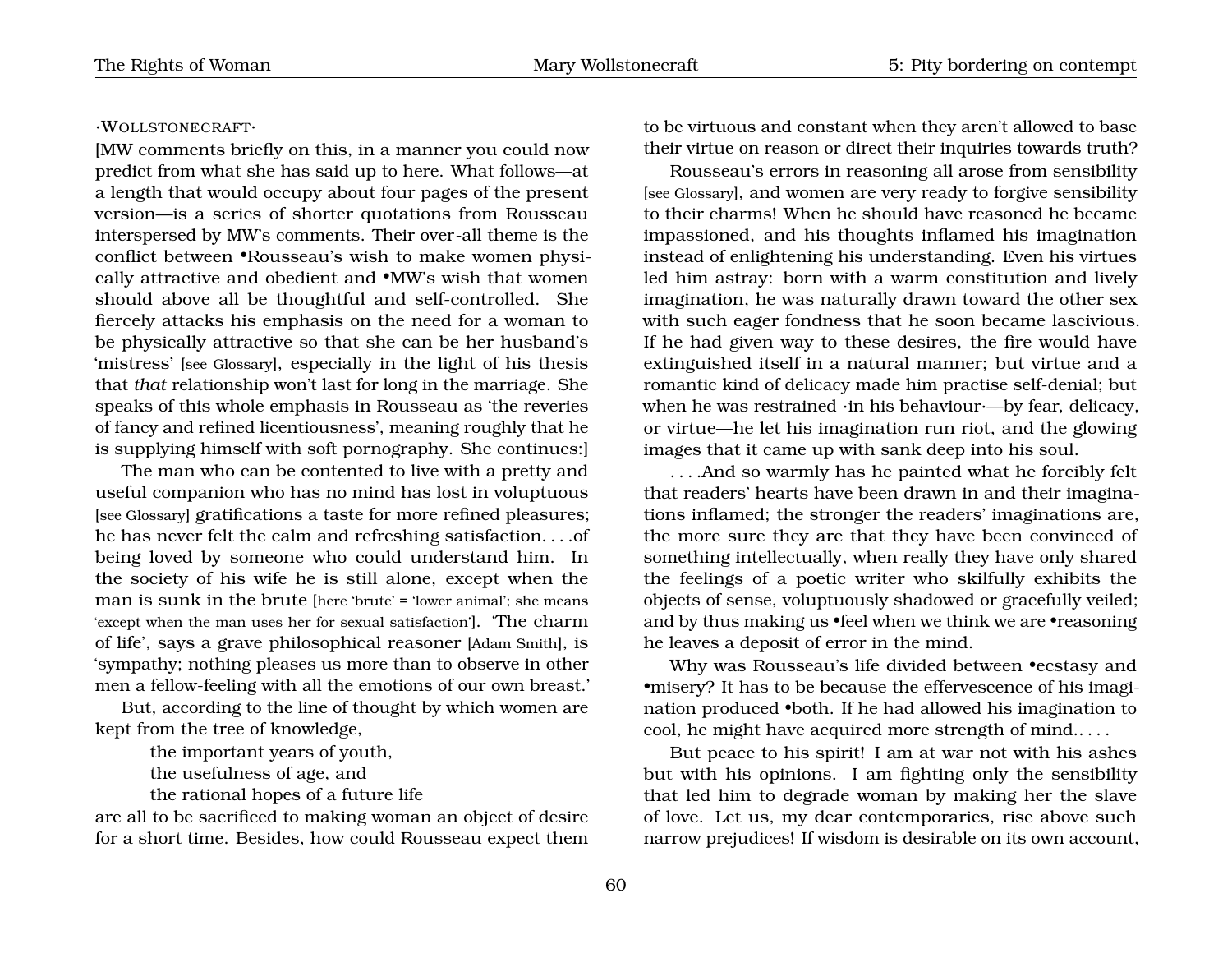·WOLLSTONECRAFT·

[MW comments briefly on this, in a manner you could now predict from what she has said up to here. What follows—at a length that would occupy about four pages of the present version—is a series of shorter quotations from Rousseau interspersed by MW's comments. Their over-all theme is the conflict between •Rousseau's wish to make women physically attractive and obedient and •MW's wish that women should above all be thoughtful and self-controlled. She fiercely attacks his emphasis on the need for a woman to be physically attractive so that she can be her husband's 'mistress' [see Glossary], especially in the light of his thesis that *that* relationship won't last for long in the marriage. She speaks of this whole emphasis in Rousseau as 'the reveries of fancy and refined licentiousness', meaning roughly that he is supplying himself with soft pornography. She continues:]

The man who can be contented to live with a pretty and useful companion who has no mind has lost in voluptuous [see Glossary] gratifications a taste for more refined pleasures; he has never felt the calm and refreshing satisfaction. . . .of being loved by someone who could understand him. In the society of his wife he is still alone, except when the man is sunk in the brute [here 'brute' = 'lower animal'; she means 'except when the man uses her for sexual satisfaction']. 'The charm of life', says a grave philosophical reasoner [Adam Smith], is 'sympathy; nothing pleases us more than to observe in other men a fellow-feeling with all the emotions of our own breast.'

But, according to the line of thought by which women are kept from the tree of knowledge,

the important years of youth,
the usefulness of age, and
the rational hopes of a future life

are all to be sacrificed to making woman an object of desire for a short time. Besides, how could Rousseau expect them to be virtuous and constant when they aren't allowed to base their virtue on reason or direct their inquiries towards truth?

Rousseau's errors in reasoning all arose from sensibility [see Glossary], and women are very ready to forgive sensibility to their charms! When he should have reasoned he became impassioned, and his thoughts inflamed his imagination instead of enlightening his understanding. Even his virtues led him astray: born with a warm constitution and lively imagination, he was naturally drawn toward the other sex with such eager fondness that he soon became lascivious. If he had given way to these desires, the fire would have extinguished itself in a natural manner; but virtue and a romantic kind of delicacy made him practise self-denial; but when he was restrained ·in his behaviour·—by fear, delicacy, or virtue—he let his imagination run riot, and the glowing images that it came up with sank deep into his soul.

. . . .And so warmly has he painted what he forcibly felt that readers' hearts have been drawn in and their imaginations inflamed; the stronger the readers' imaginations are, the more sure they are that they have been convinced of something intellectually, when really they have only shared the feelings of a poetic writer who skilfully exhibits the objects of sense, voluptuously shadowed or gracefully veiled; and by thus making us •feel when we think we are •reasoning he leaves a deposit of error in the mind.

Why was Rousseau's life divided between •ecstasy and •misery? It has to be because the effervescence of his imagination produced •both. If he had allowed his imagination to cool, he might have acquired more strength of mind.. . . .

But peace to his spirit! I am at war not with his ashes but with his opinions. I am fighting only the sensibility that led him to degrade woman by making her the slave of love. Let us, my dear contemporaries, rise above such narrow prejudices! If wisdom is desirable on its own account,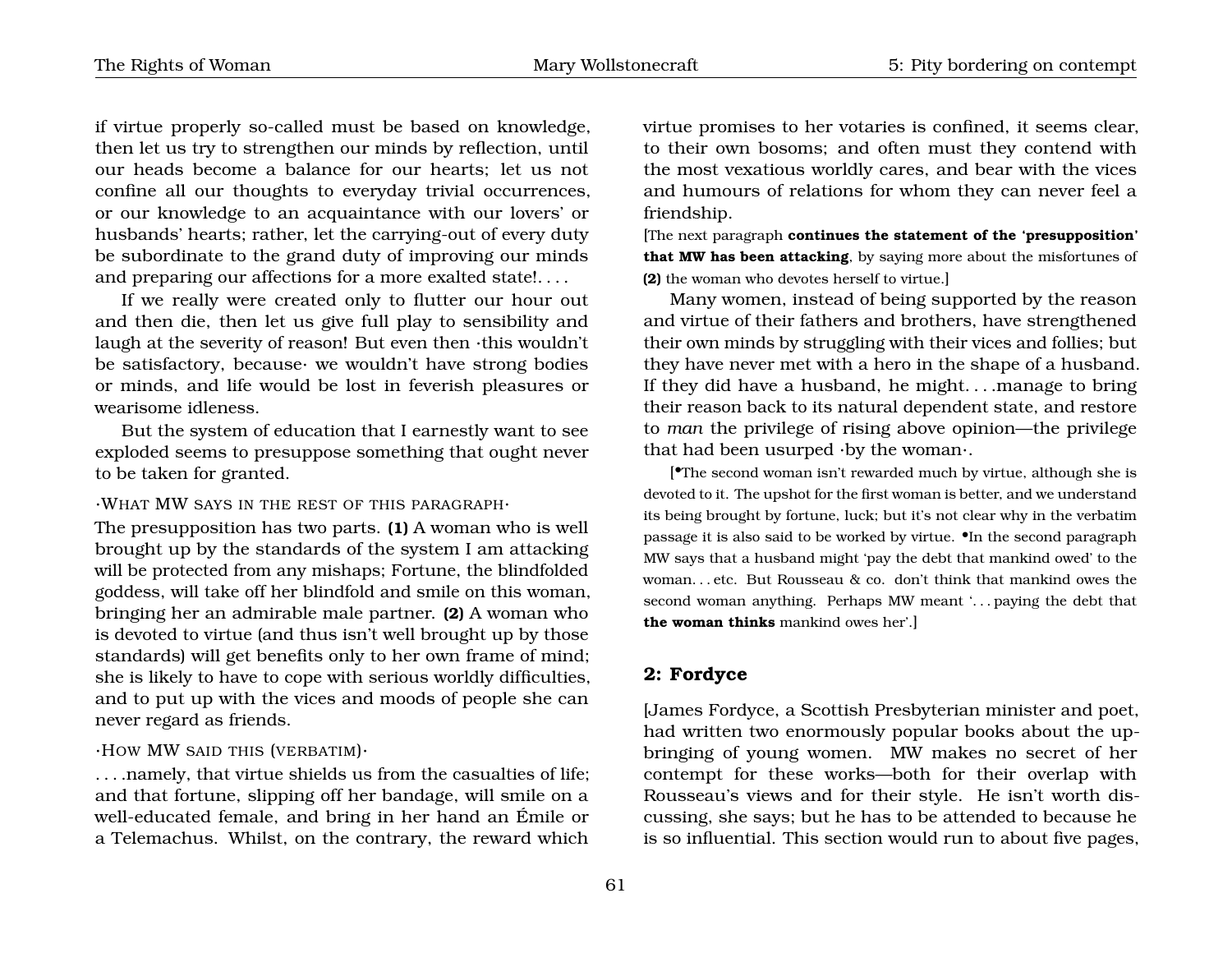if virtue properly so-called must be based on knowledge, then let us try to strengthen our minds by reflection, until our heads become a balance for our hearts; let us not confine all our thoughts to everyday trivial occurrences, or our knowledge to an acquaintance with our lovers' or husbands' hearts; rather, let the carrying-out of every duty be subordinate to the grand duty of improving our minds and preparing our affections for a more exalted state!. . . .

If we really were created only to flutter our hour out and then die, then let us give full play to sensibility and laugh at the severity of reason! But even then ·this wouldn't be satisfactory, because· we wouldn't have strong bodies or minds, and life would be lost in feverish pleasures or wearisome idleness.

But the system of education that I earnestly want to see exploded seems to presuppose something that ought never to be taken for granted.

·What MW says in the rest of this paragraph·

The presupposition has two parts. **(1)** A woman who is well brought up by the standards of the system I am attacking will be protected from any mishaps; Fortune, the blindfolded goddess, will take off her blindfold and smile on this woman, bringing her an admirable male partner. **(2)** A woman who is devoted to virtue (and thus isn't well brought up by those standards) will get benefits only to her own frame of mind; she is likely to have to cope with serious worldly difficulties, and to put up with the vices and moods of people she can never regard as friends.

·How MW said this (verbatim)·

. . . .namely, that virtue shields us from the casualties of life; and that fortune, slipping off her bandage, will smile on a well-educated female, and bring in her hand an Émile or a Telemachus. Whilst, on the contrary, the reward which virtue promises to her votaries is confined, it seems clear, to their own bosoms; and often must they contend with the most vexatious worldly cares, and bear with the vices and humours of relations for whom they can never feel a friendship.

[The next paragraph **continues the statement of the 'presupposition' that MW has been attacking**, by saying more about the misfortunes of **(2)** the woman who devotes herself to virtue.]

Many women, instead of being supported by the reason and virtue of their fathers and brothers, have strengthened their own minds by struggling with their vices and follies; but they have never met with a hero in the shape of a husband. If they did have a husband, he might. . . .manage to bring their reason back to its natural dependent state, and restore to *man* the privilege of rising above opinion—the privilege that had been usurped ·by the woman·.

[•The second woman isn't rewarded much by virtue, although she is devoted to it. The upshot for the first woman is better, and we understand its being brought by fortune, luck; but it's not clear why in the verbatim passage it is also said to be worked by virtue. •In the second paragraph MW says that a husband might 'pay the debt that mankind owed' to the woman. . . etc. But Rousseau & co. don't think that mankind owes the second woman anything. Perhaps MW meant '. . . paying the debt that **the woman thinks** mankind owes her'.]

## 2: Fordyce

[James Fordyce, a Scottish Presbyterian minister and poet, had written two enormously popular books about the upbringing of young women. MW makes no secret of her contempt for these works—both for their overlap with Rousseau's views and for their style. He isn't worth discussing, she says; but he has to be attended to because he is so influential. This section would run to about five pages,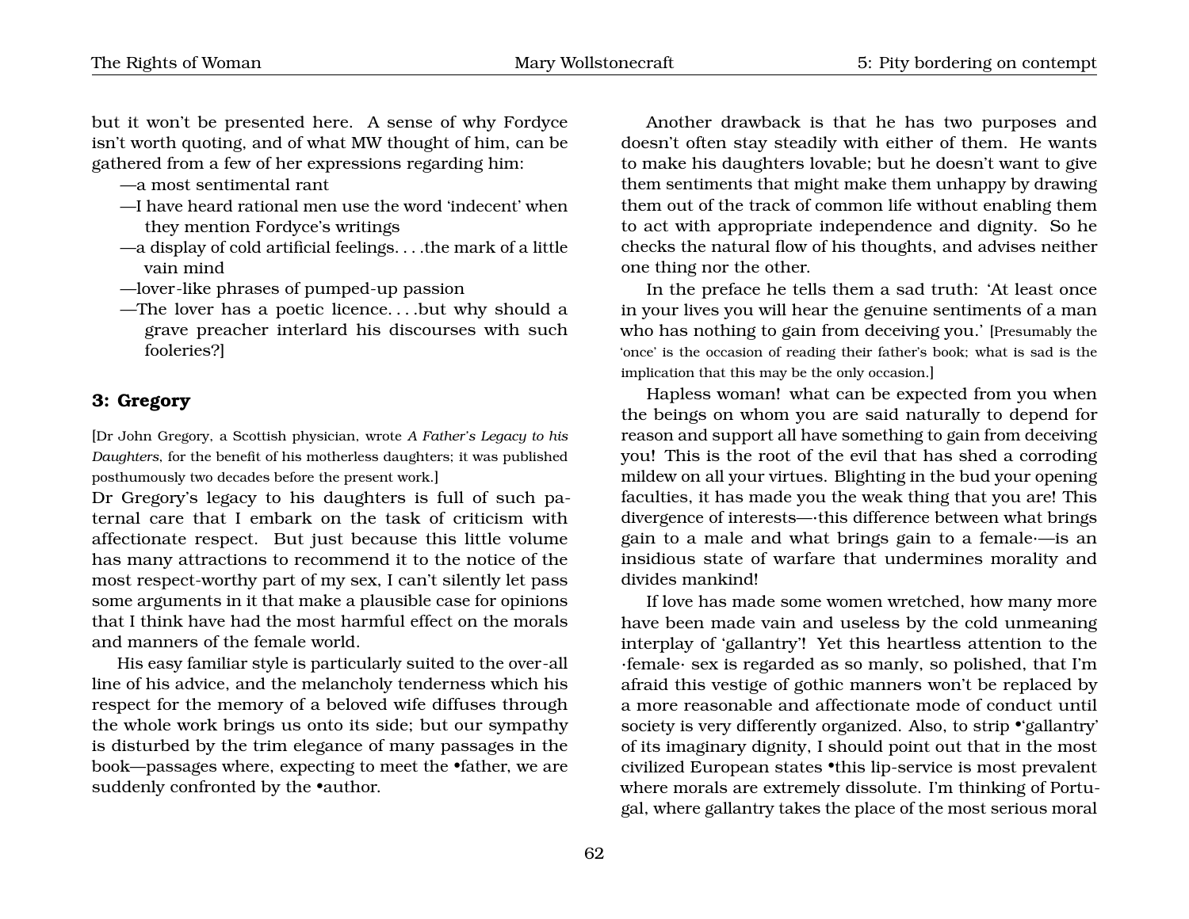but it won't be presented here. A sense of why Fordyce isn't worth quoting, and of what MW thought of him, can be gathered from a few of her expressions regarding him:

—a most sentimental rant

—I have heard rational men use the word 'indecent' when they mention Fordyce's writings

—a display of cold artificial feelings. . . .the mark of a little vain mind

—lover-like phrases of pumped-up passion

—The lover has a poetic licence. . . .but why should a grave preacher interlard his discourses with such fooleries?]

### 3: Gregory

[Dr John Gregory, a Scottish physician, wrote *A Father's Legacy to his Daughters*, for the benefit of his motherless daughters; it was published posthumously two decades before the present work.]

Dr Gregory's legacy to his daughters is full of such paternal care that I embark on the task of criticism with affectionate respect. But just because this little volume has many attractions to recommend it to the notice of the most respect-worthy part of my sex, I can't silently let pass some arguments in it that make a plausible case for opinions that I think have had the most harmful effect on the morals and manners of the female world.

His easy familiar style is particularly suited to the over-all line of his advice, and the melancholy tenderness which his respect for the memory of a beloved wife diffuses through the whole work brings us onto its side; but our sympathy is disturbed by the trim elegance of many passages in the book—passages where, expecting to meet the •father, we are suddenly confronted by the •author.

Another drawback is that he has two purposes and doesn't often stay steadily with either of them. He wants to make his daughters lovable; but he doesn't want to give them sentiments that might make them unhappy by drawing them out of the track of common life without enabling them to act with appropriate independence and dignity. So he checks the natural flow of his thoughts, and advises neither one thing nor the other.

In the preface he tells them a sad truth: 'At least once in your lives you will hear the genuine sentiments of a man who has nothing to gain from deceiving you.' [Presumably the 'once' is the occasion of reading their father's book; what is sad is the implication that this may be the only occasion.]

Hapless woman! what can be expected from you when the beings on whom you are said naturally to depend for reason and support all have something to gain from deceiving you! This is the root of the evil that has shed a corroding mildew on all your virtues. Blighting in the bud your opening faculties, it has made you the weak thing that you are! This divergence of interests—·this difference between what brings gain to a male and what brings gain to a female·—is an insidious state of warfare that undermines morality and divides mankind!

If love has made some women wretched, how many more have been made vain and useless by the cold unmeaning interplay of 'gallantry'! Yet this heartless attention to the ·female· sex is regarded as so manly, so polished, that I'm afraid this vestige of gothic manners won't be replaced by a more reasonable and affectionate mode of conduct until society is very differently organized. Also, to strip •'gallantry' of its imaginary dignity, I should point out that in the most civilized European states •this lip-service is most prevalent where morals are extremely dissolute. I'm thinking of Portugal, where gallantry takes the place of the most serious moral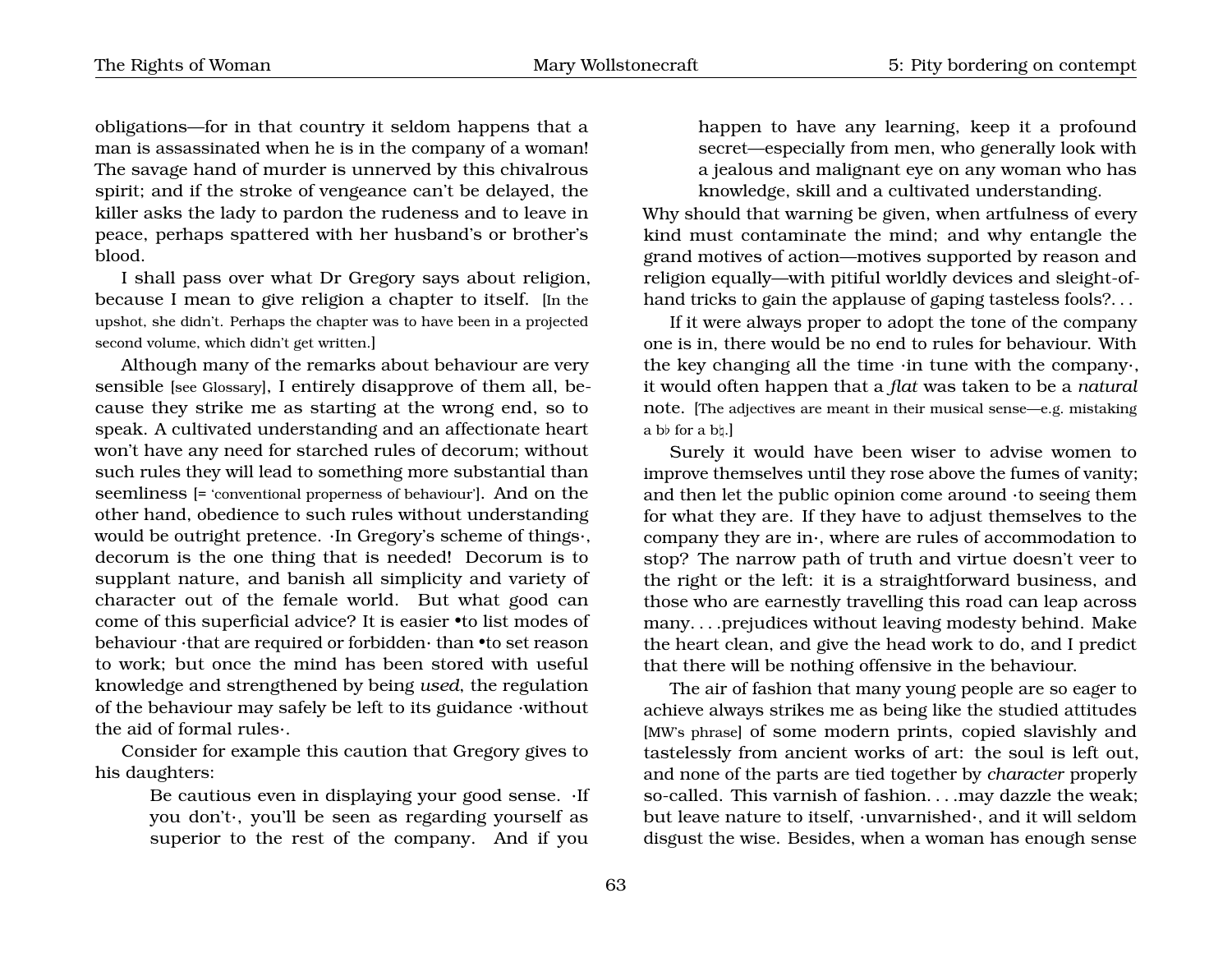obligations—for in that country it seldom happens that a man is assassinated when he is in the company of a woman! The savage hand of murder is unnerved by this chivalrous spirit; and if the stroke of vengeance can't be delayed, the killer asks the lady to pardon the rudeness and to leave in peace, perhaps spattered with her husband's or brother's blood.

I shall pass over what Dr Gregory says about religion, because I mean to give religion a chapter to itself. [In the upshot, she didn't. Perhaps the chapter was to have been in a projected second volume, which didn't get written.]

Although many of the remarks about behaviour are very sensible [see Glossary], I entirely disapprove of them all, because they strike me as starting at the wrong end, so to speak. A cultivated understanding and an affectionate heart won't have any need for starched rules of decorum; without such rules they will lead to something more substantial than seemliness [= 'conventional properness of behaviour']. And on the other hand, obedience to such rules without understanding would be outright pretence. ·In Gregory's scheme of things·, decorum is the one thing that is needed! Decorum is to supplant nature, and banish all simplicity and variety of character out of the female world. But what good can come of this superficial advice? It is easier •to list modes of behaviour ·that are required or forbidden· than •to set reason to work; but once the mind has been stored with useful knowledge and strengthened by being *used*, the regulation of the behaviour may safely be left to its guidance ·without the aid of formal rules·.

Consider for example this caution that Gregory gives to his daughters:

> Be cautious even in displaying your good sense. ·If you don't·, you'll be seen as regarding yourself as superior to the rest of the company. And if you happen to have any learning, keep it a profound secret—especially from men, who generally look with a jealous and malignant eye on any woman who has knowledge, skill and a cultivated understanding.

Why should that warning be given, when artfulness of every kind must contaminate the mind; and why entangle the grand motives of action—motives supported by reason and religion equally—with pitiful worldly devices and sleight-of-hand tricks to gain the applause of gaping tasteless fools?. . .

If it were always proper to adopt the tone of the company one is in, there would be no end to rules for behaviour. With the key changing all the time ·in tune with the company·, it would often happen that a *flat* was taken to be a *natural* note. [The adjectives are meant in their musical sense—e.g. mistaking a b♭ for a b♮.]

Surely it would have been wiser to advise women to improve themselves until they rose above the fumes of vanity; and then let the public opinion come around ·to seeing them for what they are. If they have to adjust themselves to the company they are in·, where are rules of accommodation to stop? The narrow path of truth and virtue doesn't veer to the right or the left: it is a straightforward business, and those who are earnestly travelling this road can leap across many. . . .prejudices without leaving modesty behind. Make the heart clean, and give the head work to do, and I predict that there will be nothing offensive in the behaviour.

The air of fashion that many young people are so eager to achieve always strikes me as being like the studied attitudes [MW's phrase] of some modern prints, copied slavishly and tastelessly from ancient works of art: the soul is left out, and none of the parts are tied together by *character* properly so-called. This varnish of fashion. . . .may dazzle the weak; but leave nature to itself, ·unvarnished·, and it will seldom disgust the wise. Besides, when a woman has enough sense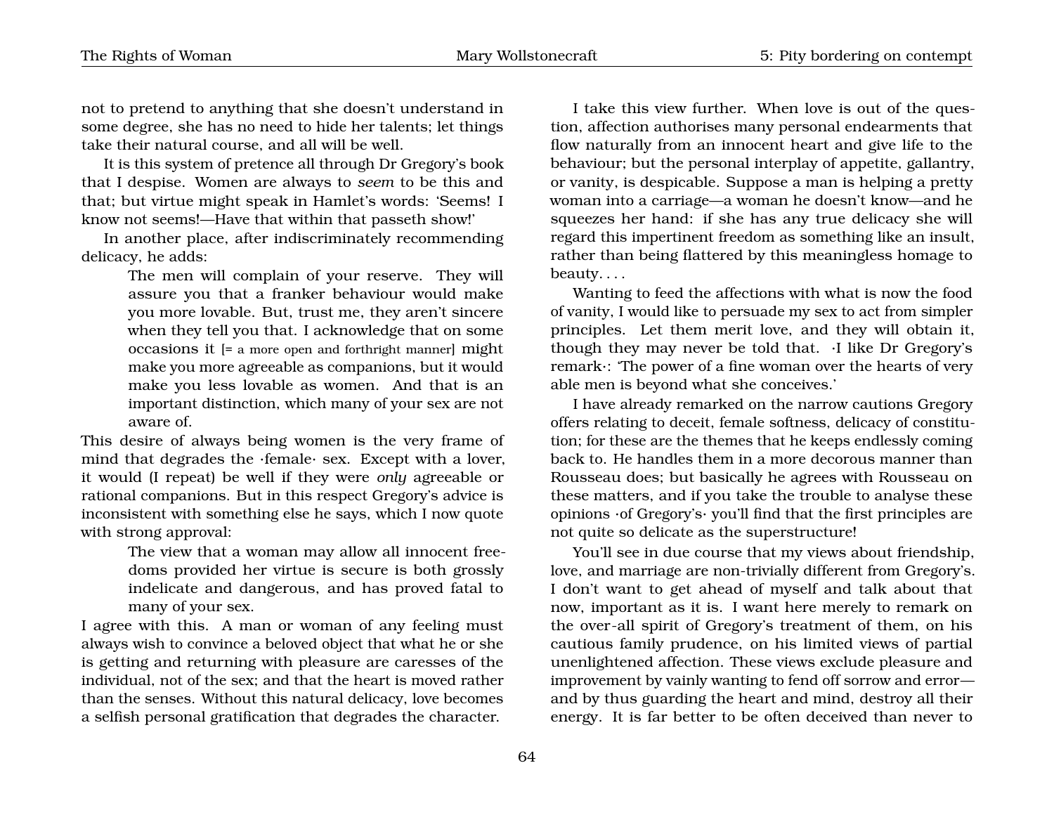not to pretend to anything that she doesn't understand in some degree, she has no need to hide her talents; let things take their natural course, and all will be well.

It is this system of pretence all through Dr Gregory's book that I despise. Women are always to *seem* to be this and that; but virtue might speak in Hamlet's words: 'Seems! I know not seems!—Have that within that passeth show!'

In another place, after indiscriminately recommending delicacy, he adds:

> The men will complain of your reserve. They will assure you that a franker behaviour would make you more lovable. But, trust me, they aren't sincere when they tell you that. I acknowledge that on some occasions it [= a more open and forthright manner] might make you more agreeable as companions, but it would make you less lovable as women. And that is an important distinction, which many of your sex are not aware of.

This desire of always being women is the very frame of mind that degrades the ·female· sex. Except with a lover, it would (I repeat) be well if they were *only* agreeable or rational companions. But in this respect Gregory's advice is inconsistent with something else he says, which I now quote with strong approval:

> The view that a woman may allow all innocent freedoms provided her virtue is secure is both grossly indelicate and dangerous, and has proved fatal to many of your sex.

I agree with this. A man or woman of any feeling must always wish to convince a beloved object that what he or she is getting and returning with pleasure are caresses of the individual, not of the sex; and that the heart is moved rather than the senses. Without this natural delicacy, love becomes a selfish personal gratification that degrades the character.

I take this view further. When love is out of the question, affection authorises many personal endearments that flow naturally from an innocent heart and give life to the behaviour; but the personal interplay of appetite, gallantry, or vanity, is despicable. Suppose a man is helping a pretty woman into a carriage—a woman he doesn't know—and he squeezes her hand: if she has any true delicacy she will regard this impertinent freedom as something like an insult, rather than being flattered by this meaningless homage to beauty. . . .

Wanting to feed the affections with what is now the food of vanity, I would like to persuade my sex to act from simpler principles. Let them merit love, and they will obtain it, though they may never be told that. ·I like Dr Gregory's remark·: 'The power of a fine woman over the hearts of very able men is beyond what she conceives.'

I have already remarked on the narrow cautions Gregory offers relating to deceit, female softness, delicacy of constitution; for these are the themes that he keeps endlessly coming back to. He handles them in a more decorous manner than Rousseau does; but basically he agrees with Rousseau on these matters, and if you take the trouble to analyse these opinions ·of Gregory's· you'll find that the first principles are not quite so delicate as the superstructure!

You'll see in due course that my views about friendship, love, and marriage are non-trivially different from Gregory's. I don't want to get ahead of myself and talk about that now, important as it is. I want here merely to remark on the over-all spirit of Gregory's treatment of them, on his cautious family prudence, on his limited views of partial unenlightened affection. These views exclude pleasure and improvement by vainly wanting to fend off sorrow and error—and by thus guarding the heart and mind, destroy all their energy. It is far better to be often deceived than never to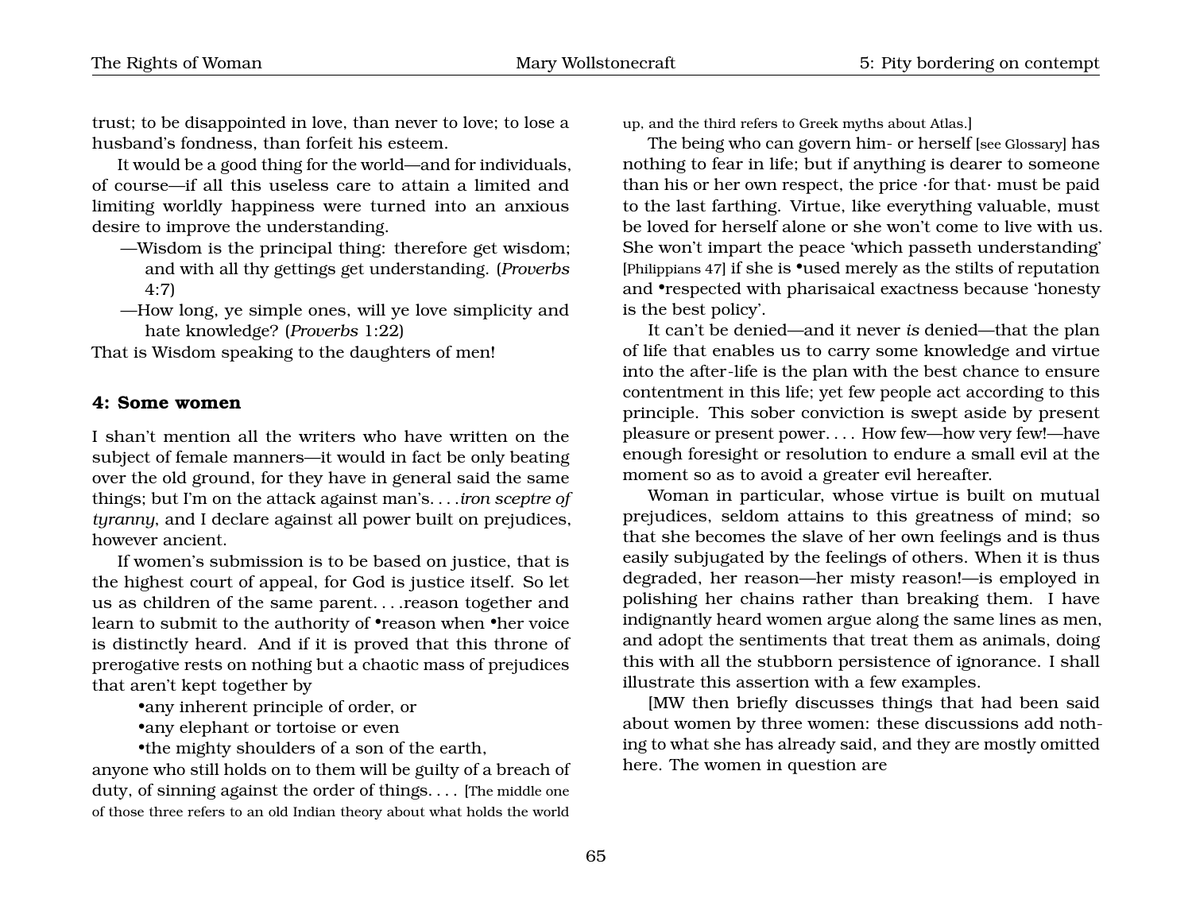trust; to be disappointed in love, than never to love; to lose a husband's fondness, than forfeit his esteem.

It would be a good thing for the world—and for individuals, of course—if all this useless care to attain a limited and limiting worldly happiness were turned into an anxious desire to improve the understanding.

—Wisdom is the principal thing: therefore get wisdom; and with all thy gettings get understanding. (*Proverbs* 4:7)

—How long, ye simple ones, will ye love simplicity and hate knowledge? (*Proverbs* 1:22)

That is Wisdom speaking to the daughters of men!

### 4: Some women

I shan't mention all the writers who have written on the subject of female manners—it would in fact be only beating over the old ground, for they have in general said the same things; but I'm on the attack against man's. . . .*iron sceptre of tyranny*, and I declare against all power built on prejudices, however ancient.

If women's submission is to be based on justice, that is the highest court of appeal, for God is justice itself. So let us as children of the same parent. . . .reason together and learn to submit to the authority of •reason when •her voice is distinctly heard. And if it is proved that this throne of prerogative rests on nothing but a chaotic mass of prejudices that aren't kept together by

•any inherent principle of order, or
•any elephant or tortoise or even
•the mighty shoulders of a son of the earth,

anyone who still holds on to them will be guilty of a breach of duty, of sinning against the order of things. . . . [The middle one of those three refers to an old Indian theory about what holds the world up, and the third refers to Greek myths about Atlas.]

The being who can govern him- or herself [see Glossary] has nothing to fear in life; but if anything is dearer to someone than his or her own respect, the price ·for that· must be paid to the last farthing. Virtue, like everything valuable, must be loved for herself alone or she won't come to live with us. She won't impart the peace 'which passeth understanding' [Philippians 47] if she is •used merely as the stilts of reputation and •respected with pharisaical exactness because 'honesty is the best policy'.

It can't be denied—and it never *is* denied—that the plan of life that enables us to carry some knowledge and virtue into the after-life is the plan with the best chance to ensure contentment in this life; yet few people act according to this principle. This sober conviction is swept aside by present pleasure or present power. . . . How few—how very few!—have enough foresight or resolution to endure a small evil at the moment so as to avoid a greater evil hereafter.

Woman in particular, whose virtue is built on mutual prejudices, seldom attains to this greatness of mind; so that she becomes the slave of her own feelings and is thus easily subjugated by the feelings of others. When it is thus degraded, her reason—her misty reason!—is employed in polishing her chains rather than breaking them. I have indignantly heard women argue along the same lines as men, and adopt the sentiments that treat them as animals, doing this with all the stubborn persistence of ignorance. I shall illustrate this assertion with a few examples.

[MW then briefly discusses things that had been said about women by three women: these discussions add nothing to what she has already said, and they are mostly omitted here. The women in question are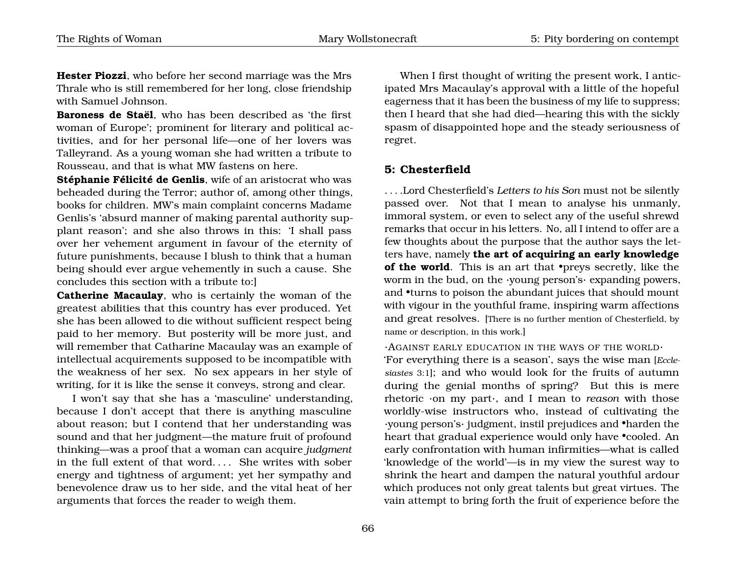**Hester Piozzi**, who before her second marriage was the Mrs Thrale who is still remembered for her long, close friendship with Samuel Johnson.

**Baroness de Staël**, who has been described as 'the first woman of Europe'; prominent for literary and political activities, and for her personal life—one of her lovers was Talleyrand. As a young woman she had written a tribute to Rousseau, and that is what MW fastens on here.

**Stéphanie Félicité de Genlis**, wife of an aristocrat who was beheaded during the Terror; author of, among other things, books for children. MW's main complaint concerns Madame Genlis's 'absurd manner of making parental authority supplant reason'; and she also throws in this: 'I shall pass over her vehement argument in favour of the eternity of future punishments, because I blush to think that a human being should ever argue vehemently in such a cause. She concludes this section with a tribute to:]

**Catherine Macaulay**, who is certainly the woman of the greatest abilities that this country has ever produced. Yet she has been allowed to die without sufficient respect being paid to her memory. But posterity will be more just, and will remember that Catharine Macaulay was an example of intellectual acquirements supposed to be incompatible with the weakness of her sex. No sex appears in her style of writing, for it is like the sense it conveys, strong and clear.

I won't say that she has a 'masculine' understanding, because I don't accept that there is anything masculine about reason; but I contend that her understanding was sound and that her judgment—the mature fruit of profound thinking—was a proof that a woman can acquire *judgment* in the full extent of that word. . . . She writes with sober energy and tightness of argument; yet her sympathy and benevolence draw us to her side, and the vital heat of her arguments that forces the reader to weigh them.

When I first thought of writing the present work, I anticipated Mrs Macaulay's approval with a little of the hopeful eagerness that it has been the business of my life to suppress; then I heard that she had died—hearing this with the sickly spasm of disappointed hope and the steady seriousness of regret.

## 5: Chesterfield

. . . .Lord Chesterfield's *Letters to his Son* must not be silently passed over. Not that I mean to analyse his unmanly, immoral system, or even to select any of the useful shrewd remarks that occur in his letters. No, all I intend to offer are a few thoughts about the purpose that the author says the letters have, namely **the art of acquiring an early knowledge of the world**. This is an art that •preys secretly, like the worm in the bud, on the ·young person's· expanding powers, and •turns to poison the abundant juices that should mount with vigour in the youthful frame, inspiring warm affections and great resolves. [There is no further mention of Chesterfield, by name or description, in this work.]

·Against early education in the ways of the world·

'For everything there is a season', says the wise man [*Ecclesiastes* 3:1]; and who would look for the fruits of autumn during the genial months of spring? But this is mere rhetoric ·on my part·, and I mean to *reason* with those worldly-wise instructors who, instead of cultivating the ·young person's· judgment, instil prejudices and •harden the heart that gradual experience would only have •cooled. An early confrontation with human infirmities—what is called 'knowledge of the world'—is in my view the surest way to shrink the heart and dampen the natural youthful ardour which produces not only great talents but great virtues. The vain attempt to bring forth the fruit of experience before the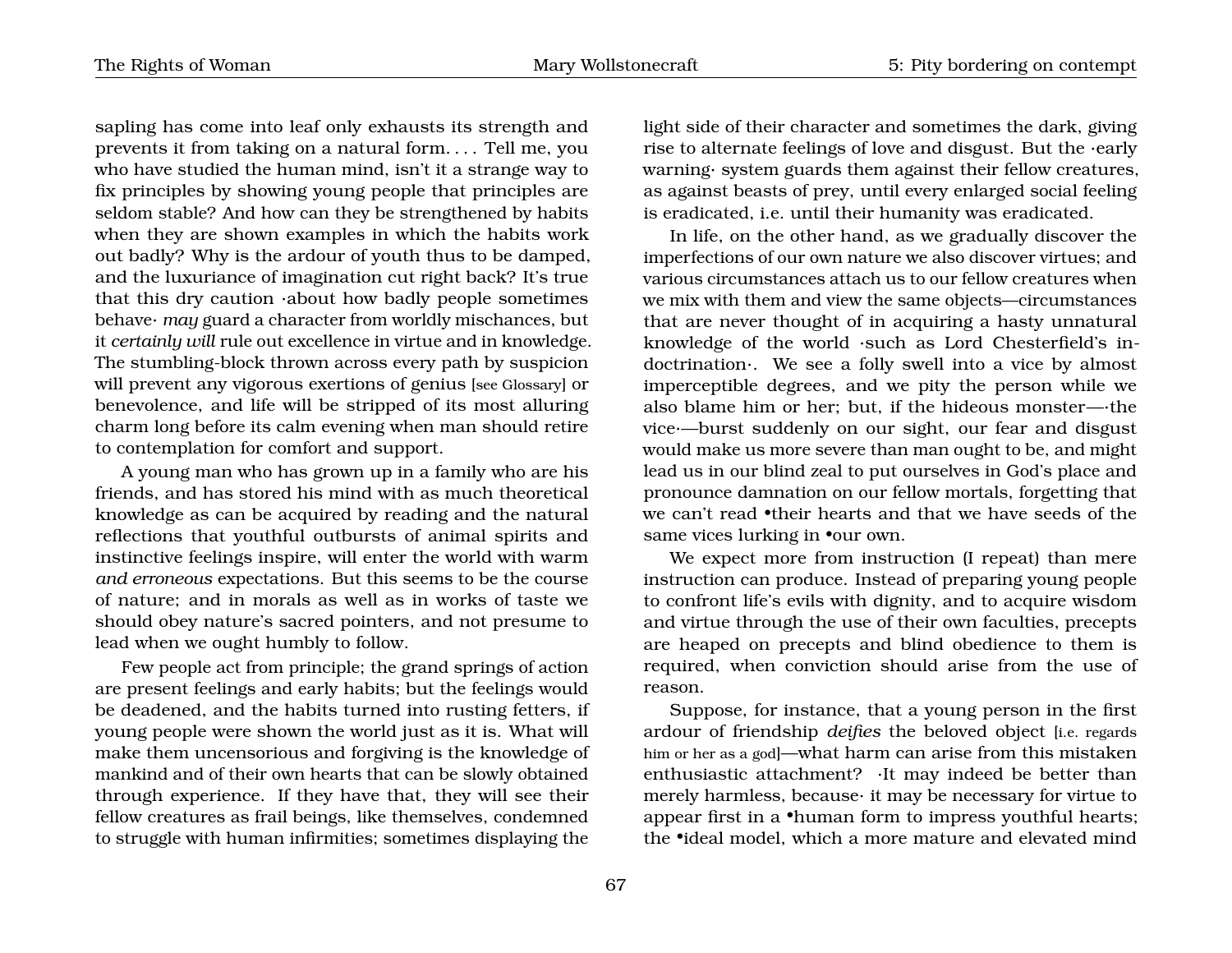sapling has come into leaf only exhausts its strength and prevents it from taking on a natural form. . . . Tell me, you who have studied the human mind, isn't it a strange way to fix principles by showing young people that principles are seldom stable? And how can they be strengthened by habits when they are shown examples in which the habits work out badly? Why is the ardour of youth thus to be damped, and the luxuriance of imagination cut right back? It's true that this dry caution ·about how badly people sometimes behave· *may* guard a character from worldly mischances, but it *certainly will* rule out excellence in virtue and in knowledge. The stumbling-block thrown across every path by suspicion will prevent any vigorous exertions of genius [see Glossary] or benevolence, and life will be stripped of its most alluring charm long before its calm evening when man should retire to contemplation for comfort and support.

A young man who has grown up in a family who are his friends, and has stored his mind with as much theoretical knowledge as can be acquired by reading and the natural reflections that youthful outbursts of animal spirits and instinctive feelings inspire, will enter the world with warm *and erroneous* expectations. But this seems to be the course of nature; and in morals as well as in works of taste we should obey nature's sacred pointers, and not presume to lead when we ought humbly to follow.

Few people act from principle; the grand springs of action are present feelings and early habits; but the feelings would be deadened, and the habits turned into rusting fetters, if young people were shown the world just as it is. What will make them uncensorious and forgiving is the knowledge of mankind and of their own hearts that can be slowly obtained through experience. If they have that, they will see their fellow creatures as frail beings, like themselves, condemned to struggle with human infirmities; sometimes displaying the light side of their character and sometimes the dark, giving rise to alternate feelings of love and disgust. But the ·early warning· system guards them against their fellow creatures, as against beasts of prey, until every enlarged social feeling is eradicated, i.e. until their humanity was eradicated.

In life, on the other hand, as we gradually discover the imperfections of our own nature we also discover virtues; and various circumstances attach us to our fellow creatures when we mix with them and view the same objects—circumstances that are never thought of in acquiring a hasty unnatural knowledge of the world ·such as Lord Chesterfield's indoctrination·. We see a folly swell into a vice by almost imperceptible degrees, and we pity the person while we also blame him or her; but, if the hideous monster—·the vice·—burst suddenly on our sight, our fear and disgust would make us more severe than man ought to be, and might lead us in our blind zeal to put ourselves in God's place and pronounce damnation on our fellow mortals, forgetting that we can't read •their hearts and that we have seeds of the same vices lurking in •our own.

We expect more from instruction (I repeat) than mere instruction can produce. Instead of preparing young people to confront life's evils with dignity, and to acquire wisdom and virtue through the use of their own faculties, precepts are heaped on precepts and blind obedience to them is required, when conviction should arise from the use of reason.

Suppose, for instance, that a young person in the first ardour of friendship *deifies* the beloved object [i.e. regards him or her as a god]—what harm can arise from this mistaken enthusiastic attachment? ·It may indeed be better than merely harmless, because· it may be necessary for virtue to appear first in a •human form to impress youthful hearts; the •ideal model, which a more mature and elevated mind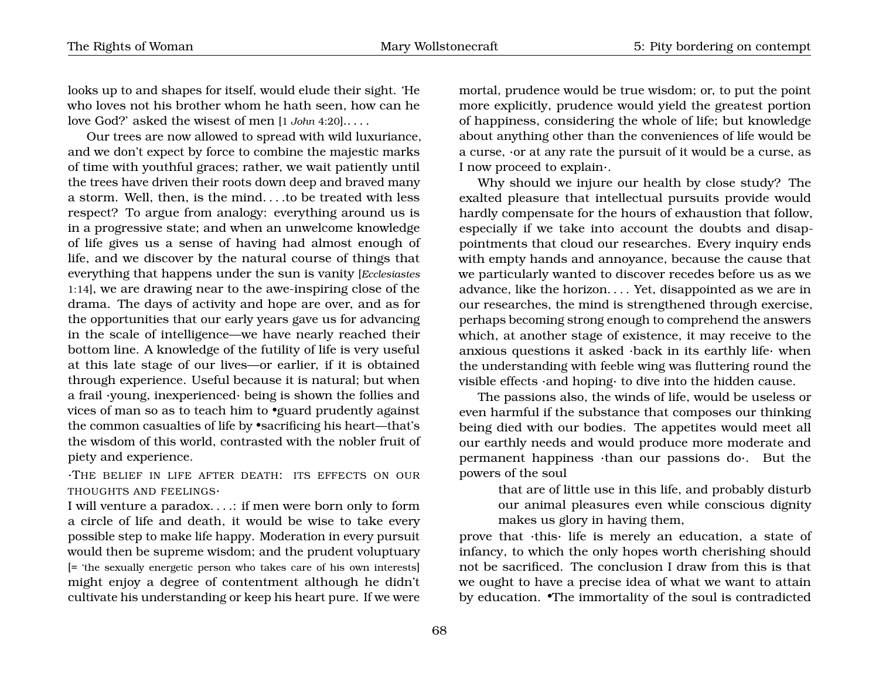looks up to and shapes for itself, would elude their sight. 'He who loves not his brother whom he hath seen, how can he love God?' asked the wisest of men [1 *John* 4:20]. . . . .

Our trees are now allowed to spread with wild luxuriance, and we don't expect by force to combine the majestic marks of time with youthful graces; rather, we wait patiently until the trees have driven their roots down deep and braved many a storm. Well, then, is the mind. . . .to be treated with less respect? To argue from analogy: everything around us is in a progressive state; and when an unwelcome knowledge of life gives us a sense of having had almost enough of life, and we discover by the natural course of things that everything that happens under the sun is vanity [*Ecclesiastes* 1:14], we are drawing near to the awe-inspiring close of the drama. The days of activity and hope are over, and as for the opportunities that our early years gave us for advancing in the scale of intelligence—we have nearly reached their bottom line. A knowledge of the futility of life is very useful at this late stage of our lives—or earlier, if it is obtained through experience. Useful because it is natural; but when a frail ·young, inexperienced· being is shown the follies and vices of man so as to teach him to •guard prudently against the common casualties of life by •sacrificing his heart—that's the wisdom of this world, contrasted with the nobler fruit of piety and experience.

### ·The belief in life after death: its effects on our thoughts and feelings·

I will venture a paradox. . . .: if men were born only to form a circle of life and death, it would be wise to take every possible step to make life happy. Moderation in every pursuit would then be supreme wisdom; and the prudent voluptuary [= 'the sexually energetic person who takes care of his own interests] might enjoy a degree of contentment although he didn't cultivate his understanding or keep his heart pure. If we were mortal, prudence would be true wisdom; or, to put the point more explicitly, prudence would yield the greatest portion of happiness, considering the whole of life; but knowledge about anything other than the conveniences of life would be a curse, ·or at any rate the pursuit of it would be a curse, as I now proceed to explain·.

Why should we injure our health by close study? The exalted pleasure that intellectual pursuits provide would hardly compensate for the hours of exhaustion that follow, especially if we take into account the doubts and disappointments that cloud our researches. Every inquiry ends with empty hands and annoyance, because the cause that we particularly wanted to discover recedes before us as we advance, like the horizon. . . . Yet, disappointed as we are in our researches, the mind is strengthened through exercise, perhaps becoming strong enough to comprehend the answers which, at another stage of existence, it may receive to the anxious questions it asked ·back in its earthly life· when the understanding with feeble wing was fluttering round the visible effects ·and hoping· to dive into the hidden cause.

The passions also, the winds of life, would be useless or even harmful if the substance that composes our thinking being died with our bodies. The appetites would meet all our earthly needs and would produce more moderate and permanent happiness ·than our passions do·. But the powers of the soul

> that are of little use in this life, and probably disturb our animal pleasures even while conscious dignity makes us glory in having them,

prove that ·this· life is merely an education, a state of infancy, to which the only hopes worth cherishing should not be sacrificed. The conclusion I draw from this is that we ought to have a precise idea of what we want to attain by education. •The immortality of the soul is contradicted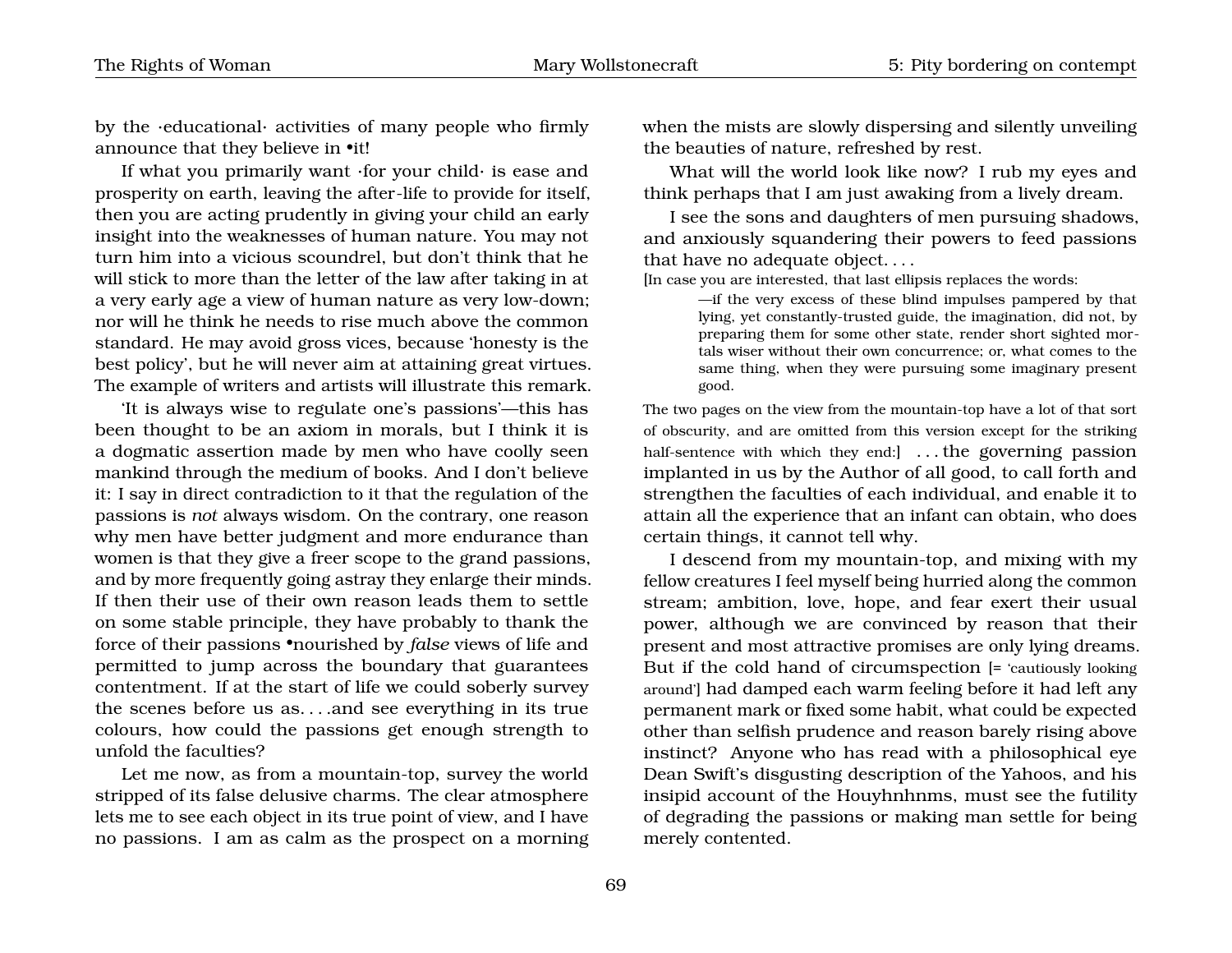by the ·educational· activities of many people who firmly announce that they believe in •it!

If what you primarily want ·for your child· is ease and prosperity on earth, leaving the after-life to provide for itself, then you are acting prudently in giving your child an early insight into the weaknesses of human nature. You may not turn him into a vicious scoundrel, but don't think that he will stick to more than the letter of the law after taking in at a very early age a view of human nature as very low-down; nor will he think he needs to rise much above the common standard. He may avoid gross vices, because 'honesty is the best policy', but he will never aim at attaining great virtues. The example of writers and artists will illustrate this remark.

'It is always wise to regulate one's passions'—this has been thought to be an axiom in morals, but I think it is a dogmatic assertion made by men who have coolly seen mankind through the medium of books. And I don't believe it: I say in direct contradiction to it that the regulation of the passions is *not* always wisdom. On the contrary, one reason why men have better judgment and more endurance than women is that they give a freer scope to the grand passions, and by more frequently going astray they enlarge their minds. If then their use of their own reason leads them to settle on some stable principle, they have probably to thank the force of their passions •nourished by *false* views of life and permitted to jump across the boundary that guarantees contentment. If at the start of life we could soberly survey the scenes before us as. . . .and see everything in its true colours, how could the passions get enough strength to unfold the faculties?

Let me now, as from a mountain-top, survey the world stripped of its false delusive charms. The clear atmosphere lets me to see each object in its true point of view, and I have no passions. I am as calm as the prospect on a morning when the mists are slowly dispersing and silently unveiling the beauties of nature, refreshed by rest.

What will the world look like now? I rub my eyes and think perhaps that I am just awaking from a lively dream.

I see the sons and daughters of men pursuing shadows, and anxiously squandering their powers to feed passions that have no adequate object. . . .

[In case you are interested, that last ellipsis replaces the words:

> —if the very excess of these blind impulses pampered by that lying, yet constantly-trusted guide, the imagination, did not, by preparing them for some other state, render short sighted mortals wiser without their own concurrence; or, what comes to the same thing, when they were pursuing some imaginary present good.

The two pages on the view from the mountain-top have a lot of that sort of obscurity, and are omitted from this version except for the striking half-sentence with which they end:] . . . the governing passion implanted in us by the Author of all good, to call forth and strengthen the faculties of each individual, and enable it to attain all the experience that an infant can obtain, who does certain things, it cannot tell why.

I descend from my mountain-top, and mixing with my fellow creatures I feel myself being hurried along the common stream; ambition, love, hope, and fear exert their usual power, although we are convinced by reason that their present and most attractive promises are only lying dreams. But if the cold hand of circumspection [= 'cautiously looking around'] had damped each warm feeling before it had left any permanent mark or fixed some habit, what could be expected other than selfish prudence and reason barely rising above instinct? Anyone who has read with a philosophical eye Dean Swift's disgusting description of the Yahoos, and his insipid account of the Houyhnhnms, must see the futility of degrading the passions or making man settle for being merely contented.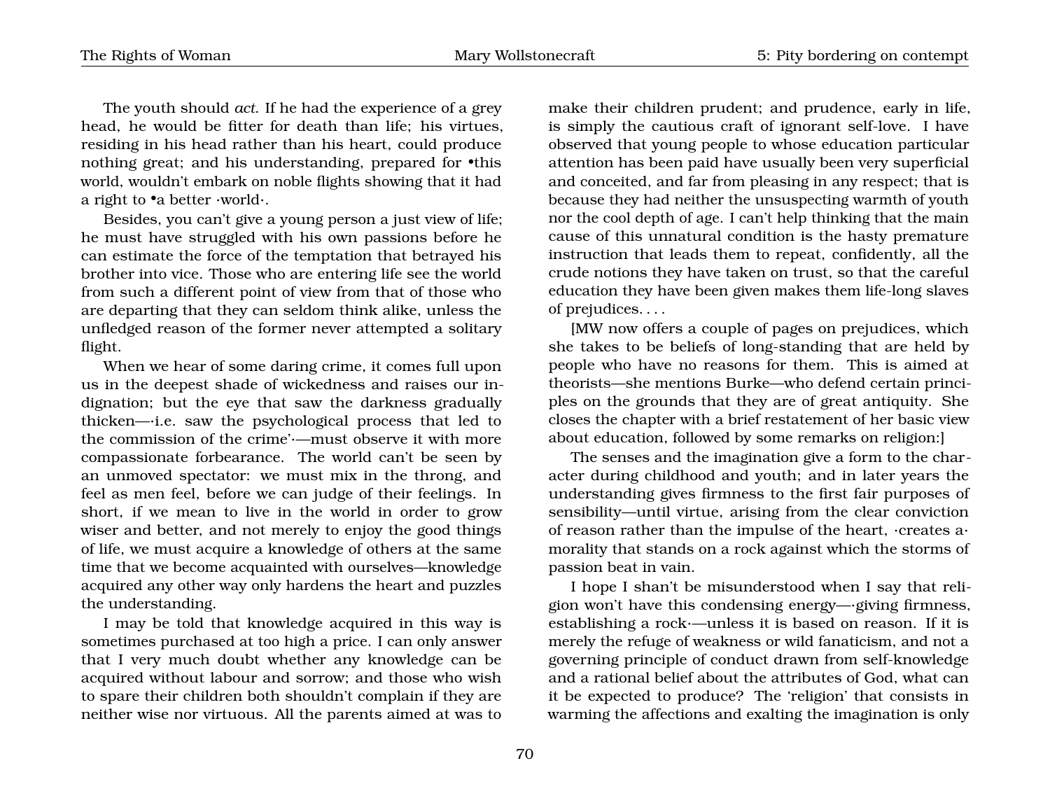The youth should *act*. If he had the experience of a grey head, he would be fitter for death than life; his virtues, residing in his head rather than his heart, could produce nothing great; and his understanding, prepared for •this world, wouldn't embark on noble flights showing that it had a right to •a better ·world·.

Besides, you can't give a young person a just view of life; he must have struggled with his own passions before he can estimate the force of the temptation that betrayed his brother into vice. Those who are entering life see the world from such a different point of view from that of those who are departing that they can seldom think alike, unless the unfledged reason of the former never attempted a solitary flight.

When we hear of some daring crime, it comes full upon us in the deepest shade of wickedness and raises our indignation; but the eye that saw the darkness gradually thicken—·i.e. saw the psychological process that led to the commission of the crime'·—must observe it with more compassionate forbearance. The world can't be seen by an unmoved spectator: we must mix in the throng, and feel as men feel, before we can judge of their feelings. In short, if we mean to live in the world in order to grow wiser and better, and not merely to enjoy the good things of life, we must acquire a knowledge of others at the same time that we become acquainted with ourselves—knowledge acquired any other way only hardens the heart and puzzles the understanding.

I may be told that knowledge acquired in this way is sometimes purchased at too high a price. I can only answer that I very much doubt whether any knowledge can be acquired without labour and sorrow; and those who wish to spare their children both shouldn't complain if they are neither wise nor virtuous. All the parents aimed at was to make their children prudent; and prudence, early in life, is simply the cautious craft of ignorant self-love. I have observed that young people to whose education particular attention has been paid have usually been very superficial and conceited, and far from pleasing in any respect; that is because they had neither the unsuspecting warmth of youth nor the cool depth of age. I can't help thinking that the main cause of this unnatural condition is the hasty premature instruction that leads them to repeat, confidently, all the crude notions they have taken on trust, so that the careful education they have been given makes them life-long slaves of prejudices. . . .

[MW now offers a couple of pages on prejudices, which she takes to be beliefs of long-standing that are held by people who have no reasons for them. This is aimed at theorists—she mentions Burke—who defend certain principles on the grounds that they are of great antiquity. She closes the chapter with a brief restatement of her basic view about education, followed by some remarks on religion:]

The senses and the imagination give a form to the character during childhood and youth; and in later years the understanding gives firmness to the first fair purposes of sensibility—until virtue, arising from the clear conviction of reason rather than the impulse of the heart, ·creates a· morality that stands on a rock against which the storms of passion beat in vain.

I hope I shan't be misunderstood when I say that religion won't have this condensing energy—·giving firmness, establishing a rock·—unless it is based on reason. If it is merely the refuge of weakness or wild fanaticism, and not a governing principle of conduct drawn from self-knowledge and a rational belief about the attributes of God, what can it be expected to produce? The 'religion' that consists in warming the affections and exalting the imagination is only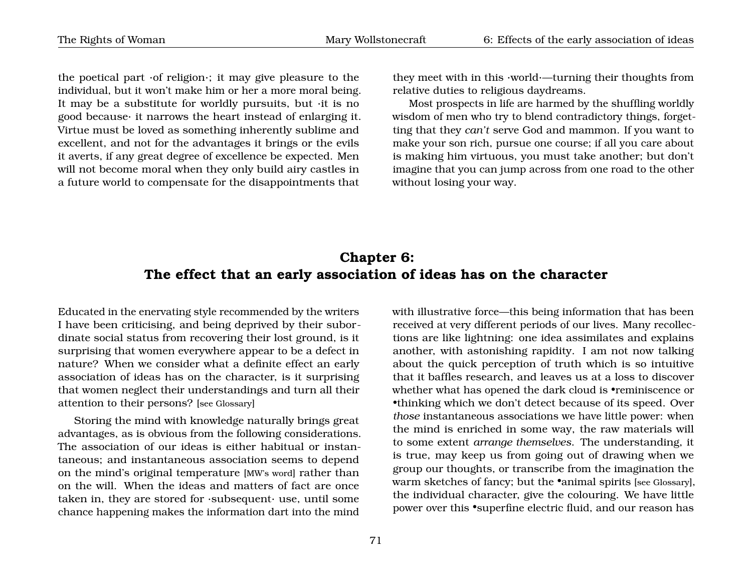the poetical part ·of religion·; it may give pleasure to the individual, but it won't make him or her a more moral being. It may be a substitute for worldly pursuits, but ·it is no good because· it narrows the heart instead of enlarging it. Virtue must be loved as something inherently sublime and excellent, and not for the advantages it brings or the evils it averts, if any great degree of excellence be expected. Men will not become moral when they only build airy castles in a future world to compensate for the disappointments that they meet with in this ·world·—turning their thoughts from relative duties to religious daydreams.

Most prospects in life are harmed by the shuffling worldly wisdom of men who try to blend contradictory things, forgetting that they *can't* serve God and mammon. If you want to make your son rich, pursue one course; if all you care about is making him virtuous, you must take another; but don't imagine that you can jump across from one road to the other without losing your way.

## Chapter 6: The effect that an early association of ideas has on the character

Educated in the enervating style recommended by the writers I have been criticising, and being deprived by their subordinate social status from recovering their lost ground, is it surprising that women everywhere appear to be a defect in nature? When we consider what a definite effect an early association of ideas has on the character, is it surprising that women neglect their understandings and turn all their attention to their persons? [see Glossary]

Storing the mind with knowledge naturally brings great advantages, as is obvious from the following considerations. The association of our ideas is either habitual or instantaneous; and instantaneous association seems to depend on the mind's original temperature [MW's word] rather than on the will. When the ideas and matters of fact are once taken in, they are stored for ·subsequent· use, until some chance happening makes the information dart into the mind with illustrative force—this being information that has been received at very different periods of our lives. Many recollections are like lightning: one idea assimilates and explains another, with astonishing rapidity. I am not now talking about the quick perception of truth which is so intuitive that it baffles research, and leaves us at a loss to discover whether what has opened the dark cloud is •reminiscence or •thinking which we don't detect because of its speed. Over *those* instantaneous associations we have little power: when the mind is enriched in some way, the raw materials will to some extent *arrange themselves*. The understanding, it is true, may keep us from going out of drawing when we group our thoughts, or transcribe from the imagination the warm sketches of fancy; but the •animal spirits [see Glossary], the individual character, give the colouring. We have little power over this •superfine electric fluid, and our reason has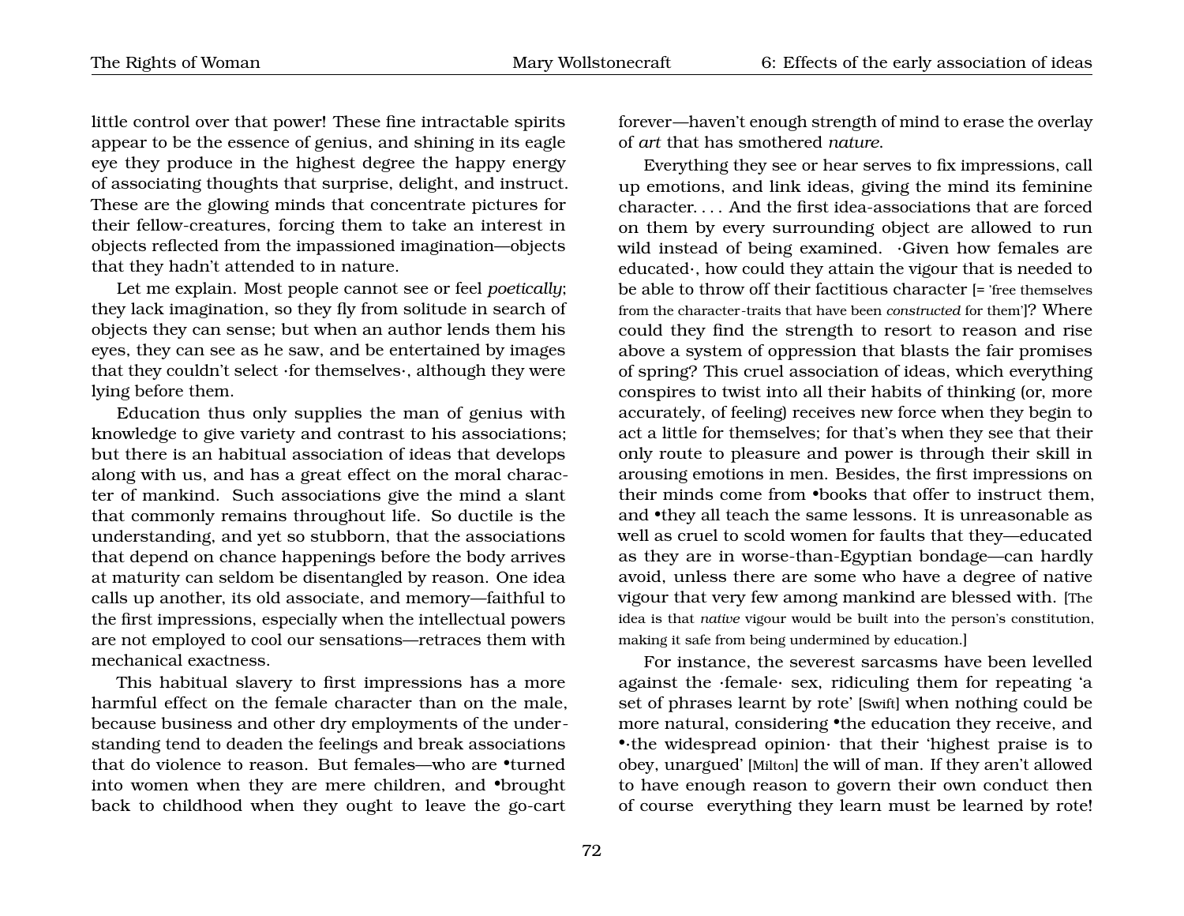little control over that power! These fine intractable spirits appear to be the essence of genius, and shining in its eagle eye they produce in the highest degree the happy energy of associating thoughts that surprise, delight, and instruct. These are the glowing minds that concentrate pictures for their fellow-creatures, forcing them to take an interest in objects reflected from the impassioned imagination—objects that they hadn't attended to in nature.

Let me explain. Most people cannot see or feel *poetically*; they lack imagination, so they fly from solitude in search of objects they can sense; but when an author lends them his eyes, they can see as he saw, and be entertained by images that they couldn't select ·for themselves·, although they were lying before them.

Education thus only supplies the man of genius with knowledge to give variety and contrast to his associations; but there is an habitual association of ideas that develops along with us, and has a great effect on the moral character of mankind. Such associations give the mind a slant that commonly remains throughout life. So ductile is the understanding, and yet so stubborn, that the associations that depend on chance happenings before the body arrives at maturity can seldom be disentangled by reason. One idea calls up another, its old associate, and memory—faithful to the first impressions, especially when the intellectual powers are not employed to cool our sensations—retraces them with mechanical exactness.

This habitual slavery to first impressions has a more harmful effect on the female character than on the male, because business and other dry employments of the understanding tend to deaden the feelings and break associations that do violence to reason. But females—who are •turned into women when they are mere children, and •brought back to childhood when they ought to leave the go-cart forever—haven't enough strength of mind to erase the overlay of *art* that has smothered *nature*.

Everything they see or hear serves to fix impressions, call up emotions, and link ideas, giving the mind its feminine character. . . . And the first idea-associations that are forced on them by every surrounding object are allowed to run wild instead of being examined. ·Given how females are educated·, how could they attain the vigour that is needed to be able to throw off their factitious character [= 'free themselves from the character-traits that have been *constructed* for them']? Where could they find the strength to resort to reason and rise above a system of oppression that blasts the fair promises of spring? This cruel association of ideas, which everything conspires to twist into all their habits of thinking (or, more accurately, of feeling) receives new force when they begin to act a little for themselves; for that's when they see that their only route to pleasure and power is through their skill in arousing emotions in men. Besides, the first impressions on their minds come from •books that offer to instruct them, and •they all teach the same lessons. It is unreasonable as well as cruel to scold women for faults that they—educated as they are in worse-than-Egyptian bondage—can hardly avoid, unless there are some who have a degree of native vigour that very few among mankind are blessed with. [The idea is that *native* vigour would be built into the person's constitution, making it safe from being undermined by education.]

For instance, the severest sarcasms have been levelled against the ·female· sex, ridiculing them for repeating 'a set of phrases learnt by rote' [Swift] when nothing could be more natural, considering •the education they receive, and •·the widespread opinion· that their 'highest praise is to obey, unargued' [Milton] the will of man. If they aren't allowed to have enough reason to govern their own conduct then of course everything they learn must be learned by rote!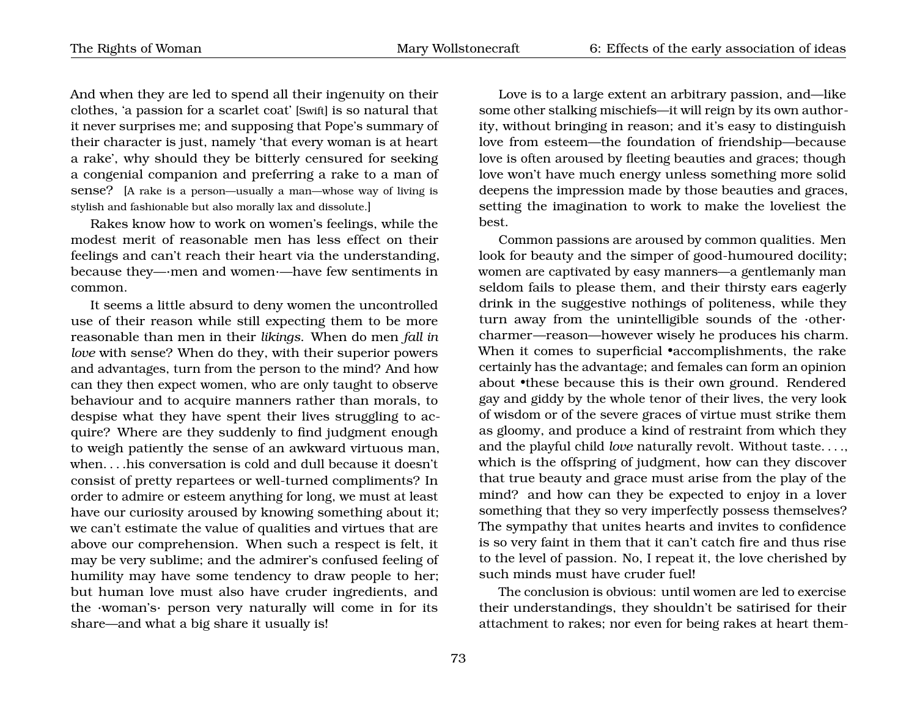And when they are led to spend all their ingenuity on their clothes, 'a passion for a scarlet coat' [Swift] is so natural that it never surprises me; and supposing that Pope's summary of their character is just, namely 'that every woman is at heart a rake', why should they be bitterly censured for seeking a congenial companion and preferring a rake to a man of sense? [A rake is a person—usually a man—whose way of living is stylish and fashionable but also morally lax and dissolute.]

Rakes know how to work on women's feelings, while the modest merit of reasonable men has less effect on their feelings and can't reach their heart via the understanding, because they—·men and women·—have few sentiments in common.

It seems a little absurd to deny women the uncontrolled use of their reason while still expecting them to be more reasonable than men in their *likings*. When do men *fall in love* with sense? When do they, with their superior powers and advantages, turn from the person to the mind? And how can they then expect women, who are only taught to observe behaviour and to acquire manners rather than morals, to despise what they have spent their lives struggling to acquire? Where are they suddenly to find judgment enough to weigh patiently the sense of an awkward virtuous man, when. . . .his conversation is cold and dull because it doesn't consist of pretty repartees or well-turned compliments? In order to admire or esteem anything for long, we must at least have our curiosity aroused by knowing something about it; we can't estimate the value of qualities and virtues that are above our comprehension. When such a respect is felt, it may be very sublime; and the admirer's confused feeling of humility may have some tendency to draw people to her; but human love must also have cruder ingredients, and the ·woman's· person very naturally will come in for its share—and what a big share it usually is!

Love is to a large extent an arbitrary passion, and—like some other stalking mischiefs—it will reign by its own authority, without bringing in reason; and it's easy to distinguish love from esteem—the foundation of friendship—because love is often aroused by fleeting beauties and graces; though love won't have much energy unless something more solid deepens the impression made by those beauties and graces, setting the imagination to work to make the loveliest the best.

Common passions are aroused by common qualities. Men look for beauty and the simper of good-humoured docility; women are captivated by easy manners—a gentlemanly man seldom fails to please them, and their thirsty ears eagerly drink in the suggestive nothings of politeness, while they turn away from the unintelligible sounds of the ·other· charmer—reason—however wisely he produces his charm. When it comes to superficial •accomplishments, the rake certainly has the advantage; and females can form an opinion about •these because this is their own ground. Rendered gay and giddy by the whole tenor of their lives, the very look of wisdom or of the severe graces of virtue must strike them as gloomy, and produce a kind of restraint from which they and the playful child *love* naturally revolt. Without taste. . . ., which is the offspring of judgment, how can they discover that true beauty and grace must arise from the play of the mind? and how can they be expected to enjoy in a lover something that they so very imperfectly possess themselves? The sympathy that unites hearts and invites to confidence is so very faint in them that it can't catch fire and thus rise to the level of passion. No, I repeat it, the love cherished by such minds must have cruder fuel!

The conclusion is obvious: until women are led to exercise their understandings, they shouldn't be satirised for their attachment to rakes; nor even for being rakes at heart them-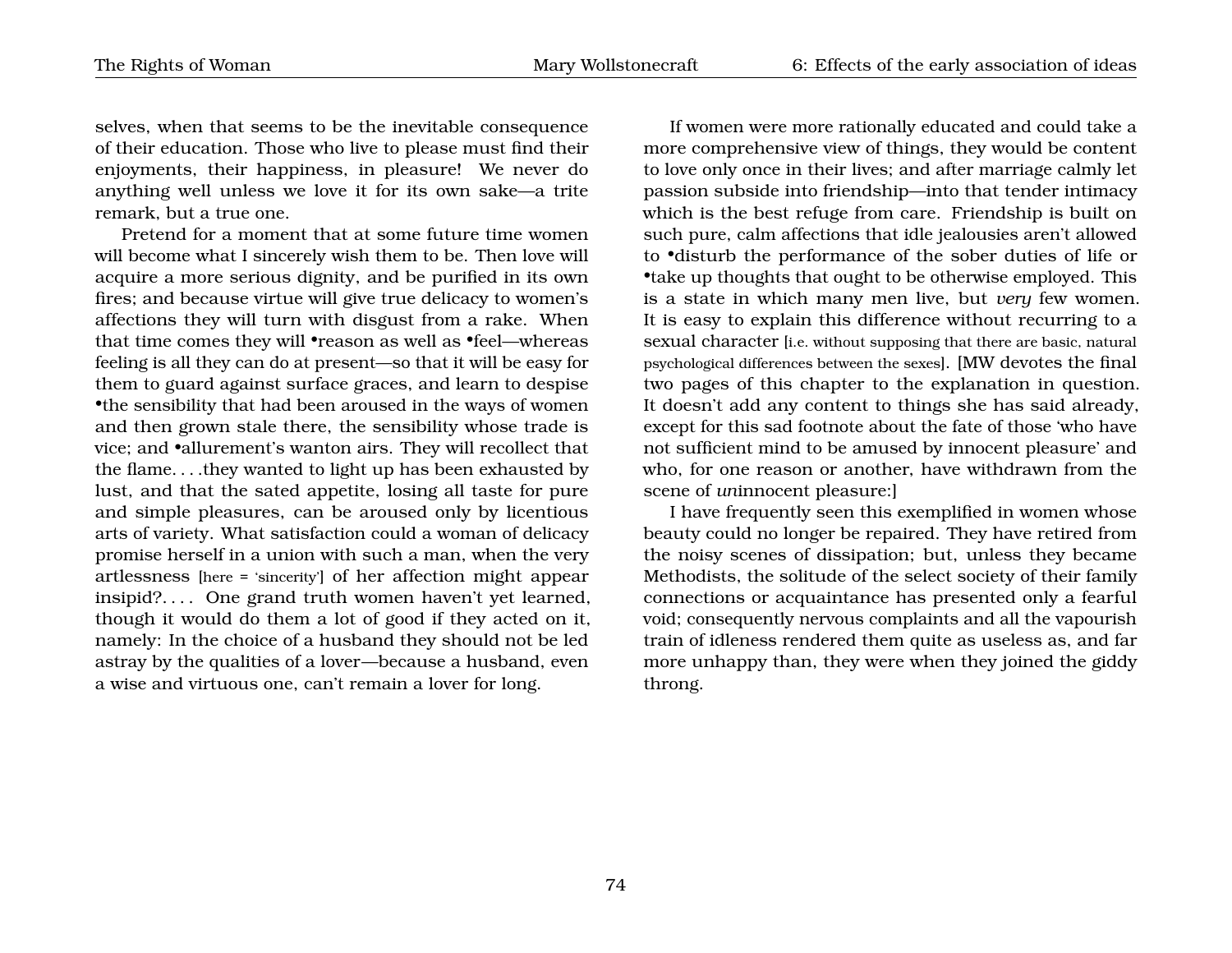selves, when that seems to be the inevitable consequence of their education. Those who live to please must find their enjoyments, their happiness, in pleasure! We never do anything well unless we love it for its own sake—a trite remark, but a true one.

Pretend for a moment that at some future time women will become what I sincerely wish them to be. Then love will acquire a more serious dignity, and be purified in its own fires; and because virtue will give true delicacy to women's affections they will turn with disgust from a rake. When that time comes they will •reason as well as •feel—whereas feeling is all they can do at present—so that it will be easy for them to guard against surface graces, and learn to despise •the sensibility that had been aroused in the ways of women and then grown stale there, the sensibility whose trade is vice; and •allurement's wanton airs. They will recollect that the flame. . . .they wanted to light up has been exhausted by lust, and that the sated appetite, losing all taste for pure and simple pleasures, can be aroused only by licentious arts of variety. What satisfaction could a woman of delicacy promise herself in a union with such a man, when the very artlessness [here = 'sincerity'] of her affection might appear insipid?. . . . One grand truth women haven't yet learned, though it would do them a lot of good if they acted on it, namely: In the choice of a husband they should not be led astray by the qualities of a lover—because a husband, even a wise and virtuous one, can't remain a lover for long.

If women were more rationally educated and could take a more comprehensive view of things, they would be content to love only once in their lives; and after marriage calmly let passion subside into friendship—into that tender intimacy which is the best refuge from care. Friendship is built on such pure, calm affections that idle jealousies aren't allowed to •disturb the performance of the sober duties of life or •take up thoughts that ought to be otherwise employed. This is a state in which many men live, but *very* few women. It is easy to explain this difference without recurring to a sexual character [i.e. without supposing that there are basic, natural psychological differences between the sexes]. [MW devotes the final two pages of this chapter to the explanation in question. It doesn't add any content to things she has said already, except for this sad footnote about the fate of those 'who have not sufficient mind to be amused by innocent pleasure' and who, for one reason or another, have withdrawn from the scene of *un*innocent pleasure:]

I have frequently seen this exemplified in women whose beauty could no longer be repaired. They have retired from the noisy scenes of dissipation; but, unless they became Methodists, the solitude of the select society of their family connections or acquaintance has presented only a fearful void; consequently nervous complaints and all the vapourish train of idleness rendered them quite as useless as, and far more unhappy than, they were when they joined the giddy throng.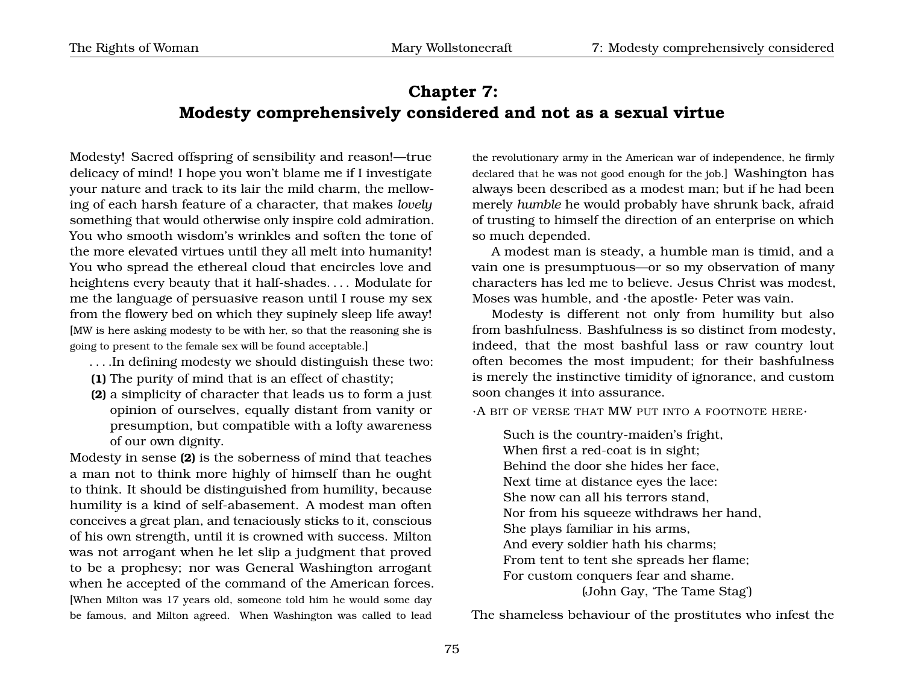# Chapter 7: Modesty comprehensively considered and not as a sexual virtue

Modesty! Sacred offspring of sensibility and reason!—true delicacy of mind! I hope you won't blame me if I investigate your nature and track to its lair the mild charm, the mellowing of each harsh feature of a character, that makes *lovely* something that would otherwise only inspire cold admiration. You who smooth wisdom's wrinkles and soften the tone of the more elevated virtues until they all melt into humanity! You who spread the ethereal cloud that encircles love and heightens every beauty that it half-shades. . . . Modulate for me the language of persuasive reason until I rouse my sex from the flowery bed on which they supinely sleep life away! [MW is here asking modesty to be with her, so that the reasoning she is going to present to the female sex will be found acceptable.]

. . . .In defining modesty we should distinguish these two:

**(1)** The purity of mind that is an effect of chastity;

**(2)** a simplicity of character that leads us to form a just opinion of ourselves, equally distant from vanity or presumption, but compatible with a lofty awareness of our own dignity.

Modesty in sense **(2)** is the soberness of mind that teaches a man not to think more highly of himself than he ought to think. It should be distinguished from humility, because humility is a kind of self-abasement. A modest man often conceives a great plan, and tenaciously sticks to it, conscious of his own strength, until it is crowned with success. Milton was not arrogant when he let slip a judgment that proved to be a prophesy; nor was General Washington arrogant when he accepted of the command of the American forces. [When Milton was 17 years old, someone told him he would some day be famous, and Milton agreed. When Washington was called to lead the revolutionary army in the American war of independence, he firmly declared that he was not good enough for the job.] Washington has always been described as a modest man; but if he had been merely *humble* he would probably have shrunk back, afraid of trusting to himself the direction of an enterprise on which so much depended.

A modest man is steady, a humble man is timid, and a vain one is presumptuous—or so my observation of many characters has led me to believe. Jesus Christ was modest, Moses was humble, and ·the apostle· Peter was vain.

Modesty is different not only from humility but also from bashfulness. Bashfulness is so distinct from modesty, indeed, that the most bashful lass or raw country lout often becomes the most impudent; for their bashfulness is merely the instinctive timidity of ignorance, and custom soon changes it into assurance.

·A bit of verse that MW put into a footnote here·

> Such is the country-maiden's fright,
> When first a red-coat is in sight;
> Behind the door she hides her face,
> Next time at distance eyes the lace:
> She now can all his terrors stand,
> Nor from his squeeze withdraws her hand,
> She plays familiar in his arms,
> And every soldier hath his charms;
> From tent to tent she spreads her flame;
> For custom conquers fear and shame.
> (John Gay, 'The Tame Stag')

The shameless behaviour of the prostitutes who infest the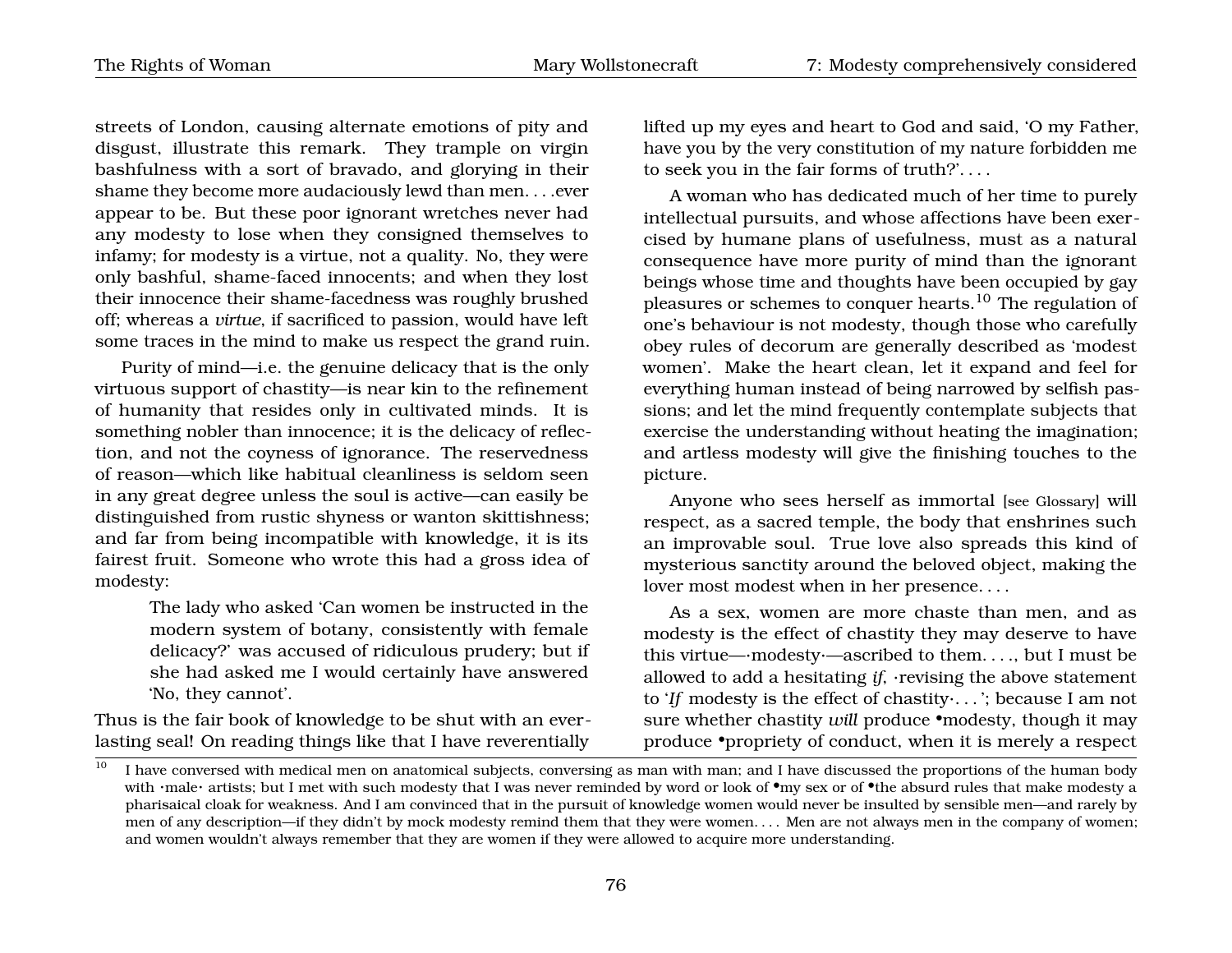streets of London, causing alternate emotions of pity and disgust, illustrate this remark. They trample on virgin bashfulness with a sort of bravado, and glorying in their shame they become more audaciously lewd than men. . . .ever appear to be. But these poor ignorant wretches never had any modesty to lose when they consigned themselves to infamy; for modesty is a virtue, not a quality. No, they were only bashful, shame-faced innocents; and when they lost their innocence their shame-facedness was roughly brushed off; whereas a *virtue*, if sacrificed to passion, would have left some traces in the mind to make us respect the grand ruin.

Purity of mind—i.e. the genuine delicacy that is the only virtuous support of chastity—is near kin to the refinement of humanity that resides only in cultivated minds. It is something nobler than innocence; it is the delicacy of reflection, and not the coyness of ignorance. The reservedness of reason—which like habitual cleanliness is seldom seen in any great degree unless the soul is active—can easily be distinguished from rustic shyness or wanton skittishness; and far from being incompatible with knowledge, it is its fairest fruit. Someone who wrote this had a gross idea of modesty:

> The lady who asked 'Can women be instructed in the modern system of botany, consistently with female delicacy?' was accused of ridiculous prudery; but if she had asked me I would certainly have answered 'No, they cannot'.

Thus is the fair book of knowledge to be shut with an everlasting seal! On reading things like that I have reverentially lifted up my eyes and heart to God and said, 'O my Father, have you by the very constitution of my nature forbidden me to seek you in the fair forms of truth?'. . . .

A woman who has dedicated much of her time to purely intellectual pursuits, and whose affections have been exercised by humane plans of usefulness, must as a natural consequence have more purity of mind than the ignorant beings whose time and thoughts have been occupied by gay pleasures or schemes to conquer hearts.[10] The regulation of one's behaviour is not modesty, though those who carefully obey rules of decorum are generally described as 'modest women'. Make the heart clean, let it expand and feel for everything human instead of being narrowed by selfish passions; and let the mind frequently contemplate subjects that exercise the understanding without heating the imagination; and artless modesty will give the finishing touches to the picture.

Anyone who sees herself as immortal [see Glossary] will respect, as a sacred temple, the body that enshrines such an improvable soul. True love also spreads this kind of mysterious sanctity around the beloved object, making the lover most modest when in her presence. . . .

As a sex, women are more chaste than men, and as modesty is the effect of chastity they may deserve to have this virtue—·modesty·—ascribed to them. . . ., but I must be allowed to add a hesitating *if*, ·revising the above statement to '*If* modesty is the effect of chastity·. . . '; because I am not sure whether chastity *will* produce •modesty, though it may produce •propriety of conduct, when it is merely a respect

[10] I have conversed with medical men on anatomical subjects, conversing as man with man; and I have discussed the proportions of the human body with ·male· artists; but I met with such modesty that I was never reminded by word or look of •my sex or of •the absurd rules that make modesty a pharisaical cloak for weakness. And I am convinced that in the pursuit of knowledge women would never be insulted by sensible men—and rarely by men of any description—if they didn't by mock modesty remind them that they were women. . . . Men are not always men in the company of women; and women wouldn't always remember that they are women if they were allowed to acquire more understanding.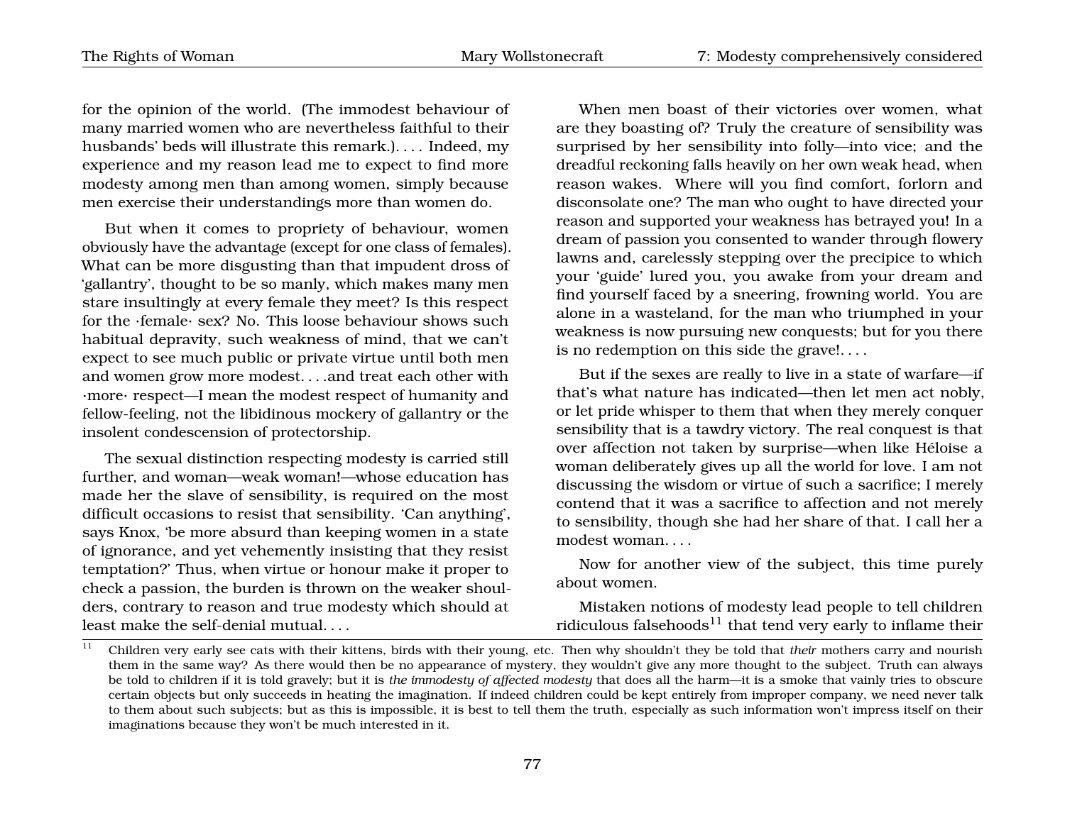for the opinion of the world. (The immodest behaviour of many married women who are nevertheless faithful to their husbands' beds will illustrate this remark.). . . . Indeed, my experience and my reason lead me to expect to find more modesty among men than among women, simply because men exercise their understandings more than women do.

But when it comes to propriety of behaviour, women obviously have the advantage (except for one class of females). What can be more disgusting than that impudent dross of 'gallantry', thought to be so manly, which makes many men stare insultingly at every female they meet? Is this respect for the ·female· sex? No. This loose behaviour shows such habitual depravity, such weakness of mind, that we can't expect to see much public or private virtue until both men and women grow more modest. . . .and treat each other with ·more· respect—I mean the modest respect of humanity and fellow-feeling, not the libidinous mockery of gallantry or the insolent condescension of protectorship.

The sexual distinction respecting modesty is carried still further, and woman—weak woman!—whose education has made her the slave of sensibility, is required on the most difficult occasions to resist that sensibility. 'Can anything', says Knox, 'be more absurd than keeping women in a state of ignorance, and yet vehemently insisting that they resist temptation?' Thus, when virtue or honour make it proper to check a passion, the burden is thrown on the weaker shoulders, contrary to reason and true modesty which should at least make the self-denial mutual. . . .

When men boast of their victories over women, what are they boasting of? Truly the creature of sensibility was surprised by her sensibility into folly—into vice; and the dreadful reckoning falls heavily on her own weak head, when reason wakes. Where will you find comfort, forlorn and disconsolate one? The man who ought to have directed your reason and supported your weakness has betrayed you! In a dream of passion you consented to wander through flowery lawns and, carelessly stepping over the precipice to which your 'guide' lured you, you awake from your dream and find yourself faced by a sneering, frowning world. You are alone in a wasteland, for the man who triumphed in your weakness is now pursuing new conquests; but for you there is no redemption on this side the grave!. . . .

But if the sexes are really to live in a state of warfare—if that's what nature has indicated—then let men act nobly, or let pride whisper to them that when they merely conquer sensibility that is a tawdry victory. The real conquest is that over affection not taken by surprise—when like Héloise a woman deliberately gives up all the world for love. I am not discussing the wisdom or virtue of such a sacrifice; I merely contend that it was a sacrifice to affection and not merely to sensibility, though she had her share of that. I call her a modest woman. . . .

Now for another view of the subject, this time purely about women.

Mistaken notions of modesty lead people to tell children ridiculous falsehoods[11] that tend very early to inflame their

[11] Children very early see cats with their kittens, birds with their young, etc. Then why shouldn't they be told that *their* mothers carry and nourish them in the same way? As there would then be no appearance of mystery, they wouldn't give any more thought to the subject. Truth can always be told to children if it is told gravely; but it is *the immodesty of affected modesty* that does all the harm—it is a smoke that vainly tries to obscure certain objects but only succeeds in heating the imagination. If indeed children could be kept entirely from improper company, we need never talk to them about such subjects; but as this is impossible, it is best to tell them the truth, especially as such information won't impress itself on their imaginations because they won't be much interested in it.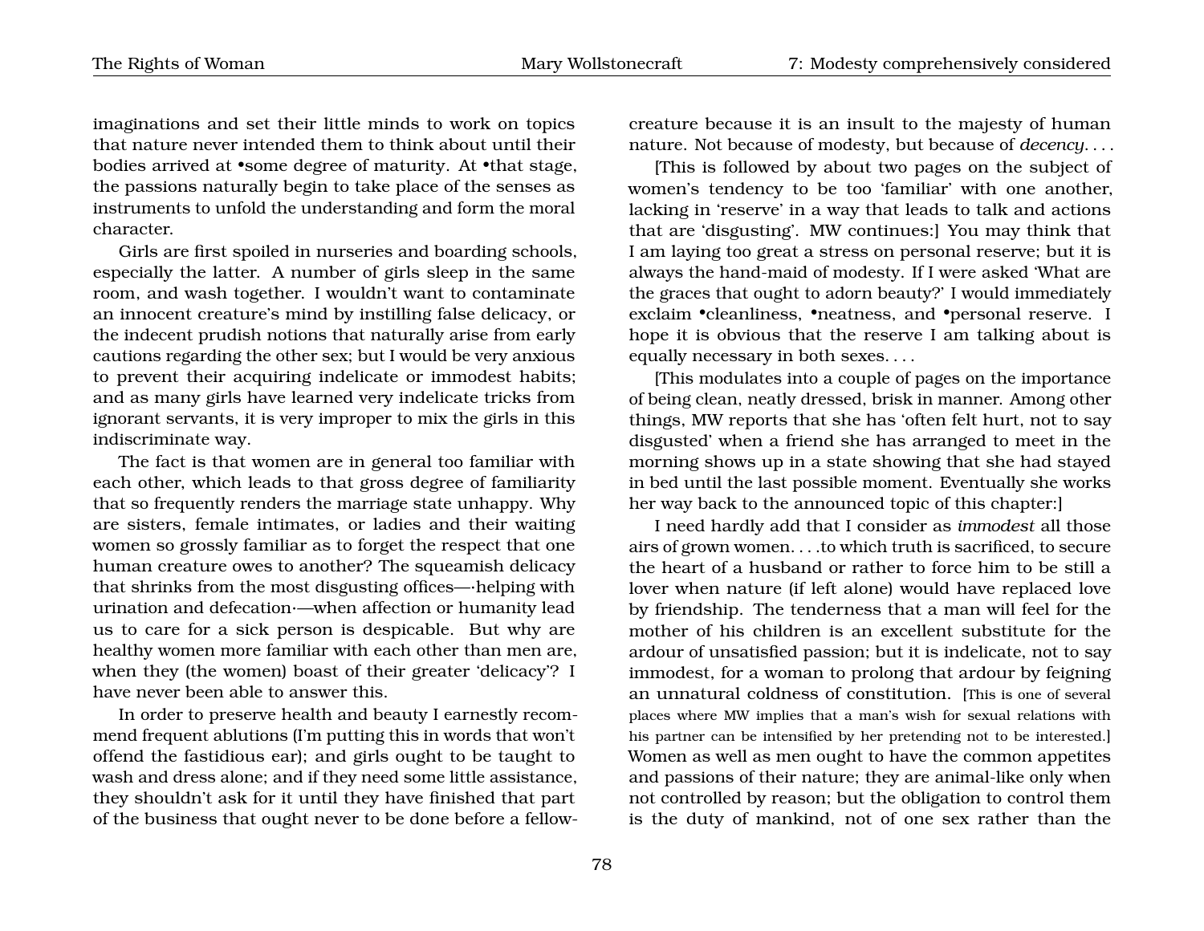imaginations and set their little minds to work on topics that nature never intended them to think about until their bodies arrived at •some degree of maturity. At •that stage, the passions naturally begin to take place of the senses as instruments to unfold the understanding and form the moral character.

Girls are first spoiled in nurseries and boarding schools, especially the latter. A number of girls sleep in the same room, and wash together. I wouldn't want to contaminate an innocent creature's mind by instilling false delicacy, or the indecent prudish notions that naturally arise from early cautions regarding the other sex; but I would be very anxious to prevent their acquiring indelicate or immodest habits; and as many girls have learned very indelicate tricks from ignorant servants, it is very improper to mix the girls in this indiscriminate way.

The fact is that women are in general too familiar with each other, which leads to that gross degree of familiarity that so frequently renders the marriage state unhappy. Why are sisters, female intimates, or ladies and their waiting women so grossly familiar as to forget the respect that one human creature owes to another? The squeamish delicacy that shrinks from the most disgusting offices—·helping with urination and defecation·—when affection or humanity lead us to care for a sick person is despicable. But why are healthy women more familiar with each other than men are, when they (the women) boast of their greater 'delicacy'? I have never been able to answer this.

In order to preserve health and beauty I earnestly recommend frequent ablutions (I'm putting this in words that won't offend the fastidious ear); and girls ought to be taught to wash and dress alone; and if they need some little assistance, they shouldn't ask for it until they have finished that part of the business that ought never to be done before a fellow-creature because it is an insult to the majesty of human nature. Not because of modesty, but because of *decency*. . . .

[This is followed by about two pages on the subject of women's tendency to be too 'familiar' with one another, lacking in 'reserve' in a way that leads to talk and actions that are 'disgusting'. MW continues:] You may think that I am laying too great a stress on personal reserve; but it is always the hand-maid of modesty. If I were asked 'What are the graces that ought to adorn beauty?' I would immediately exclaim •cleanliness, •neatness, and •personal reserve. I hope it is obvious that the reserve I am talking about is equally necessary in both sexes. . . .

[This modulates into a couple of pages on the importance of being clean, neatly dressed, brisk in manner. Among other things, MW reports that she has 'often felt hurt, not to say disgusted' when a friend she has arranged to meet in the morning shows up in a state showing that she had stayed in bed until the last possible moment. Eventually she works her way back to the announced topic of this chapter:]

I need hardly add that I consider as *immodest* all those airs of grown women. . . .to which truth is sacrificed, to secure the heart of a husband or rather to force him to be still a lover when nature (if left alone) would have replaced love by friendship. The tenderness that a man will feel for the mother of his children is an excellent substitute for the ardour of unsatisfied passion; but it is indelicate, not to say immodest, for a woman to prolong that ardour by feigning an unnatural coldness of constitution. [This is one of several places where MW implies that a man's wish for sexual relations with his partner can be intensified by her pretending not to be interested.] Women as well as men ought to have the common appetites and passions of their nature; they are animal-like only when not controlled by reason; but the obligation to control them is the duty of mankind, not of one sex rather than the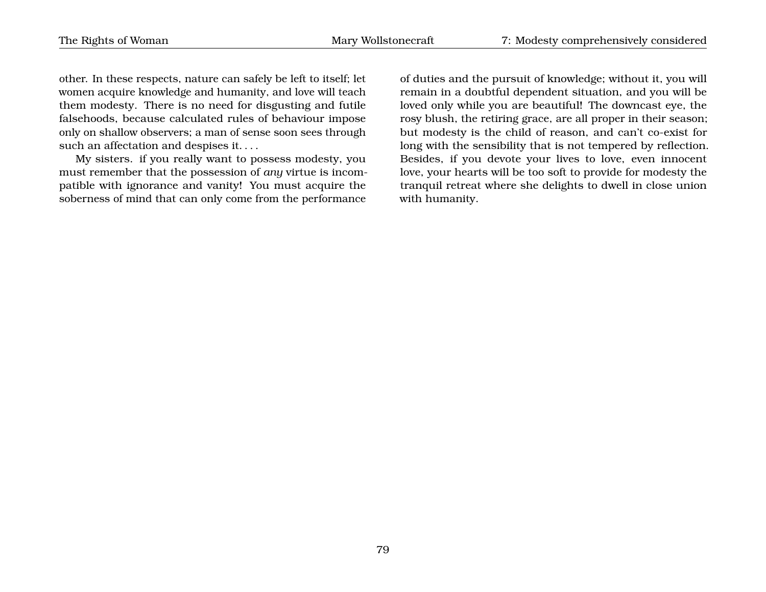other. In these respects, nature can safely be left to itself; let women acquire knowledge and humanity, and love will teach them modesty. There is no need for disgusting and futile falsehoods, because calculated rules of behaviour impose only on shallow observers; a man of sense soon sees through such an affectation and despises it. . . .

My sisters. if you really want to possess modesty, you must remember that the possession of *any* virtue is incompatible with ignorance and vanity! You must acquire the soberness of mind that can only come from the performance of duties and the pursuit of knowledge; without it, you will remain in a doubtful dependent situation, and you will be loved only while you are beautiful! The downcast eye, the rosy blush, the retiring grace, are all proper in their season; but modesty is the child of reason, and can't co-exist for long with the sensibility that is not tempered by reflection. Besides, if you devote your lives to love, even innocent love, your hearts will be too soft to provide for modesty the tranquil retreat where she delights to dwell in close union with humanity.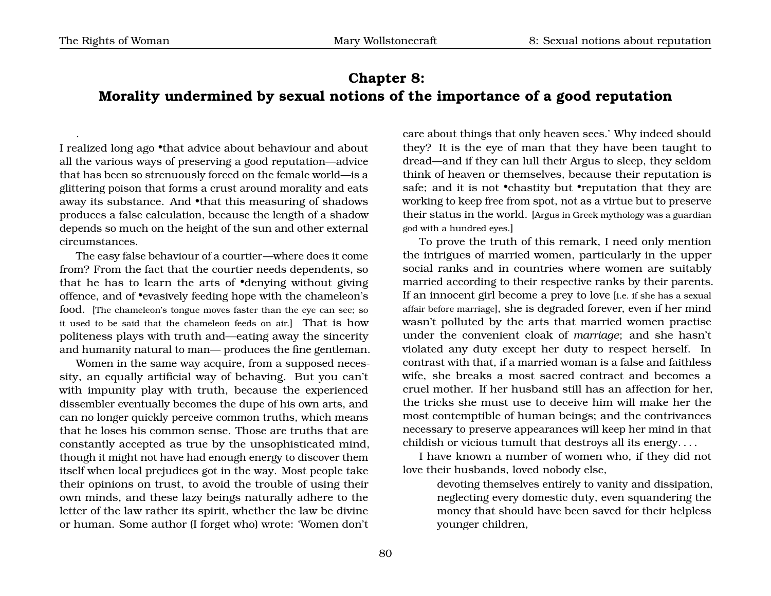# Chapter 8: Morality undermined by sexual notions of the importance of a good reputation

I realized long ago •that advice about behaviour and about all the various ways of preserving a good reputation—advice that has been so strenuously forced on the female world—is a glittering poison that forms a crust around morality and eats away its substance. And •that this measuring of shadows produces a false calculation, because the length of a shadow depends so much on the height of the sun and other external circumstances.

The easy false behaviour of a courtier—where does it come from? From the fact that the courtier needs dependents, so that he has to learn the arts of •denying without giving offence, and of •evasively feeding hope with the chameleon's food. [The chameleon's tongue moves faster than the eye can see; so it used to be said that the chameleon feeds on air.] That is how politeness plays with truth and—eating away the sincerity and humanity natural to man— produces the fine gentleman.

Women in the same way acquire, from a supposed necessity, an equally artificial way of behaving. But you can't with impunity play with truth, because the experienced dissembler eventually becomes the dupe of his own arts, and can no longer quickly perceive common truths, which means that he loses his common sense. Those are truths that are constantly accepted as true by the unsophisticated mind, though it might not have had enough energy to discover them itself when local prejudices got in the way. Most people take their opinions on trust, to avoid the trouble of using their own minds, and these lazy beings naturally adhere to the letter of the law rather its spirit, whether the law be divine or human. Some author (I forget who) wrote: 'Women don't care about things that only heaven sees.' Why indeed should they? It is the eye of man that they have been taught to dread—and if they can lull their Argus to sleep, they seldom think of heaven or themselves, because their reputation is safe; and it is not •chastity but •reputation that they are working to keep free from spot, not as a virtue but to preserve their status in the world. [Argus in Greek mythology was a guardian god with a hundred eyes.]

To prove the truth of this remark, I need only mention the intrigues of married women, particularly in the upper social ranks and in countries where women are suitably married according to their respective ranks by their parents. If an innocent girl become a prey to love [i.e. if she has a sexual affair before marriage], she is degraded forever, even if her mind wasn't polluted by the arts that married women practise under the convenient cloak of *marriage*; and she hasn't violated any duty except her duty to respect herself. In contrast with that, if a married woman is a false and faithless wife, she breaks a most sacred contract and becomes a cruel mother. If her husband still has an affection for her, the tricks she must use to deceive him will make her the most contemptible of human beings; and the contrivances necessary to preserve appearances will keep her mind in that childish or vicious tumult that destroys all its energy. . . .

I have known a number of women who, if they did not love their husbands, loved nobody else,

> devoting themselves entirely to vanity and dissipation, neglecting every domestic duty, even squandering the money that should have been saved for their helpless younger children,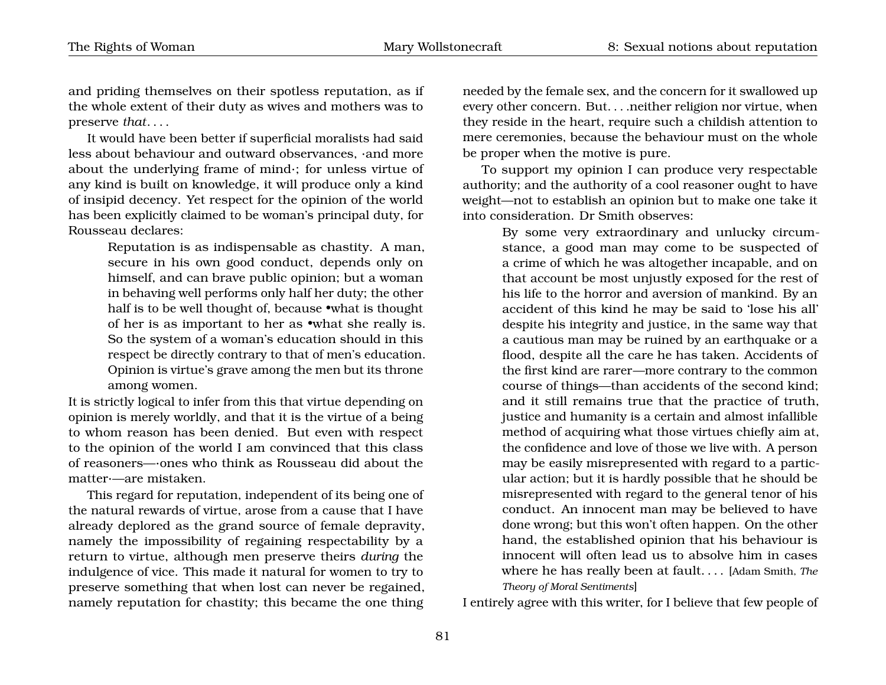and priding themselves on their spotless reputation, as if the whole extent of their duty as wives and mothers was to preserve *that*. . . .

It would have been better if superficial moralists had said less about behaviour and outward observances, ·and more about the underlying frame of mind·; for unless virtue of any kind is built on knowledge, it will produce only a kind of insipid decency. Yet respect for the opinion of the world has been explicitly claimed to be woman's principal duty, for Rousseau declares:

> Reputation is as indispensable as chastity. A man, secure in his own good conduct, depends only on himself, and can brave public opinion; but a woman in behaving well performs only half her duty; the other half is to be well thought of, because •what is thought of her is as important to her as •what she really is. So the system of a woman's education should in this respect be directly contrary to that of men's education. Opinion is virtue's grave among the men but its throne among women.

It is strictly logical to infer from this that virtue depending on opinion is merely worldly, and that it is the virtue of a being to whom reason has been denied. But even with respect to the opinion of the world I am convinced that this class of reasoners—·ones who think as Rousseau did about the matter·—are mistaken.

This regard for reputation, independent of its being one of the natural rewards of virtue, arose from a cause that I have already deplored as the grand source of female depravity, namely the impossibility of regaining respectability by a return to virtue, although men preserve theirs *during* the indulgence of vice. This made it natural for women to try to preserve something that when lost can never be regained, namely reputation for chastity; this became the one thing needed by the female sex, and the concern for it swallowed up every other concern. But. . . .neither religion nor virtue, when they reside in the heart, require such a childish attention to mere ceremonies, because the behaviour must on the whole be proper when the motive is pure.

To support my opinion I can produce very respectable authority; and the authority of a cool reasoner ought to have weight—not to establish an opinion but to make one take it into consideration. Dr Smith observes:

> By some very extraordinary and unlucky circumstance, a good man may come to be suspected of a crime of which he was altogether incapable, and on that account be most unjustly exposed for the rest of his life to the horror and aversion of mankind. By an accident of this kind he may be said to 'lose his all' despite his integrity and justice, in the same way that a cautious man may be ruined by an earthquake or a flood, despite all the care he has taken. Accidents of the first kind are rarer—more contrary to the common course of things—than accidents of the second kind; and it still remains true that the practice of truth, justice and humanity is a certain and almost infallible method of acquiring what those virtues chiefly aim at, the confidence and love of those we live with. A person may be easily misrepresented with regard to a particular action; but it is hardly possible that he should be misrepresented with regard to the general tenor of his conduct. An innocent man may be believed to have done wrong; but this won't often happen. On the other hand, the established opinion that his behaviour is innocent will often lead us to absolve him in cases where he has really been at fault. . . . [Adam Smith, *The Theory of Moral Sentiments*]

I entirely agree with this writer, for I believe that few people of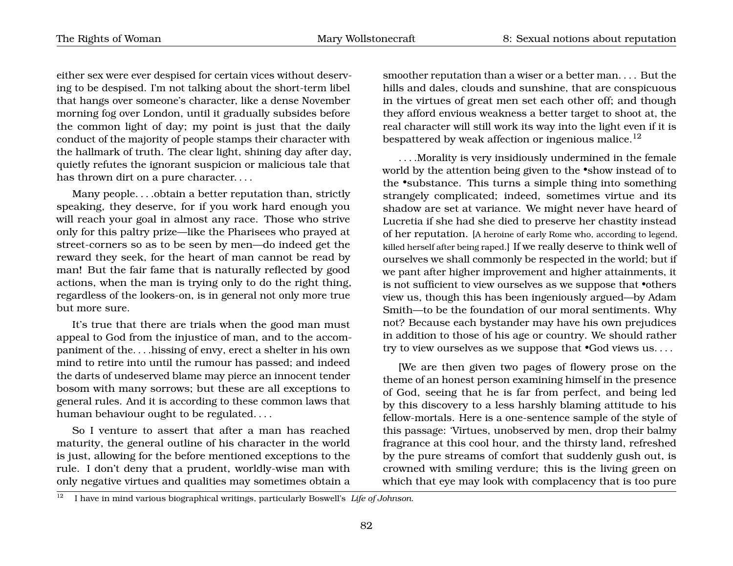either sex were ever despised for certain vices without deserving to be despised. I'm not talking about the short-term libel that hangs over someone's character, like a dense November morning fog over London, until it gradually subsides before the common light of day; my point is just that the daily conduct of the majority of people stamps their character with the hallmark of truth. The clear light, shining day after day, quietly refutes the ignorant suspicion or malicious tale that has thrown dirt on a pure character. . . .

Many people. . . .obtain a better reputation than, strictly speaking, they deserve, for if you work hard enough you will reach your goal in almost any race. Those who strive only for this paltry prize—like the Pharisees who prayed at street-corners so as to be seen by men—do indeed get the reward they seek, for the heart of man cannot be read by man! But the fair fame that is naturally reflected by good actions, when the man is trying only to do the right thing, regardless of the lookers-on, is in general not only more true but more sure.

It's true that there are trials when the good man must appeal to God from the injustice of man, and to the accompaniment of the. . . .hissing of envy, erect a shelter in his own mind to retire into until the rumour has passed; and indeed the darts of undeserved blame may pierce an innocent tender bosom with many sorrows; but these are all exceptions to general rules. And it is according to these common laws that human behaviour ought to be regulated. . . .

So I venture to assert that after a man has reached maturity, the general outline of his character in the world is just, allowing for the before mentioned exceptions to the rule. I don't deny that a prudent, worldly-wise man with only negative virtues and qualities may sometimes obtain a smoother reputation than a wiser or a better man. . . . But the hills and dales, clouds and sunshine, that are conspicuous in the virtues of great men set each other off; and though they afford envious weakness a better target to shoot at, the real character will still work its way into the light even if it is bespattered by weak affection or ingenious malice.[12]

. . . .Morality is very insidiously undermined in the female world by the attention being given to the •show instead of to the •substance. This turns a simple thing into something strangely complicated; indeed, sometimes virtue and its shadow are set at variance. We might never have heard of Lucretia if she had she died to preserve her chastity instead of her reputation. [A heroine of early Rome who, according to legend, killed herself after being raped.] If we really deserve to think well of ourselves we shall commonly be respected in the world; but if we pant after higher improvement and higher attainments, it is not sufficient to view ourselves as we suppose that •others view us, though this has been ingeniously argued—by Adam Smith—to be the foundation of our moral sentiments. Why not? Because each bystander may have his own prejudices in addition to those of his age or country. We should rather try to view ourselves as we suppose that •God views us. . . .

[We are then given two pages of flowery prose on the theme of an honest person examining himself in the presence of God, seeing that he is far from perfect, and being led by this discovery to a less harshly blaming attitude to his fellow-mortals. Here is a one-sentence sample of the style of this passage: 'Virtues, unobserved by men, drop their balmy fragrance at this cool hour, and the thirsty land, refreshed by the pure streams of comfort that suddenly gush out, is crowned with smiling verdure; this is the living green on which that eye may look with complacency that is too pure

[12] I have in mind various biographical writings, particularly Boswell's *Life of Johnson*.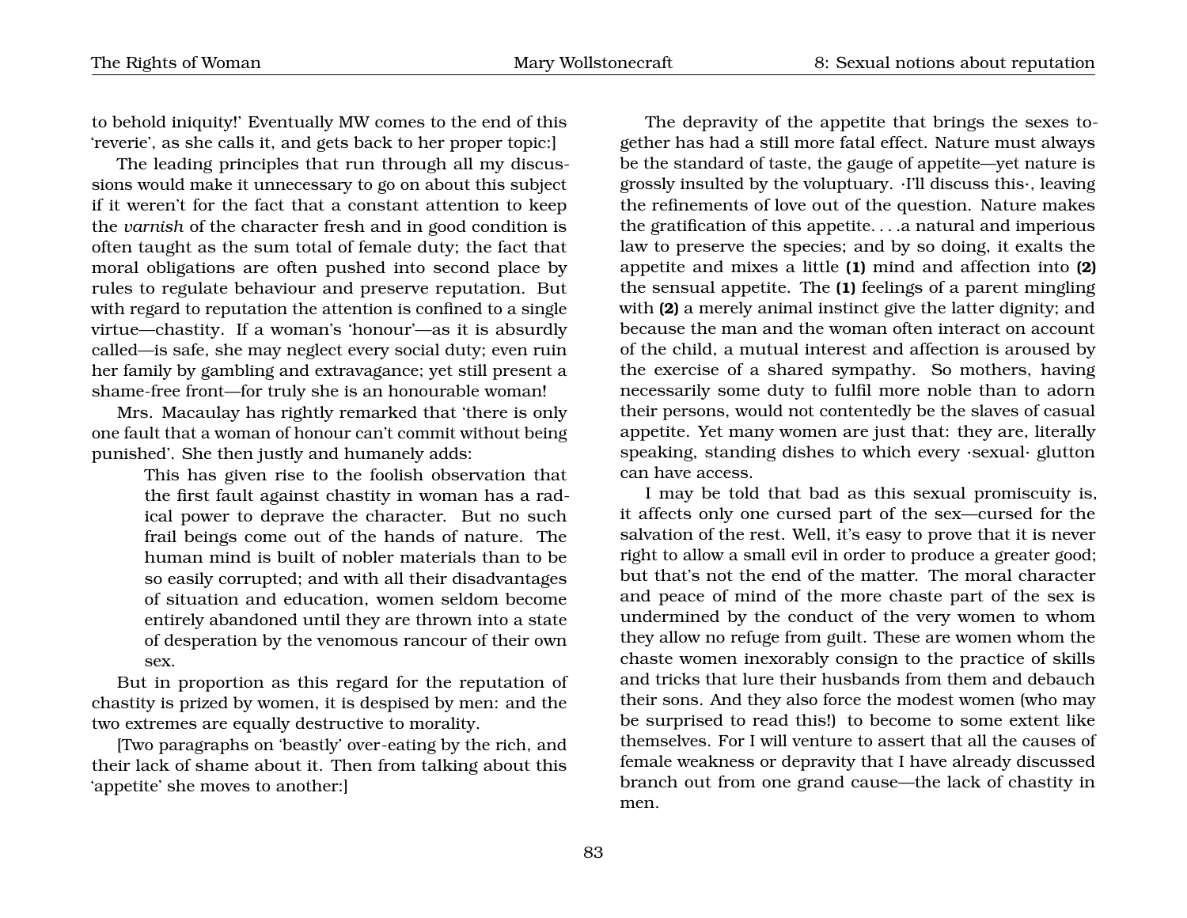to behold iniquity!' Eventually MW comes to the end of this 'reverie', as she calls it, and gets back to her proper topic:]

The leading principles that run through all my discussions would make it unnecessary to go on about this subject if it weren't for the fact that a constant attention to keep the *varnish* of the character fresh and in good condition is often taught as the sum total of female duty; the fact that moral obligations are often pushed into second place by rules to regulate behaviour and preserve reputation. But with regard to reputation the attention is confined to a single virtue—chastity. If a woman's 'honour'—as it is absurdly called—is safe, she may neglect every social duty; even ruin her family by gambling and extravagance; yet still present a shame-free front—for truly she is an honourable woman!

Mrs. Macaulay has rightly remarked that 'there is only one fault that a woman of honour can't commit without being punished'. She then justly and humanely adds:

> This has given rise to the foolish observation that the first fault against chastity in woman has a radical power to deprave the character. But no such frail beings come out of the hands of nature. The human mind is built of nobler materials than to be so easily corrupted; and with all their disadvantages of situation and education, women seldom become entirely abandoned until they are thrown into a state of desperation by the venomous rancour of their own sex.

But in proportion as this regard for the reputation of chastity is prized by women, it is despised by men: and the two extremes are equally destructive to morality.

[Two paragraphs on 'beastly' over-eating by the rich, and their lack of shame about it. Then from talking about this 'appetite' she moves to another:]

The depravity of the appetite that brings the sexes together has had a still more fatal effect. Nature must always be the standard of taste, the gauge of appetite—yet nature is grossly insulted by the voluptuary. ·I'll discuss this·, leaving the refinements of love out of the question. Nature makes the gratification of this appetite. . . .a natural and imperious law to preserve the species; and by so doing, it exalts the appetite and mixes a little **(1)** mind and affection into **(2)** the sensual appetite. The **(1)** feelings of a parent mingling with **(2)** a merely animal instinct give the latter dignity; and because the man and the woman often interact on account of the child, a mutual interest and affection is aroused by the exercise of a shared sympathy. So mothers, having necessarily some duty to fulfil more noble than to adorn their persons, would not contentedly be the slaves of casual appetite. Yet many women are just that: they are, literally speaking, standing dishes to which every ·sexual· glutton can have access.

I may be told that bad as this sexual promiscuity is, it affects only one cursed part of the sex—cursed for the salvation of the rest. Well, it's easy to prove that it is never right to allow a small evil in order to produce a greater good; but that's not the end of the matter. The moral character and peace of mind of the more chaste part of the sex is undermined by the conduct of the very women to whom they allow no refuge from guilt. These are women whom the chaste women inexorably consign to the practice of skills and tricks that lure their husbands from them and debauch their sons. And they also force the modest women (who may be surprised to read this!) to become to some extent like themselves. For I will venture to assert that all the causes of female weakness or depravity that I have already discussed branch out from one grand cause—the lack of chastity in men.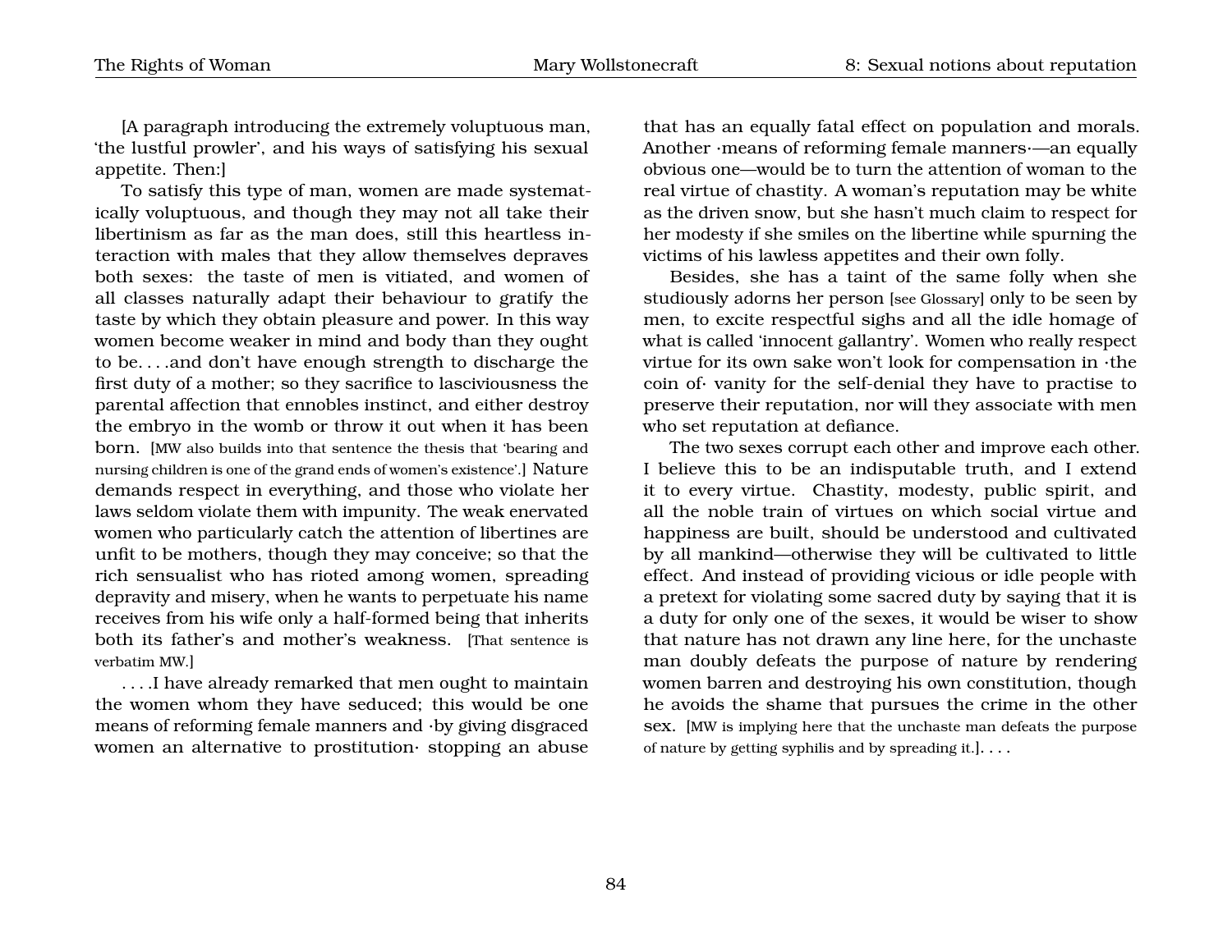[A paragraph introducing the extremely voluptuous man, 'the lustful prowler', and his ways of satisfying his sexual appetite. Then:]

To satisfy this type of man, women are made systematically voluptuous, and though they may not all take their libertinism as far as the man does, still this heartless interaction with males that they allow themselves depraves both sexes: the taste of men is vitiated, and women of all classes naturally adapt their behaviour to gratify the taste by which they obtain pleasure and power. In this way women become weaker in mind and body than they ought to be. . . .and don't have enough strength to discharge the first duty of a mother; so they sacrifice to lasciviousness the parental affection that ennobles instinct, and either destroy the embryo in the womb or throw it out when it has been born. [MW also builds into that sentence the thesis that 'bearing and nursing children is one of the grand ends of women's existence'.] Nature demands respect in everything, and those who violate her laws seldom violate them with impunity. The weak enervated women who particularly catch the attention of libertines are unfit to be mothers, though they may conceive; so that the rich sensualist who has rioted among women, spreading depravity and misery, when he wants to perpetuate his name receives from his wife only a half-formed being that inherits both its father's and mother's weakness. [That sentence is verbatim MW.]

. . . .I have already remarked that men ought to maintain the women whom they have seduced; this would be one means of reforming female manners and ·by giving disgraced women an alternative to prostitution· stopping an abuse that has an equally fatal effect on population and morals. Another ·means of reforming female manners·—an equally obvious one—would be to turn the attention of woman to the real virtue of chastity. A woman's reputation may be white as the driven snow, but she hasn't much claim to respect for her modesty if she smiles on the libertine while spurning the victims of his lawless appetites and their own folly.

Besides, she has a taint of the same folly when she studiously adorns her person [see Glossary] only to be seen by men, to excite respectful sighs and all the idle homage of what is called 'innocent gallantry'. Women who really respect virtue for its own sake won't look for compensation in ·the coin of· vanity for the self-denial they have to practise to preserve their reputation, nor will they associate with men who set reputation at defiance.

The two sexes corrupt each other and improve each other. I believe this to be an indisputable truth, and I extend it to every virtue. Chastity, modesty, public spirit, and all the noble train of virtues on which social virtue and happiness are built, should be understood and cultivated by all mankind—otherwise they will be cultivated to little effect. And instead of providing vicious or idle people with a pretext for violating some sacred duty by saying that it is a duty for only one of the sexes, it would be wiser to show that nature has not drawn any line here, for the unchaste man doubly defeats the purpose of nature by rendering women barren and destroying his own constitution, though he avoids the shame that pursues the crime in the other sex. [MW is implying here that the unchaste man defeats the purpose of nature by getting syphilis and by spreading it.]. . . .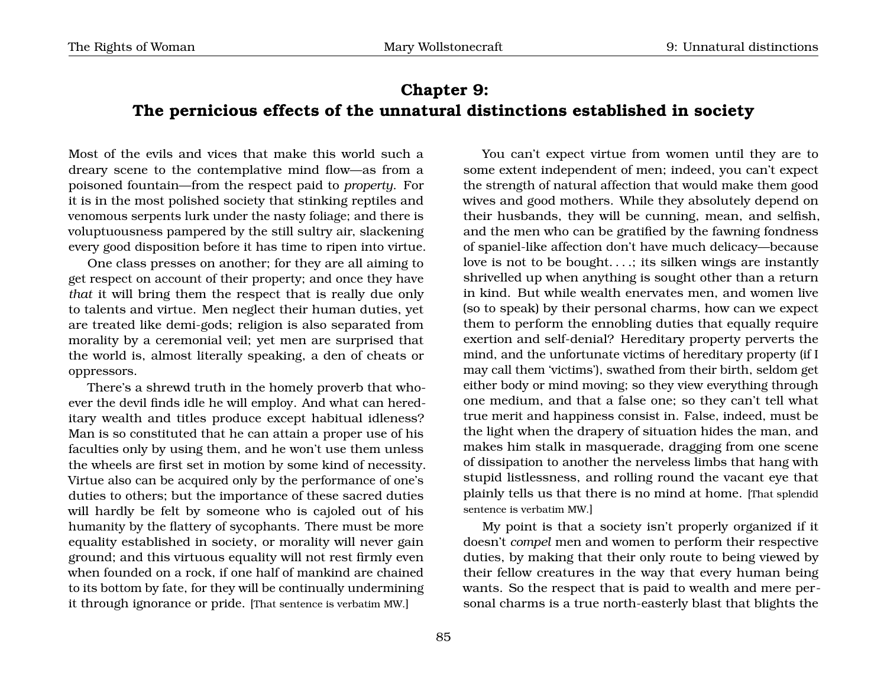# Chapter 9:
# The pernicious effects of the unnatural distinctions established in society

Most of the evils and vices that make this world such a dreary scene to the contemplative mind flow—as from a poisoned fountain—from the respect paid to *property*. For it is in the most polished society that stinking reptiles and venomous serpents lurk under the nasty foliage; and there is voluptuousness pampered by the still sultry air, slackening every good disposition before it has time to ripen into virtue.

One class presses on another; for they are all aiming to get respect on account of their property; and once they have *that* it will bring them the respect that is really due only to talents and virtue. Men neglect their human duties, yet are treated like demi-gods; religion is also separated from morality by a ceremonial veil; yet men are surprised that the world is, almost literally speaking, a den of cheats or oppressors.

There's a shrewd truth in the homely proverb that whoever the devil finds idle he will employ. And what can hereditary wealth and titles produce except habitual idleness? Man is so constituted that he can attain a proper use of his faculties only by using them, and he won't use them unless the wheels are first set in motion by some kind of necessity. Virtue also can be acquired only by the performance of one's duties to others; but the importance of these sacred duties will hardly be felt by someone who is cajoled out of his humanity by the flattery of sycophants. There must be more equality established in society, or morality will never gain ground; and this virtuous equality will not rest firmly even when founded on a rock, if one half of mankind are chained to its bottom by fate, for they will be continually undermining it through ignorance or pride. [That sentence is verbatim MW.]

You can't expect virtue from women until they are to some extent independent of men; indeed, you can't expect the strength of natural affection that would make them good wives and good mothers. While they absolutely depend on their husbands, they will be cunning, mean, and selfish, and the men who can be gratified by the fawning fondness of spaniel-like affection don't have much delicacy—because love is not to be bought. . . .; its silken wings are instantly shrivelled up when anything is sought other than a return in kind. But while wealth enervates men, and women live (so to speak) by their personal charms, how can we expect them to perform the ennobling duties that equally require exertion and self-denial? Hereditary property perverts the mind, and the unfortunate victims of hereditary property (if I may call them 'victims'), swathed from their birth, seldom get either body or mind moving; so they view everything through one medium, and that a false one; so they can't tell what true merit and happiness consist in. False, indeed, must be the light when the drapery of situation hides the man, and makes him stalk in masquerade, dragging from one scene of dissipation to another the nerveless limbs that hang with stupid listlessness, and rolling round the vacant eye that plainly tells us that there is no mind at home. [That splendid sentence is verbatim MW.]

My point is that a society isn't properly organized if it doesn't *compel* men and women to perform their respective duties, by making that their only route to being viewed by their fellow creatures in the way that every human being wants. So the respect that is paid to wealth and mere personal charms is a true north-easterly blast that blights the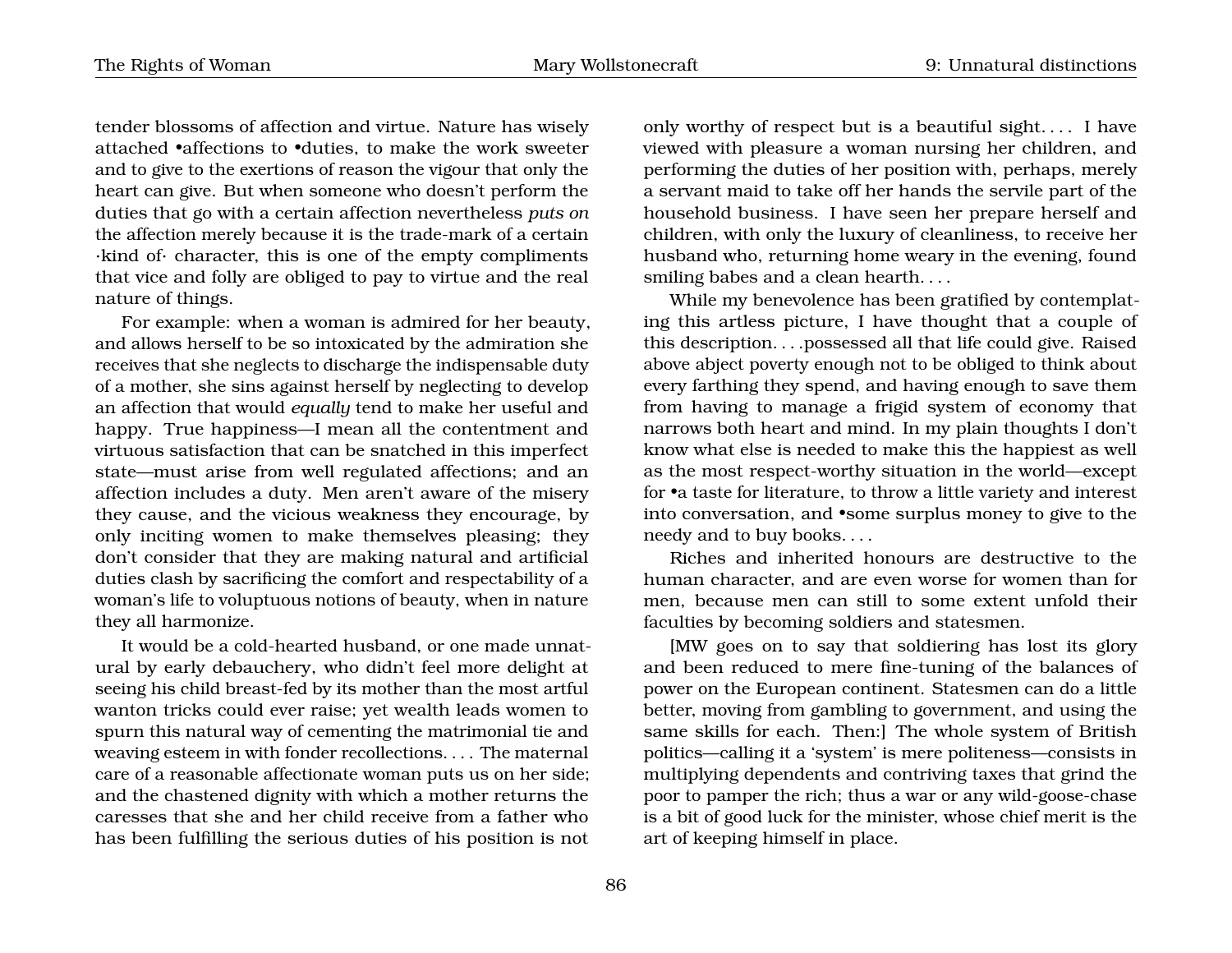tender blossoms of affection and virtue. Nature has wisely attached •affections to •duties, to make the work sweeter and to give to the exertions of reason the vigour that only the heart can give. But when someone who doesn't perform the duties that go with a certain affection nevertheless *puts on* the affection merely because it is the trade-mark of a certain ·kind of· character, this is one of the empty compliments that vice and folly are obliged to pay to virtue and the real nature of things.

For example: when a woman is admired for her beauty, and allows herself to be so intoxicated by the admiration she receives that she neglects to discharge the indispensable duty of a mother, she sins against herself by neglecting to develop an affection that would *equally* tend to make her useful and happy. True happiness—I mean all the contentment and virtuous satisfaction that can be snatched in this imperfect state—must arise from well regulated affections; and an affection includes a duty. Men aren't aware of the misery they cause, and the vicious weakness they encourage, by only inciting women to make themselves pleasing; they don't consider that they are making natural and artificial duties clash by sacrificing the comfort and respectability of a woman's life to voluptuous notions of beauty, when in nature they all harmonize.

It would be a cold-hearted husband, or one made unnatural by early debauchery, who didn't feel more delight at seeing his child breast-fed by its mother than the most artful wanton tricks could ever raise; yet wealth leads women to spurn this natural way of cementing the matrimonial tie and weaving esteem in with fonder recollections. . . . The maternal care of a reasonable affectionate woman puts us on her side; and the chastened dignity with which a mother returns the caresses that she and her child receive from a father who has been fulfilling the serious duties of his position is not only worthy of respect but is a beautiful sight. . . . I have viewed with pleasure a woman nursing her children, and performing the duties of her position with, perhaps, merely a servant maid to take off her hands the servile part of the household business. I have seen her prepare herself and children, with only the luxury of cleanliness, to receive her husband who, returning home weary in the evening, found smiling babes and a clean hearth. . . .

While my benevolence has been gratified by contemplating this artless picture, I have thought that a couple of this description. . . .possessed all that life could give. Raised above abject poverty enough not to be obliged to think about every farthing they spend, and having enough to save them from having to manage a frigid system of economy that narrows both heart and mind. In my plain thoughts I don't know what else is needed to make this the happiest as well as the most respect-worthy situation in the world—except for •a taste for literature, to throw a little variety and interest into conversation, and •some surplus money to give to the needy and to buy books. . . .

Riches and inherited honours are destructive to the human character, and are even worse for women than for men, because men can still to some extent unfold their faculties by becoming soldiers and statesmen.

[MW goes on to say that soldiering has lost its glory and been reduced to mere fine-tuning of the balances of power on the European continent. Statesmen can do a little better, moving from gambling to government, and using the same skills for each. Then:] The whole system of British politics—calling it a 'system' is mere politeness—consists in multiplying dependents and contriving taxes that grind the poor to pamper the rich; thus a war or any wild-goose-chase is a bit of good luck for the minister, whose chief merit is the art of keeping himself in place.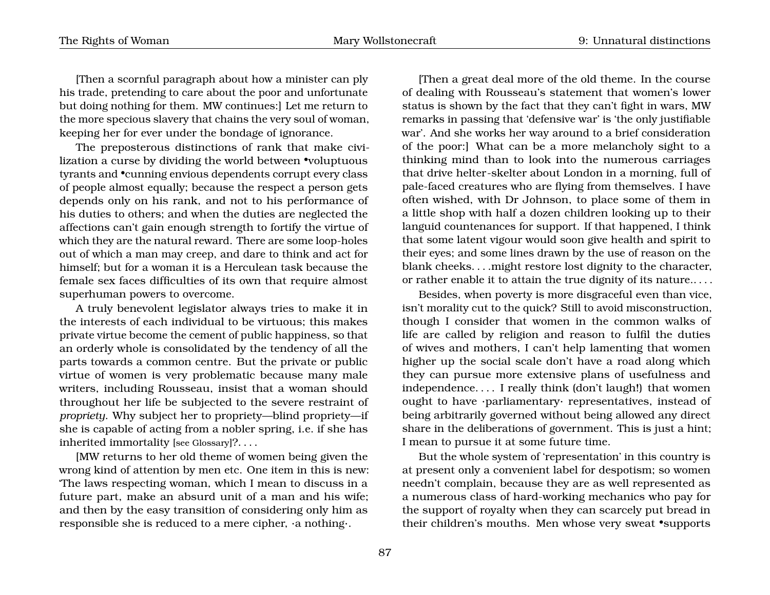[Then a scornful paragraph about how a minister can ply his trade, pretending to care about the poor and unfortunate but doing nothing for them. MW continues:] Let me return to the more specious slavery that chains the very soul of woman, keeping her for ever under the bondage of ignorance.

The preposterous distinctions of rank that make civilization a curse by dividing the world between •voluptuous tyrants and •cunning envious dependents corrupt every class of people almost equally; because the respect a person gets depends only on his rank, and not to his performance of his duties to others; and when the duties are neglected the affections can't gain enough strength to fortify the virtue of which they are the natural reward. There are some loop-holes out of which a man may creep, and dare to think and act for himself; but for a woman it is a Herculean task because the female sex faces difficulties of its own that require almost superhuman powers to overcome.

A truly benevolent legislator always tries to make it in the interests of each individual to be virtuous; this makes private virtue become the cement of public happiness, so that an orderly whole is consolidated by the tendency of all the parts towards a common centre. But the private or public virtue of women is very problematic because many male writers, including Rousseau, insist that a woman should throughout her life be subjected to the severe restraint of *propriety*. Why subject her to propriety—blind propriety—if she is capable of acting from a nobler spring, i.e. if she has inherited immortality [see Glossary]?. . . .

[MW returns to her old theme of women being given the wrong kind of attention by men etc. One item in this is new: 'The laws respecting woman, which I mean to discuss in a future part, make an absurd unit of a man and his wife; and then by the easy transition of considering only him as responsible she is reduced to a mere cipher, ·a nothing·.

[Then a great deal more of the old theme. In the course of dealing with Rousseau's statement that women's lower status is shown by the fact that they can't fight in wars, MW remarks in passing that 'defensive war' is 'the only justifiable war'. And she works her way around to a brief consideration of the poor:] What can be a more melancholy sight to a thinking mind than to look into the numerous carriages that drive helter-skelter about London in a morning, full of pale-faced creatures who are flying from themselves. I have often wished, with Dr Johnson, to place some of them in a little shop with half a dozen children looking up to their languid countenances for support. If that happened, I think that some latent vigour would soon give health and spirit to their eyes; and some lines drawn by the use of reason on the blank cheeks. . . .might restore lost dignity to the character, or rather enable it to attain the true dignity of its nature.. . . .

Besides, when poverty is more disgraceful even than vice, isn't morality cut to the quick? Still to avoid misconstruction, though I consider that women in the common walks of life are called by religion and reason to fulfil the duties of wives and mothers, I can't help lamenting that women higher up the social scale don't have a road along which they can pursue more extensive plans of usefulness and independence. . . . I really think (don't laugh!) that women ought to have ·parliamentary· representatives, instead of being arbitrarily governed without being allowed any direct share in the deliberations of government. This is just a hint; I mean to pursue it at some future time.

But the whole system of 'representation' in this country is at present only a convenient label for despotism; so women needn't complain, because they are as well represented as a numerous class of hard-working mechanics who pay for the support of royalty when they can scarcely put bread in their children's mouths. Men whose very sweat •supports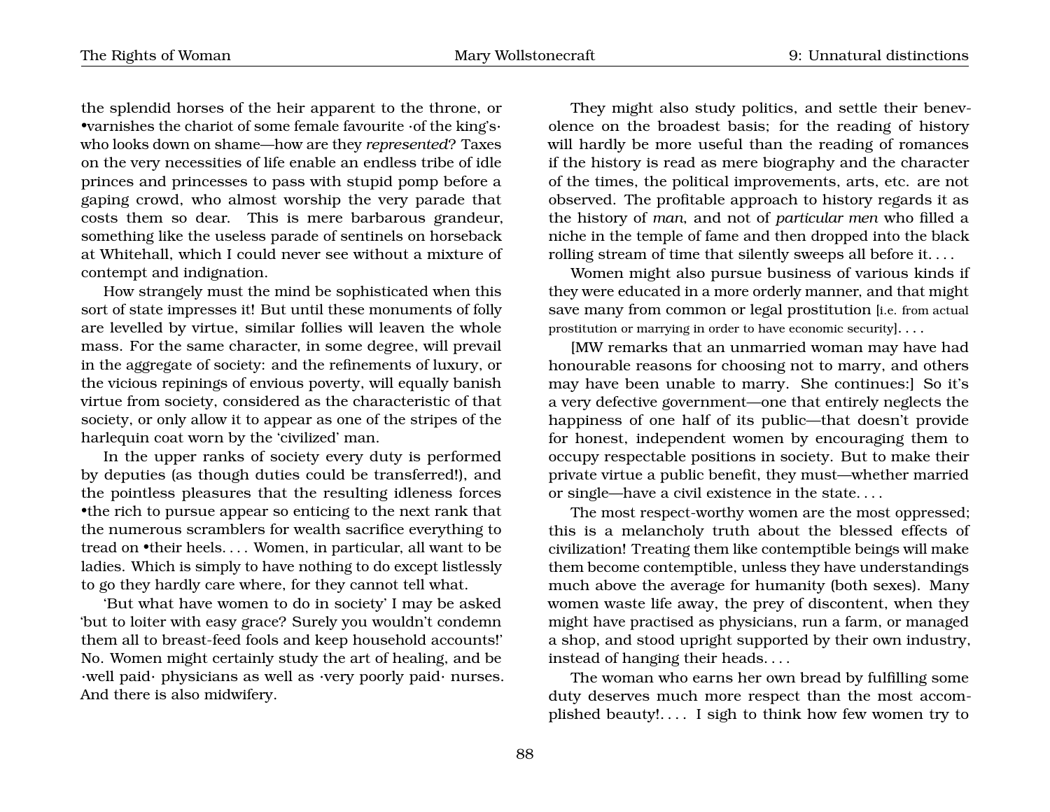the splendid horses of the heir apparent to the throne, or •varnishes the chariot of some female favourite ·of the king's· who looks down on shame—how are they *represented*? Taxes on the very necessities of life enable an endless tribe of idle princes and princesses to pass with stupid pomp before a gaping crowd, who almost worship the very parade that costs them so dear. This is mere barbarous grandeur, something like the useless parade of sentinels on horseback at Whitehall, which I could never see without a mixture of contempt and indignation.

How strangely must the mind be sophisticated when this sort of state impresses it! But until these monuments of folly are levelled by virtue, similar follies will leaven the whole mass. For the same character, in some degree, will prevail in the aggregate of society: and the refinements of luxury, or the vicious repinings of envious poverty, will equally banish virtue from society, considered as the characteristic of that society, or only allow it to appear as one of the stripes of the harlequin coat worn by the 'civilized' man.

In the upper ranks of society every duty is performed by deputies (as though duties could be transferred!), and the pointless pleasures that the resulting idleness forces •the rich to pursue appear so enticing to the next rank that the numerous scramblers for wealth sacrifice everything to tread on •their heels. . . . Women, in particular, all want to be ladies. Which is simply to have nothing to do except listlessly to go they hardly care where, for they cannot tell what.

'But what have women to do in society' I may be asked 'but to loiter with easy grace? Surely you wouldn't condemn them all to breast-feed fools and keep household accounts!' No. Women might certainly study the art of healing, and be ·well paid· physicians as well as ·very poorly paid· nurses. And there is also midwifery.

They might also study politics, and settle their benevolence on the broadest basis; for the reading of history will hardly be more useful than the reading of romances if the history is read as mere biography and the character of the times, the political improvements, arts, etc. are not observed. The profitable approach to history regards it as the history of *man*, and not of *particular men* who filled a niche in the temple of fame and then dropped into the black rolling stream of time that silently sweeps all before it. . . .

Women might also pursue business of various kinds if they were educated in a more orderly manner, and that might save many from common or legal prostitution [i.e. from actual prostitution or marrying in order to have economic security]. . . .

[MW remarks that an unmarried woman may have had honourable reasons for choosing not to marry, and others may have been unable to marry. She continues:] So it's a very defective government—one that entirely neglects the happiness of one half of its public—that doesn't provide for honest, independent women by encouraging them to occupy respectable positions in society. But to make their private virtue a public benefit, they must—whether married or single—have a civil existence in the state. . . .

The most respect-worthy women are the most oppressed; this is a melancholy truth about the blessed effects of civilization! Treating them like contemptible beings will make them become contemptible, unless they have understandings much above the average for humanity (both sexes). Many women waste life away, the prey of discontent, when they might have practised as physicians, run a farm, or managed a shop, and stood upright supported by their own industry, instead of hanging their heads. . . .

The woman who earns her own bread by fulfilling some duty deserves much more respect than the most accomplished beauty!. . . . I sigh to think how few women try to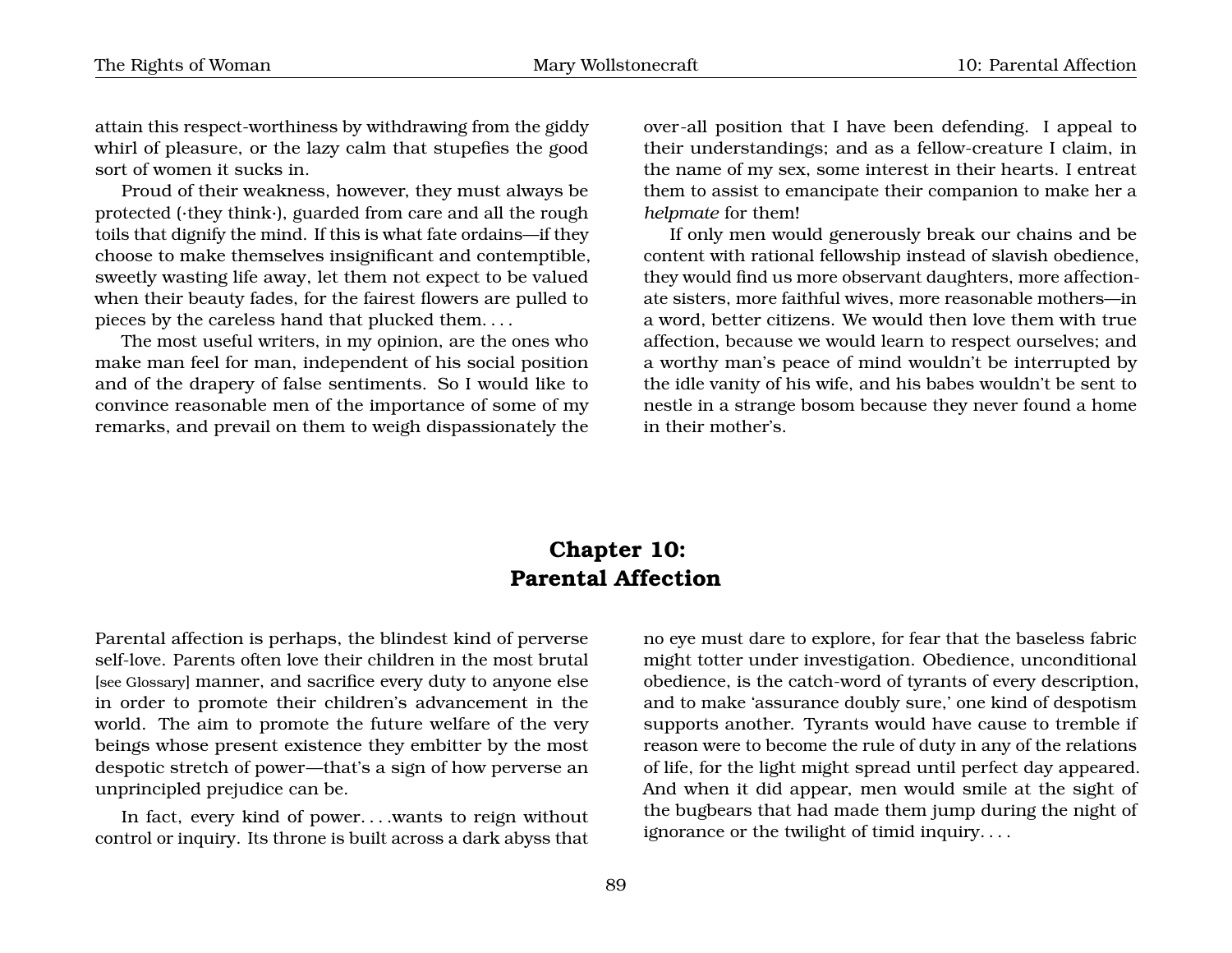attain this respect-worthiness by withdrawing from the giddy whirl of pleasure, or the lazy calm that stupefies the good sort of women it sucks in.

Proud of their weakness, however, they must always be protected (·they think·), guarded from care and all the rough toils that dignify the mind. If this is what fate ordains—if they choose to make themselves insignificant and contemptible, sweetly wasting life away, let them not expect to be valued when their beauty fades, for the fairest flowers are pulled to pieces by the careless hand that plucked them. . . .

The most useful writers, in my opinion, are the ones who make man feel for man, independent of his social position and of the drapery of false sentiments. So I would like to convince reasonable men of the importance of some of my remarks, and prevail on them to weigh dispassionately the over-all position that I have been defending. I appeal to their understandings; and as a fellow-creature I claim, in the name of my sex, some interest in their hearts. I entreat them to assist to emancipate their companion to make her a *helpmate* for them!

If only men would generously break our chains and be content with rational fellowship instead of slavish obedience, they would find us more observant daughters, more affectionate sisters, more faithful wives, more reasonable mothers—in a word, better citizens. We would then love them with true affection, because we would learn to respect ourselves; and a worthy man's peace of mind wouldn't be interrupted by the idle vanity of his wife, and his babes wouldn't be sent to nestle in a strange bosom because they never found a home in their mother's.

# Chapter 10: Parental Affection

Parental affection is perhaps, the blindest kind of perverse self-love. Parents often love their children in the most brutal [see Glossary] manner, and sacrifice every duty to anyone else in order to promote their children's advancement in the world. The aim to promote the future welfare of the very beings whose present existence they embitter by the most despotic stretch of power—that's a sign of how perverse an unprincipled prejudice can be.

In fact, every kind of power. . . .wants to reign without control or inquiry. Its throne is built across a dark abyss that no eye must dare to explore, for fear that the baseless fabric might totter under investigation. Obedience, unconditional obedience, is the catch-word of tyrants of every description, and to make 'assurance doubly sure,' one kind of despotism supports another. Tyrants would have cause to tremble if reason were to become the rule of duty in any of the relations of life, for the light might spread until perfect day appeared. And when it did appear, men would smile at the sight of the bugbears that had made them jump during the night of ignorance or the twilight of timid inquiry. . . .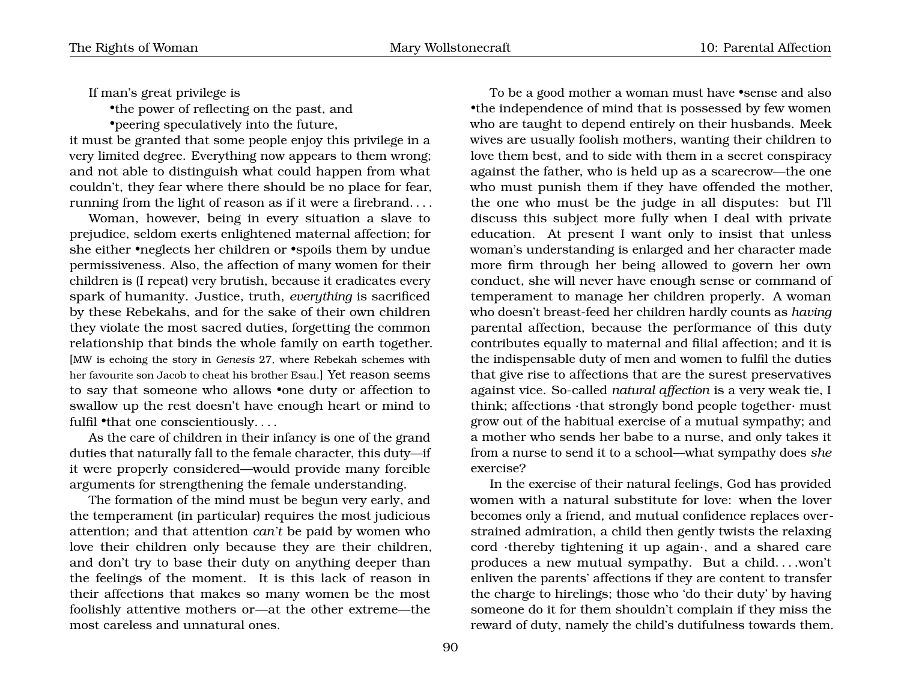If man's great privilege is

•the power of reflecting on the past, and

•peering speculatively into the future,

it must be granted that some people enjoy this privilege in a very limited degree. Everything now appears to them wrong; and not able to distinguish what could happen from what couldn't, they fear where there should be no place for fear, running from the light of reason as if it were a firebrand. . . .

Woman, however, being in every situation a slave to prejudice, seldom exerts enlightened maternal affection; for she either •neglects her children or •spoils them by undue permissiveness. Also, the affection of many women for their children is (I repeat) very brutish, because it eradicates every spark of humanity. Justice, truth, *everything* is sacrificed by these Rebekahs, and for the sake of their own children they violate the most sacred duties, forgetting the common relationship that binds the whole family on earth together. [MW is echoing the story in *Genesis* 27, where Rebekah schemes with her favourite son Jacob to cheat his brother Esau.] Yet reason seems to say that someone who allows •one duty or affection to swallow up the rest doesn't have enough heart or mind to fulfil •that one conscientiously. . . .

As the care of children in their infancy is one of the grand duties that naturally fall to the female character, this duty—if it were properly considered—would provide many forcible arguments for strengthening the female understanding.

The formation of the mind must be begun very early, and the temperament (in particular) requires the most judicious attention; and that attention *can't* be paid by women who love their children only because they are their children, and don't try to base their duty on anything deeper than the feelings of the moment. It is this lack of reason in their affections that makes so many women be the most foolishly attentive mothers or—at the other extreme—the most careless and unnatural ones.

To be a good mother a woman must have •sense and also •the independence of mind that is possessed by few women who are taught to depend entirely on their husbands. Meek wives are usually foolish mothers, wanting their children to love them best, and to side with them in a secret conspiracy against the father, who is held up as a scarecrow—the one who must punish them if they have offended the mother, the one who must be the judge in all disputes: but I'll discuss this subject more fully when I deal with private education. At present I want only to insist that unless woman's understanding is enlarged and her character made more firm through her being allowed to govern her own conduct, she will never have enough sense or command of temperament to manage her children properly. A woman who doesn't breast-feed her children hardly counts as *having* parental affection, because the performance of this duty contributes equally to maternal and filial affection; and it is the indispensable duty of men and women to fulfil the duties that give rise to affections that are the surest preservatives against vice. So-called *natural affection* is a very weak tie, I think; affections ·that strongly bond people together· must grow out of the habitual exercise of a mutual sympathy; and a mother who sends her babe to a nurse, and only takes it from a nurse to send it to a school—what sympathy does *she* exercise?

In the exercise of their natural feelings, God has provided women with a natural substitute for love: when the lover becomes only a friend, and mutual confidence replaces over-strained admiration, a child then gently twists the relaxing cord ·thereby tightening it up again·, and a shared care produces a new mutual sympathy. But a child. . . .won't enliven the parents' affections if they are content to transfer the charge to hirelings; those who 'do their duty' by having someone do it for them shouldn't complain if they miss the reward of duty, namely the child's dutifulness towards them.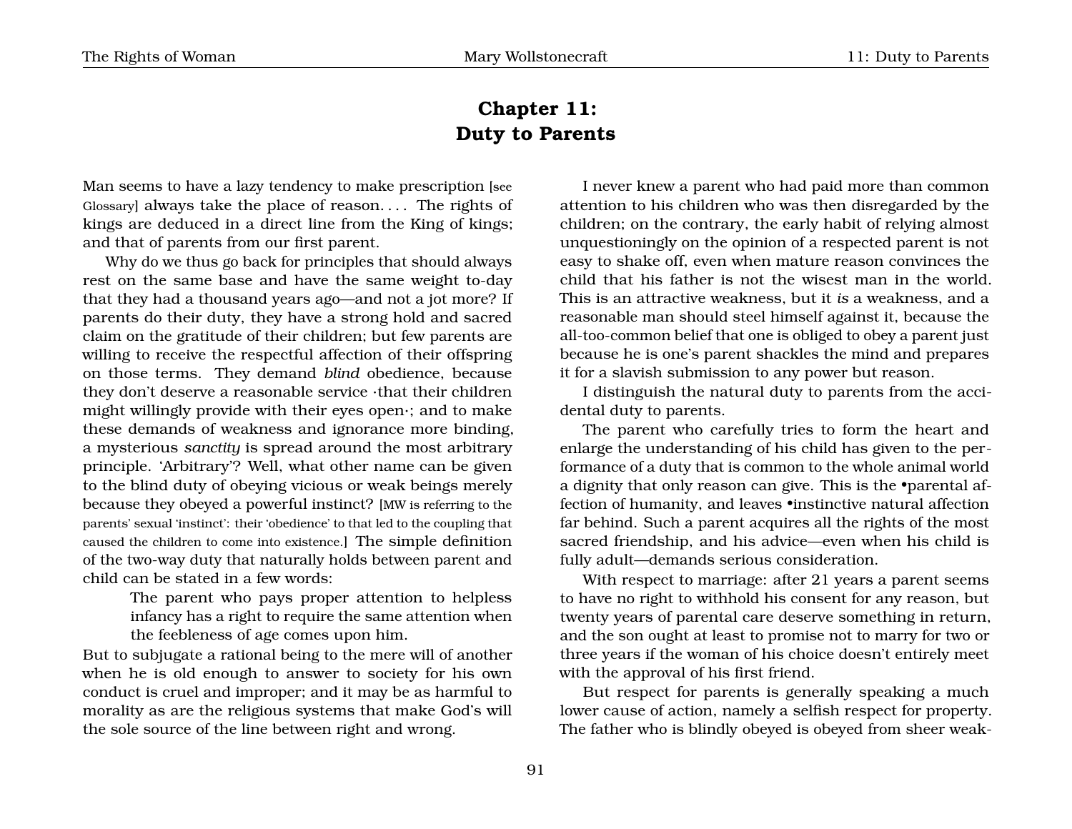# Chapter 11: Duty to Parents

Man seems to have a lazy tendency to make prescription [see Glossary] always take the place of reason. . . . The rights of kings are deduced in a direct line from the King of kings; and that of parents from our first parent.

Why do we thus go back for principles that should always rest on the same base and have the same weight to-day that they had a thousand years ago—and not a jot more? If parents do their duty, they have a strong hold and sacred claim on the gratitude of their children; but few parents are willing to receive the respectful affection of their offspring on those terms. They demand *blind* obedience, because they don't deserve a reasonable service ·that their children might willingly provide with their eyes open·; and to make these demands of weakness and ignorance more binding, a mysterious *sanctity* is spread around the most arbitrary principle. 'Arbitrary'? Well, what other name can be given to the blind duty of obeying vicious or weak beings merely because they obeyed a powerful instinct? [MW is referring to the parents' sexual 'instinct': their 'obedience' to that led to the coupling that caused the children to come into existence.] The simple definition of the two-way duty that naturally holds between parent and child can be stated in a few words:

> The parent who pays proper attention to helpless infancy has a right to require the same attention when the feebleness of age comes upon him.

But to subjugate a rational being to the mere will of another when he is old enough to answer to society for his own conduct is cruel and improper; and it may be as harmful to morality as are the religious systems that make God's will the sole source of the line between right and wrong.

I never knew a parent who had paid more than common attention to his children who was then disregarded by the children; on the contrary, the early habit of relying almost unquestioningly on the opinion of a respected parent is not easy to shake off, even when mature reason convinces the child that his father is not the wisest man in the world. This is an attractive weakness, but it *is* a weakness, and a reasonable man should steel himself against it, because the all-too-common belief that one is obliged to obey a parent just because he is one's parent shackles the mind and prepares it for a slavish submission to any power but reason.

I distinguish the natural duty to parents from the accidental duty to parents.

The parent who carefully tries to form the heart and enlarge the understanding of his child has given to the performance of a duty that is common to the whole animal world a dignity that only reason can give. This is the •parental affection of humanity, and leaves •instinctive natural affection far behind. Such a parent acquires all the rights of the most sacred friendship, and his advice—even when his child is fully adult—demands serious consideration.

With respect to marriage: after 21 years a parent seems to have no right to withhold his consent for any reason, but twenty years of parental care deserve something in return, and the son ought at least to promise not to marry for two or three years if the woman of his choice doesn't entirely meet with the approval of his first friend.

But respect for parents is generally speaking a much lower cause of action, namely a selfish respect for property. The father who is blindly obeyed is obeyed from sheer weak-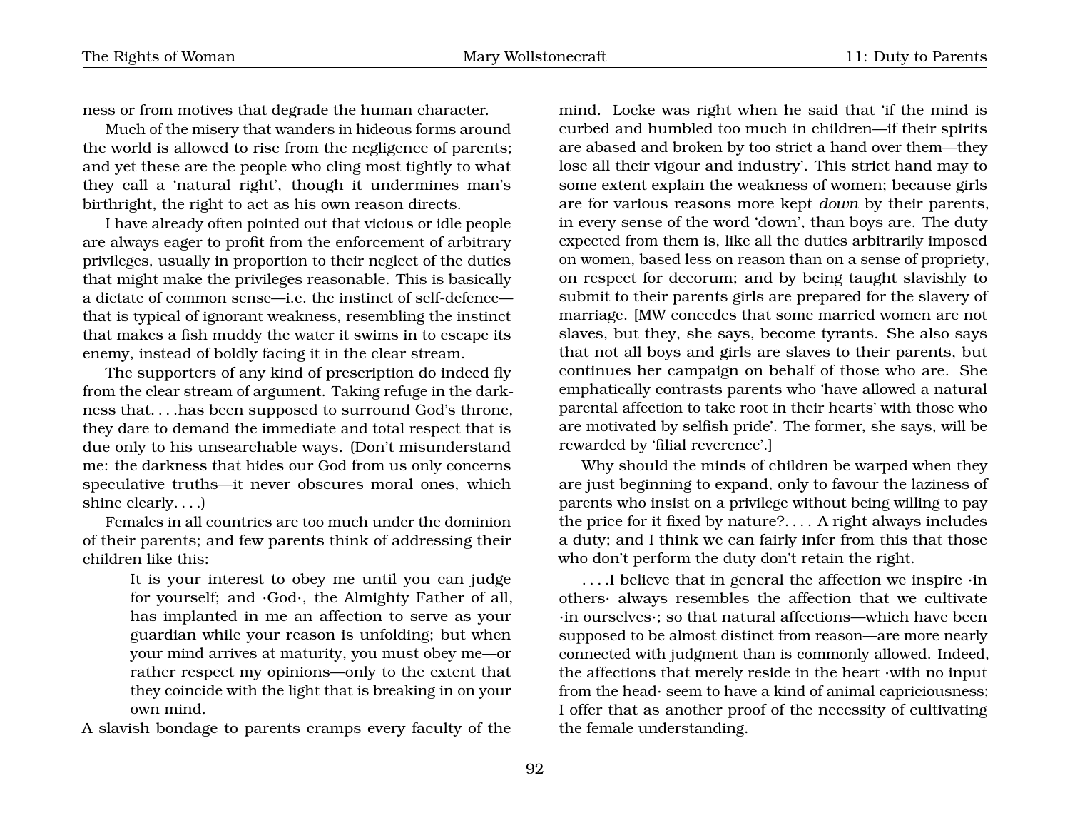ness or from motives that degrade the human character.

Much of the misery that wanders in hideous forms around the world is allowed to rise from the negligence of parents; and yet these are the people who cling most tightly to what they call a 'natural right', though it undermines man's birthright, the right to act as his own reason directs.

I have already often pointed out that vicious or idle people are always eager to profit from the enforcement of arbitrary privileges, usually in proportion to their neglect of the duties that might make the privileges reasonable. This is basically a dictate of common sense—i.e. the instinct of self-defence—that is typical of ignorant weakness, resembling the instinct that makes a fish muddy the water it swims in to escape its enemy, instead of boldly facing it in the clear stream.

The supporters of any kind of prescription do indeed fly from the clear stream of argument. Taking refuge in the darkness that. . . .has been supposed to surround God's throne, they dare to demand the immediate and total respect that is due only to his unsearchable ways. (Don't misunderstand me: the darkness that hides our God from us only concerns speculative truths—it never obscures moral ones, which shine clearly. . . .)

Females in all countries are too much under the dominion of their parents; and few parents think of addressing their children like this:

> It is your interest to obey me until you can judge for yourself; and ·God·, the Almighty Father of all, has implanted in me an affection to serve as your guardian while your reason is unfolding; but when your mind arrives at maturity, you must obey me—or rather respect my opinions—only to the extent that they coincide with the light that is breaking in on your own mind.

A slavish bondage to parents cramps every faculty of the mind. Locke was right when he said that 'if the mind is curbed and humbled too much in children—if their spirits are abased and broken by too strict a hand over them—they lose all their vigour and industry'. This strict hand may to some extent explain the weakness of women; because girls are for various reasons more kept *down* by their parents, in every sense of the word 'down', than boys are. The duty expected from them is, like all the duties arbitrarily imposed on women, based less on reason than on a sense of propriety, on respect for decorum; and by being taught slavishly to submit to their parents girls are prepared for the slavery of marriage. [MW concedes that some married women are not slaves, but they, she says, become tyrants. She also says that not all boys and girls are slaves to their parents, but continues her campaign on behalf of those who are. She emphatically contrasts parents who 'have allowed a natural parental affection to take root in their hearts' with those who are motivated by selfish pride'. The former, she says, will be rewarded by 'filial reverence'.]

Why should the minds of children be warped when they are just beginning to expand, only to favour the laziness of parents who insist on a privilege without being willing to pay the price for it fixed by nature?. . . . A right always includes a duty; and I think we can fairly infer from this that those who don't perform the duty don't retain the right.

. . . .I believe that in general the affection we inspire ·in others· always resembles the affection that we cultivate ·in ourselves·; so that natural affections—which have been supposed to be almost distinct from reason—are more nearly connected with judgment than is commonly allowed. Indeed, the affections that merely reside in the heart ·with no input from the head· seem to have a kind of animal capriciousness; I offer that as another proof of the necessity of cultivating the female understanding.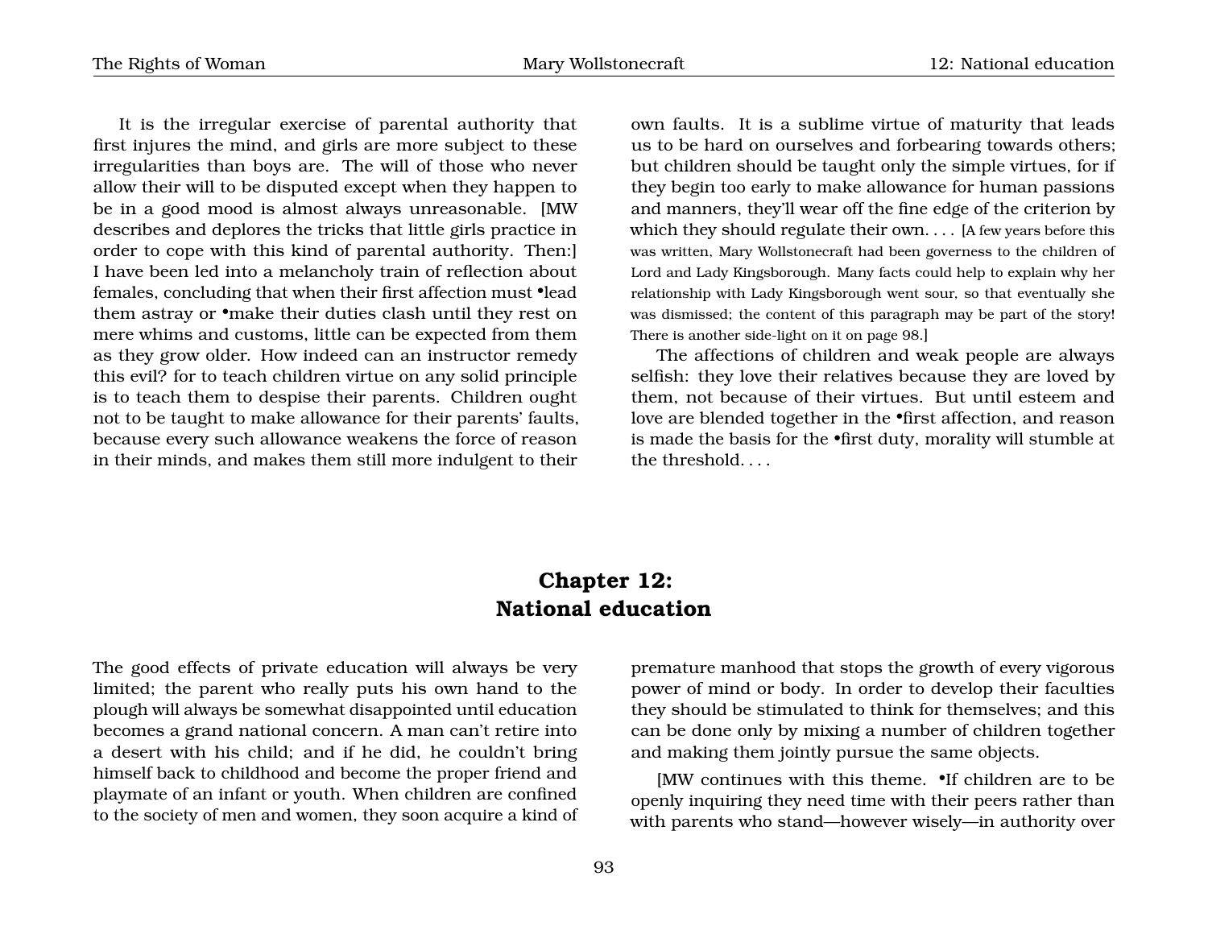It is the irregular exercise of parental authority that first injures the mind, and girls are more subject to these irregularities than boys are. The will of those who never allow their will to be disputed except when they happen to be in a good mood is almost always unreasonable. [MW describes and deplores the tricks that little girls practice in order to cope with this kind of parental authority. Then:] I have been led into a melancholy train of reflection about females, concluding that when their first affection must •lead them astray or •make their duties clash until they rest on mere whims and customs, little can be expected from them as they grow older. How indeed can an instructor remedy this evil? for to teach children virtue on any solid principle is to teach them to despise their parents. Children ought not to be taught to make allowance for their parents' faults, because every such allowance weakens the force of reason in their minds, and makes them still more indulgent to their own faults. It is a sublime virtue of maturity that leads us to be hard on ourselves and forbearing towards others; but children should be taught only the simple virtues, for if they begin too early to make allowance for human passions and manners, they'll wear off the fine edge of the criterion by which they should regulate their own. . . . [A few years before this was written, Mary Wollstonecraft had been governess to the children of Lord and Lady Kingsborough. Many facts could help to explain why her relationship with Lady Kingsborough went sour, so that eventually she was dismissed; the content of this paragraph may be part of the story! There is another side-light on it on page 98.]

The affections of children and weak people are always selfish: they love their relatives because they are loved by them, not because of their virtues. But until esteem and love are blended together in the •first affection, and reason is made the basis for the •first duty, morality will stumble at the threshold. . . .

# Chapter 12: National education

The good effects of private education will always be very limited; the parent who really puts his own hand to the plough will always be somewhat disappointed until education becomes a grand national concern. A man can't retire into a desert with his child; and if he did, he couldn't bring himself back to childhood and become the proper friend and playmate of an infant or youth. When children are confined to the society of men and women, they soon acquire a kind of premature manhood that stops the growth of every vigorous power of mind or body. In order to develop their faculties they should be stimulated to think for themselves; and this can be done only by mixing a number of children together and making them jointly pursue the same objects.

[MW continues with this theme. •If children are to be openly inquiring they need time with their peers rather than with parents who stand—however wisely—in authority over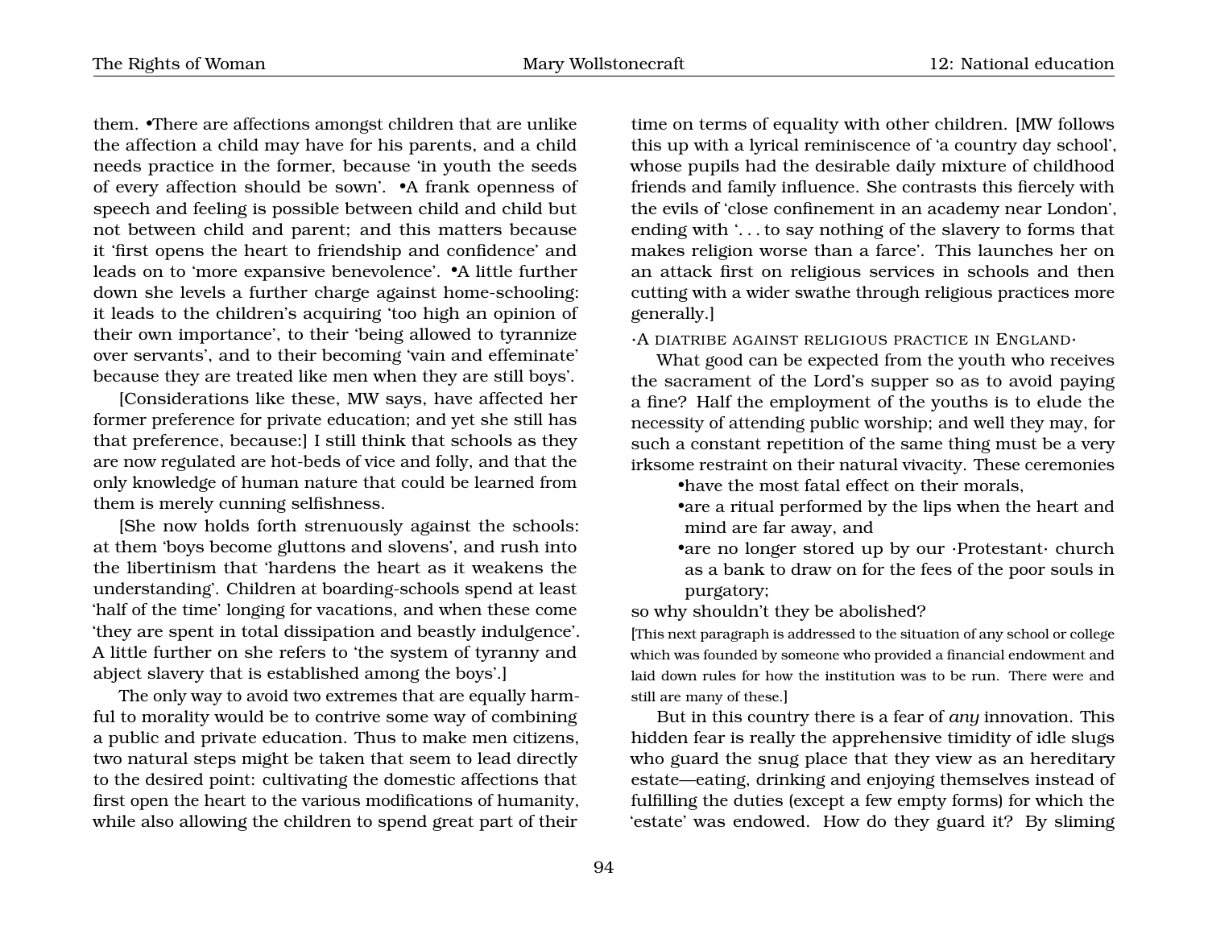them. •There are affections amongst children that are unlike the affection a child may have for his parents, and a child needs practice in the former, because 'in youth the seeds of every affection should be sown'. •A frank openness of speech and feeling is possible between child and child but not between child and parent; and this matters because it 'first opens the heart to friendship and confidence' and leads on to 'more expansive benevolence'. •A little further down she levels a further charge against home-schooling: it leads to the children's acquiring 'too high an opinion of their own importance', to their 'being allowed to tyrannize over servants', and to their becoming 'vain and effeminate' because they are treated like men when they are still boys'.

[Considerations like these, MW says, have affected her former preference for private education; and yet she still has that preference, because:] I still think that schools as they are now regulated are hot-beds of vice and folly, and that the only knowledge of human nature that could be learned from them is merely cunning selfishness.

[She now holds forth strenuously against the schools: at them 'boys become gluttons and slovens', and rush into the libertinism that 'hardens the heart as it weakens the understanding'. Children at boarding-schools spend at least 'half of the time' longing for vacations, and when these come 'they are spent in total dissipation and beastly indulgence'. A little further on she refers to 'the system of tyranny and abject slavery that is established among the boys'.]

The only way to avoid two extremes that are equally harmful to morality would be to contrive some way of combining a public and private education. Thus to make men citizens, two natural steps might be taken that seem to lead directly to the desired point: cultivating the domestic affections that first open the heart to the various modifications of humanity, while also allowing the children to spend great part of their time on terms of equality with other children. [MW follows this up with a lyrical reminiscence of 'a country day school', whose pupils had the desirable daily mixture of childhood friends and family influence. She contrasts this fiercely with the evils of 'close confinement in an academy near London', ending with '. . . to say nothing of the slavery to forms that makes religion worse than a farce'. This launches her on an attack first on religious services in schools and then cutting with a wider swathe through religious practices more generally.]

·A diatribe against religious practice in England·

What good can be expected from the youth who receives the sacrament of the Lord's supper so as to avoid paying a fine? Half the employment of the youths is to elude the necessity of attending public worship; and well they may, for such a constant repetition of the same thing must be a very irksome restraint on their natural vivacity. These ceremonies

- •have the most fatal effect on their morals,
- •are a ritual performed by the lips when the heart and mind are far away, and
- •are no longer stored up by our ·Protestant· church as a bank to draw on for the fees of the poor souls in purgatory;

so why shouldn't they be abolished?

[This next paragraph is addressed to the situation of any school or college which was founded by someone who provided a financial endowment and laid down rules for how the institution was to be run. There were and still are many of these.]

But in this country there is a fear of *any* innovation. This hidden fear is really the apprehensive timidity of idle slugs who guard the snug place that they view as an hereditary estate—eating, drinking and enjoying themselves instead of fulfilling the duties (except a few empty forms) for which the 'estate' was endowed. How do they guard it? By sliming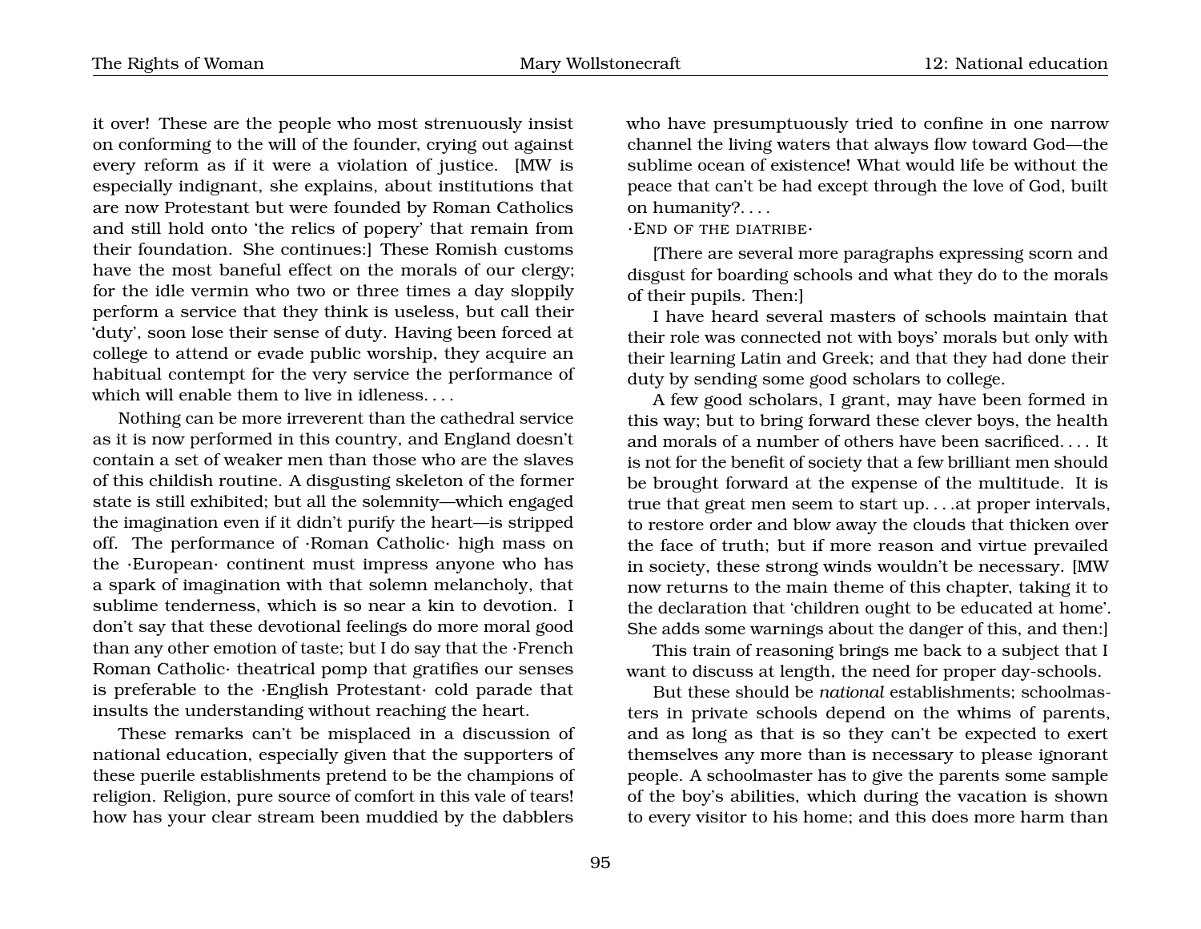it over! These are the people who most strenuously insist on conforming to the will of the founder, crying out against every reform as if it were a violation of justice. [MW is especially indignant, she explains, about institutions that are now Protestant but were founded by Roman Catholics and still hold onto 'the relics of popery' that remain from their foundation. She continues:] These Romish customs have the most baneful effect on the morals of our clergy; for the idle vermin who two or three times a day sloppily perform a service that they think is useless, but call their 'duty', soon lose their sense of duty. Having been forced at college to attend or evade public worship, they acquire an habitual contempt for the very service the performance of which will enable them to live in idleness. . . .

Nothing can be more irreverent than the cathedral service as it is now performed in this country, and England doesn't contain a set of weaker men than those who are the slaves of this childish routine. A disgusting skeleton of the former state is still exhibited; but all the solemnity—which engaged the imagination even if it didn't purify the heart—is stripped off. The performance of ·Roman Catholic· high mass on the ·European· continent must impress anyone who has a spark of imagination with that solemn melancholy, that sublime tenderness, which is so near a kin to devotion. I don't say that these devotional feelings do more moral good than any other emotion of taste; but I do say that the ·French Roman Catholic· theatrical pomp that gratifies our senses is preferable to the ·English Protestant· cold parade that insults the understanding without reaching the heart.

These remarks can't be misplaced in a discussion of national education, especially given that the supporters of these puerile establishments pretend to be the champions of religion. Religion, pure source of comfort in this vale of tears! how has your clear stream been muddied by the dabblers who have presumptuously tried to confine in one narrow channel the living waters that always flow toward God—the sublime ocean of existence! What would life be without the peace that can't be had except through the love of God, built on humanity?. . . .

·END OF THE DIATRIBE·

[There are several more paragraphs expressing scorn and disgust for boarding schools and what they do to the morals of their pupils. Then:]

I have heard several masters of schools maintain that their role was connected not with boys' morals but only with their learning Latin and Greek; and that they had done their duty by sending some good scholars to college.

A few good scholars, I grant, may have been formed in this way; but to bring forward these clever boys, the health and morals of a number of others have been sacrificed. . . . It is not for the benefit of society that a few brilliant men should be brought forward at the expense of the multitude. It is true that great men seem to start up. . . .at proper intervals, to restore order and blow away the clouds that thicken over the face of truth; but if more reason and virtue prevailed in society, these strong winds wouldn't be necessary. [MW now returns to the main theme of this chapter, taking it to the declaration that 'children ought to be educated at home'. She adds some warnings about the danger of this, and then:]

This train of reasoning brings me back to a subject that I want to discuss at length, the need for proper day-schools.

But these should be *national* establishments; schoolmasters in private schools depend on the whims of parents, and as long as that is so they can't be expected to exert themselves any more than is necessary to please ignorant people. A schoolmaster has to give the parents some sample of the boy's abilities, which during the vacation is shown to every visitor to his home; and this does more harm than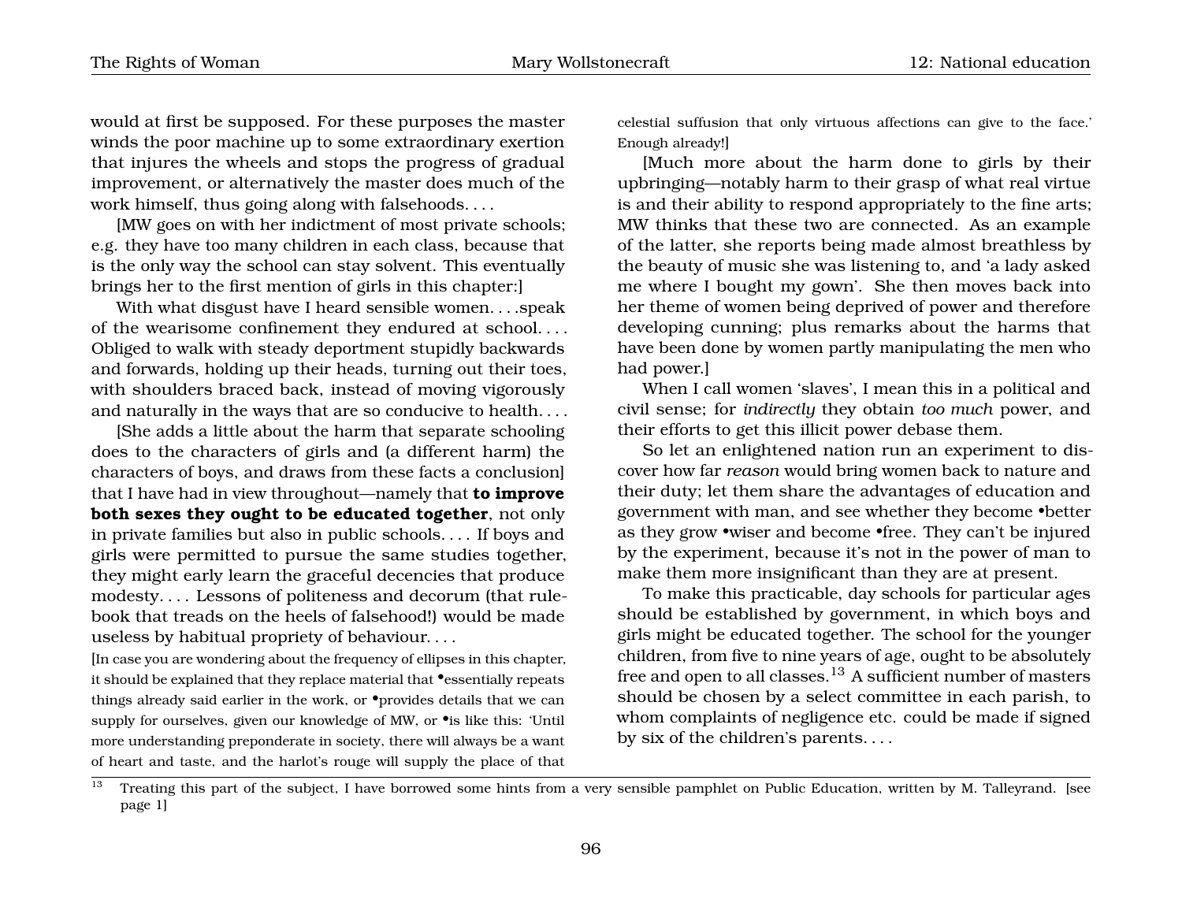would at first be supposed. For these purposes the master winds the poor machine up to some extraordinary exertion that injures the wheels and stops the progress of gradual improvement, or alternatively the master does much of the work himself, thus going along with falsehoods. . . .

[MW goes on with her indictment of most private schools; e.g. they have too many children in each class, because that is the only way the school can stay solvent. This eventually brings her to the first mention of girls in this chapter:]

With what disgust have I heard sensible women. . . .speak of the wearisome confinement they endured at school. . . . Obliged to walk with steady deportment stupidly backwards and forwards, holding up their heads, turning out their toes, with shoulders braced back, instead of moving vigorously and naturally in the ways that are so conducive to health. . . .

[She adds a little about the harm that separate schooling does to the characters of girls and (a different harm) the characters of boys, and draws from these facts a conclusion] that I have had in view throughout—namely that **to improve both sexes they ought to be educated together**, not only in private families but also in public schools. . . . If boys and girls were permitted to pursue the same studies together, they might early learn the graceful decencies that produce modesty. . . . Lessons of politeness and decorum (that rulebook that treads on the heels of falsehood!) would be made useless by habitual propriety of behaviour. . . .

[In case you are wondering about the frequency of ellipses in this chapter, it should be explained that they replace material that •essentially repeats things already said earlier in the work, or •provides details that we can supply for ourselves, given our knowledge of MW, or •is like this: 'Until more understanding preponderate in society, there will always be a want of heart and taste, and the harlot's rouge will supply the place of that celestial suffusion that only virtuous affections can give to the face.' Enough already!]

[Much more about the harm done to girls by their upbringing—notably harm to their grasp of what real virtue is and their ability to respond appropriately to the fine arts; MW thinks that these two are connected. As an example of the latter, she reports being made almost breathless by the beauty of music she was listening to, and 'a lady asked me where I bought my gown'. She then moves back into her theme of women being deprived of power and therefore developing cunning; plus remarks about the harms that have been done by women partly manipulating the men who had power.]

When I call women 'slaves', I mean this in a political and civil sense; for *indirectly* they obtain *too much* power, and their efforts to get this illicit power debase them.

So let an enlightened nation run an experiment to discover how far *reason* would bring women back to nature and their duty; let them share the advantages of education and government with man, and see whether they become •better as they grow •wiser and become •free. They can't be injured by the experiment, because it's not in the power of man to make them more insignificant than they are at present.

To make this practicable, day schools for particular ages should be established by government, in which boys and girls might be educated together. The school for the younger children, from five to nine years of age, ought to be absolutely free and open to all classes.[13] A sufficient number of masters should be chosen by a select committee in each parish, to whom complaints of negligence etc. could be made if signed by six of the children's parents. . . .

[13] Treating this part of the subject, I have borrowed some hints from a very sensible pamphlet on Public Education, written by M. Talleyrand. [see page 1]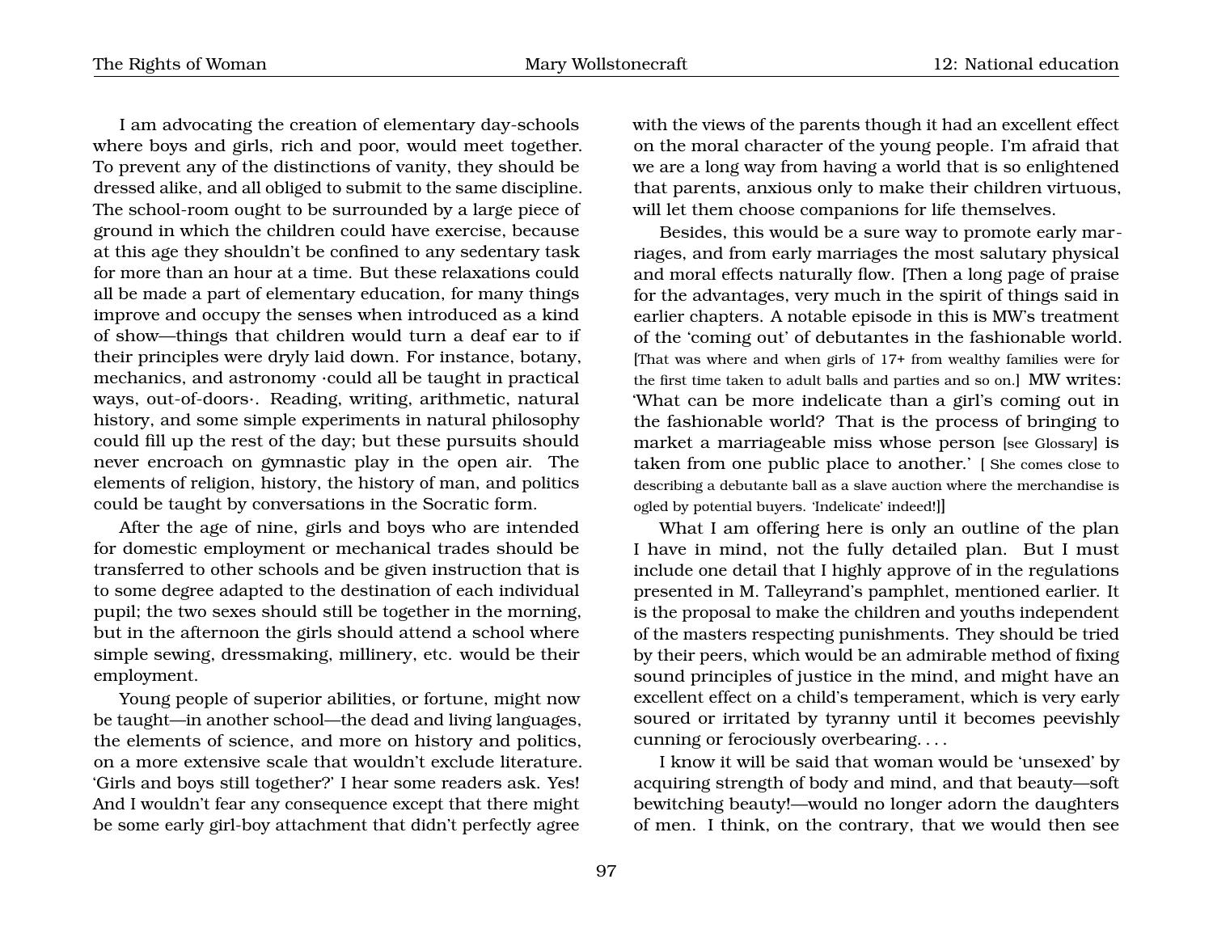I am advocating the creation of elementary day-schools where boys and girls, rich and poor, would meet together. To prevent any of the distinctions of vanity, they should be dressed alike, and all obliged to submit to the same discipline. The school-room ought to be surrounded by a large piece of ground in which the children could have exercise, because at this age they shouldn't be confined to any sedentary task for more than an hour at a time. But these relaxations could all be made a part of elementary education, for many things improve and occupy the senses when introduced as a kind of show—things that children would turn a deaf ear to if their principles were dryly laid down. For instance, botany, mechanics, and astronomy ·could all be taught in practical ways, out-of-doors·. Reading, writing, arithmetic, natural history, and some simple experiments in natural philosophy could fill up the rest of the day; but these pursuits should never encroach on gymnastic play in the open air. The elements of religion, history, the history of man, and politics could be taught by conversations in the Socratic form.

After the age of nine, girls and boys who are intended for domestic employment or mechanical trades should be transferred to other schools and be given instruction that is to some degree adapted to the destination of each individual pupil; the two sexes should still be together in the morning, but in the afternoon the girls should attend a school where simple sewing, dressmaking, millinery, etc. would be their employment.

Young people of superior abilities, or fortune, might now be taught—in another school—the dead and living languages, the elements of science, and more on history and politics, on a more extensive scale that wouldn't exclude literature. 'Girls and boys still together?' I hear some readers ask. Yes! And I wouldn't fear any consequence except that there might be some early girl-boy attachment that didn't perfectly agree with the views of the parents though it had an excellent effect on the moral character of the young people. I'm afraid that we are a long way from having a world that is so enlightened that parents, anxious only to make their children virtuous, will let them choose companions for life themselves.

Besides, this would be a sure way to promote early marriages, and from early marriages the most salutary physical and moral effects naturally flow. [Then a long page of praise for the advantages, very much in the spirit of things said in earlier chapters. A notable episode in this is MW's treatment of the 'coming out' of debutantes in the fashionable world. [That was where and when girls of 17+ from wealthy families were for the first time taken to adult balls and parties and so on.] MW writes: 'What can be more indelicate than a girl's coming out in the fashionable world? That is the process of bringing to market a marriageable miss whose person [see Glossary] is taken from one public place to another.' [ She comes close to describing a debutante ball as a slave auction where the merchandise is ogled by potential buyers. 'Indelicate' indeed!]]

What I am offering here is only an outline of the plan I have in mind, not the fully detailed plan. But I must include one detail that I highly approve of in the regulations presented in M. Talleyrand's pamphlet, mentioned earlier. It is the proposal to make the children and youths independent of the masters respecting punishments. They should be tried by their peers, which would be an admirable method of fixing sound principles of justice in the mind, and might have an excellent effect on a child's temperament, which is very early soured or irritated by tyranny until it becomes peevishly cunning or ferociously overbearing. . . .

I know it will be said that woman would be 'unsexed' by acquiring strength of body and mind, and that beauty—soft bewitching beauty!—would no longer adorn the daughters of men. I think, on the contrary, that we would then see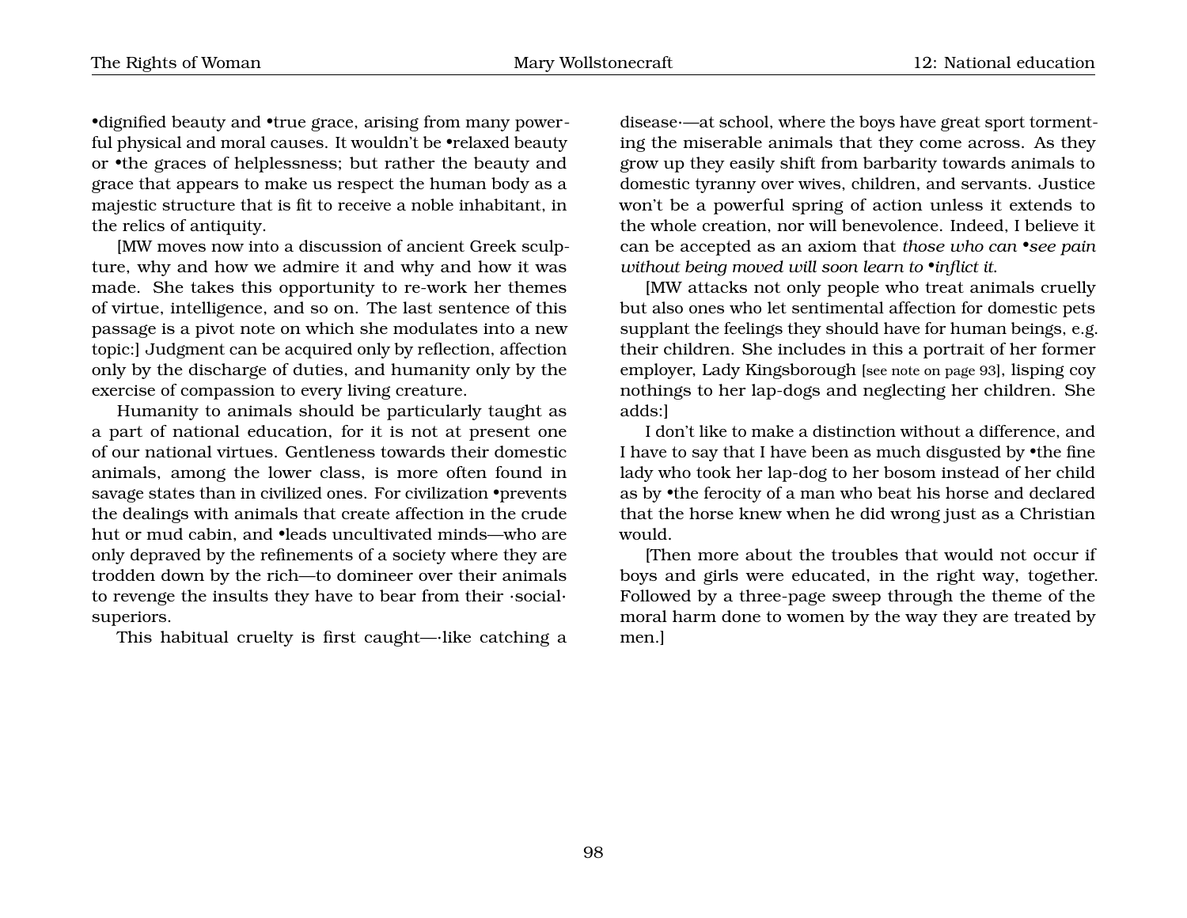•dignified beauty and •true grace, arising from many powerful physical and moral causes. It wouldn't be •relaxed beauty or •the graces of helplessness; but rather the beauty and grace that appears to make us respect the human body as a majestic structure that is fit to receive a noble inhabitant, in the relics of antiquity.

[MW moves now into a discussion of ancient Greek sculpture, why and how we admire it and why and how it was made. She takes this opportunity to re-work her themes of virtue, intelligence, and so on. The last sentence of this passage is a pivot note on which she modulates into a new topic:] Judgment can be acquired only by reflection, affection only by the discharge of duties, and humanity only by the exercise of compassion to every living creature.

Humanity to animals should be particularly taught as a part of national education, for it is not at present one of our national virtues. Gentleness towards their domestic animals, among the lower class, is more often found in savage states than in civilized ones. For civilization •prevents the dealings with animals that create affection in the crude hut or mud cabin, and •leads uncultivated minds—who are only depraved by the refinements of a society where they are trodden down by the rich—to domineer over their animals to revenge the insults they have to bear from their ·social· superiors.

This habitual cruelty is first caught—·like catching a disease·—at school, where the boys have great sport tormenting the miserable animals that they come across. As they grow up they easily shift from barbarity towards animals to domestic tyranny over wives, children, and servants. Justice won't be a powerful spring of action unless it extends to the whole creation, nor will benevolence. Indeed, I believe it can be accepted as an axiom that *those who can •see pain without being moved will soon learn to •inflict it.*

[MW attacks not only people who treat animals cruelly but also ones who let sentimental affection for domestic pets supplant the feelings they should have for human beings, e.g. their children. She includes in this a portrait of her former employer, Lady Kingsborough [see note on page 93], lisping coy nothings to her lap-dogs and neglecting her children. She adds:]

I don't like to make a distinction without a difference, and I have to say that I have been as much disgusted by •the fine lady who took her lap-dog to her bosom instead of her child as by •the ferocity of a man who beat his horse and declared that the horse knew when he did wrong just as a Christian would.

[Then more about the troubles that would not occur if boys and girls were educated, in the right way, together. Followed by a three-page sweep through the theme of the moral harm done to women by the way they are treated by men.]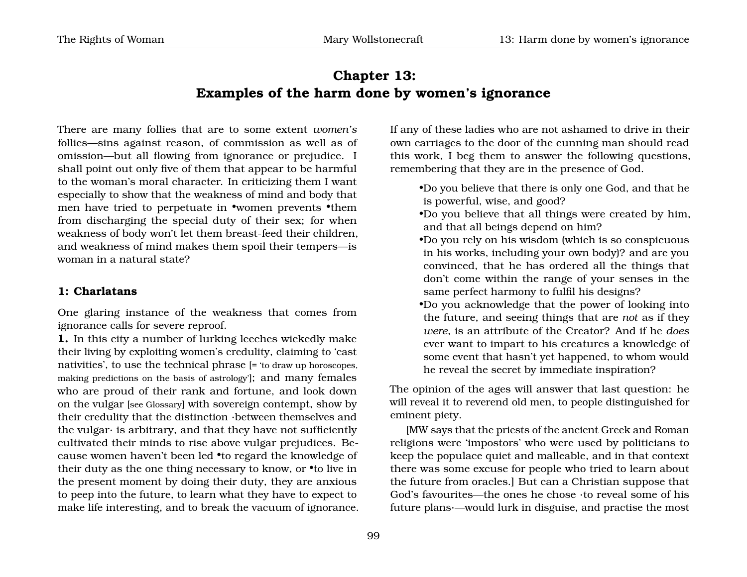# Chapter 13: Examples of the harm done by women's ignorance

There are many follies that are to some extent *women's* follies—sins against reason, of commission as well as of omission—but all flowing from ignorance or prejudice. I shall point out only five of them that appear to be harmful to the woman's moral character. In criticizing them I want especially to show that the weakness of mind and body that men have tried to perpetuate in •women prevents •them from discharging the special duty of their sex; for when weakness of body won't let them breast-feed their children, and weakness of mind makes them spoil their tempers—is woman in a natural state?

### 1: Charlatans

One glaring instance of the weakness that comes from ignorance calls for severe reproof.

**1.** In this city a number of lurking leeches wickedly make their living by exploiting women's credulity, claiming to 'cast nativities', to use the technical phrase [= 'to draw up horoscopes, making predictions on the basis of astrology']; and many females who are proud of their rank and fortune, and look down on the vulgar [see Glossary] with sovereign contempt, show by their credulity that the distinction ·between themselves and the vulgar· is arbitrary, and that they have not sufficiently cultivated their minds to rise above vulgar prejudices. Because women haven't been led •to regard the knowledge of their duty as the one thing necessary to know, or •to live in the present moment by doing their duty, they are anxious to peep into the future, to learn what they have to expect to make life interesting, and to break the vacuum of ignorance.

If any of these ladies who are not ashamed to drive in their own carriages to the door of the cunning man should read this work, I beg them to answer the following questions, remembering that they are in the presence of God.

- Do you believe that there is only one God, and that he is powerful, wise, and good?
- Do you believe that all things were created by him, and that all beings depend on him?
- Do you rely on his wisdom (which is so conspicuous in his works, including your own body)? and are you convinced, that he has ordered all the things that don't come within the range of your senses in the same perfect harmony to fulfil his designs?
- Do you acknowledge that the power of looking into the future, and seeing things that are *not* as if they *were*, is an attribute of the Creator? And if he *does* ever want to impart to his creatures a knowledge of some event that hasn't yet happened, to whom would he reveal the secret by immediate inspiration?

The opinion of the ages will answer that last question: he will reveal it to reverend old men, to people distinguished for eminent piety.

[MW says that the priests of the ancient Greek and Roman religions were 'impostors' who were used by politicians to keep the populace quiet and malleable, and in that context there was some excuse for people who tried to learn about the future from oracles.] But can a Christian suppose that God's favourites—the ones he chose ·to reveal some of his future plans·—would lurk in disguise, and practise the most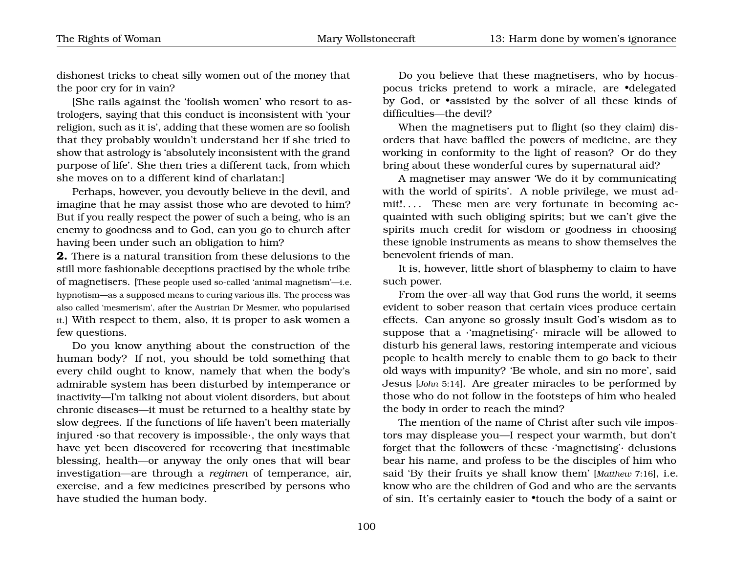dishonest tricks to cheat silly women out of the money that the poor cry for in vain?

[She rails against the 'foolish women' who resort to astrologers, saying that this conduct is inconsistent with 'your religion, such as it is', adding that these women are so foolish that they probably wouldn't understand her if she tried to show that astrology is 'absolutely inconsistent with the grand purpose of life'. She then tries a different tack, from which she moves on to a different kind of charlatan:]

Perhaps, however, you devoutly believe in the devil, and imagine that he may assist those who are devoted to him? But if you really respect the power of such a being, who is an enemy to goodness and to God, can you go to church after having been under such an obligation to him?

**2.** There is a natural transition from these delusions to the still more fashionable deceptions practised by the whole tribe of magnetisers. [These people used so-called 'animal magnetism'—i.e. hypnotism—as a supposed means to curing various ills. The process was also called 'mesmerism', after the Austrian Dr Mesmer, who popularised it.] With respect to them, also, it is proper to ask women a few questions.

Do you know anything about the construction of the human body? If not, you should be told something that every child ought to know, namely that when the body's admirable system has been disturbed by intemperance or inactivity—I'm talking not about violent disorders, but about chronic diseases—it must be returned to a healthy state by slow degrees. If the functions of life haven't been materially injured ·so that recovery is impossible·, the only ways that have yet been discovered for recovering that inestimable blessing, health—or anyway the only ones that will bear investigation—are through a *regimen* of temperance, air, exercise, and a few medicines prescribed by persons who have studied the human body.

Do you believe that these magnetisers, who by hocus-pocus tricks pretend to work a miracle, are •delegated by God, or •assisted by the solver of all these kinds of difficulties—the devil?

When the magnetisers put to flight (so they claim) disorders that have baffled the powers of medicine, are they working in conformity to the light of reason? Or do they bring about these wonderful cures by supernatural aid?

A magnetiser may answer 'We do it by communicating with the world of spirits'. A noble privilege, we must admit!. . . . These men are very fortunate in becoming acquainted with such obliging spirits; but we can't give the spirits much credit for wisdom or goodness in choosing these ignoble instruments as means to show themselves the benevolent friends of man.

It is, however, little short of blasphemy to claim to have such power.

From the over-all way that God runs the world, it seems evident to sober reason that certain vices produce certain effects. Can anyone so grossly insult God's wisdom as to suppose that a ·'magnetising'· miracle will be allowed to disturb his general laws, restoring intemperate and vicious people to health merely to enable them to go back to their old ways with impunity? 'Be whole, and sin no more', said Jesus [*John* 5:14]. Are greater miracles to be performed by those who do not follow in the footsteps of him who healed the body in order to reach the mind?

The mention of the name of Christ after such vile impostors may displease you—I respect your warmth, but don't forget that the followers of these ·'magnetising'· delusions bear his name, and profess to be the disciples of him who said 'By their fruits ye shall know them' [*Matthew* 7:16], i.e. know who are the children of God and who are the servants of sin. It's certainly easier to •touch the body of a saint or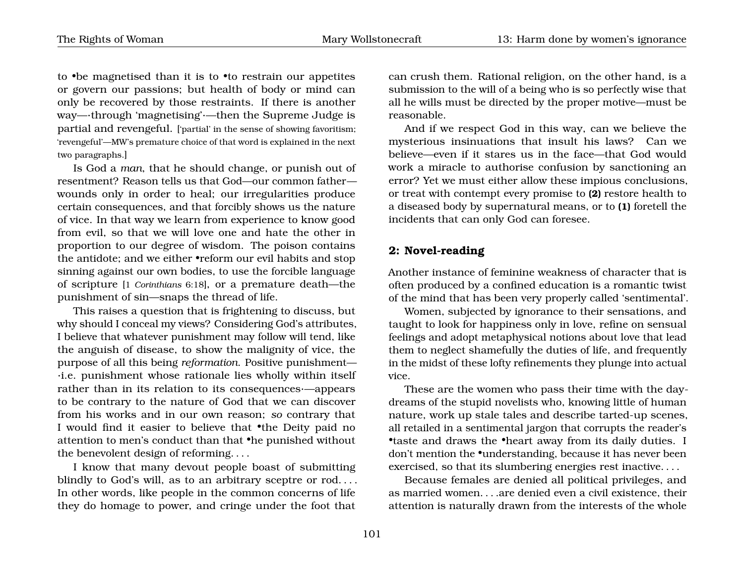to •be magnetised than it is to •to restrain our appetites or govern our passions; but health of body or mind can only be recovered by those restraints. If there is another way—·through 'magnetising'·—then the Supreme Judge is partial and revengeful. ['partial' in the sense of showing favoritism; 'revengeful'—MW's premature choice of that word is explained in the next two paragraphs.]

Is God a *man*, that he should change, or punish out of resentment? Reason tells us that God—our common father—wounds only in order to heal; our irregularities produce certain consequences, and that forcibly shows us the nature of vice. In that way we learn from experience to know good from evil, so that we will love one and hate the other in proportion to our degree of wisdom. The poison contains the antidote; and we either •reform our evil habits and stop sinning against our own bodies, to use the forcible language of scripture [1 *Corinthians* 6:18], or a premature death—the punishment of sin—snaps the thread of life.

This raises a question that is frightening to discuss, but why should I conceal my views? Considering God's attributes, I believe that whatever punishment may follow will tend, like the anguish of disease, to show the malignity of vice, the purpose of all this being *reformation*. Positive punishment—·i.e. punishment whose rationale lies wholly within itself rather than in its relation to its consequences·—appears to be contrary to the nature of God that we can discover from his works and in our own reason; *so* contrary that I would find it easier to believe that •the Deity paid no attention to men's conduct than that •he punished without the benevolent design of reforming. . . .

I know that many devout people boast of submitting blindly to God's will, as to an arbitrary sceptre or rod. . . . In other words, like people in the common concerns of life they do homage to power, and cringe under the foot that can crush them. Rational religion, on the other hand, is a submission to the will of a being who is so perfectly wise that all he wills must be directed by the proper motive—must be reasonable.

And if we respect God in this way, can we believe the mysterious insinuations that insult his laws? Can we believe—even if it stares us in the face—that God would work a miracle to authorise confusion by sanctioning an error? Yet we must either allow these impious conclusions, or treat with contempt every promise to **(2)** restore health to a diseased body by supernatural means, or to **(1)** foretell the incidents that can only God can foresee.

## 2: Novel-reading

Another instance of feminine weakness of character that is often produced by a confined education is a romantic twist of the mind that has been very properly called 'sentimental'.

Women, subjected by ignorance to their sensations, and taught to look for happiness only in love, refine on sensual feelings and adopt metaphysical notions about love that lead them to neglect shamefully the duties of life, and frequently in the midst of these lofty refinements they plunge into actual vice.

These are the women who pass their time with the day-dreams of the stupid novelists who, knowing little of human nature, work up stale tales and describe tarted-up scenes, all retailed in a sentimental jargon that corrupts the reader's •taste and draws the •heart away from its daily duties. I don't mention the •understanding, because it has never been exercised, so that its slumbering energies rest inactive. . . .

Because females are denied all political privileges, and as married women. . . .are denied even a civil existence, their attention is naturally drawn from the interests of the whole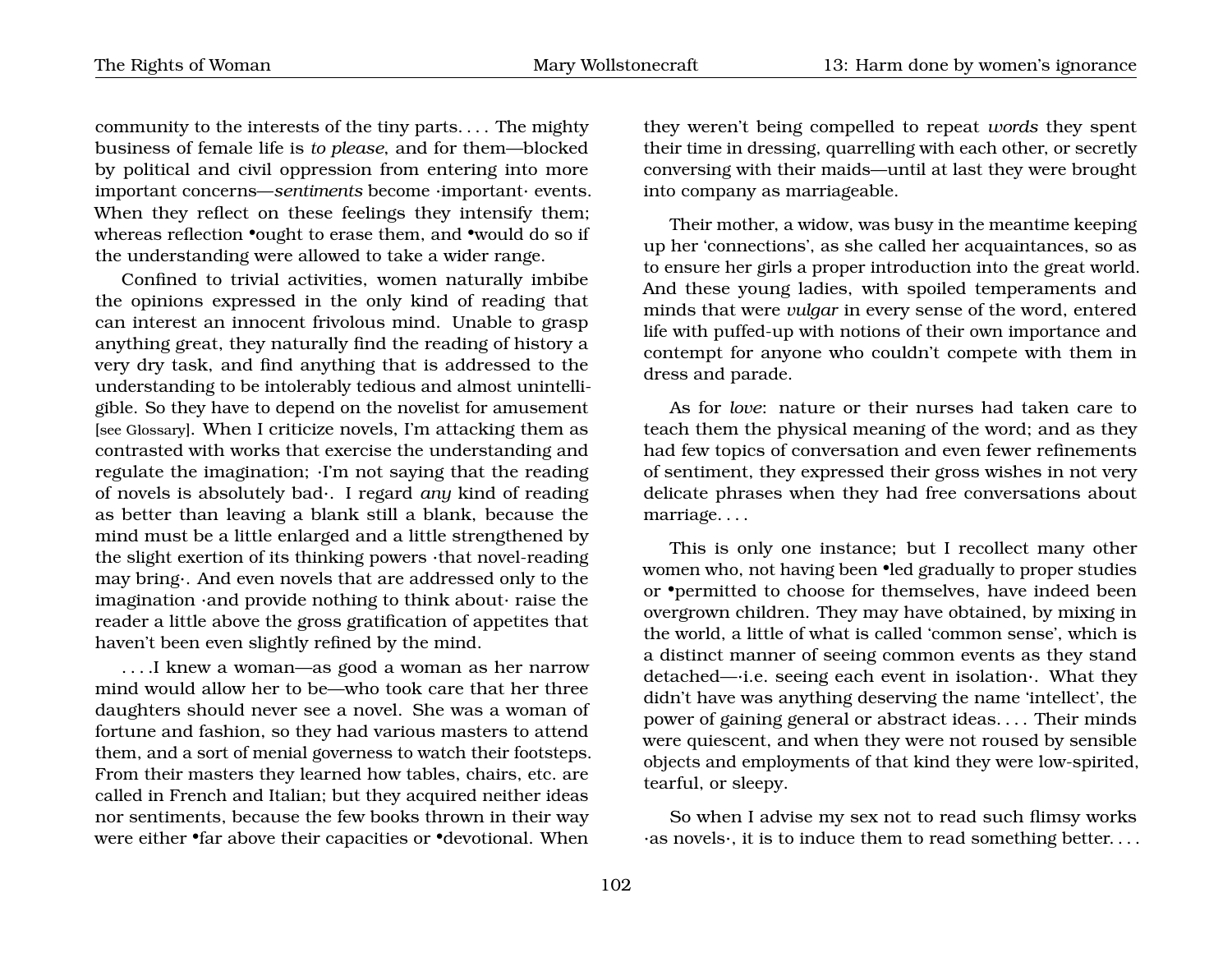community to the interests of the tiny parts. . . . The mighty business of female life is *to please*, and for them—blocked by political and civil oppression from entering into more important concerns—*sentiments* become ·important· events. When they reflect on these feelings they intensify them; whereas reflection •ought to erase them, and •would do so if the understanding were allowed to take a wider range.

Confined to trivial activities, women naturally imbibe the opinions expressed in the only kind of reading that can interest an innocent frivolous mind. Unable to grasp anything great, they naturally find the reading of history a very dry task, and find anything that is addressed to the understanding to be intolerably tedious and almost unintelligible. So they have to depend on the novelist for amusement [see Glossary]. When I criticize novels, I'm attacking them as contrasted with works that exercise the understanding and regulate the imagination; ·I'm not saying that the reading of novels is absolutely bad·. I regard *any* kind of reading as better than leaving a blank still a blank, because the mind must be a little enlarged and a little strengthened by the slight exertion of its thinking powers ·that novel-reading may bring·. And even novels that are addressed only to the imagination ·and provide nothing to think about· raise the reader a little above the gross gratification of appetites that haven't been even slightly refined by the mind.

. . . .I knew a woman—as good a woman as her narrow mind would allow her to be—who took care that her three daughters should never see a novel. She was a woman of fortune and fashion, so they had various masters to attend them, and a sort of menial governess to watch their footsteps. From their masters they learned how tables, chairs, etc. are called in French and Italian; but they acquired neither ideas nor sentiments, because the few books thrown in their way were either •far above their capacities or •devotional. When they weren't being compelled to repeat *words* they spent their time in dressing, quarrelling with each other, or secretly conversing with their maids—until at last they were brought into company as marriageable.

Their mother, a widow, was busy in the meantime keeping up her 'connections', as she called her acquaintances, so as to ensure her girls a proper introduction into the great world. And these young ladies, with spoiled temperaments and minds that were *vulgar* in every sense of the word, entered life with puffed-up with notions of their own importance and contempt for anyone who couldn't compete with them in dress and parade.

As for *love*: nature or their nurses had taken care to teach them the physical meaning of the word; and as they had few topics of conversation and even fewer refinements of sentiment, they expressed their gross wishes in not very delicate phrases when they had free conversations about marriage. . . .

This is only one instance; but I recollect many other women who, not having been •led gradually to proper studies or •permitted to choose for themselves, have indeed been overgrown children. They may have obtained, by mixing in the world, a little of what is called 'common sense', which is a distinct manner of seeing common events as they stand detached—·i.e. seeing each event in isolation·. What they didn't have was anything deserving the name 'intellect', the power of gaining general or abstract ideas. . . . Their minds were quiescent, and when they were not roused by sensible objects and employments of that kind they were low-spirited, tearful, or sleepy.

So when I advise my sex not to read such flimsy works ·as novels·, it is to induce them to read something better. . . .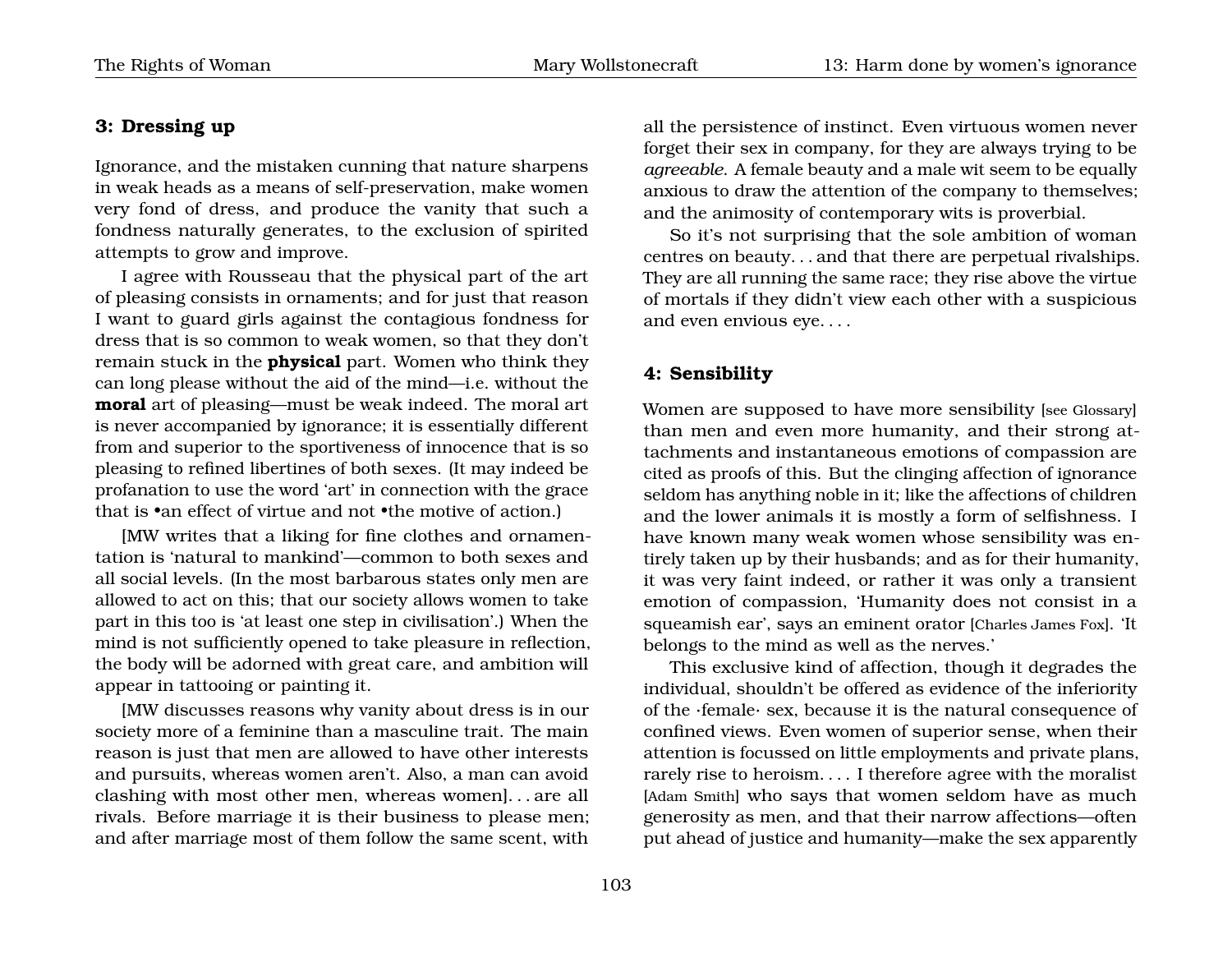### 3: Dressing up

Ignorance, and the mistaken cunning that nature sharpens in weak heads as a means of self-preservation, make women very fond of dress, and produce the vanity that such a fondness naturally generates, to the exclusion of spirited attempts to grow and improve.

I agree with Rousseau that the physical part of the art of pleasing consists in ornaments; and for just that reason I want to guard girls against the contagious fondness for dress that is so common to weak women, so that they don't remain stuck in the **physical** part. Women who think they can long please without the aid of the mind—i.e. without the **moral** art of pleasing—must be weak indeed. The moral art is never accompanied by ignorance; it is essentially different from and superior to the sportiveness of innocence that is so pleasing to refined libertines of both sexes. (It may indeed be profanation to use the word 'art' in connection with the grace that is •an effect of virtue and not •the motive of action.)

[MW writes that a liking for fine clothes and ornamentation is 'natural to mankind'—common to both sexes and all social levels. (In the most barbarous states only men are allowed to act on this; that our society allows women to take part in this too is 'at least one step in civilisation'.) When the mind is not sufficiently opened to take pleasure in reflection, the body will be adorned with great care, and ambition will appear in tattooing or painting it.

[MW discusses reasons why vanity about dress is in our society more of a feminine than a masculine trait. The main reason is just that men are allowed to have other interests and pursuits, whereas women aren't. Also, a man can avoid clashing with most other men, whereas women]. . . are all rivals. Before marriage it is their business to please men; and after marriage most of them follow the same scent, with all the persistence of instinct. Even virtuous women never forget their sex in company, for they are always trying to be *agreeable*. A female beauty and a male wit seem to be equally anxious to draw the attention of the company to themselves; and the animosity of contemporary wits is proverbial.

So it's not surprising that the sole ambition of woman centres on beauty. . . and that there are perpetual rivalships. They are all running the same race; they rise above the virtue of mortals if they didn't view each other with a suspicious and even envious eye. . . .

### 4: Sensibility

Women are supposed to have more sensibility [see Glossary] than men and even more humanity, and their strong attachments and instantaneous emotions of compassion are cited as proofs of this. But the clinging affection of ignorance seldom has anything noble in it; like the affections of children and the lower animals it is mostly a form of selfishness. I have known many weak women whose sensibility was entirely taken up by their husbands; and as for their humanity, it was very faint indeed, or rather it was only a transient emotion of compassion, 'Humanity does not consist in a squeamish ear', says an eminent orator [Charles James Fox]. 'It belongs to the mind as well as the nerves.'

This exclusive kind of affection, though it degrades the individual, shouldn't be offered as evidence of the inferiority of the ·female· sex, because it is the natural consequence of confined views. Even women of superior sense, when their attention is focussed on little employments and private plans, rarely rise to heroism. . . . I therefore agree with the moralist [Adam Smith] who says that women seldom have as much generosity as men, and that their narrow affections—often put ahead of justice and humanity—make the sex apparently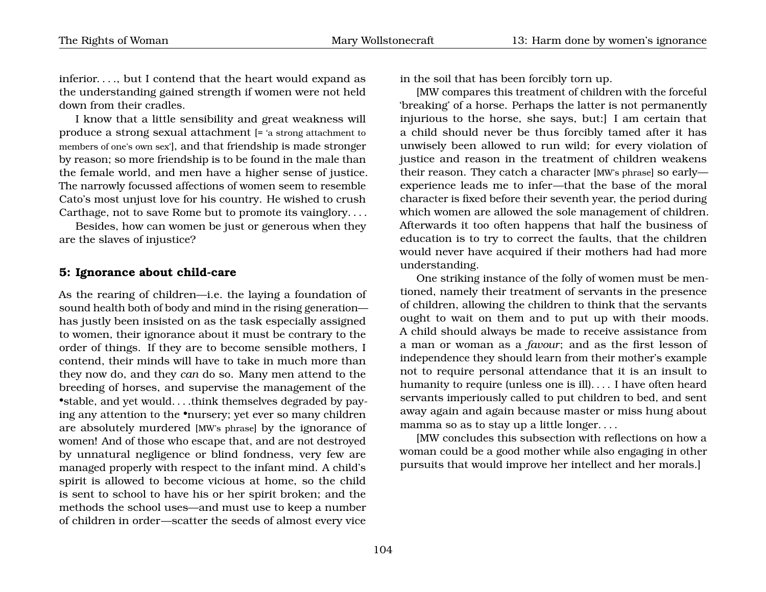inferior. . . ., but I contend that the heart would expand as the understanding gained strength if women were not held down from their cradles.

I know that a little sensibility and great weakness will produce a strong sexual attachment [= 'a strong attachment to members of one's own sex'], and that friendship is made stronger by reason; so more friendship is to be found in the male than the female world, and men have a higher sense of justice. The narrowly focussed affections of women seem to resemble Cato's most unjust love for his country. He wished to crush Carthage, not to save Rome but to promote its vainglory. . . .

Besides, how can women be just or generous when they are the slaves of injustice?

### 5: Ignorance about child-care

As the rearing of children—i.e. the laying a foundation of sound health both of body and mind in the rising generation—has justly been insisted on as the task especially assigned to women, their ignorance about it must be contrary to the order of things. If they are to become sensible mothers, I contend, their minds will have to take in much more than they now do, and they *can* do so. Many men attend to the breeding of horses, and supervise the management of the •stable, and yet would. . . .think themselves degraded by paying any attention to the •nursery; yet ever so many children are absolutely murdered [MW's phrase] by the ignorance of women! And of those who escape that, and are not destroyed by unnatural negligence or blind fondness, very few are managed properly with respect to the infant mind. A child's spirit is allowed to become vicious at home, so the child is sent to school to have his or her spirit broken; and the methods the school uses—and must use to keep a number of children in order—scatter the seeds of almost every vice in the soil that has been forcibly torn up.

[MW compares this treatment of children with the forceful 'breaking' of a horse. Perhaps the latter is not permanently injurious to the horse, she says, but:] I am certain that a child should never be thus forcibly tamed after it has unwisely been allowed to run wild; for every violation of justice and reason in the treatment of children weakens their reason. They catch a character [MW's phrase] so early—experience leads me to infer—that the base of the moral character is fixed before their seventh year, the period during which women are allowed the sole management of children. Afterwards it too often happens that half the business of education is to try to correct the faults, that the children would never have acquired if their mothers had had more understanding.

One striking instance of the folly of women must be mentioned, namely their treatment of servants in the presence of children, allowing the children to think that the servants ought to wait on them and to put up with their moods. A child should always be made to receive assistance from a man or woman as a *favour*; and as the first lesson of independence they should learn from their mother's example not to require personal attendance that it is an insult to humanity to require (unless one is ill). . . . I have often heard servants imperiously called to put children to bed, and sent away again and again because master or miss hung about mamma so as to stay up a little longer. . . .

[MW concludes this subsection with reflections on how a woman could be a good mother while also engaging in other pursuits that would improve her intellect and her morals.]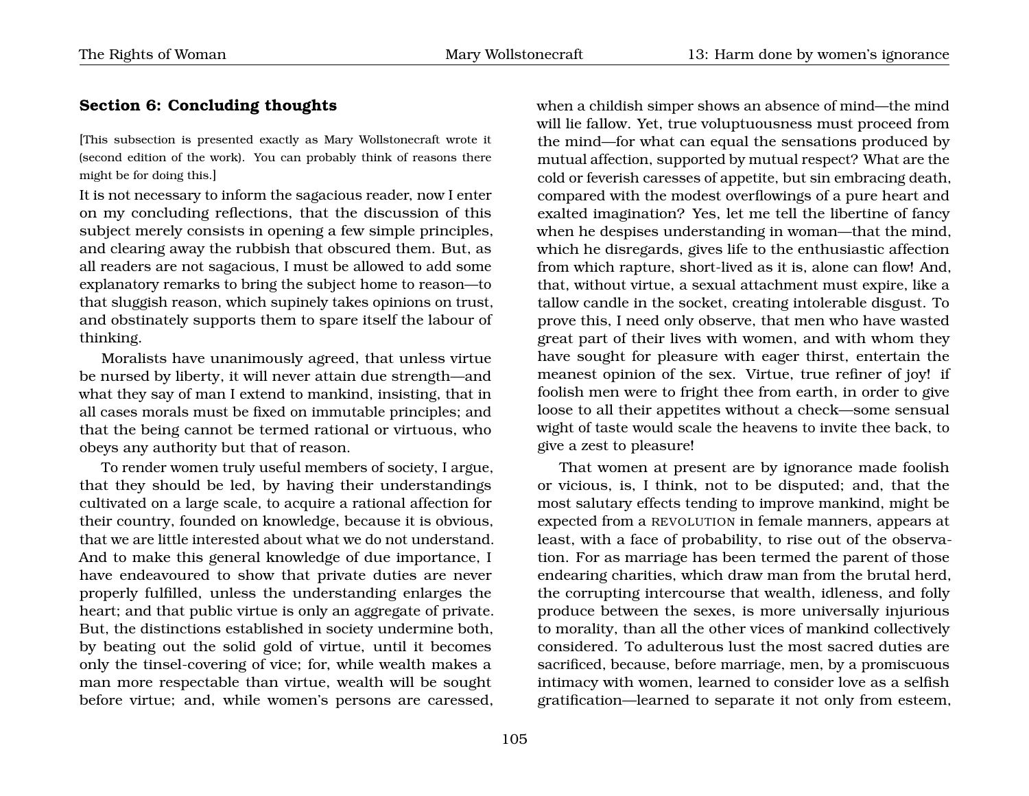## Section 6: Concluding thoughts

[This subsection is presented exactly as Mary Wollstonecraft wrote it (second edition of the work). You can probably think of reasons there might be for doing this.]

It is not necessary to inform the sagacious reader, now I enter on my concluding reflections, that the discussion of this subject merely consists in opening a few simple principles, and clearing away the rubbish that obscured them. But, as all readers are not sagacious, I must be allowed to add some explanatory remarks to bring the subject home to reason—to that sluggish reason, which supinely takes opinions on trust, and obstinately supports them to spare itself the labour of thinking.

Moralists have unanimously agreed, that unless virtue be nursed by liberty, it will never attain due strength—and what they say of man I extend to mankind, insisting, that in all cases morals must be fixed on immutable principles; and that the being cannot be termed rational or virtuous, who obeys any authority but that of reason.

To render women truly useful members of society, I argue, that they should be led, by having their understandings cultivated on a large scale, to acquire a rational affection for their country, founded on knowledge, because it is obvious, that we are little interested about what we do not understand. And to make this general knowledge of due importance, I have endeavoured to show that private duties are never properly fulfilled, unless the understanding enlarges the heart; and that public virtue is only an aggregate of private. But, the distinctions established in society undermine both, by beating out the solid gold of virtue, until it becomes only the tinsel-covering of vice; for, while wealth makes a man more respectable than virtue, wealth will be sought before virtue; and, while women's persons are caressed, when a childish simper shows an absence of mind—the mind will lie fallow. Yet, true voluptuousness must proceed from the mind—for what can equal the sensations produced by mutual affection, supported by mutual respect? What are the cold or feverish caresses of appetite, but sin embracing death, compared with the modest overflowings of a pure heart and exalted imagination? Yes, let me tell the libertine of fancy when he despises understanding in woman—that the mind, which he disregards, gives life to the enthusiastic affection from which rapture, short-lived as it is, alone can flow! And, that, without virtue, a sexual attachment must expire, like a tallow candle in the socket, creating intolerable disgust. To prove this, I need only observe, that men who have wasted great part of their lives with women, and with whom they have sought for pleasure with eager thirst, entertain the meanest opinion of the sex. Virtue, true refiner of joy! if foolish men were to fright thee from earth, in order to give loose to all their appetites without a check—some sensual wight of taste would scale the heavens to invite thee back, to give a zest to pleasure!

That women at present are by ignorance made foolish or vicious, is, I think, not to be disputed; and, that the most salutary effects tending to improve mankind, might be expected from a REVOLUTION in female manners, appears at least, with a face of probability, to rise out of the observation. For as marriage has been termed the parent of those endearing charities, which draw man from the brutal herd, the corrupting intercourse that wealth, idleness, and folly produce between the sexes, is more universally injurious to morality, than all the other vices of mankind collectively considered. To adulterous lust the most sacred duties are sacrificed, because, before marriage, men, by a promiscuous intimacy with women, learned to consider love as a selfish gratification—learned to separate it not only from esteem,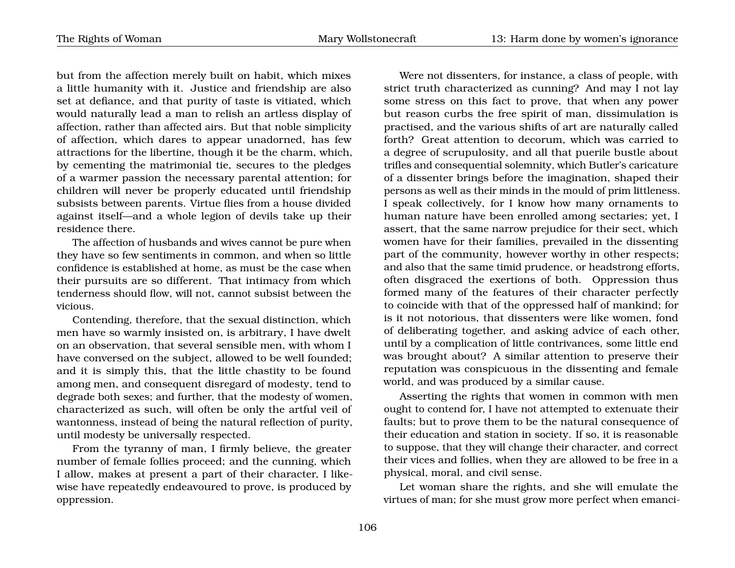but from the affection merely built on habit, which mixes a little humanity with it. Justice and friendship are also set at defiance, and that purity of taste is vitiated, which would naturally lead a man to relish an artless display of affection, rather than affected airs. But that noble simplicity of affection, which dares to appear unadorned, has few attractions for the libertine, though it be the charm, which, by cementing the matrimonial tie, secures to the pledges of a warmer passion the necessary parental attention; for children will never be properly educated until friendship subsists between parents. Virtue flies from a house divided against itself—and a whole legion of devils take up their residence there.

The affection of husbands and wives cannot be pure when they have so few sentiments in common, and when so little confidence is established at home, as must be the case when their pursuits are so different. That intimacy from which tenderness should flow, will not, cannot subsist between the vicious.

Contending, therefore, that the sexual distinction, which men have so warmly insisted on, is arbitrary, I have dwelt on an observation, that several sensible men, with whom I have conversed on the subject, allowed to be well founded; and it is simply this, that the little chastity to be found among men, and consequent disregard of modesty, tend to degrade both sexes; and further, that the modesty of women, characterized as such, will often be only the artful veil of wantonness, instead of being the natural reflection of purity, until modesty be universally respected.

From the tyranny of man, I firmly believe, the greater number of female follies proceed; and the cunning, which I allow, makes at present a part of their character, I likewise have repeatedly endeavoured to prove, is produced by oppression.

Were not dissenters, for instance, a class of people, with strict truth characterized as cunning? And may I not lay some stress on this fact to prove, that when any power but reason curbs the free spirit of man, dissimulation is practised, and the various shifts of art are naturally called forth? Great attention to decorum, which was carried to a degree of scrupulosity, and all that puerile bustle about trifles and consequential solemnity, which Butler's caricature of a dissenter brings before the imagination, shaped their persons as well as their minds in the mould of prim littleness. I speak collectively, for I know how many ornaments to human nature have been enrolled among sectaries; yet, I assert, that the same narrow prejudice for their sect, which women have for their families, prevailed in the dissenting part of the community, however worthy in other respects; and also that the same timid prudence, or headstrong efforts, often disgraced the exertions of both. Oppression thus formed many of the features of their character perfectly to coincide with that of the oppressed half of mankind; for is it not notorious, that dissenters were like women, fond of deliberating together, and asking advice of each other, until by a complication of little contrivances, some little end was brought about? A similar attention to preserve their reputation was conspicuous in the dissenting and female world, and was produced by a similar cause.

Asserting the rights that women in common with men ought to contend for, I have not attempted to extenuate their faults; but to prove them to be the natural consequence of their education and station in society. If so, it is reasonable to suppose, that they will change their character, and correct their vices and follies, when they are allowed to be free in a physical, moral, and civil sense.

Let woman share the rights, and she will emulate the virtues of man; for she must grow more perfect when emanci-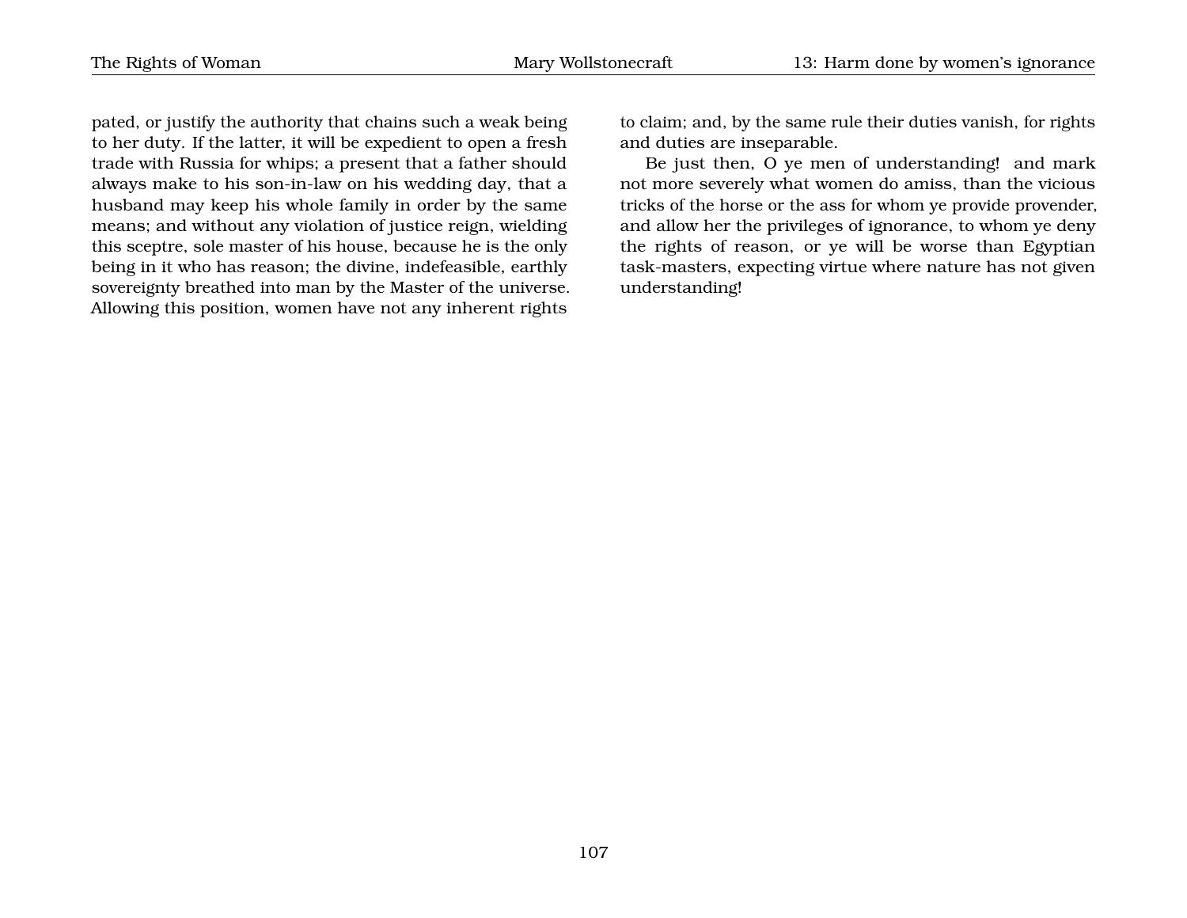pated, or justify the authority that chains such a weak being to her duty. If the latter, it will be expedient to open a fresh trade with Russia for whips; a present that a father should always make to his son-in-law on his wedding day, that a husband may keep his whole family in order by the same means; and without any violation of justice reign, wielding this sceptre, sole master of his house, because he is the only being in it who has reason; the divine, indefeasible, earthly sovereignty breathed into man by the Master of the universe. Allowing this position, women have not any inherent rights to claim; and, by the same rule their duties vanish, for rights and duties are inseparable.

Be just then, O ye men of understanding! and mark not more severely what women do amiss, than the vicious tricks of the horse or the ass for whom ye provide provender, and allow her the privileges of ignorance, to whom ye deny the rights of reason, or ye will be worse than Egyptian task-masters, expecting virtue where nature has not given understanding!